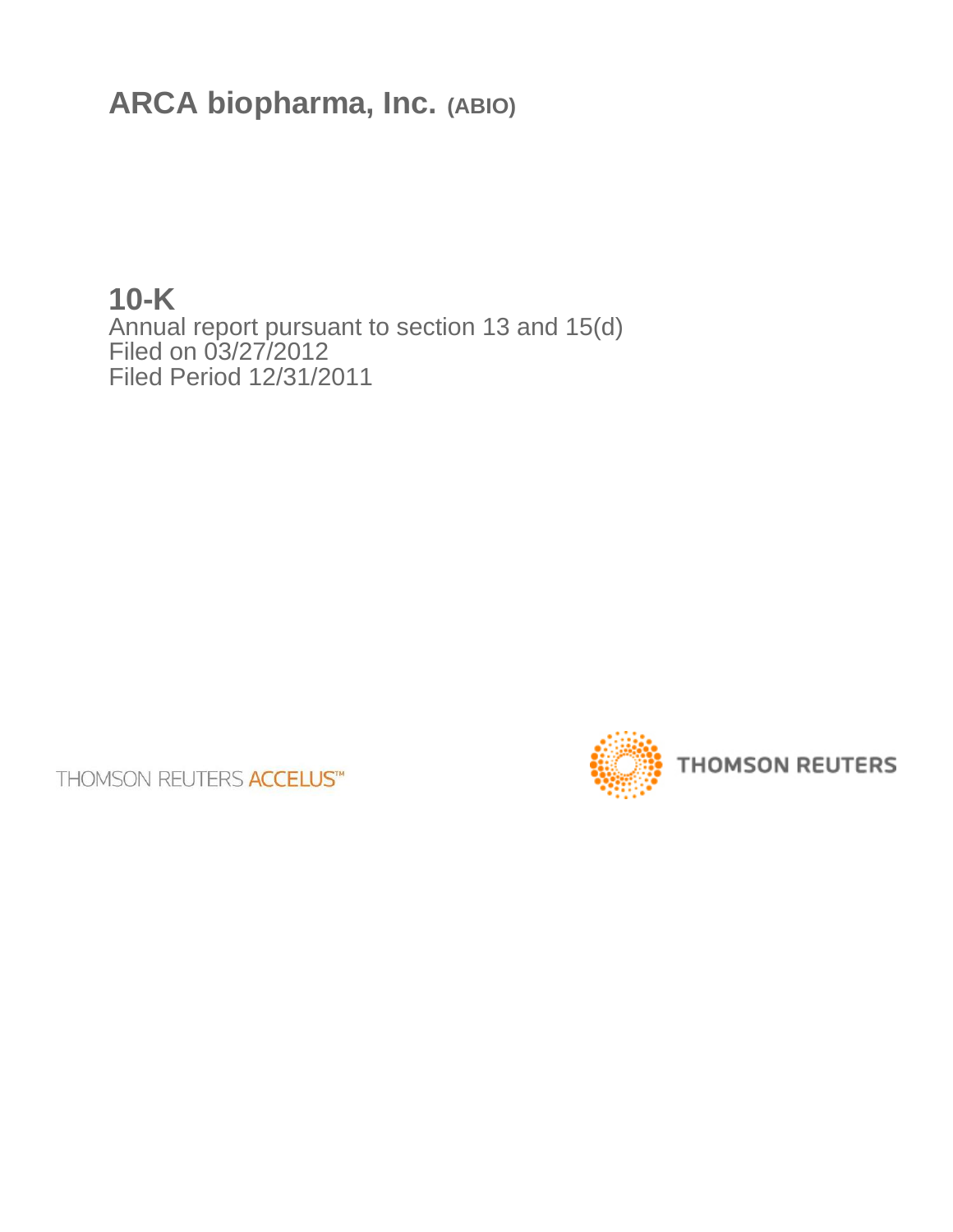# ARCA biopharma, Inc. (ABIO)

## 10-K

Annual report pursuant to section 13 and 15(d)
Filed on 03/27/2012
Filed Period 12/31/2011

THOMSON REUTERS ACCELUS™

THOMSON REUTERS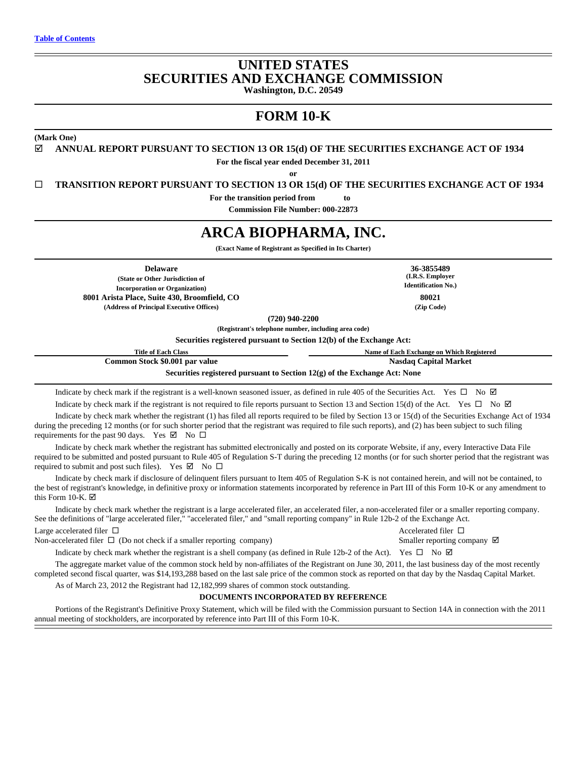[Table of Contents](#)

# UNITED STATES
# SECURITIES AND EXCHANGE COMMISSION

**Washington, D.C. 20549**

## FORM 10-K

**(Mark One)**

☑ **ANNUAL REPORT PURSUANT TO SECTION 13 OR 15(d) OF THE SECURITIES EXCHANGE ACT OF 1934**

**For the fiscal year ended December 31, 2011**

**or**

☐ **TRANSITION REPORT PURSUANT TO SECTION 13 OR 15(d) OF THE SECURITIES EXCHANGE ACT OF 1934**

**For the transition period from to**

**Commission File Number: 000-22873**

# ARCA BIOPHARMA, INC.

**(Exact Name of Registrant as Specified in Its Charter)**

| | |
|---|---|
| **Delaware** | **36-3855489** |
| **(State or Other Jurisdiction of Incorporation or Organization)** | **(I.R.S. Employer Identification No.)** |
| **8001 Arista Place, Suite 430, Broomfield, CO** | **80021** |
| **(Address of Principal Executive Offices)** | **(Zip Code)** |

**(720) 940-2200**

**(Registrant's telephone number, including area code)**

**Securities registered pursuant to Section 12(b) of the Exchange Act:**

| Title of Each Class | Name of Each Exchange on Which Registered |
|---|---|
| **Common Stock $0.001 par value** | **Nasdaq Capital Market** |

**Securities registered pursuant to Section 12(g) of the Exchange Act: None**

Indicate by check mark if the registrant is a well-known seasoned issuer, as defined in rule 405 of the Securities Act. Yes ☐ No ☑

Indicate by check mark if the registrant is not required to file reports pursuant to Section 13 and Section 15(d) of the Act. Yes ☐ No ☑

Indicate by check mark whether the registrant (1) has filed all reports required to be filed by Section 13 or 15(d) of the Securities Exchange Act of 1934 during the preceding 12 months (or for such shorter period that the registrant was required to file such reports), and (2) has been subject to such filing requirements for the past 90 days. Yes ☑ No ☐

Indicate by check mark whether the registrant has submitted electronically and posted on its corporate Website, if any, every Interactive Data File required to be submitted and posted pursuant to Rule 405 of Regulation S-T during the preceding 12 months (or for such shorter period that the registrant was required to submit and post such files). Yes ☑ No ☐

Indicate by check mark if disclosure of delinquent filers pursuant to Item 405 of Regulation S-K is not contained herein, and will not be contained, to the best of registrant's knowledge, in definitive proxy or information statements incorporated by reference in Part III of this Form 10-K or any amendment to this Form 10-K. ☑

Indicate by check mark whether the registrant is a large accelerated filer, an accelerated filer, a non-accelerated filer or a smaller reporting company. See the definitions of "large accelerated filer," "accelerated filer," and "small reporting company" in Rule 12b-2 of the Exchange Act.

| | |
|---|---|
| Large accelerated filer ☐ | Accelerated filer ☐ |
| Non-accelerated filer ☐ (Do not check if a smaller reporting company) | Smaller reporting company ☑ |

Indicate by check mark whether the registrant is a shell company (as defined in Rule 12b-2 of the Act). Yes ☐ No ☑

The aggregate market value of the common stock held by non-affiliates of the Registrant on June 30, 2011, the last business day of the most recently completed second fiscal quarter, was $14,193,288 based on the last sale price of the common stock as reported on that day by the Nasdaq Capital Market.

As of March 23, 2012 the Registrant had 12,182,999 shares of common stock outstanding.

**DOCUMENTS INCORPORATED BY REFERENCE**

Portions of the Registrant's Definitive Proxy Statement, which will be filed with the Commission pursuant to Section 14A in connection with the 2011 annual meeting of stockholders, are incorporated by reference into Part III of this Form 10-K.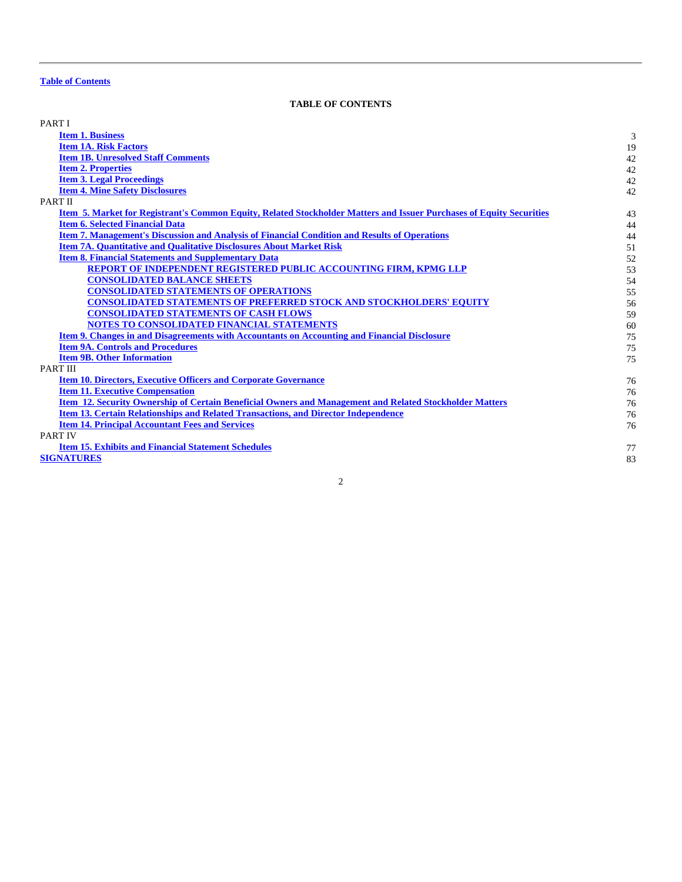Table of Contents

**TABLE OF CONTENTS**

| | |
|---|---|
| PART I | |
| **Item 1. Business** | 3 |
| **Item 1A. Risk Factors** | 19 |
| **Item 1B. Unresolved Staff Comments** | 42 |
| **Item 2. Properties** | 42 |
| **Item 3. Legal Proceedings** | 42 |
| **Item 4. Mine Safety Disclosures** | 42 |
| PART II | |
| **Item 5. Market for Registrant's Common Equity, Related Stockholder Matters and Issuer Purchases of Equity Securities** | 43 |
| **Item 6. Selected Financial Data** | 44 |
| **Item 7. Management's Discussion and Analysis of Financial Condition and Results of Operations** | 44 |
| **Item 7A. Quantitative and Qualitative Disclosures About Market Risk** | 51 |
| **Item 8. Financial Statements and Supplementary Data** | 52 |
| **REPORT OF INDEPENDENT REGISTERED PUBLIC ACCOUNTING FIRM, KPMG LLP** | 53 |
| **CONSOLIDATED BALANCE SHEETS** | 54 |
| **CONSOLIDATED STATEMENTS OF OPERATIONS** | 55 |
| **CONSOLIDATED STATEMENTS OF PREFERRED STOCK AND STOCKHOLDERS' EQUITY** | 56 |
| **CONSOLIDATED STATEMENTS OF CASH FLOWS** | 59 |
| **NOTES TO CONSOLIDATED FINANCIAL STATEMENTS** | 60 |
| **Item 9. Changes in and Disagreements with Accountants on Accounting and Financial Disclosure** | 75 |
| **Item 9A. Controls and Procedures** | 75 |
| **Item 9B. Other Information** | 75 |
| PART III | |
| **Item 10. Directors, Executive Officers and Corporate Governance** | 76 |
| **Item 11. Executive Compensation** | 76 |
| **Item 12. Security Ownership of Certain Beneficial Owners and Management and Related Stockholder Matters** | 76 |
| **Item 13. Certain Relationships and Related Transactions, and Director Independence** | 76 |
| **Item 14. Principal Accountant Fees and Services** | 76 |
| PART IV | |
| **Item 15. Exhibits and Financial Statement Schedules** | 77 |
| **SIGNATURES** | 83 |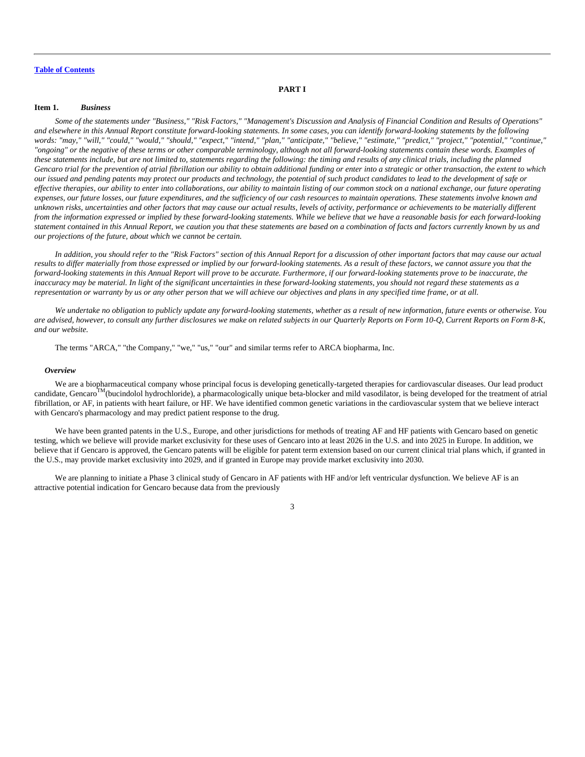[Table of Contents](#)

## PART I

### Item 1. *Business*

*Some of the statements under "Business," "Risk Factors," "Management's Discussion and Analysis of Financial Condition and Results of Operations" and elsewhere in this Annual Report constitute forward-looking statements. In some cases, you can identify forward-looking statements by the following words: "may," "will," "could," "would," "should," "expect," "intend," "plan," "anticipate," "believe," "estimate," "predict," "project," "potential," "continue," "ongoing" or the negative of these terms or other comparable terminology, although not all forward-looking statements contain these words. Examples of these statements include, but are not limited to, statements regarding the following: the timing and results of any clinical trials, including the planned Gencaro trial for the prevention of atrial fibrillation our ability to obtain additional funding or enter into a strategic or other transaction, the extent to which our issued and pending patents may protect our products and technology, the potential of such product candidates to lead to the development of safe or effective therapies, our ability to enter into collaborations, our ability to maintain listing of our common stock on a national exchange, our future operating expenses, our future losses, our future expenditures, and the sufficiency of our cash resources to maintain operations. These statements involve known and unknown risks, uncertainties and other factors that may cause our actual results, levels of activity, performance or achievements to be materially different from the information expressed or implied by these forward-looking statements. While we believe that we have a reasonable basis for each forward-looking statement contained in this Annual Report, we caution you that these statements are based on a combination of facts and factors currently known by us and our projections of the future, about which we cannot be certain.*

*In addition, you should refer to the "Risk Factors" section of this Annual Report for a discussion of other important factors that may cause our actual results to differ materially from those expressed or implied by our forward-looking statements. As a result of these factors, we cannot assure you that the forward-looking statements in this Annual Report will prove to be accurate. Furthermore, if our forward-looking statements prove to be inaccurate, the inaccuracy may be material. In light of the significant uncertainties in these forward-looking statements, you should not regard these statements as a representation or warranty by us or any other person that we will achieve our objectives and plans in any specified time frame, or at all.*

*We undertake no obligation to publicly update any forward-looking statements, whether as a result of new information, future events or otherwise. You are advised, however, to consult any further disclosures we make on related subjects in our Quarterly Reports on Form 10-Q, Current Reports on Form 8-K, and our website.*

The terms "ARCA," "the Company," "we," "us," "our" and similar terms refer to ARCA biopharma, Inc.

#### *Overview*

We are a biopharmaceutical company whose principal focus is developing genetically-targeted therapies for cardiovascular diseases. Our lead product candidate, Gencaro™(bucindolol hydrochloride), a pharmacologically unique beta-blocker and mild vasodilator, is being developed for the treatment of atrial fibrillation, or AF, in patients with heart failure, or HF. We have identified common genetic variations in the cardiovascular system that we believe interact with Gencaro's pharmacology and may predict patient response to the drug.

We have been granted patents in the U.S., Europe, and other jurisdictions for methods of treating AF and HF patients with Gencaro based on genetic testing, which we believe will provide market exclusivity for these uses of Gencaro into at least 2026 in the U.S. and into 2025 in Europe. In addition, we believe that if Gencaro is approved, the Gencaro patents will be eligible for patent term extension based on our current clinical trial plans which, if granted in the U.S., may provide market exclusivity into 2029, and if granted in Europe may provide market exclusivity into 2030.

We are planning to initiate a Phase 3 clinical study of Gencaro in AF patients with HF and/or left ventricular dysfunction. We believe AF is an attractive potential indication for Gencaro because data from the previously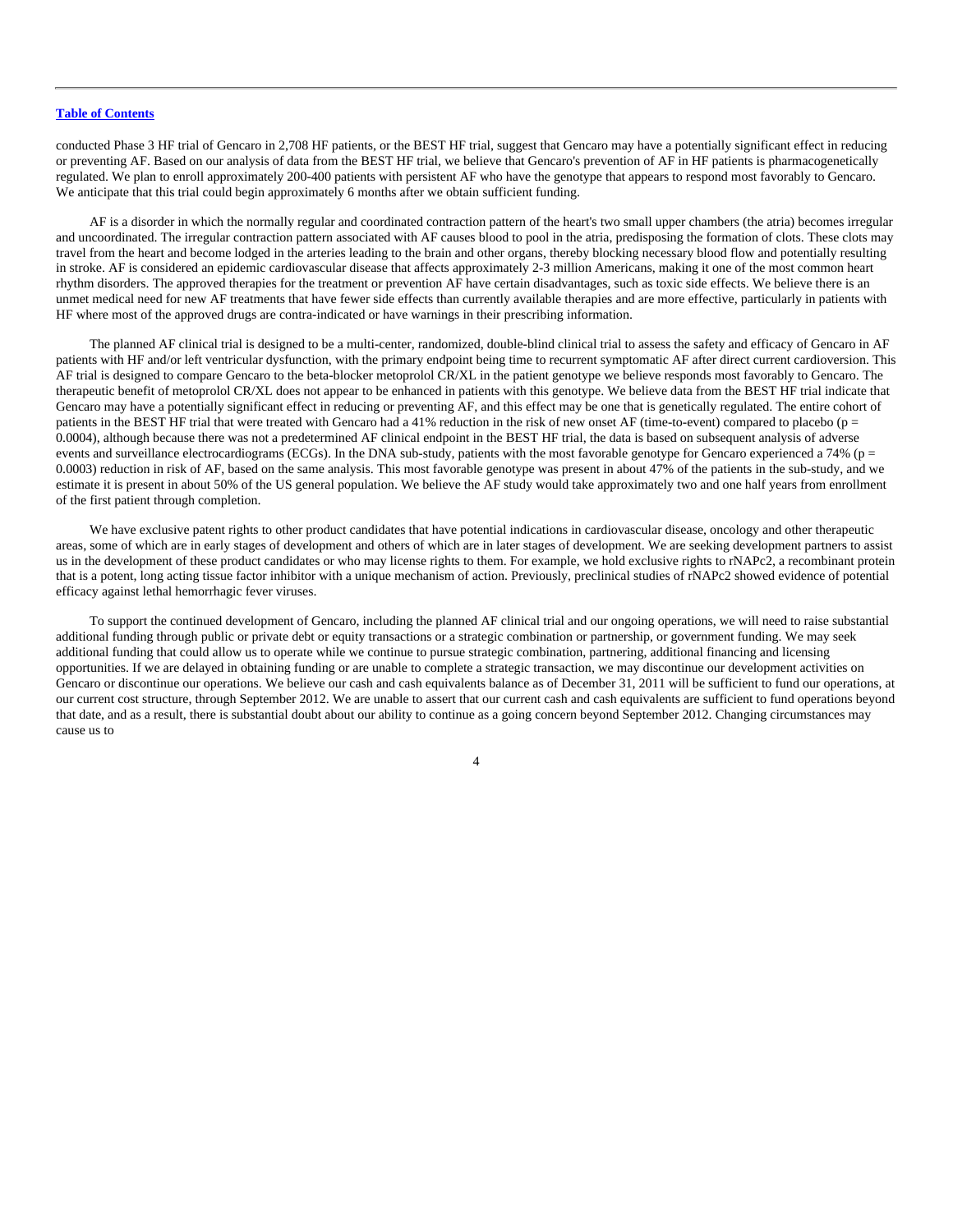conducted Phase 3 HF trial of Gencaro in 2,708 HF patients, or the BEST HF trial, suggest that Gencaro may have a potentially significant effect in reducing or preventing AF. Based on our analysis of data from the BEST HF trial, we believe that Gencaro's prevention of AF in HF patients is pharmacogenetically regulated. We plan to enroll approximately 200-400 patients with persistent AF who have the genotype that appears to respond most favorably to Gencaro. We anticipate that this trial could begin approximately 6 months after we obtain sufficient funding.

AF is a disorder in which the normally regular and coordinated contraction pattern of the heart's two small upper chambers (the atria) becomes irregular and uncoordinated. The irregular contraction pattern associated with AF causes blood to pool in the atria, predisposing the formation of clots. These clots may travel from the heart and become lodged in the arteries leading to the brain and other organs, thereby blocking necessary blood flow and potentially resulting in stroke. AF is considered an epidemic cardiovascular disease that affects approximately 2-3 million Americans, making it one of the most common heart rhythm disorders. The approved therapies for the treatment or prevention AF have certain disadvantages, such as toxic side effects. We believe there is an unmet medical need for new AF treatments that have fewer side effects than currently available therapies and are more effective, particularly in patients with HF where most of the approved drugs are contra-indicated or have warnings in their prescribing information.

The planned AF clinical trial is designed to be a multi-center, randomized, double-blind clinical trial to assess the safety and efficacy of Gencaro in AF patients with HF and/or left ventricular dysfunction, with the primary endpoint being time to recurrent symptomatic AF after direct current cardioversion. This AF trial is designed to compare Gencaro to the beta-blocker metoprolol CR/XL in the patient genotype we believe responds most favorably to Gencaro. The therapeutic benefit of metoprolol CR/XL does not appear to be enhanced in patients with this genotype. We believe data from the BEST HF trial indicate that Gencaro may have a potentially significant effect in reducing or preventing AF, and this effect may be one that is genetically regulated. The entire cohort of patients in the BEST HF trial that were treated with Gencaro had a 41% reduction in the risk of new onset AF (time-to-event) compared to placebo ($p = 0.0004$), although because there was not a predetermined AF clinical endpoint in the BEST HF trial, the data is based on subsequent analysis of adverse events and surveillance electrocardiograms (ECGs). In the DNA sub-study, patients with the most favorable genotype for Gencaro experienced a 74% ($p = 0.0003$) reduction in risk of AF, based on the same analysis. This most favorable genotype was present in about 47% of the patients in the sub-study, and we estimate it is present in about 50% of the US general population. We believe the AF study would take approximately two and one half years from enrollment of the first patient through completion.

We have exclusive patent rights to other product candidates that have potential indications in cardiovascular disease, oncology and other therapeutic areas, some of which are in early stages of development and others of which are in later stages of development. We are seeking development partners to assist us in the development of these product candidates or who may license rights to them. For example, we hold exclusive rights to rNAPc2, a recombinant protein that is a potent, long acting tissue factor inhibitor with a unique mechanism of action. Previously, preclinical studies of rNAPc2 showed evidence of potential efficacy against lethal hemorrhagic fever viruses.

To support the continued development of Gencaro, including the planned AF clinical trial and our ongoing operations, we will need to raise substantial additional funding through public or private debt or equity transactions or a strategic combination or partnership, or government funding. We may seek additional funding that could allow us to operate while we continue to pursue strategic combination, partnering, additional financing and licensing opportunities. If we are delayed in obtaining funding or are unable to complete a strategic transaction, we may discontinue our development activities on Gencaro or discontinue our operations. We believe our cash and cash equivalents balance as of December 31, 2011 will be sufficient to fund our operations, at our current cost structure, through September 2012. We are unable to assert that our current cash and cash equivalents are sufficient to fund operations beyond that date, and as a result, there is substantial doubt about our ability to continue as a going concern beyond September 2012. Changing circumstances may cause us to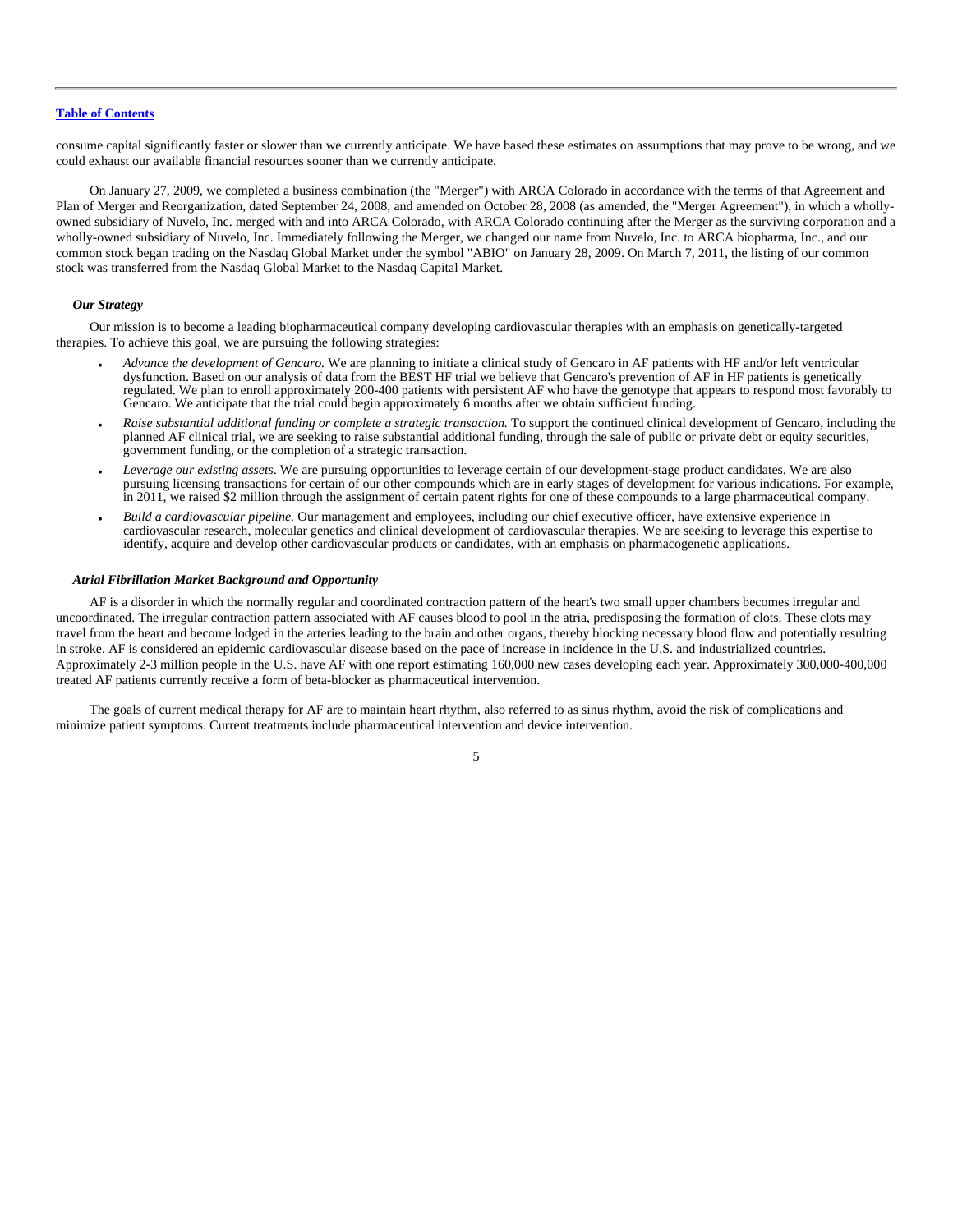consume capital significantly faster or slower than we currently anticipate. We have based these estimates on assumptions that may prove to be wrong, and we could exhaust our available financial resources sooner than we currently anticipate.

On January 27, 2009, we completed a business combination (the "Merger") with ARCA Colorado in accordance with the terms of that Agreement and Plan of Merger and Reorganization, dated September 24, 2008, and amended on October 28, 2008 (as amended, the "Merger Agreement"), in which a wholly-owned subsidiary of Nuvelo, Inc. merged with and into ARCA Colorado, with ARCA Colorado continuing after the Merger as the surviving corporation and a wholly-owned subsidiary of Nuvelo, Inc. Immediately following the Merger, we changed our name from Nuvelo, Inc. to ARCA biopharma, Inc., and our common stock began trading on the Nasdaq Global Market under the symbol "ABIO" on January 28, 2009. On March 7, 2011, the listing of our common stock was transferred from the Nasdaq Global Market to the Nasdaq Capital Market.

### *Our Strategy*

Our mission is to become a leading biopharmaceutical company developing cardiovascular therapies with an emphasis on genetically-targeted therapies. To achieve this goal, we are pursuing the following strategies:

- *Advance the development of Gencaro.* We are planning to initiate a clinical study of Gencaro in AF patients with HF and/or left ventricular dysfunction. Based on our analysis of data from the BEST HF trial we believe that Gencaro's prevention of AF in HF patients is genetically regulated. We plan to enroll approximately 200-400 patients with persistent AF who have the genotype that appears to respond most favorably to Gencaro. We anticipate that the trial could begin approximately 6 months after we obtain sufficient funding.
- *Raise substantial additional funding or complete a strategic transaction.* To support the continued clinical development of Gencaro, including the planned AF clinical trial, we are seeking to raise substantial additional funding, through the sale of public or private debt or equity securities, government funding, or the completion of a strategic transaction.
- *Leverage our existing assets*. We are pursuing opportunities to leverage certain of our development-stage product candidates. We are also pursuing licensing transactions for certain of our other compounds which are in early stages of development for various indications. For example, in 2011, we raised $2 million through the assignment of certain patent rights for one of these compounds to a large pharmaceutical company.
- *Build a cardiovascular pipeline.* Our management and employees, including our chief executive officer, have extensive experience in cardiovascular research, molecular genetics and clinical development of cardiovascular therapies. We are seeking to leverage this expertise to identify, acquire and develop other cardiovascular products or candidates, with an emphasis on pharmacogenetic applications.

### *Atrial Fibrillation Market Background and Opportunity*

AF is a disorder in which the normally regular and coordinated contraction pattern of the heart's two small upper chambers becomes irregular and uncoordinated. The irregular contraction pattern associated with AF causes blood to pool in the atria, predisposing the formation of clots. These clots may travel from the heart and become lodged in the arteries leading to the brain and other organs, thereby blocking necessary blood flow and potentially resulting in stroke. AF is considered an epidemic cardiovascular disease based on the pace of increase in incidence in the U.S. and industrialized countries. Approximately 2-3 million people in the U.S. have AF with one report estimating 160,000 new cases developing each year. Approximately 300,000-400,000 treated AF patients currently receive a form of beta-blocker as pharmaceutical intervention.

The goals of current medical therapy for AF are to maintain heart rhythm, also referred to as sinus rhythm, avoid the risk of complications and minimize patient symptoms. Current treatments include pharmaceutical intervention and device intervention.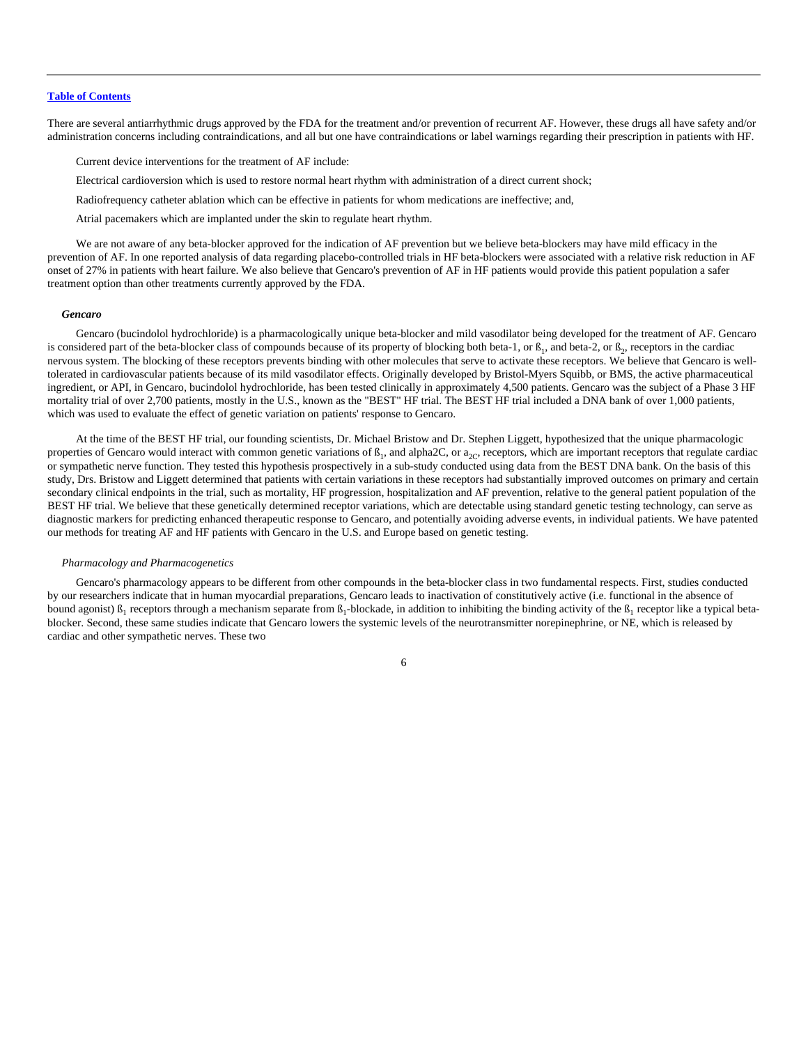There are several antiarrhythmic drugs approved by the FDA for the treatment and/or prevention of recurrent AF. However, these drugs all have safety and/or administration concerns including contraindications, and all but one have contraindications or label warnings regarding their prescription in patients with HF.

Current device interventions for the treatment of AF include:

Electrical cardioversion which is used to restore normal heart rhythm with administration of a direct current shock;

Radiofrequency catheter ablation which can be effective in patients for whom medications are ineffective; and,

Atrial pacemakers which are implanted under the skin to regulate heart rhythm.

We are not aware of any beta-blocker approved for the indication of AF prevention but we believe beta-blockers may have mild efficacy in the prevention of AF. In one reported analysis of data regarding placebo-controlled trials in HF beta-blockers were associated with a relative risk reduction in AF onset of 27% in patients with heart failure. We also believe that Gencaro's prevention of AF in HF patients would provide this patient population a safer treatment option than other treatments currently approved by the FDA.

***Gencaro***

Gencaro (bucindolol hydrochloride) is a pharmacologically unique beta-blocker and mild vasodilator being developed for the treatment of AF. Gencaro is considered part of the beta-blocker class of compounds because of its property of blocking both beta-1, or $ß_1$, and beta-2, or $ß_2$, receptors in the cardiac nervous system. The blocking of these receptors prevents binding with other molecules that serve to activate these receptors. We believe that Gencaro is well-tolerated in cardiovascular patients because of its mild vasodilator effects. Originally developed by Bristol-Myers Squibb, or BMS, the active pharmaceutical ingredient, or API, in Gencaro, bucindolol hydrochloride, has been tested clinically in approximately 4,500 patients. Gencaro was the subject of a Phase 3 HF mortality trial of over 2,700 patients, mostly in the U.S., known as the "BEST" HF trial. The BEST HF trial included a DNA bank of over 1,000 patients, which was used to evaluate the effect of genetic variation on patients' response to Gencaro.

At the time of the BEST HF trial, our founding scientists, Dr. Michael Bristow and Dr. Stephen Liggett, hypothesized that the unique pharmacologic properties of Gencaro would interact with common genetic variations of $ß_1$, and alpha2C, or $a_{2C}$, receptors, which are important receptors that regulate cardiac or sympathetic nerve function. They tested this hypothesis prospectively in a sub-study conducted using data from the BEST DNA bank. On the basis of this study, Drs. Bristow and Liggett determined that patients with certain variations in these receptors had substantially improved outcomes on primary and certain secondary clinical endpoints in the trial, such as mortality, HF progression, hospitalization and AF prevention, relative to the general patient population of the BEST HF trial. We believe that these genetically determined receptor variations, which are detectable using standard genetic testing technology, can serve as diagnostic markers for predicting enhanced therapeutic response to Gencaro, and potentially avoiding adverse events, in individual patients. We have patented our methods for treating AF and HF patients with Gencaro in the U.S. and Europe based on genetic testing.

*Pharmacology and Pharmacogenetics*

Gencaro's pharmacology appears to be different from other compounds in the beta-blocker class in two fundamental respects. First, studies conducted by our researchers indicate that in human myocardial preparations, Gencaro leads to inactivation of constitutively active (i.e. functional in the absence of bound agonist) $ß_1$ receptors through a mechanism separate from $ß_1$-blockade, in addition to inhibiting the binding activity of the $ß_1$ receptor like a typical beta-blocker. Second, these same studies indicate that Gencaro lowers the systemic levels of the neurotransmitter norepinephrine, or NE, which is released by cardiac and other sympathetic nerves. These two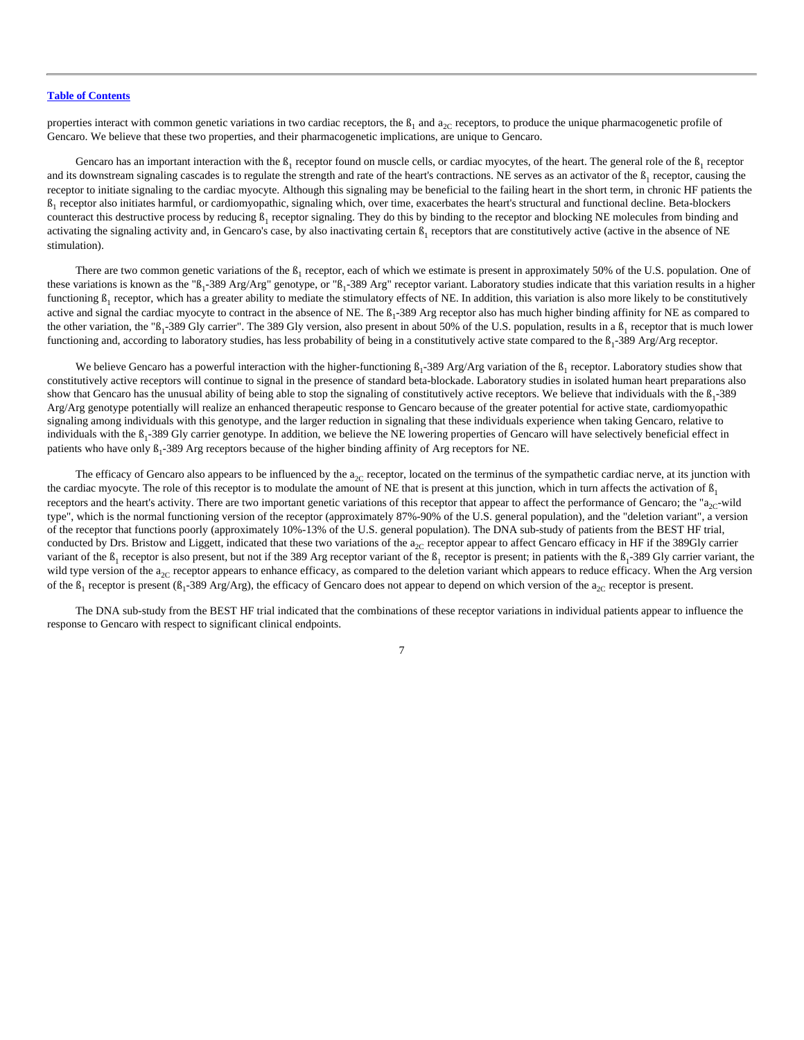properties interact with common genetic variations in two cardiac receptors, the $ß_1$ and $a_{2C}$ receptors, to produce the unique pharmacogenetic profile of Gencaro. We believe that these two properties, and their pharmacogenetic implications, are unique to Gencaro.

Gencaro has an important interaction with the $ß_1$ receptor found on muscle cells, or cardiac myocytes, of the heart. The general role of the $ß_1$ receptor and its downstream signaling cascades is to regulate the strength and rate of the heart's contractions. NE serves as an activator of the $ß_1$ receptor, causing the receptor to initiate signaling to the cardiac myocyte. Although this signaling may be beneficial to the failing heart in the short term, in chronic HF patients the $ß_1$ receptor also initiates harmful, or cardiomyopathic, signaling which, over time, exacerbates the heart's structural and functional decline. Beta-blockers counteract this destructive process by reducing $ß_1$ receptor signaling. They do this by binding to the receptor and blocking NE molecules from binding and activating the signaling activity and, in Gencaro's case, by also inactivating certain $ß_1$ receptors that are constitutively active (active in the absence of NE stimulation).

There are two common genetic variations of the $ß_1$ receptor, each of which we estimate is present in approximately 50% of the U.S. population. One of these variations is known as the "$ß_1$-389 Arg/Arg" genotype, or "$ß_1$-389 Arg" receptor variant. Laboratory studies indicate that this variation results in a higher functioning $ß_1$ receptor, which has a greater ability to mediate the stimulatory effects of NE. In addition, this variation is also more likely to be constitutively active and signal the cardiac myocyte to contract in the absence of NE. The $ß_1$-389 Arg receptor also has much higher binding affinity for NE as compared to the other variation, the "$ß_1$-389 Gly carrier". The 389 Gly version, also present in about 50% of the U.S. population, results in a $ß_1$ receptor that is much lower functioning and, according to laboratory studies, has less probability of being in a constitutively active state compared to the $ß_1$-389 Arg/Arg receptor.

We believe Gencaro has a powerful interaction with the higher-functioning $ß_1$-389 Arg/Arg variation of the $ß_1$ receptor. Laboratory studies show that constitutively active receptors will continue to signal in the presence of standard beta-blockade. Laboratory studies in isolated human heart preparations also show that Gencaro has the unusual ability of being able to stop the signaling of constitutively active receptors. We believe that individuals with the $ß_1$-389 Arg/Arg genotype potentially will realize an enhanced therapeutic response to Gencaro because of the greater potential for active state, cardiomyopathic signaling among individuals with this genotype, and the larger reduction in signaling that these individuals experience when taking Gencaro, relative to individuals with the $ß_1$-389 Gly carrier genotype. In addition, we believe the NE lowering properties of Gencaro will have selectively beneficial effect in patients who have only $ß_1$-389 Arg receptors because of the higher binding affinity of Arg receptors for NE.

The efficacy of Gencaro also appears to be influenced by the $a_{2C}$ receptor, located on the terminus of the sympathetic cardiac nerve, at its junction with the cardiac myocyte. The role of this receptor is to modulate the amount of NE that is present at this junction, which in turn affects the activation of $ß_1$ receptors and the heart's activity. There are two important genetic variations of this receptor that appear to affect the performance of Gencaro; the "$a_{2C}$-wild type", which is the normal functioning version of the receptor (approximately 87%-90% of the U.S. general population), and the "deletion variant", a version of the receptor that functions poorly (approximately 10%-13% of the U.S. general population). The DNA sub-study of patients from the BEST HF trial, conducted by Drs. Bristow and Liggett, indicated that these two variations of the $a_{2C}$ receptor appear to affect Gencaro efficacy in HF if the 389Gly carrier variant of the $ß_1$ receptor is also present, but not if the 389 Arg receptor variant of the $ß_1$ receptor is present; in patients with the $ß_1$-389 Gly carrier variant, the wild type version of the $a_{2C}$ receptor appears to enhance efficacy, as compared to the deletion variant which appears to reduce efficacy. When the Arg version of the $ß_1$ receptor is present ($ß_1$-389 Arg/Arg), the efficacy of Gencaro does not appear to depend on which version of the $a_{2C}$ receptor is present.

The DNA sub-study from the BEST HF trial indicated that the combinations of these receptor variations in individual patients appear to influence the response to Gencaro with respect to significant clinical endpoints.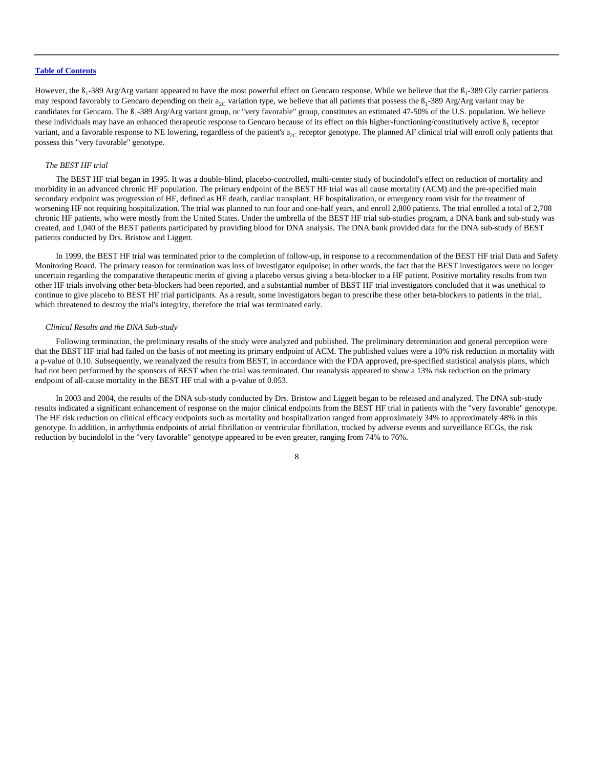However, the $ß_1$-389 Arg/Arg variant appeared to have the most powerful effect on Gencaro response. While we believe that the $ß_1$-389 Gly carrier patients may respond favorably to Gencaro depending on their $a_{2C}$ variation type, we believe that all patients that possess the $ß_1$-389 Arg/Arg variant may be candidates for Gencaro. The $ß_1$-389 Arg/Arg variant group, or "very favorable" group, constitutes an estimated 47-50% of the U.S. population. We believe these individuals may have an enhanced therapeutic response to Gencaro because of its effect on this higher-functioning/constitutively active $ß_1$ receptor variant, and a favorable response to NE lowering, regardless of the patient's $a_{2C}$ receptor genotype. The planned AF clinical trial will enroll only patients that possess this "very favorable" genotype.

*The BEST HF trial*

The BEST HF trial began in 1995. It was a double-blind, placebo-controlled, multi-center study of bucindolol's effect on reduction of mortality and morbidity in an advanced chronic HF population. The primary endpoint of the BEST HF trial was all cause mortality (ACM) and the pre-specified main secondary endpoint was progression of HF, defined as HF death, cardiac transplant, HF hospitalization, or emergency room visit for the treatment of worsening HF not requiring hospitalization. The trial was planned to run four and one-half years, and enroll 2,800 patients. The trial enrolled a total of 2,708 chronic HF patients, who were mostly from the United States. Under the umbrella of the BEST HF trial sub-studies program, a DNA bank and sub-study was created, and 1,040 of the BEST patients participated by providing blood for DNA analysis. The DNA bank provided data for the DNA sub-study of BEST patients conducted by Drs. Bristow and Liggett.

In 1999, the BEST HF trial was terminated prior to the completion of follow-up, in response to a recommendation of the BEST HF trial Data and Safety Monitoring Board. The primary reason for termination was loss of investigator equipoise; in other words, the fact that the BEST investigators were no longer uncertain regarding the comparative therapeutic merits of giving a placebo versus giving a beta-blocker to a HF patient. Positive mortality results from two other HF trials involving other beta-blockers had been reported, and a substantial number of BEST HF trial investigators concluded that it was unethical to continue to give placebo to BEST HF trial participants. As a result, some investigators began to prescribe these other beta-blockers to patients in the trial, which threatened to destroy the trial's integrity, therefore the trial was terminated early.

*Clinical Results and the DNA Sub-study*

Following termination, the preliminary results of the study were analyzed and published. The preliminary determination and general perception were that the BEST HF trial had failed on the basis of not meeting its primary endpoint of ACM. The published values were a 10% risk reduction in mortality with a p-value of 0.10. Subsequently, we reanalyzed the results from BEST, in accordance with the FDA approved, pre-specified statistical analysis plans, which had not been performed by the sponsors of BEST when the trial was terminated. Our reanalysis appeared to show a 13% risk reduction on the primary endpoint of all-cause mortality in the BEST HF trial with a p-value of 0.053.

In 2003 and 2004, the results of the DNA sub-study conducted by Drs. Bristow and Liggett began to be released and analyzed. The DNA sub-study results indicated a significant enhancement of response on the major clinical endpoints from the BEST HF trial in patients with the "very favorable" genotype. The HF risk reduction on clinical efficacy endpoints such as mortality and hospitalization ranged from approximately 34% to approximately 48% in this genotype. In addition, in arrhythmia endpoints of atrial fibrillation or ventricular fibrillation, tracked by adverse events and surveillance ECGs, the risk reduction by bucindolol in the "very favorable" genotype appeared to be even greater, ranging from 74% to 76%.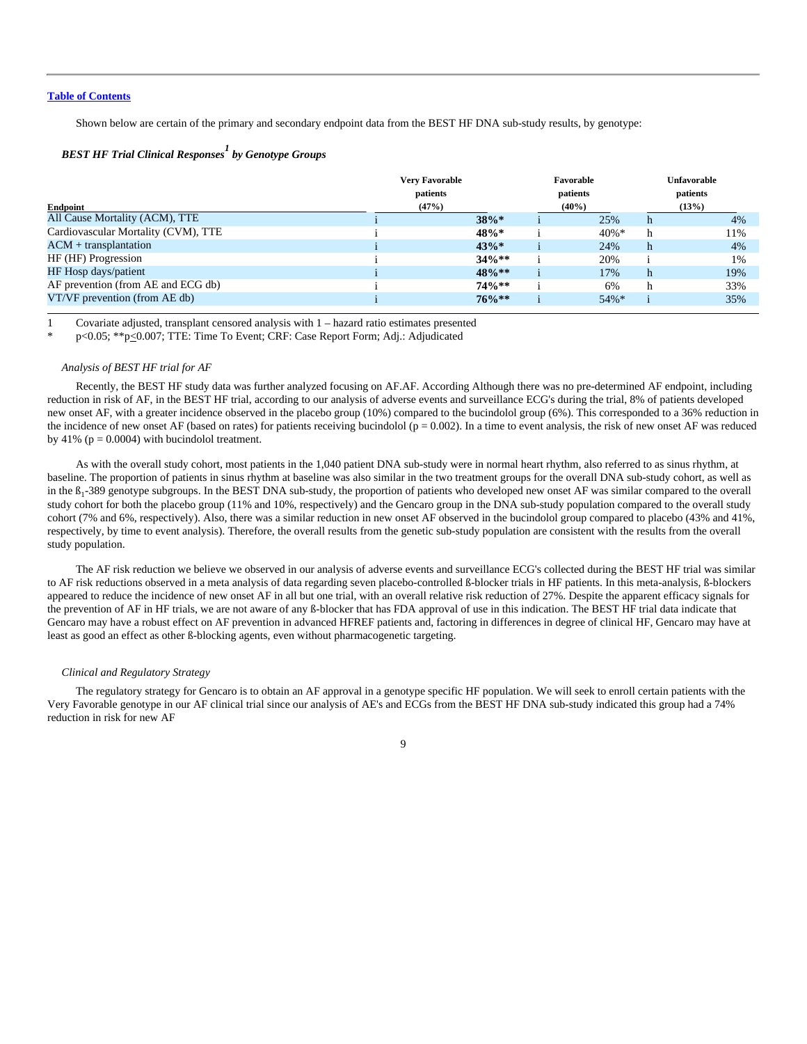Table of Contents

Shown below are certain of the primary and secondary endpoint data from the BEST HF DNA sub-study results, by genotype:

***BEST HF Trial Clinical Responses[1] by Genotype Groups***

| Endpoint | | Very Favorable patients (47%) | | Favorable patients (40%) | | Unfavorable patients (13%) |
|---|---|---|---|---|---|---|
| All Cause Mortality (ACM), TTE | i | **38%*** | i | 25% | h | 4% |
| Cardiovascular Mortality (CVM), TTE | i | **48%*** | i | 40%* | h | 11% |
| ACM + transplantation | i | **43%*** | i | 24% | h | 4% |
| HF (HF) Progression | i | **34%**** | i | 20% | i | 1% |
| HF Hosp days/patient | i | **48%**** | i | 17% | h | 19% |
| AF prevention (from AE and ECG db) | i | **74%**** | i | 6% | h | 33% |
| VT/VF prevention (from AE db) | i | **76%**** | i | 54%* | i | 35% |

1 Covariate adjusted, transplant censored analysis with 1 – hazard ratio estimates presented

\* p<0.05; **p≤0.007; TTE: Time To Event; CRF: Case Report Form; Adj.: Adjudicated

*Analysis of BEST HF trial for AF*

Recently, the BEST HF study data was further analyzed focusing on AF.AF. According Although there was no pre-determined AF endpoint, including reduction in risk of AF, in the BEST HF trial, according to our analysis of adverse events and surveillance ECG's during the trial, 8% of patients developed new onset AF, with a greater incidence observed in the placebo group (10%) compared to the bucindolol group (6%). This corresponded to a 36% reduction in the incidence of new onset AF (based on rates) for patients receiving bucindolol ($p = 0.002$). In a time to event analysis, the risk of new onset AF was reduced by 41% ($p = 0.0004$) with bucindolol treatment.

As with the overall study cohort, most patients in the 1,040 patient DNA sub-study were in normal heart rhythm, also referred to as sinus rhythm, at baseline. The proportion of patients in sinus rhythm at baseline was also similar in the two treatment groups for the overall DNA sub-study cohort, as well as in the ß$_1$-389 genotype subgroups. In the BEST DNA sub-study, the proportion of patients who developed new onset AF was similar compared to the overall study cohort for both the placebo group (11% and 10%, respectively) and the Gencaro group in the DNA sub-study population compared to the overall study cohort (7% and 6%, respectively). Also, there was a similar reduction in new onset AF observed in the bucindolol group compared to placebo (43% and 41%, respectively, by time to event analysis). Therefore, the overall results from the genetic sub-study population are consistent with the results from the overall study population.

The AF risk reduction we believe we observed in our analysis of adverse events and surveillance ECG's collected during the BEST HF trial was similar to AF risk reductions observed in a meta analysis of data regarding seven placebo-controlled ß-blocker trials in HF patients. In this meta-analysis, ß-blockers appeared to reduce the incidence of new onset AF in all but one trial, with an overall relative risk reduction of 27%. Despite the apparent efficacy signals for the prevention of AF in HF trials, we are not aware of any ß-blocker that has FDA approval of use in this indication. The BEST HF trial data indicate that Gencaro may have a robust effect on AF prevention in advanced HFREF patients and, factoring in differences in degree of clinical HF, Gencaro may have at least as good an effect as other ß-blocking agents, even without pharmacogenetic targeting.

*Clinical and Regulatory Strategy*

The regulatory strategy for Gencaro is to obtain an AF approval in a genotype specific HF population. We will seek to enroll certain patients with the Very Favorable genotype in our AF clinical trial since our analysis of AE's and ECGs from the BEST HF DNA sub-study indicated this group had a 74% reduction in risk for new AF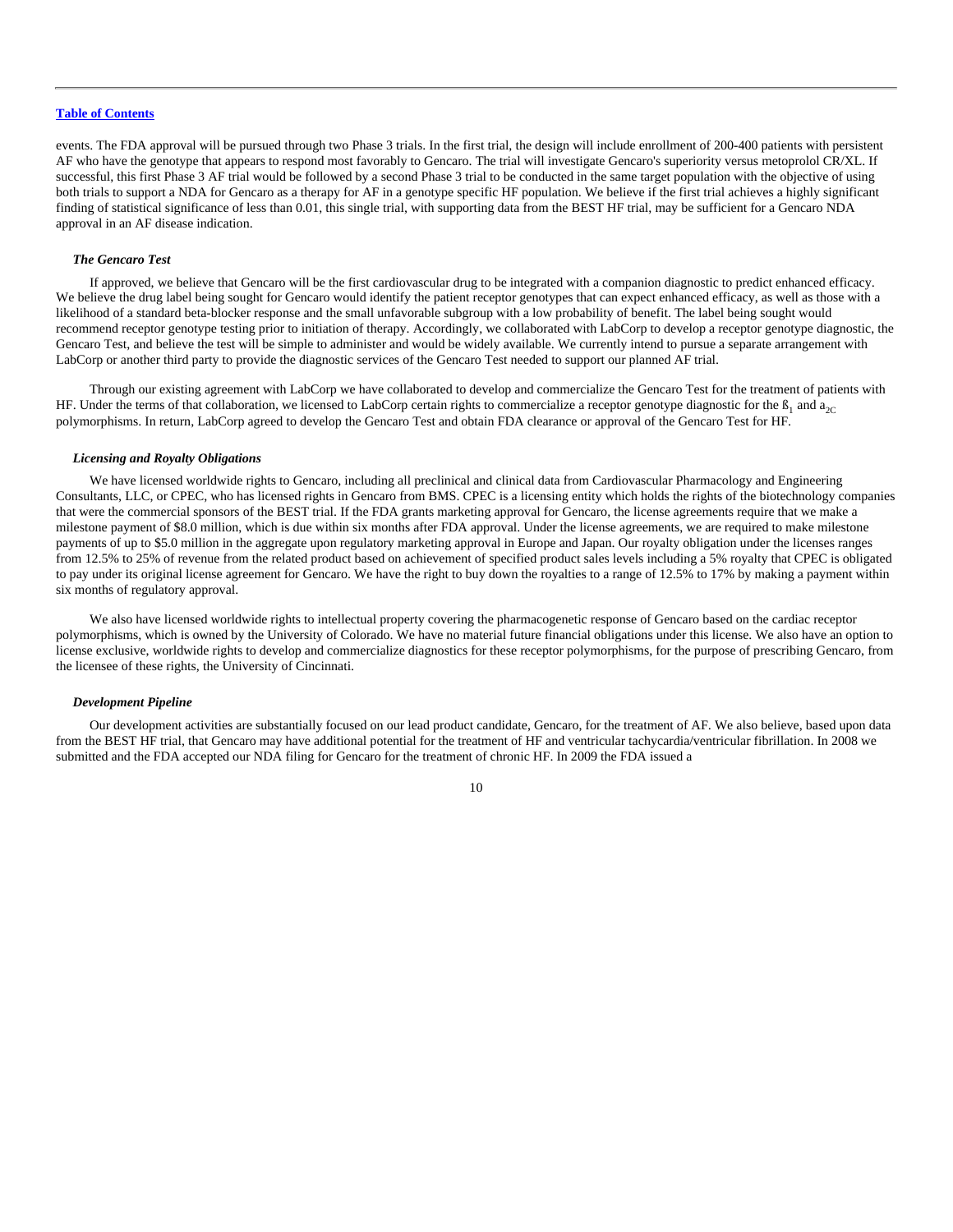events. The FDA approval will be pursued through two Phase 3 trials. In the first trial, the design will include enrollment of 200-400 patients with persistent AF who have the genotype that appears to respond most favorably to Gencaro. The trial will investigate Gencaro's superiority versus metoprolol CR/XL. If successful, this first Phase 3 AF trial would be followed by a second Phase 3 trial to be conducted in the same target population with the objective of using both trials to support a NDA for Gencaro as a therapy for AF in a genotype specific HF population. We believe if the first trial achieves a highly significant finding of statistical significance of less than 0.01, this single trial, with supporting data from the BEST HF trial, may be sufficient for a Gencaro NDA approval in an AF disease indication.

***The Gencaro Test***

If approved, we believe that Gencaro will be the first cardiovascular drug to be integrated with a companion diagnostic to predict enhanced efficacy. We believe the drug label being sought for Gencaro would identify the patient receptor genotypes that can expect enhanced efficacy, as well as those with a likelihood of a standard beta-blocker response and the small unfavorable subgroup with a low probability of benefit. The label being sought would recommend receptor genotype testing prior to initiation of therapy. Accordingly, we collaborated with LabCorp to develop a receptor genotype diagnostic, the Gencaro Test, and believe the test will be simple to administer and would be widely available. We currently intend to pursue a separate arrangement with LabCorp or another third party to provide the diagnostic services of the Gencaro Test needed to support our planned AF trial.

Through our existing agreement with LabCorp we have collaborated to develop and commercialize the Gencaro Test for the treatment of patients with HF. Under the terms of that collaboration, we licensed to LabCorp certain rights to commercialize a receptor genotype diagnostic for the $ß_1$ and $a_{2C}$ polymorphisms. In return, LabCorp agreed to develop the Gencaro Test and obtain FDA clearance or approval of the Gencaro Test for HF.

***Licensing and Royalty Obligations***

We have licensed worldwide rights to Gencaro, including all preclinical and clinical data from Cardiovascular Pharmacology and Engineering Consultants, LLC, or CPEC, who has licensed rights in Gencaro from BMS. CPEC is a licensing entity which holds the rights of the biotechnology companies that were the commercial sponsors of the BEST trial. If the FDA grants marketing approval for Gencaro, the license agreements require that we make a milestone payment of $8.0 million, which is due within six months after FDA approval. Under the license agreements, we are required to make milestone payments of up to $5.0 million in the aggregate upon regulatory marketing approval in Europe and Japan. Our royalty obligation under the licenses ranges from 12.5% to 25% of revenue from the related product based on achievement of specified product sales levels including a 5% royalty that CPEC is obligated to pay under its original license agreement for Gencaro. We have the right to buy down the royalties to a range of 12.5% to 17% by making a payment within six months of regulatory approval.

We also have licensed worldwide rights to intellectual property covering the pharmacogenetic response of Gencaro based on the cardiac receptor polymorphisms, which is owned by the University of Colorado. We have no material future financial obligations under this license. We also have an option to license exclusive, worldwide rights to develop and commercialize diagnostics for these receptor polymorphisms, for the purpose of prescribing Gencaro, from the licensee of these rights, the University of Cincinnati.

***Development Pipeline***

Our development activities are substantially focused on our lead product candidate, Gencaro, for the treatment of AF. We also believe, based upon data from the BEST HF trial, that Gencaro may have additional potential for the treatment of HF and ventricular tachycardia/ventricular fibrillation. In 2008 we submitted and the FDA accepted our NDA filing for Gencaro for the treatment of chronic HF. In 2009 the FDA issued a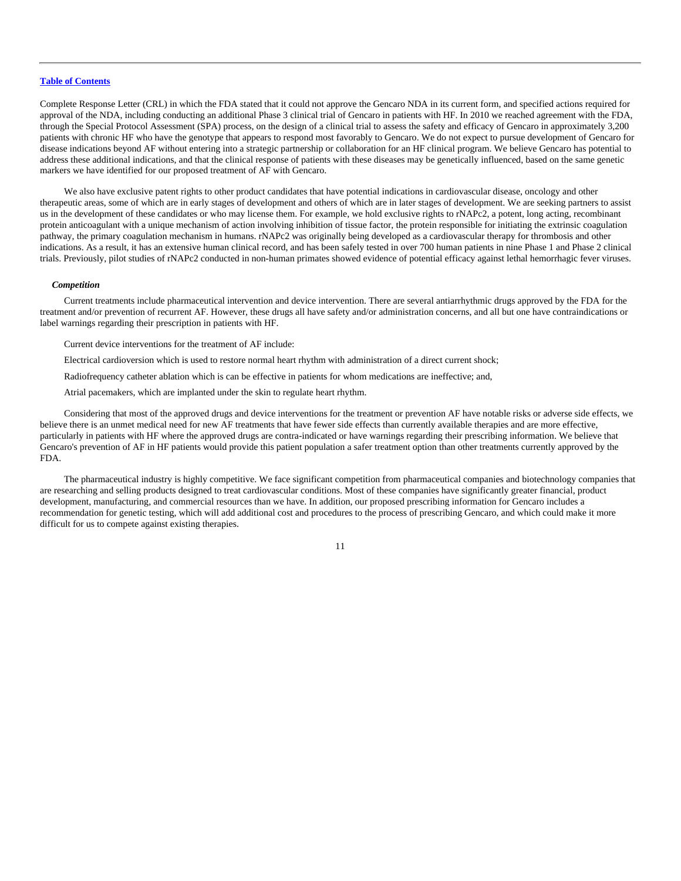Complete Response Letter (CRL) in which the FDA stated that it could not approve the Gencaro NDA in its current form, and specified actions required for approval of the NDA, including conducting an additional Phase 3 clinical trial of Gencaro in patients with HF. In 2010 we reached agreement with the FDA, through the Special Protocol Assessment (SPA) process, on the design of a clinical trial to assess the safety and efficacy of Gencaro in approximately 3,200 patients with chronic HF who have the genotype that appears to respond most favorably to Gencaro. We do not expect to pursue development of Gencaro for disease indications beyond AF without entering into a strategic partnership or collaboration for an HF clinical program. We believe Gencaro has potential to address these additional indications, and that the clinical response of patients with these diseases may be genetically influenced, based on the same genetic markers we have identified for our proposed treatment of AF with Gencaro.

We also have exclusive patent rights to other product candidates that have potential indications in cardiovascular disease, oncology and other therapeutic areas, some of which are in early stages of development and others of which are in later stages of development. We are seeking partners to assist us in the development of these candidates or who may license them. For example, we hold exclusive rights to rNAPc2, a potent, long acting, recombinant protein anticoagulant with a unique mechanism of action involving inhibition of tissue factor, the protein responsible for initiating the extrinsic coagulation pathway, the primary coagulation mechanism in humans. rNAPc2 was originally being developed as a cardiovascular therapy for thrombosis and other indications. As a result, it has an extensive human clinical record, and has been safely tested in over 700 human patients in nine Phase 1 and Phase 2 clinical trials. Previously, pilot studies of rNAPc2 conducted in non-human primates showed evidence of potential efficacy against lethal hemorrhagic fever viruses.

***Competition***

Current treatments include pharmaceutical intervention and device intervention. There are several antiarrhythmic drugs approved by the FDA for the treatment and/or prevention of recurrent AF. However, these drugs all have safety and/or administration concerns, and all but one have contraindications or label warnings regarding their prescription in patients with HF.

Current device interventions for the treatment of AF include:

Electrical cardioversion which is used to restore normal heart rhythm with administration of a direct current shock;

Radiofrequency catheter ablation which is can be effective in patients for whom medications are ineffective; and,

Atrial pacemakers, which are implanted under the skin to regulate heart rhythm.

Considering that most of the approved drugs and device interventions for the treatment or prevention AF have notable risks or adverse side effects, we believe there is an unmet medical need for new AF treatments that have fewer side effects than currently available therapies and are more effective, particularly in patients with HF where the approved drugs are contra-indicated or have warnings regarding their prescribing information. We believe that Gencaro's prevention of AF in HF patients would provide this patient population a safer treatment option than other treatments currently approved by the FDA.

The pharmaceutical industry is highly competitive. We face significant competition from pharmaceutical companies and biotechnology companies that are researching and selling products designed to treat cardiovascular conditions. Most of these companies have significantly greater financial, product development, manufacturing, and commercial resources than we have. In addition, our proposed prescribing information for Gencaro includes a recommendation for genetic testing, which will add additional cost and procedures to the process of prescribing Gencaro, and which could make it more difficult for us to compete against existing therapies.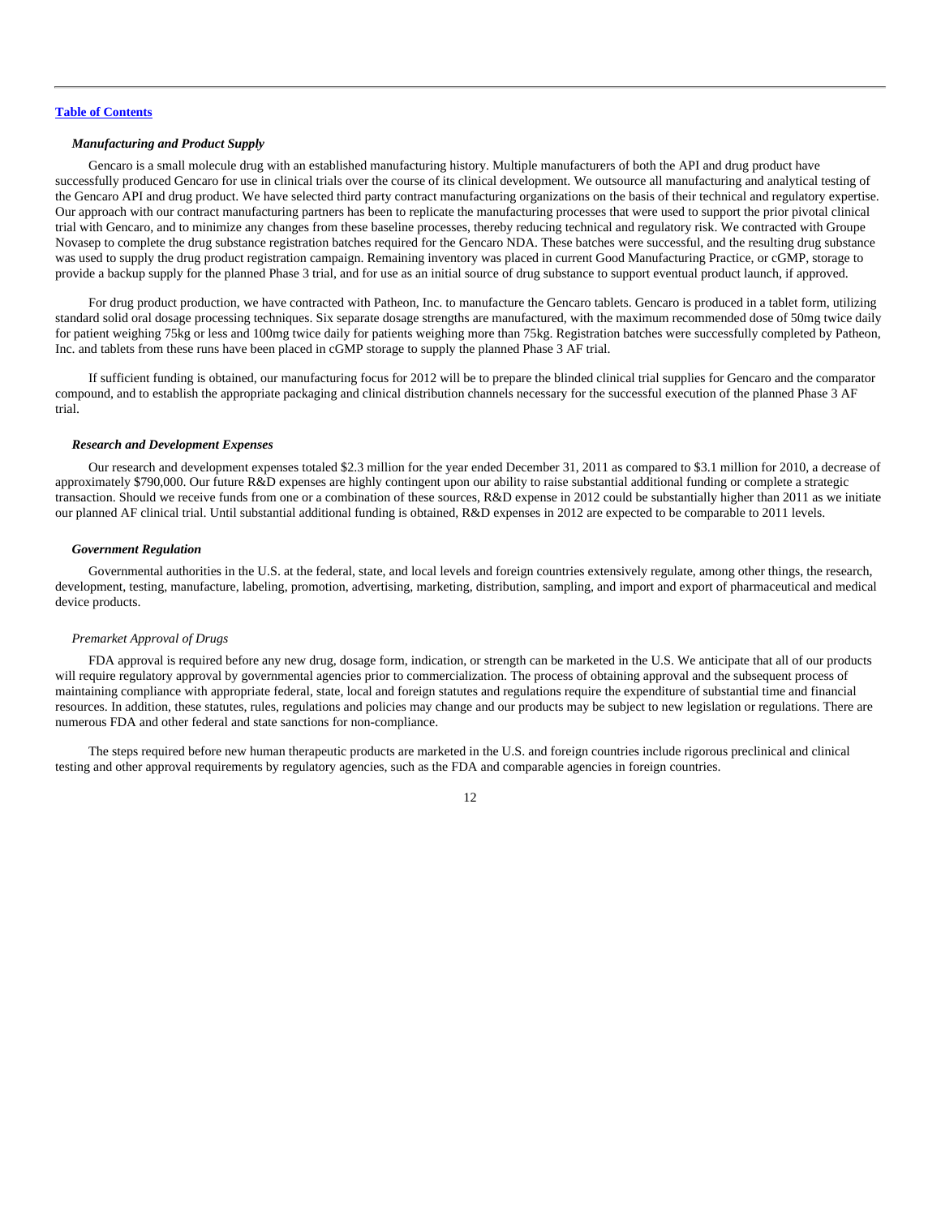### *Manufacturing and Product Supply*

Gencaro is a small molecule drug with an established manufacturing history. Multiple manufacturers of both the API and drug product have successfully produced Gencaro for use in clinical trials over the course of its clinical development. We outsource all manufacturing and analytical testing of the Gencaro API and drug product. We have selected third party contract manufacturing organizations on the basis of their technical and regulatory expertise. Our approach with our contract manufacturing partners has been to replicate the manufacturing processes that were used to support the prior pivotal clinical trial with Gencaro, and to minimize any changes from these baseline processes, thereby reducing technical and regulatory risk. We contracted with Groupe Novasep to complete the drug substance registration batches required for the Gencaro NDA. These batches were successful, and the resulting drug substance was used to supply the drug product registration campaign. Remaining inventory was placed in current Good Manufacturing Practice, or cGMP, storage to provide a backup supply for the planned Phase 3 trial, and for use as an initial source of drug substance to support eventual product launch, if approved.

For drug product production, we have contracted with Patheon, Inc. to manufacture the Gencaro tablets. Gencaro is produced in a tablet form, utilizing standard solid oral dosage processing techniques. Six separate dosage strengths are manufactured, with the maximum recommended dose of 50mg twice daily for patient weighing 75kg or less and 100mg twice daily for patients weighing more than 75kg. Registration batches were successfully completed by Patheon, Inc. and tablets from these runs have been placed in cGMP storage to supply the planned Phase 3 AF trial.

If sufficient funding is obtained, our manufacturing focus for 2012 will be to prepare the blinded clinical trial supplies for Gencaro and the comparator compound, and to establish the appropriate packaging and clinical distribution channels necessary for the successful execution of the planned Phase 3 AF trial.

### *Research and Development Expenses*

Our research and development expenses totaled $2.3 million for the year ended December 31, 2011 as compared to $3.1 million for 2010, a decrease of approximately $790,000. Our future R&D expenses are highly contingent upon our ability to raise substantial additional funding or complete a strategic transaction. Should we receive funds from one or a combination of these sources, R&D expense in 2012 could be substantially higher than 2011 as we initiate our planned AF clinical trial. Until substantial additional funding is obtained, R&D expenses in 2012 are expected to be comparable to 2011 levels.

### *Government Regulation*

Governmental authorities in the U.S. at the federal, state, and local levels and foreign countries extensively regulate, among other things, the research, development, testing, manufacture, labeling, promotion, advertising, marketing, distribution, sampling, and import and export of pharmaceutical and medical device products.

#### *Premarket Approval of Drugs*

FDA approval is required before any new drug, dosage form, indication, or strength can be marketed in the U.S. We anticipate that all of our products will require regulatory approval by governmental agencies prior to commercialization. The process of obtaining approval and the subsequent process of maintaining compliance with appropriate federal, state, local and foreign statutes and regulations require the expenditure of substantial time and financial resources. In addition, these statutes, rules, regulations and policies may change and our products may be subject to new legislation or regulations. There are numerous FDA and other federal and state sanctions for non-compliance.

The steps required before new human therapeutic products are marketed in the U.S. and foreign countries include rigorous preclinical and clinical testing and other approval requirements by regulatory agencies, such as the FDA and comparable agencies in foreign countries.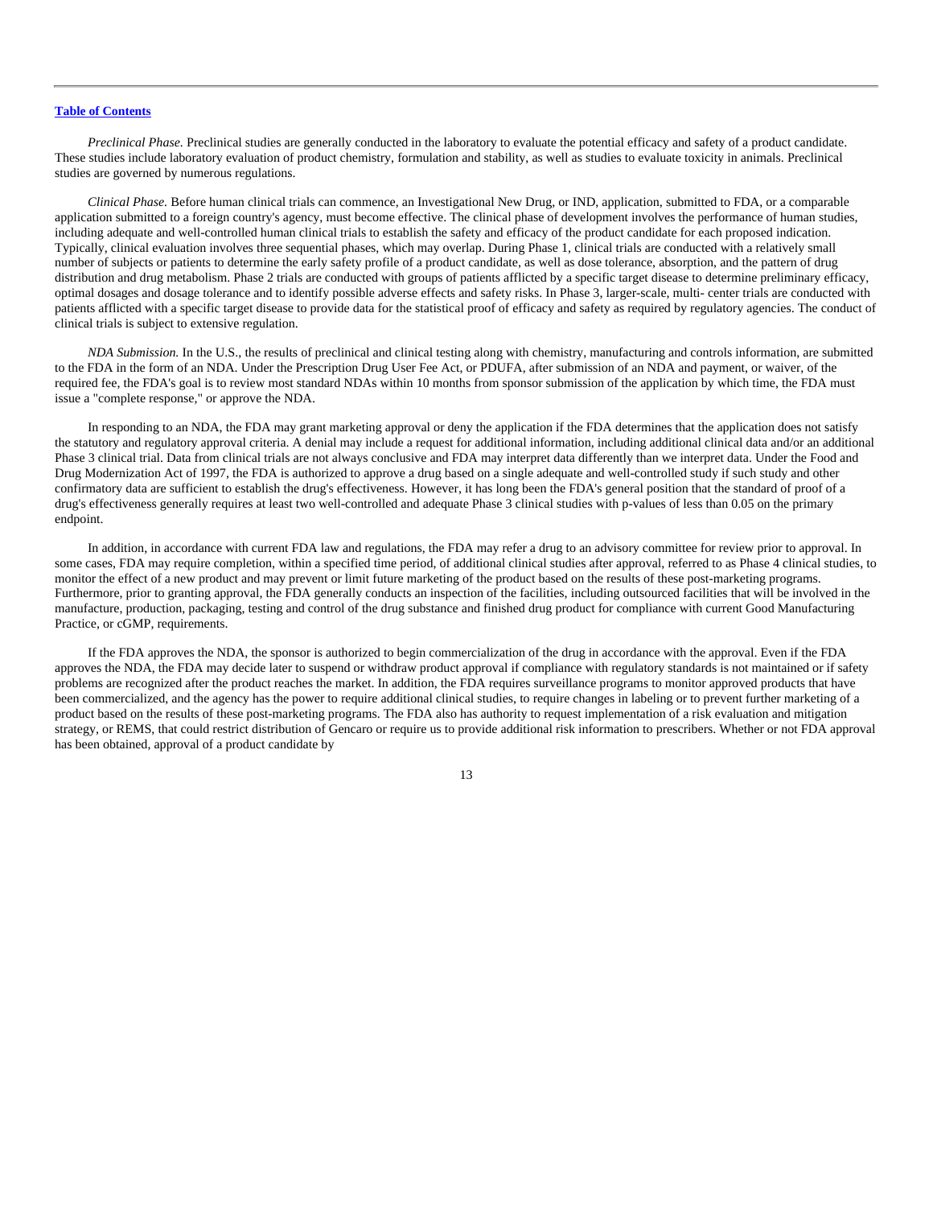*Preclinical Phase.* Preclinical studies are generally conducted in the laboratory to evaluate the potential efficacy and safety of a product candidate. These studies include laboratory evaluation of product chemistry, formulation and stability, as well as studies to evaluate toxicity in animals. Preclinical studies are governed by numerous regulations.

*Clinical Phase.* Before human clinical trials can commence, an Investigational New Drug, or IND, application, submitted to FDA, or a comparable application submitted to a foreign country's agency, must become effective. The clinical phase of development involves the performance of human studies, including adequate and well-controlled human clinical trials to establish the safety and efficacy of the product candidate for each proposed indication. Typically, clinical evaluation involves three sequential phases, which may overlap. During Phase 1, clinical trials are conducted with a relatively small number of subjects or patients to determine the early safety profile of a product candidate, as well as dose tolerance, absorption, and the pattern of drug distribution and drug metabolism. Phase 2 trials are conducted with groups of patients afflicted by a specific target disease to determine preliminary efficacy, optimal dosages and dosage tolerance and to identify possible adverse effects and safety risks. In Phase 3, larger-scale, multi- center trials are conducted with patients afflicted with a specific target disease to provide data for the statistical proof of efficacy and safety as required by regulatory agencies. The conduct of clinical trials is subject to extensive regulation.

*NDA Submission.* In the U.S., the results of preclinical and clinical testing along with chemistry, manufacturing and controls information, are submitted to the FDA in the form of an NDA. Under the Prescription Drug User Fee Act, or PDUFA, after submission of an NDA and payment, or waiver, of the required fee, the FDA's goal is to review most standard NDAs within 10 months from sponsor submission of the application by which time, the FDA must issue a "complete response," or approve the NDA.

In responding to an NDA, the FDA may grant marketing approval or deny the application if the FDA determines that the application does not satisfy the statutory and regulatory approval criteria. A denial may include a request for additional information, including additional clinical data and/or an additional Phase 3 clinical trial. Data from clinical trials are not always conclusive and FDA may interpret data differently than we interpret data. Under the Food and Drug Modernization Act of 1997, the FDA is authorized to approve a drug based on a single adequate and well-controlled study if such study and other confirmatory data are sufficient to establish the drug's effectiveness. However, it has long been the FDA's general position that the standard of proof of a drug's effectiveness generally requires at least two well-controlled and adequate Phase 3 clinical studies with p-values of less than 0.05 on the primary endpoint.

In addition, in accordance with current FDA law and regulations, the FDA may refer a drug to an advisory committee for review prior to approval. In some cases, FDA may require completion, within a specified time period, of additional clinical studies after approval, referred to as Phase 4 clinical studies, to monitor the effect of a new product and may prevent or limit future marketing of the product based on the results of these post-marketing programs. Furthermore, prior to granting approval, the FDA generally conducts an inspection of the facilities, including outsourced facilities that will be involved in the manufacture, production, packaging, testing and control of the drug substance and finished drug product for compliance with current Good Manufacturing Practice, or cGMP, requirements.

If the FDA approves the NDA, the sponsor is authorized to begin commercialization of the drug in accordance with the approval. Even if the FDA approves the NDA, the FDA may decide later to suspend or withdraw product approval if compliance with regulatory standards is not maintained or if safety problems are recognized after the product reaches the market. In addition, the FDA requires surveillance programs to monitor approved products that have been commercialized, and the agency has the power to require additional clinical studies, to require changes in labeling or to prevent further marketing of a product based on the results of these post-marketing programs. The FDA also has authority to request implementation of a risk evaluation and mitigation strategy, or REMS, that could restrict distribution of Gencaro or require us to provide additional risk information to prescribers. Whether or not FDA approval has been obtained, approval of a product candidate by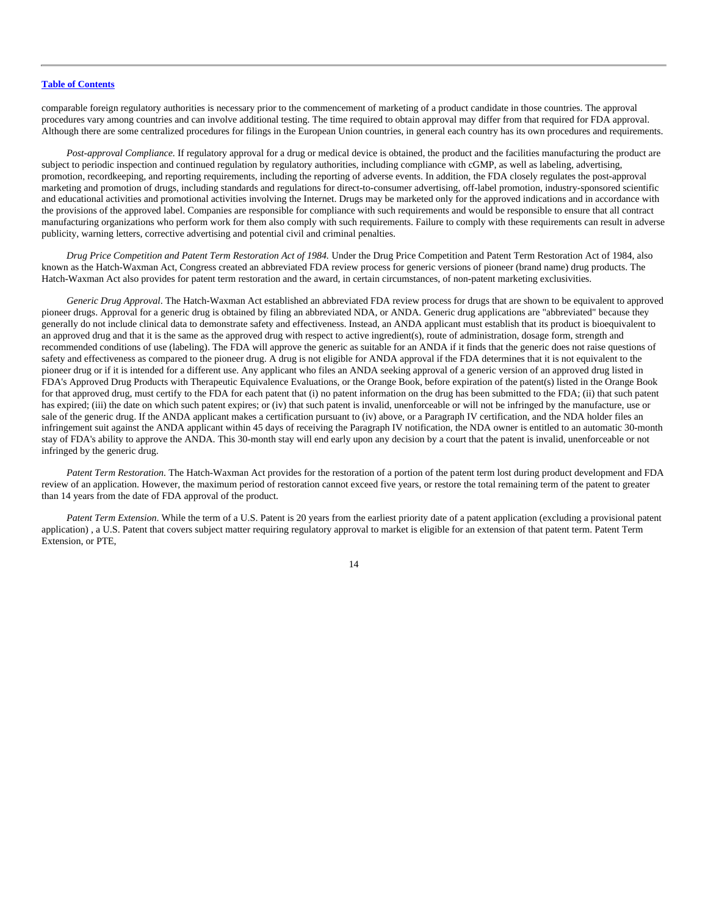comparable foreign regulatory authorities is necessary prior to the commencement of marketing of a product candidate in those countries. The approval procedures vary among countries and can involve additional testing. The time required to obtain approval may differ from that required for FDA approval. Although there are some centralized procedures for filings in the European Union countries, in general each country has its own procedures and requirements.

*Post-approval Compliance.* If regulatory approval for a drug or medical device is obtained, the product and the facilities manufacturing the product are subject to periodic inspection and continued regulation by regulatory authorities, including compliance with cGMP, as well as labeling, advertising, promotion, recordkeeping, and reporting requirements, including the reporting of adverse events. In addition, the FDA closely regulates the post-approval marketing and promotion of drugs, including standards and regulations for direct-to-consumer advertising, off-label promotion, industry-sponsored scientific and educational activities and promotional activities involving the Internet. Drugs may be marketed only for the approved indications and in accordance with the provisions of the approved label. Companies are responsible for compliance with such requirements and would be responsible to ensure that all contract manufacturing organizations who perform work for them also comply with such requirements. Failure to comply with these requirements can result in adverse publicity, warning letters, corrective advertising and potential civil and criminal penalties.

*Drug Price Competition and Patent Term Restoration Act of 1984.* Under the Drug Price Competition and Patent Term Restoration Act of 1984, also known as the Hatch-Waxman Act, Congress created an abbreviated FDA review process for generic versions of pioneer (brand name) drug products. The Hatch-Waxman Act also provides for patent term restoration and the award, in certain circumstances, of non-patent marketing exclusivities.

*Generic Drug Approval*. The Hatch-Waxman Act established an abbreviated FDA review process for drugs that are shown to be equivalent to approved pioneer drugs. Approval for a generic drug is obtained by filing an abbreviated NDA, or ANDA. Generic drug applications are "abbreviated" because they generally do not include clinical data to demonstrate safety and effectiveness. Instead, an ANDA applicant must establish that its product is bioequivalent to an approved drug and that it is the same as the approved drug with respect to active ingredient(s), route of administration, dosage form, strength and recommended conditions of use (labeling). The FDA will approve the generic as suitable for an ANDA if it finds that the generic does not raise questions of safety and effectiveness as compared to the pioneer drug. A drug is not eligible for ANDA approval if the FDA determines that it is not equivalent to the pioneer drug or if it is intended for a different use. Any applicant who files an ANDA seeking approval of a generic version of an approved drug listed in FDA's Approved Drug Products with Therapeutic Equivalence Evaluations, or the Orange Book, before expiration of the patent(s) listed in the Orange Book for that approved drug, must certify to the FDA for each patent that (i) no patent information on the drug has been submitted to the FDA; (ii) that such patent has expired; (iii) the date on which such patent expires; or (iv) that such patent is invalid, unenforceable or will not be infringed by the manufacture, use or sale of the generic drug. If the ANDA applicant makes a certification pursuant to (iv) above, or a Paragraph IV certification, and the NDA holder files an infringement suit against the ANDA applicant within 45 days of receiving the Paragraph IV notification, the NDA owner is entitled to an automatic 30-month stay of FDA's ability to approve the ANDA. This 30-month stay will end early upon any decision by a court that the patent is invalid, unenforceable or not infringed by the generic drug.

*Patent Term Restoration.* The Hatch-Waxman Act provides for the restoration of a portion of the patent term lost during product development and FDA review of an application. However, the maximum period of restoration cannot exceed five years, or restore the total remaining term of the patent to greater than 14 years from the date of FDA approval of the product.

*Patent Term Extension*. While the term of a U.S. Patent is 20 years from the earliest priority date of a patent application (excluding a provisional patent application) , a U.S. Patent that covers subject matter requiring regulatory approval to market is eligible for an extension of that patent term. Patent Term Extension, or PTE,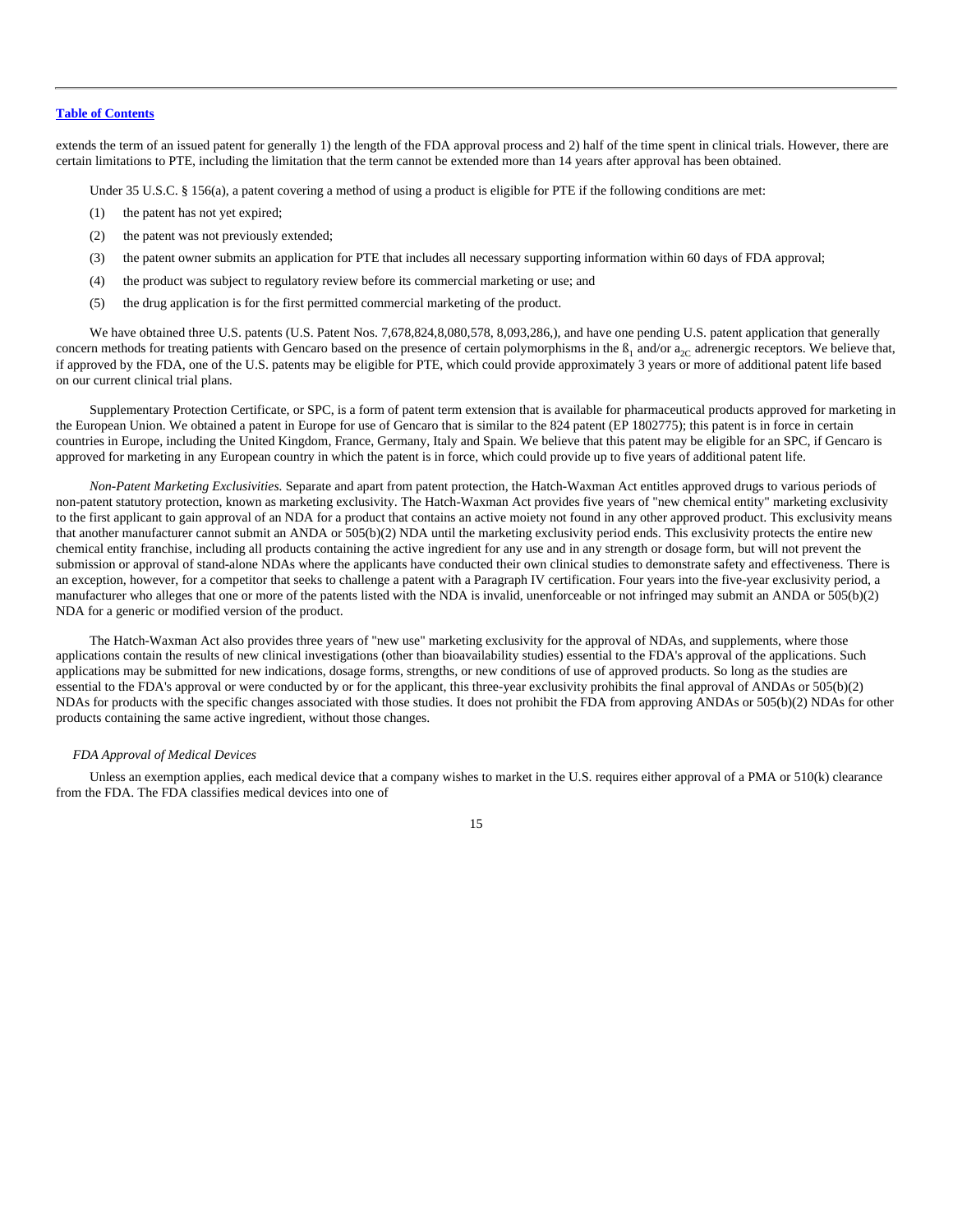extends the term of an issued patent for generally 1) the length of the FDA approval process and 2) half of the time spent in clinical trials. However, there are certain limitations to PTE, including the limitation that the term cannot be extended more than 14 years after approval has been obtained.

Under 35 U.S.C. § 156(a), a patent covering a method of using a product is eligible for PTE if the following conditions are met:

(1) the patent has not yet expired;

(2) the patent was not previously extended;

(3) the patent owner submits an application for PTE that includes all necessary supporting information within 60 days of FDA approval;

(4) the product was subject to regulatory review before its commercial marketing or use; and

(5) the drug application is for the first permitted commercial marketing of the product.

We have obtained three U.S. patents (U.S. Patent Nos. 7,678,824,8,080,578, 8,093,286,), and have one pending U.S. patent application that generally concern methods for treating patients with Gencaro based on the presence of certain polymorphisms in the $ß_1$ and/or $a_{2C}$ adrenergic receptors. We believe that, if approved by the FDA, one of the U.S. patents may be eligible for PTE, which could provide approximately 3 years or more of additional patent life based on our current clinical trial plans.

Supplementary Protection Certificate, or SPC, is a form of patent term extension that is available for pharmaceutical products approved for marketing in the European Union. We obtained a patent in Europe for use of Gencaro that is similar to the 824 patent (EP 1802775); this patent is in force in certain countries in Europe, including the United Kingdom, France, Germany, Italy and Spain. We believe that this patent may be eligible for an SPC, if Gencaro is approved for marketing in any European country in which the patent is in force, which could provide up to five years of additional patent life.

*Non-Patent Marketing Exclusivities.* Separate and apart from patent protection, the Hatch-Waxman Act entitles approved drugs to various periods of non-patent statutory protection, known as marketing exclusivity. The Hatch-Waxman Act provides five years of "new chemical entity" marketing exclusivity to the first applicant to gain approval of an NDA for a product that contains an active moiety not found in any other approved product. This exclusivity means that another manufacturer cannot submit an ANDA or 505(b)(2) NDA until the marketing exclusivity period ends. This exclusivity protects the entire new chemical entity franchise, including all products containing the active ingredient for any use and in any strength or dosage form, but will not prevent the submission or approval of stand-alone NDAs where the applicants have conducted their own clinical studies to demonstrate safety and effectiveness. There is an exception, however, for a competitor that seeks to challenge a patent with a Paragraph IV certification. Four years into the five-year exclusivity period, a manufacturer who alleges that one or more of the patents listed with the NDA is invalid, unenforceable or not infringed may submit an ANDA or 505(b)(2) NDA for a generic or modified version of the product.

The Hatch-Waxman Act also provides three years of "new use" marketing exclusivity for the approval of NDAs, and supplements, where those applications contain the results of new clinical investigations (other than bioavailability studies) essential to the FDA's approval of the applications. Such applications may be submitted for new indications, dosage forms, strengths, or new conditions of use of approved products. So long as the studies are essential to the FDA's approval or were conducted by or for the applicant, this three-year exclusivity prohibits the final approval of ANDAs or 505(b)(2) NDAs for products with the specific changes associated with those studies. It does not prohibit the FDA from approving ANDAs or 505(b)(2) NDAs for other products containing the same active ingredient, without those changes.

*FDA Approval of Medical Devices*

Unless an exemption applies, each medical device that a company wishes to market in the U.S. requires either approval of a PMA or 510(k) clearance from the FDA. The FDA classifies medical devices into one of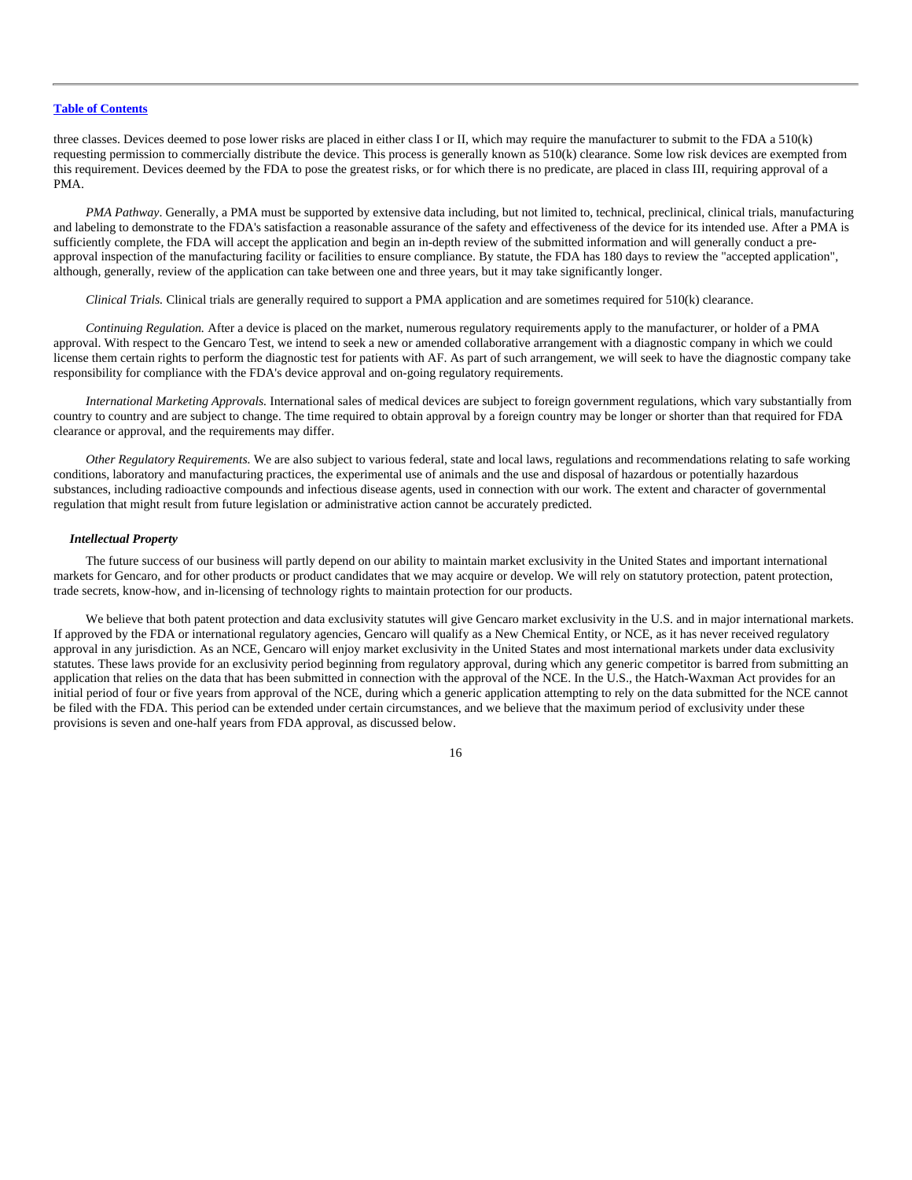three classes. Devices deemed to pose lower risks are placed in either class I or II, which may require the manufacturer to submit to the FDA a 510(k) requesting permission to commercially distribute the device. This process is generally known as 510(k) clearance. Some low risk devices are exempted from this requirement. Devices deemed by the FDA to pose the greatest risks, or for which there is no predicate, are placed in class III, requiring approval of a PMA.

*PMA Pathway*. Generally, a PMA must be supported by extensive data including, but not limited to, technical, preclinical, clinical trials, manufacturing and labeling to demonstrate to the FDA's satisfaction a reasonable assurance of the safety and effectiveness of the device for its intended use. After a PMA is sufficiently complete, the FDA will accept the application and begin an in-depth review of the submitted information and will generally conduct a pre-approval inspection of the manufacturing facility or facilities to ensure compliance. By statute, the FDA has 180 days to review the "accepted application", although, generally, review of the application can take between one and three years, but it may take significantly longer.

*Clinical Trials.* Clinical trials are generally required to support a PMA application and are sometimes required for 510(k) clearance.

*Continuing Regulation.* After a device is placed on the market, numerous regulatory requirements apply to the manufacturer, or holder of a PMA approval. With respect to the Gencaro Test, we intend to seek a new or amended collaborative arrangement with a diagnostic company in which we could license them certain rights to perform the diagnostic test for patients with AF. As part of such arrangement, we will seek to have the diagnostic company take responsibility for compliance with the FDA's device approval and on-going regulatory requirements.

*International Marketing Approvals.* International sales of medical devices are subject to foreign government regulations, which vary substantially from country to country and are subject to change. The time required to obtain approval by a foreign country may be longer or shorter than that required for FDA clearance or approval, and the requirements may differ.

*Other Regulatory Requirements.* We are also subject to various federal, state and local laws, regulations and recommendations relating to safe working conditions, laboratory and manufacturing practices, the experimental use of animals and the use and disposal of hazardous or potentially hazardous substances, including radioactive compounds and infectious disease agents, used in connection with our work. The extent and character of governmental regulation that might result from future legislation or administrative action cannot be accurately predicted.

### *Intellectual Property*

The future success of our business will partly depend on our ability to maintain market exclusivity in the United States and important international markets for Gencaro, and for other products or product candidates that we may acquire or develop. We will rely on statutory protection, patent protection, trade secrets, know-how, and in-licensing of technology rights to maintain protection for our products.

We believe that both patent protection and data exclusivity statutes will give Gencaro market exclusivity in the U.S. and in major international markets. If approved by the FDA or international regulatory agencies, Gencaro will qualify as a New Chemical Entity, or NCE, as it has never received regulatory approval in any jurisdiction. As an NCE, Gencaro will enjoy market exclusivity in the United States and most international markets under data exclusivity statutes. These laws provide for an exclusivity period beginning from regulatory approval, during which any generic competitor is barred from submitting an application that relies on the data that has been submitted in connection with the approval of the NCE. In the U.S., the Hatch-Waxman Act provides for an initial period of four or five years from approval of the NCE, during which a generic application attempting to rely on the data submitted for the NCE cannot be filed with the FDA. This period can be extended under certain circumstances, and we believe that the maximum period of exclusivity under these provisions is seven and one-half years from FDA approval, as discussed below.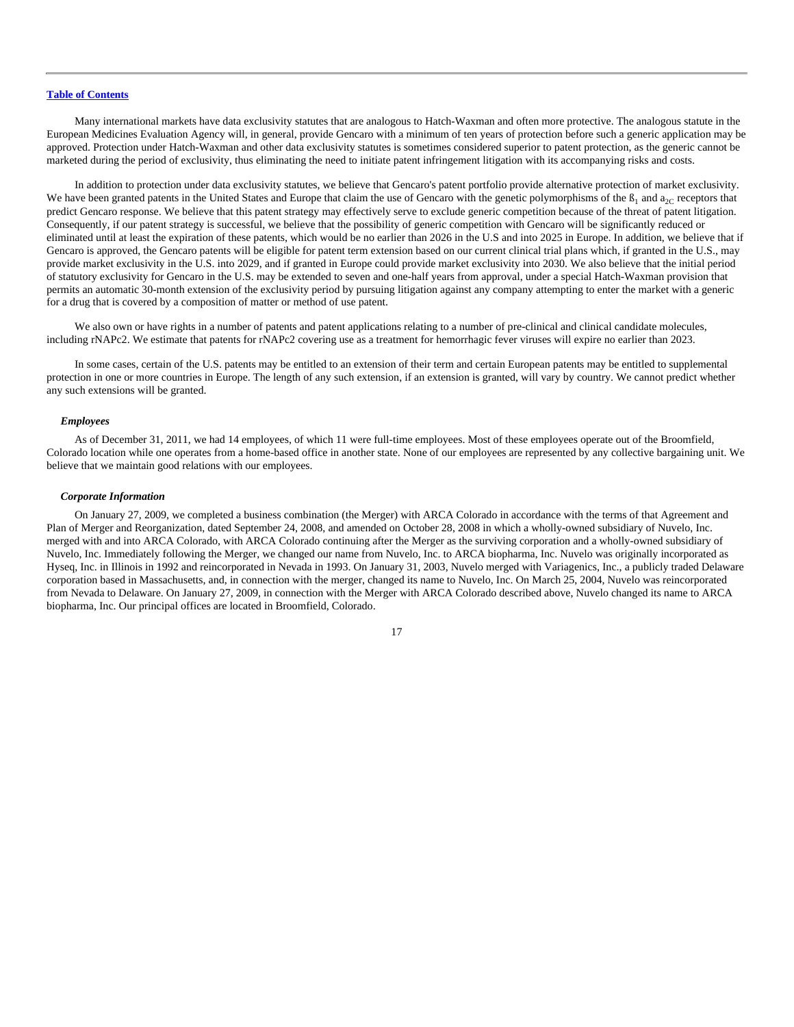Many international markets have data exclusivity statutes that are analogous to Hatch-Waxman and often more protective. The analogous statute in the European Medicines Evaluation Agency will, in general, provide Gencaro with a minimum of ten years of protection before such a generic application may be approved. Protection under Hatch-Waxman and other data exclusivity statutes is sometimes considered superior to patent protection, as the generic cannot be marketed during the period of exclusivity, thus eliminating the need to initiate patent infringement litigation with its accompanying risks and costs.

In addition to protection under data exclusivity statutes, we believe that Gencaro's patent portfolio provide alternative protection of market exclusivity. We have been granted patents in the United States and Europe that claim the use of Gencaro with the genetic polymorphisms of the $ß_1$ and $a_{2C}$ receptors that predict Gencaro response. We believe that this patent strategy may effectively serve to exclude generic competition because of the threat of patent litigation. Consequently, if our patent strategy is successful, we believe that the possibility of generic competition with Gencaro will be significantly reduced or eliminated until at least the expiration of these patents, which would be no earlier than 2026 in the U.S and into 2025 in Europe. In addition, we believe that if Gencaro is approved, the Gencaro patents will be eligible for patent term extension based on our current clinical trial plans which, if granted in the U.S., may provide market exclusivity in the U.S. into 2029, and if granted in Europe could provide market exclusivity into 2030. We also believe that the initial period of statutory exclusivity for Gencaro in the U.S. may be extended to seven and one-half years from approval, under a special Hatch-Waxman provision that permits an automatic 30-month extension of the exclusivity period by pursuing litigation against any company attempting to enter the market with a generic for a drug that is covered by a composition of matter or method of use patent.

We also own or have rights in a number of patents and patent applications relating to a number of pre-clinical and clinical candidate molecules, including rNAPc2. We estimate that patents for rNAPc2 covering use as a treatment for hemorrhagic fever viruses will expire no earlier than 2023.

In some cases, certain of the U.S. patents may be entitled to an extension of their term and certain European patents may be entitled to supplemental protection in one or more countries in Europe. The length of any such extension, if an extension is granted, will vary by country. We cannot predict whether any such extensions will be granted.

### *Employees*

As of December 31, 2011, we had 14 employees, of which 11 were full-time employees. Most of these employees operate out of the Broomfield, Colorado location while one operates from a home-based office in another state. None of our employees are represented by any collective bargaining unit. We believe that we maintain good relations with our employees.

### *Corporate Information*

On January 27, 2009, we completed a business combination (the Merger) with ARCA Colorado in accordance with the terms of that Agreement and Plan of Merger and Reorganization, dated September 24, 2008, and amended on October 28, 2008 in which a wholly-owned subsidiary of Nuvelo, Inc. merged with and into ARCA Colorado, with ARCA Colorado continuing after the Merger as the surviving corporation and a wholly-owned subsidiary of Nuvelo, Inc. Immediately following the Merger, we changed our name from Nuvelo, Inc. to ARCA biopharma, Inc. Nuvelo was originally incorporated as Hyseq, Inc. in Illinois in 1992 and reincorporated in Nevada in 1993. On January 31, 2003, Nuvelo merged with Variagenics, Inc., a publicly traded Delaware corporation based in Massachusetts, and, in connection with the merger, changed its name to Nuvelo, Inc. On March 25, 2004, Nuvelo was reincorporated from Nevada to Delaware. On January 27, 2009, in connection with the Merger with ARCA Colorado described above, Nuvelo changed its name to ARCA biopharma, Inc. Our principal offices are located in Broomfield, Colorado.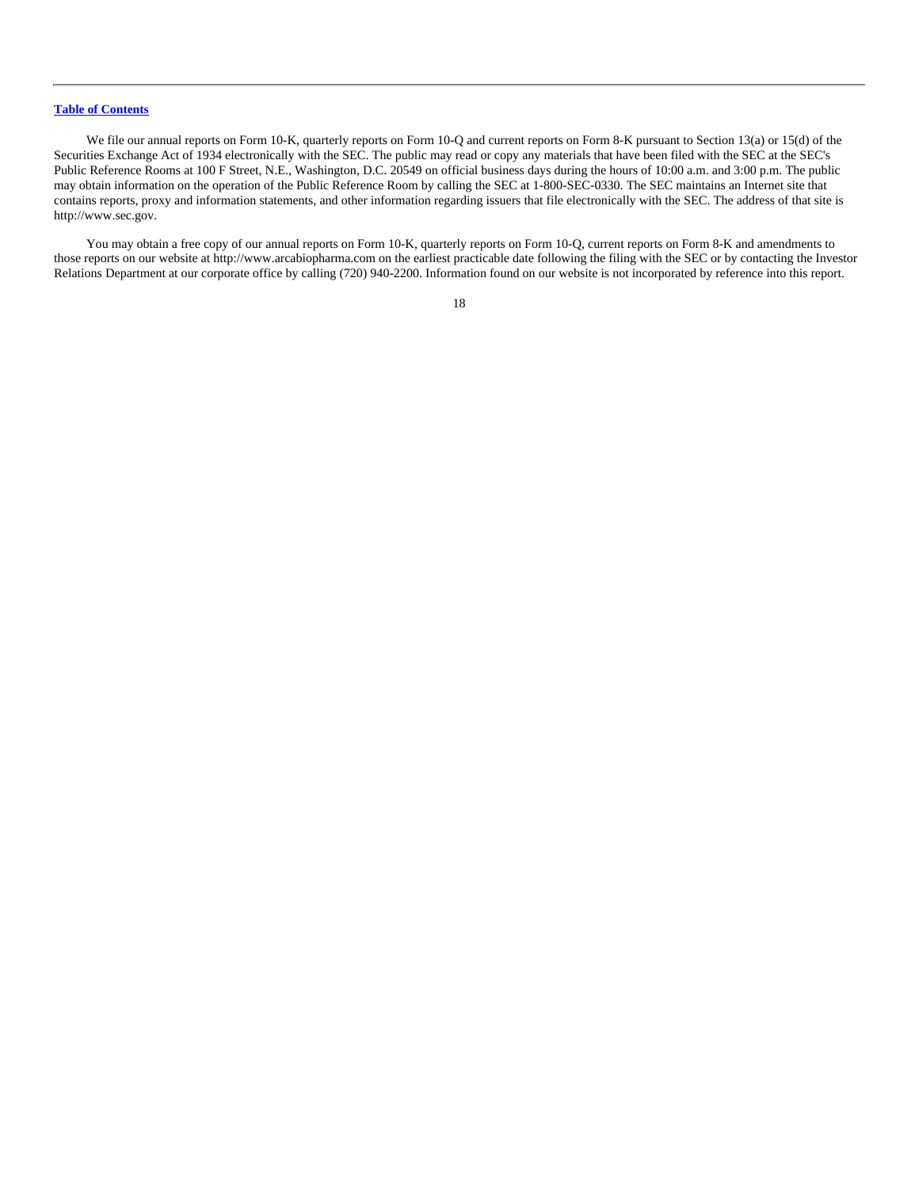We file our annual reports on Form 10-K, quarterly reports on Form 10-Q and current reports on Form 8-K pursuant to Section 13(a) or 15(d) of the Securities Exchange Act of 1934 electronically with the SEC. The public may read or copy any materials that have been filed with the SEC at the SEC's Public Reference Rooms at 100 F Street, N.E., Washington, D.C. 20549 on official business days during the hours of 10:00 a.m. and 3:00 p.m. The public may obtain information on the operation of the Public Reference Room by calling the SEC at 1-800-SEC-0330. The SEC maintains an Internet site that contains reports, proxy and information statements, and other information regarding issuers that file electronically with the SEC. The address of that site is http://www.sec.gov.

You may obtain a free copy of our annual reports on Form 10-K, quarterly reports on Form 10-Q, current reports on Form 8-K and amendments to those reports on our website at http://www.arcabiopharma.com on the earliest practicable date following the filing with the SEC or by contacting the Investor Relations Department at our corporate office by calling (720) 940-2200. Information found on our website is not incorporated by reference into this report.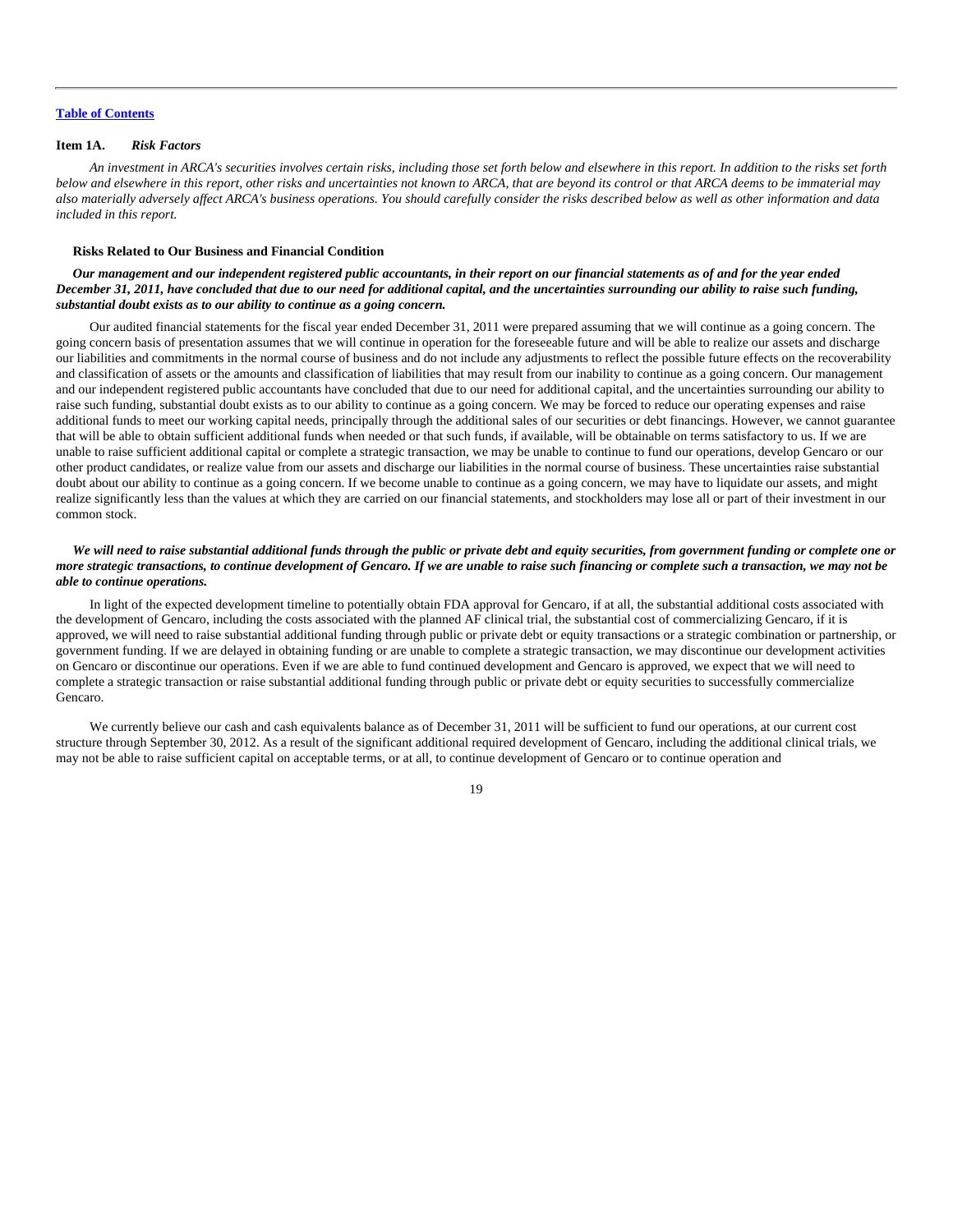**Item 1A.** ***Risk Factors***

*An investment in ARCA's securities involves certain risks, including those set forth below and elsewhere in this report. In addition to the risks set forth below and elsewhere in this report, other risks and uncertainties not known to ARCA, that are beyond its control or that ARCA deems to be immaterial may also materially adversely affect ARCA's business operations. You should carefully consider the risks described below as well as other information and data included in this report.*

**Risks Related to Our Business and Financial Condition**

***Our management and our independent registered public accountants, in their report on our financial statements as of and for the year ended December 31, 2011, have concluded that due to our need for additional capital, and the uncertainties surrounding our ability to raise such funding, substantial doubt exists as to our ability to continue as a going concern.***

Our audited financial statements for the fiscal year ended December 31, 2011 were prepared assuming that we will continue as a going concern. The going concern basis of presentation assumes that we will continue in operation for the foreseeable future and will be able to realize our assets and discharge our liabilities and commitments in the normal course of business and do not include any adjustments to reflect the possible future effects on the recoverability and classification of assets or the amounts and classification of liabilities that may result from our inability to continue as a going concern. Our management and our independent registered public accountants have concluded that due to our need for additional capital, and the uncertainties surrounding our ability to raise such funding, substantial doubt exists as to our ability to continue as a going concern. We may be forced to reduce our operating expenses and raise additional funds to meet our working capital needs, principally through the additional sales of our securities or debt financings. However, we cannot guarantee that will be able to obtain sufficient additional funds when needed or that such funds, if available, will be obtainable on terms satisfactory to us. If we are unable to raise sufficient additional capital or complete a strategic transaction, we may be unable to continue to fund our operations, develop Gencaro or our other product candidates, or realize value from our assets and discharge our liabilities in the normal course of business. These uncertainties raise substantial doubt about our ability to continue as a going concern. If we become unable to continue as a going concern, we may have to liquidate our assets, and might realize significantly less than the values at which they are carried on our financial statements, and stockholders may lose all or part of their investment in our common stock.

***We will need to raise substantial additional funds through the public or private debt and equity securities, from government funding or complete one or more strategic transactions, to continue development of Gencaro. If we are unable to raise such financing or complete such a transaction, we may not be able to continue operations.***

In light of the expected development timeline to potentially obtain FDA approval for Gencaro, if at all, the substantial additional costs associated with the development of Gencaro, including the costs associated with the planned AF clinical trial, the substantial cost of commercializing Gencaro, if it is approved, we will need to raise substantial additional funding through public or private debt or equity transactions or a strategic combination or partnership, or government funding. If we are delayed in obtaining funding or are unable to complete a strategic transaction, we may discontinue our development activities on Gencaro or discontinue our operations. Even if we are able to fund continued development and Gencaro is approved, we expect that we will need to complete a strategic transaction or raise substantial additional funding through public or private debt or equity securities to successfully commercialize Gencaro.

We currently believe our cash and cash equivalents balance as of December 31, 2011 will be sufficient to fund our operations, at our current cost structure through September 30, 2012. As a result of the significant additional required development of Gencaro, including the additional clinical trials, we may not be able to raise sufficient capital on acceptable terms, or at all, to continue development of Gencaro or to continue operation and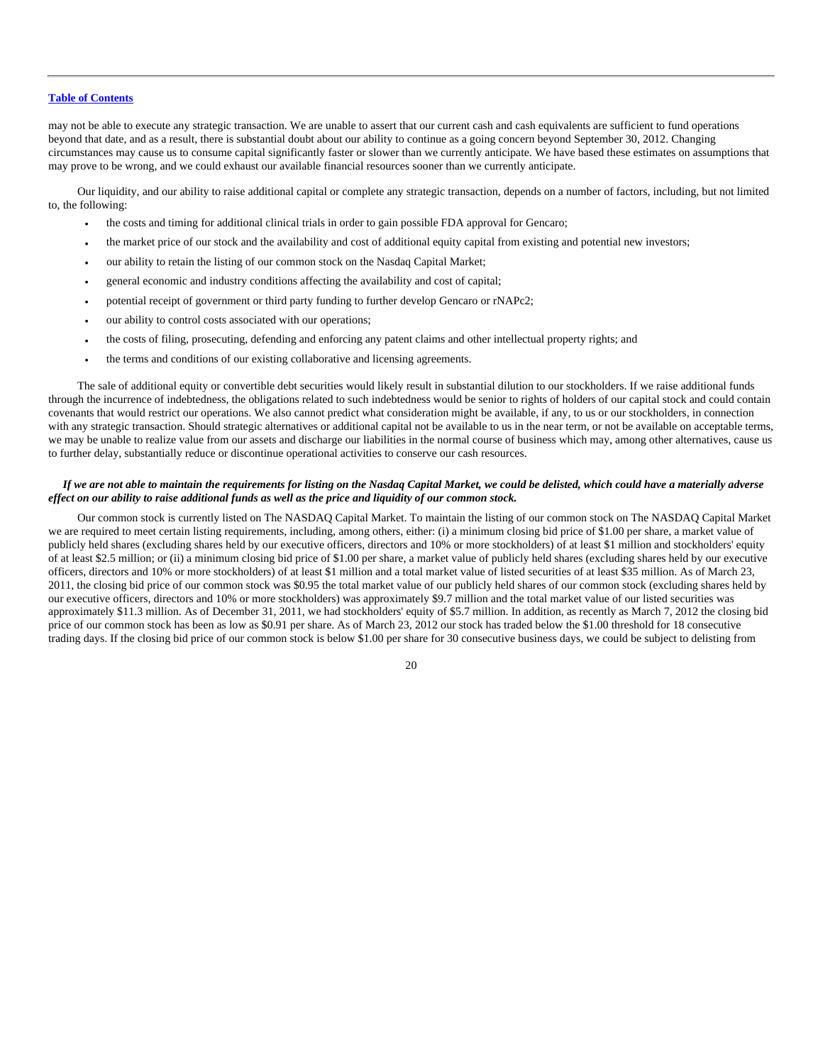may not be able to execute any strategic transaction. We are unable to assert that our current cash and cash equivalents are sufficient to fund operations beyond that date, and as a result, there is substantial doubt about our ability to continue as a going concern beyond September 30, 2012. Changing circumstances may cause us to consume capital significantly faster or slower than we currently anticipate. We have based these estimates on assumptions that may prove to be wrong, and we could exhaust our available financial resources sooner than we currently anticipate.

Our liquidity, and our ability to raise additional capital or complete any strategic transaction, depends on a number of factors, including, but not limited to, the following:

- the costs and timing for additional clinical trials in order to gain possible FDA approval for Gencaro;
- the market price of our stock and the availability and cost of additional equity capital from existing and potential new investors;
- our ability to retain the listing of our common stock on the Nasdaq Capital Market;
- general economic and industry conditions affecting the availability and cost of capital;
- potential receipt of government or third party funding to further develop Gencaro or rNAPc2;
- our ability to control costs associated with our operations;
- the costs of filing, prosecuting, defending and enforcing any patent claims and other intellectual property rights; and
- the terms and conditions of our existing collaborative and licensing agreements.

The sale of additional equity or convertible debt securities would likely result in substantial dilution to our stockholders. If we raise additional funds through the incurrence of indebtedness, the obligations related to such indebtedness would be senior to rights of holders of our capital stock and could contain covenants that would restrict our operations. We also cannot predict what consideration might be available, if any, to us or our stockholders, in connection with any strategic transaction. Should strategic alternatives or additional capital not be available to us in the near term, or not be available on acceptable terms, we may be unable to realize value from our assets and discharge our liabilities in the normal course of business which may, among other alternatives, cause us to further delay, substantially reduce or discontinue operational activities to conserve our cash resources.

***If we are not able to maintain the requirements for listing on the Nasdaq Capital Market, we could be delisted, which could have a materially adverse effect on our ability to raise additional funds as well as the price and liquidity of our common stock.***

Our common stock is currently listed on The NASDAQ Capital Market. To maintain the listing of our common stock on The NASDAQ Capital Market we are required to meet certain listing requirements, including, among others, either: (i) a minimum closing bid price of $1.00 per share, a market value of publicly held shares (excluding shares held by our executive officers, directors and 10% or more stockholders) of at least $1 million and stockholders' equity of at least $2.5 million; or (ii) a minimum closing bid price of $1.00 per share, a market value of publicly held shares (excluding shares held by our executive officers, directors and 10% or more stockholders) of at least $1 million and a total market value of listed securities of at least $35 million. As of March 23, 2011, the closing bid price of our common stock was $0.95 the total market value of our publicly held shares of our common stock (excluding shares held by our executive officers, directors and 10% or more stockholders) was approximately $9.7 million and the total market value of our listed securities was approximately $11.3 million. As of December 31, 2011, we had stockholders' equity of $5.7 million. In addition, as recently as March 7, 2012 the closing bid price of our common stock has been as low as $0.91 per share. As of March 23, 2012 our stock has traded below the $1.00 threshold for 18 consecutive trading days. If the closing bid price of our common stock is below $1.00 per share for 30 consecutive business days, we could be subject to delisting from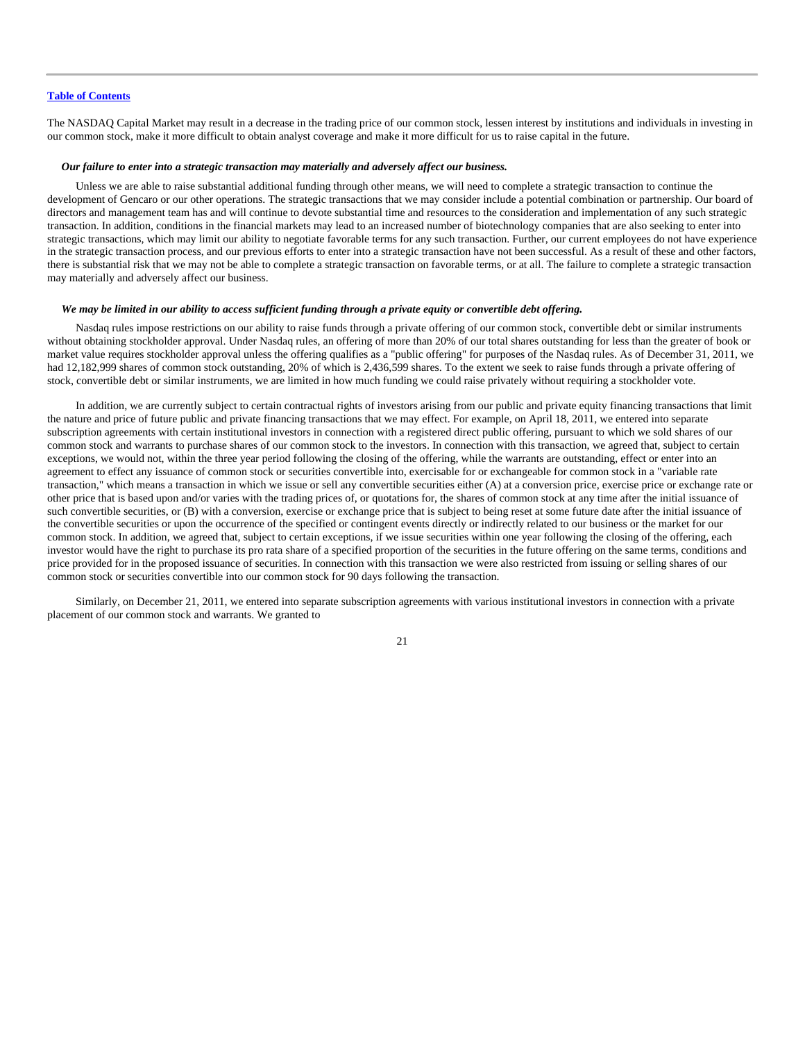The NASDAQ Capital Market may result in a decrease in the trading price of our common stock, lessen interest by institutions and individuals in investing in our common stock, make it more difficult to obtain analyst coverage and make it more difficult for us to raise capital in the future.

***Our failure to enter into a strategic transaction may materially and adversely affect our business.***

Unless we are able to raise substantial additional funding through other means, we will need to complete a strategic transaction to continue the development of Gencaro or our other operations. The strategic transactions that we may consider include a potential combination or partnership. Our board of directors and management team has and will continue to devote substantial time and resources to the consideration and implementation of any such strategic transaction. In addition, conditions in the financial markets may lead to an increased number of biotechnology companies that are also seeking to enter into strategic transactions, which may limit our ability to negotiate favorable terms for any such transaction. Further, our current employees do not have experience in the strategic transaction process, and our previous efforts to enter into a strategic transaction have not been successful. As a result of these and other factors, there is substantial risk that we may not be able to complete a strategic transaction on favorable terms, or at all. The failure to complete a strategic transaction may materially and adversely affect our business.

***We may be limited in our ability to access sufficient funding through a private equity or convertible debt offering.***

Nasdaq rules impose restrictions on our ability to raise funds through a private offering of our common stock, convertible debt or similar instruments without obtaining stockholder approval. Under Nasdaq rules, an offering of more than 20% of our total shares outstanding for less than the greater of book or market value requires stockholder approval unless the offering qualifies as a "public offering" for purposes of the Nasdaq rules. As of December 31, 2011, we had 12,182,999 shares of common stock outstanding, 20% of which is 2,436,599 shares. To the extent we seek to raise funds through a private offering of stock, convertible debt or similar instruments, we are limited in how much funding we could raise privately without requiring a stockholder vote.

In addition, we are currently subject to certain contractual rights of investors arising from our public and private equity financing transactions that limit the nature and price of future public and private financing transactions that we may effect. For example, on April 18, 2011, we entered into separate subscription agreements with certain institutional investors in connection with a registered direct public offering, pursuant to which we sold shares of our common stock and warrants to purchase shares of our common stock to the investors. In connection with this transaction, we agreed that, subject to certain exceptions, we would not, within the three year period following the closing of the offering, while the warrants are outstanding, effect or enter into an agreement to effect any issuance of common stock or securities convertible into, exercisable for or exchangeable for common stock in a "variable rate transaction," which means a transaction in which we issue or sell any convertible securities either (A) at a conversion price, exercise price or exchange rate or other price that is based upon and/or varies with the trading prices of, or quotations for, the shares of common stock at any time after the initial issuance of such convertible securities, or (B) with a conversion, exercise or exchange price that is subject to being reset at some future date after the initial issuance of the convertible securities or upon the occurrence of the specified or contingent events directly or indirectly related to our business or the market for our common stock. In addition, we agreed that, subject to certain exceptions, if we issue securities within one year following the closing of the offering, each investor would have the right to purchase its pro rata share of a specified proportion of the securities in the future offering on the same terms, conditions and price provided for in the proposed issuance of securities. In connection with this transaction we were also restricted from issuing or selling shares of our common stock or securities convertible into our common stock for 90 days following the transaction.

Similarly, on December 21, 2011, we entered into separate subscription agreements with various institutional investors in connection with a private placement of our common stock and warrants. We granted to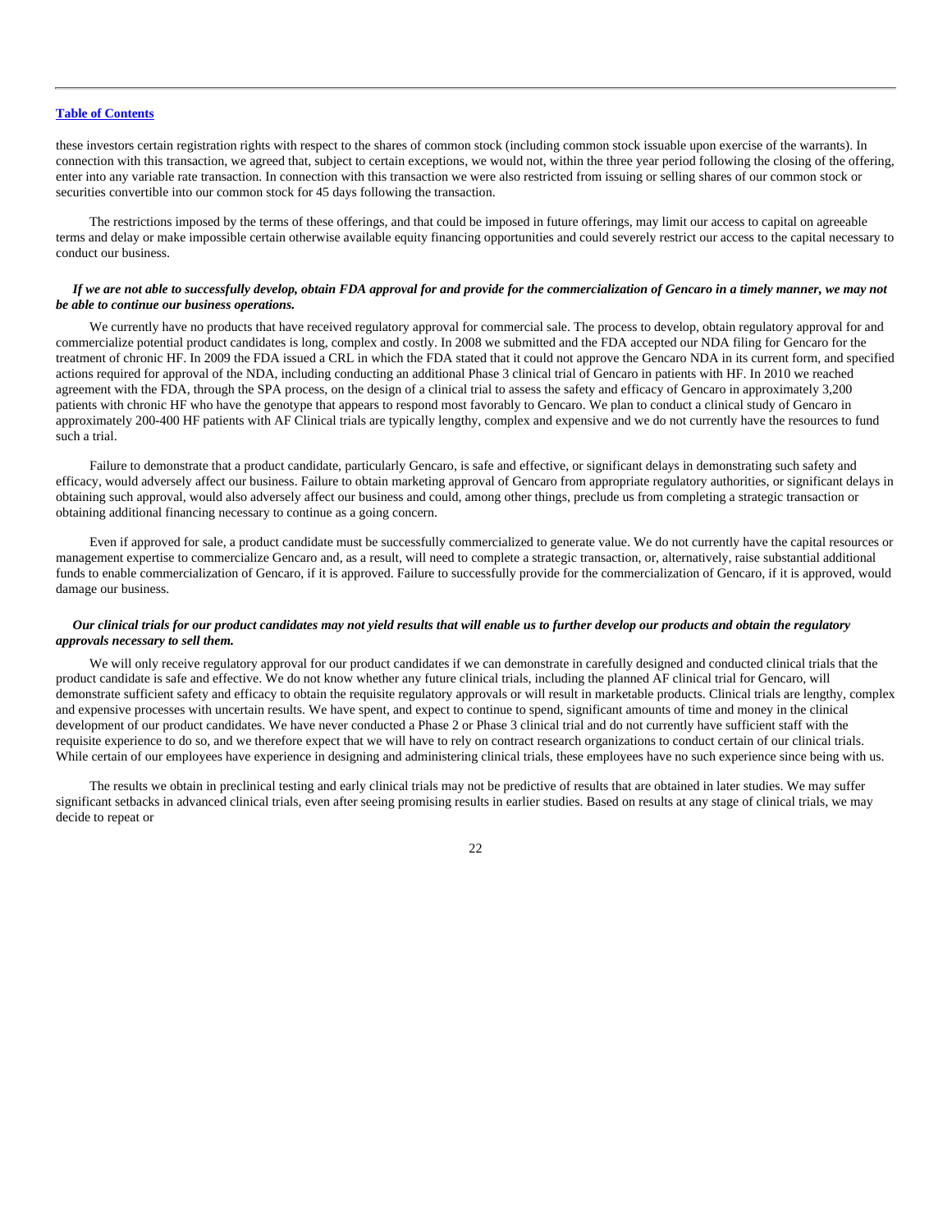these investors certain registration rights with respect to the shares of common stock (including common stock issuable upon exercise of the warrants). In connection with this transaction, we agreed that, subject to certain exceptions, we would not, within the three year period following the closing of the offering, enter into any variable rate transaction. In connection with this transaction we were also restricted from issuing or selling shares of our common stock or securities convertible into our common stock for 45 days following the transaction.

The restrictions imposed by the terms of these offerings, and that could be imposed in future offerings, may limit our access to capital on agreeable terms and delay or make impossible certain otherwise available equity financing opportunities and could severely restrict our access to the capital necessary to conduct our business.

***If we are not able to successfully develop, obtain FDA approval for and provide for the commercialization of Gencaro in a timely manner, we may not be able to continue our business operations.***

We currently have no products that have received regulatory approval for commercial sale. The process to develop, obtain regulatory approval for and commercialize potential product candidates is long, complex and costly. In 2008 we submitted and the FDA accepted our NDA filing for Gencaro for the treatment of chronic HF. In 2009 the FDA issued a CRL in which the FDA stated that it could not approve the Gencaro NDA in its current form, and specified actions required for approval of the NDA, including conducting an additional Phase 3 clinical trial of Gencaro in patients with HF. In 2010 we reached agreement with the FDA, through the SPA process, on the design of a clinical trial to assess the safety and efficacy of Gencaro in approximately 3,200 patients with chronic HF who have the genotype that appears to respond most favorably to Gencaro. We plan to conduct a clinical study of Gencaro in approximately 200-400 HF patients with AF Clinical trials are typically lengthy, complex and expensive and we do not currently have the resources to fund such a trial.

Failure to demonstrate that a product candidate, particularly Gencaro, is safe and effective, or significant delays in demonstrating such safety and efficacy, would adversely affect our business. Failure to obtain marketing approval of Gencaro from appropriate regulatory authorities, or significant delays in obtaining such approval, would also adversely affect our business and could, among other things, preclude us from completing a strategic transaction or obtaining additional financing necessary to continue as a going concern.

Even if approved for sale, a product candidate must be successfully commercialized to generate value. We do not currently have the capital resources or management expertise to commercialize Gencaro and, as a result, will need to complete a strategic transaction, or, alternatively, raise substantial additional funds to enable commercialization of Gencaro, if it is approved. Failure to successfully provide for the commercialization of Gencaro, if it is approved, would damage our business.

***Our clinical trials for our product candidates may not yield results that will enable us to further develop our products and obtain the regulatory approvals necessary to sell them.***

We will only receive regulatory approval for our product candidates if we can demonstrate in carefully designed and conducted clinical trials that the product candidate is safe and effective. We do not know whether any future clinical trials, including the planned AF clinical trial for Gencaro, will demonstrate sufficient safety and efficacy to obtain the requisite regulatory approvals or will result in marketable products. Clinical trials are lengthy, complex and expensive processes with uncertain results. We have spent, and expect to continue to spend, significant amounts of time and money in the clinical development of our product candidates. We have never conducted a Phase 2 or Phase 3 clinical trial and do not currently have sufficient staff with the requisite experience to do so, and we therefore expect that we will have to rely on contract research organizations to conduct certain of our clinical trials. While certain of our employees have experience in designing and administering clinical trials, these employees have no such experience since being with us.

The results we obtain in preclinical testing and early clinical trials may not be predictive of results that are obtained in later studies. We may suffer significant setbacks in advanced clinical trials, even after seeing promising results in earlier studies. Based on results at any stage of clinical trials, we may decide to repeat or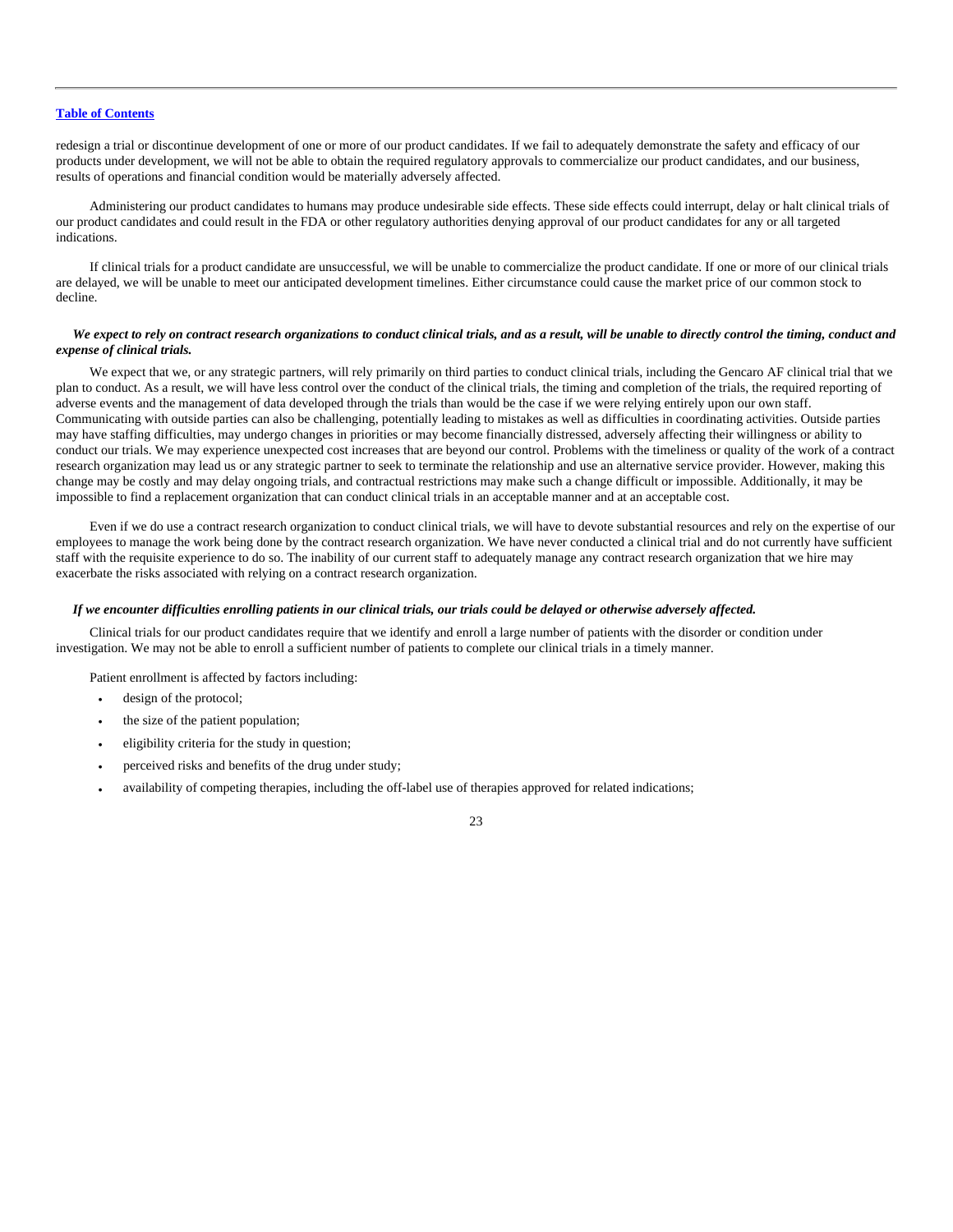redesign a trial or discontinue development of one or more of our product candidates. If we fail to adequately demonstrate the safety and efficacy of our products under development, we will not be able to obtain the required regulatory approvals to commercialize our product candidates, and our business, results of operations and financial condition would be materially adversely affected.

Administering our product candidates to humans may produce undesirable side effects. These side effects could interrupt, delay or halt clinical trials of our product candidates and could result in the FDA or other regulatory authorities denying approval of our product candidates for any or all targeted indications.

If clinical trials for a product candidate are unsuccessful, we will be unable to commercialize the product candidate. If one or more of our clinical trials are delayed, we will be unable to meet our anticipated development timelines. Either circumstance could cause the market price of our common stock to decline.

***We expect to rely on contract research organizations to conduct clinical trials, and as a result, will be unable to directly control the timing, conduct and expense of clinical trials.***

We expect that we, or any strategic partners, will rely primarily on third parties to conduct clinical trials, including the Gencaro AF clinical trial that we plan to conduct. As a result, we will have less control over the conduct of the clinical trials, the timing and completion of the trials, the required reporting of adverse events and the management of data developed through the trials than would be the case if we were relying entirely upon our own staff. Communicating with outside parties can also be challenging, potentially leading to mistakes as well as difficulties in coordinating activities. Outside parties may have staffing difficulties, may undergo changes in priorities or may become financially distressed, adversely affecting their willingness or ability to conduct our trials. We may experience unexpected cost increases that are beyond our control. Problems with the timeliness or quality of the work of a contract research organization may lead us or any strategic partner to seek to terminate the relationship and use an alternative service provider. However, making this change may be costly and may delay ongoing trials, and contractual restrictions may make such a change difficult or impossible. Additionally, it may be impossible to find a replacement organization that can conduct clinical trials in an acceptable manner and at an acceptable cost.

Even if we do use a contract research organization to conduct clinical trials, we will have to devote substantial resources and rely on the expertise of our employees to manage the work being done by the contract research organization. We have never conducted a clinical trial and do not currently have sufficient staff with the requisite experience to do so. The inability of our current staff to adequately manage any contract research organization that we hire may exacerbate the risks associated with relying on a contract research organization.

***If we encounter difficulties enrolling patients in our clinical trials, our trials could be delayed or otherwise adversely affected.***

Clinical trials for our product candidates require that we identify and enroll a large number of patients with the disorder or condition under investigation. We may not be able to enroll a sufficient number of patients to complete our clinical trials in a timely manner.

Patient enrollment is affected by factors including:

- design of the protocol;
- the size of the patient population;
- eligibility criteria for the study in question;
- perceived risks and benefits of the drug under study;
- availability of competing therapies, including the off-label use of therapies approved for related indications;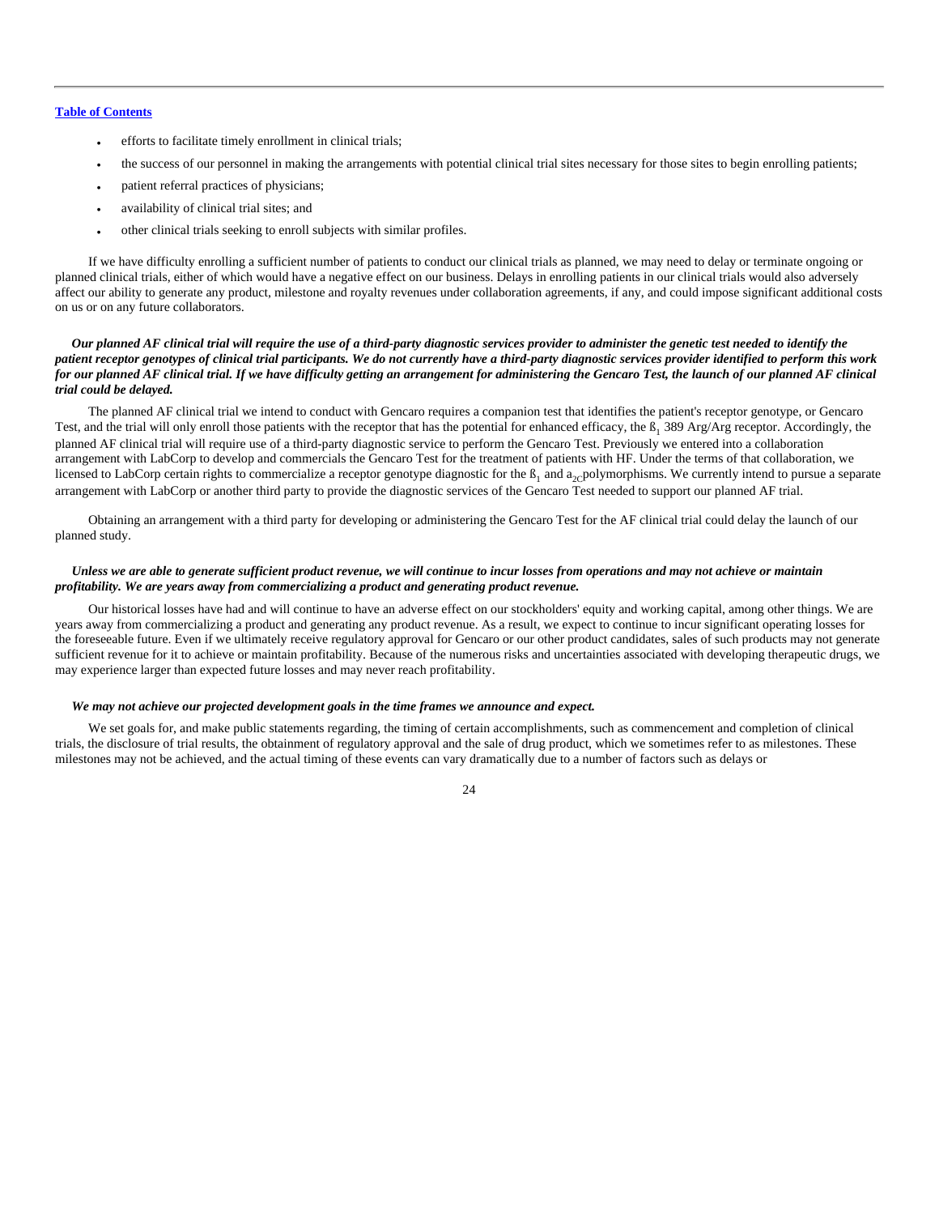- efforts to facilitate timely enrollment in clinical trials;
- the success of our personnel in making the arrangements with potential clinical trial sites necessary for those sites to begin enrolling patients;
- patient referral practices of physicians;
- availability of clinical trial sites; and
- other clinical trials seeking to enroll subjects with similar profiles.

If we have difficulty enrolling a sufficient number of patients to conduct our clinical trials as planned, we may need to delay or terminate ongoing or planned clinical trials, either of which would have a negative effect on our business. Delays in enrolling patients in our clinical trials would also adversely affect our ability to generate any product, milestone and royalty revenues under collaboration agreements, if any, and could impose significant additional costs on us or on any future collaborators.

***Our planned AF clinical trial will require the use of a third-party diagnostic services provider to administer the genetic test needed to identify the patient receptor genotypes of clinical trial participants. We do not currently have a third-party diagnostic services provider identified to perform this work for our planned AF clinical trial. If we have difficulty getting an arrangement for administering the Gencaro Test, the launch of our planned AF clinical trial could be delayed.***

The planned AF clinical trial we intend to conduct with Gencaro requires a companion test that identifies the patient's receptor genotype, or Gencaro Test, and the trial will only enroll those patients with the receptor that has the potential for enhanced efficacy, the $ß_1$ 389 Arg/Arg receptor. Accordingly, the planned AF clinical trial will require use of a third-party diagnostic service to perform the Gencaro Test. Previously we entered into a collaboration arrangement with LabCorp to develop and commercials the Gencaro Test for the treatment of patients with HF. Under the terms of that collaboration, we licensed to LabCorp certain rights to commercialize a receptor genotype diagnostic for the $ß_1$ and $a_{2C}$polymorphisms. We currently intend to pursue a separate arrangement with LabCorp or another third party to provide the diagnostic services of the Gencaro Test needed to support our planned AF trial.

Obtaining an arrangement with a third party for developing or administering the Gencaro Test for the AF clinical trial could delay the launch of our planned study.

***Unless we are able to generate sufficient product revenue, we will continue to incur losses from operations and may not achieve or maintain profitability. We are years away from commercializing a product and generating product revenue.***

Our historical losses have had and will continue to have an adverse effect on our stockholders' equity and working capital, among other things. We are years away from commercializing a product and generating any product revenue. As a result, we expect to continue to incur significant operating losses for the foreseeable future. Even if we ultimately receive regulatory approval for Gencaro or our other product candidates, sales of such products may not generate sufficient revenue for it to achieve or maintain profitability. Because of the numerous risks and uncertainties associated with developing therapeutic drugs, we may experience larger than expected future losses and may never reach profitability.

***We may not achieve our projected development goals in the time frames we announce and expect.***

We set goals for, and make public statements regarding, the timing of certain accomplishments, such as commencement and completion of clinical trials, the disclosure of trial results, the obtainment of regulatory approval and the sale of drug product, which we sometimes refer to as milestones. These milestones may not be achieved, and the actual timing of these events can vary dramatically due to a number of factors such as delays or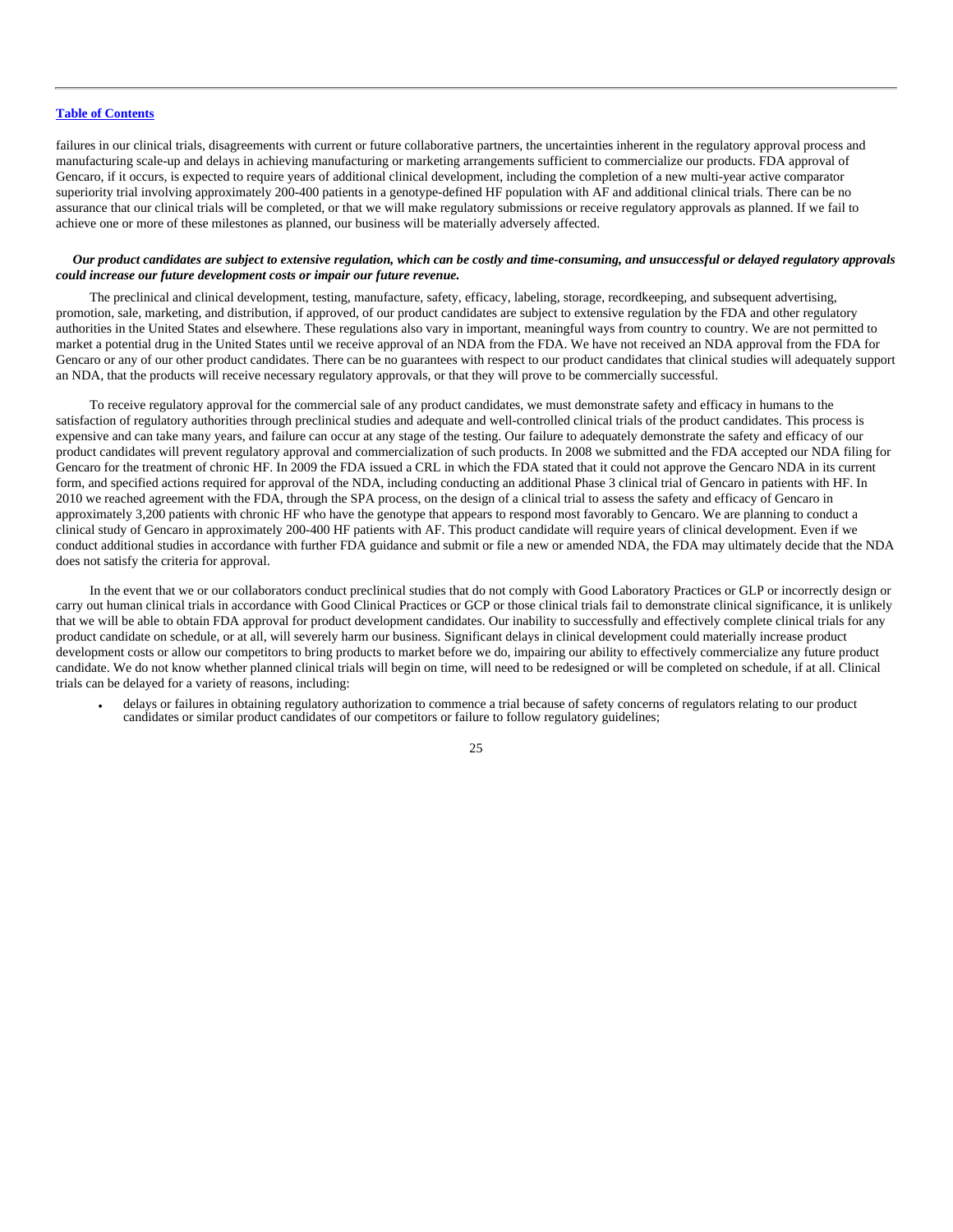failures in our clinical trials, disagreements with current or future collaborative partners, the uncertainties inherent in the regulatory approval process and manufacturing scale-up and delays in achieving manufacturing or marketing arrangements sufficient to commercialize our products. FDA approval of Gencaro, if it occurs, is expected to require years of additional clinical development, including the completion of a new multi-year active comparator superiority trial involving approximately 200-400 patients in a genotype-defined HF population with AF and additional clinical trials. There can be no assurance that our clinical trials will be completed, or that we will make regulatory submissions or receive regulatory approvals as planned. If we fail to achieve one or more of these milestones as planned, our business will be materially adversely affected.

***Our product candidates are subject to extensive regulation, which can be costly and time-consuming, and unsuccessful or delayed regulatory approvals could increase our future development costs or impair our future revenue.***

The preclinical and clinical development, testing, manufacture, safety, efficacy, labeling, storage, recordkeeping, and subsequent advertising, promotion, sale, marketing, and distribution, if approved, of our product candidates are subject to extensive regulation by the FDA and other regulatory authorities in the United States and elsewhere. These regulations also vary in important, meaningful ways from country to country. We are not permitted to market a potential drug in the United States until we receive approval of an NDA from the FDA. We have not received an NDA approval from the FDA for Gencaro or any of our other product candidates. There can be no guarantees with respect to our product candidates that clinical studies will adequately support an NDA, that the products will receive necessary regulatory approvals, or that they will prove to be commercially successful.

To receive regulatory approval for the commercial sale of any product candidates, we must demonstrate safety and efficacy in humans to the satisfaction of regulatory authorities through preclinical studies and adequate and well-controlled clinical trials of the product candidates. This process is expensive and can take many years, and failure can occur at any stage of the testing. Our failure to adequately demonstrate the safety and efficacy of our product candidates will prevent regulatory approval and commercialization of such products. In 2008 we submitted and the FDA accepted our NDA filing for Gencaro for the treatment of chronic HF. In 2009 the FDA issued a CRL in which the FDA stated that it could not approve the Gencaro NDA in its current form, and specified actions required for approval of the NDA, including conducting an additional Phase 3 clinical trial of Gencaro in patients with HF. In 2010 we reached agreement with the FDA, through the SPA process, on the design of a clinical trial to assess the safety and efficacy of Gencaro in approximately 3,200 patients with chronic HF who have the genotype that appears to respond most favorably to Gencaro. We are planning to conduct a clinical study of Gencaro in approximately 200-400 HF patients with AF. This product candidate will require years of clinical development. Even if we conduct additional studies in accordance with further FDA guidance and submit or file a new or amended NDA, the FDA may ultimately decide that the NDA does not satisfy the criteria for approval.

In the event that we or our collaborators conduct preclinical studies that do not comply with Good Laboratory Practices or GLP or incorrectly design or carry out human clinical trials in accordance with Good Clinical Practices or GCP or those clinical trials fail to demonstrate clinical significance, it is unlikely that we will be able to obtain FDA approval for product development candidates. Our inability to successfully and effectively complete clinical trials for any product candidate on schedule, or at all, will severely harm our business. Significant delays in clinical development could materially increase product development costs or allow our competitors to bring products to market before we do, impairing our ability to effectively commercialize any future product candidate. We do not know whether planned clinical trials will begin on time, will need to be redesigned or will be completed on schedule, if at all. Clinical trials can be delayed for a variety of reasons, including:

- delays or failures in obtaining regulatory authorization to commence a trial because of safety concerns of regulators relating to our product candidates or similar product candidates of our competitors or failure to follow regulatory guidelines;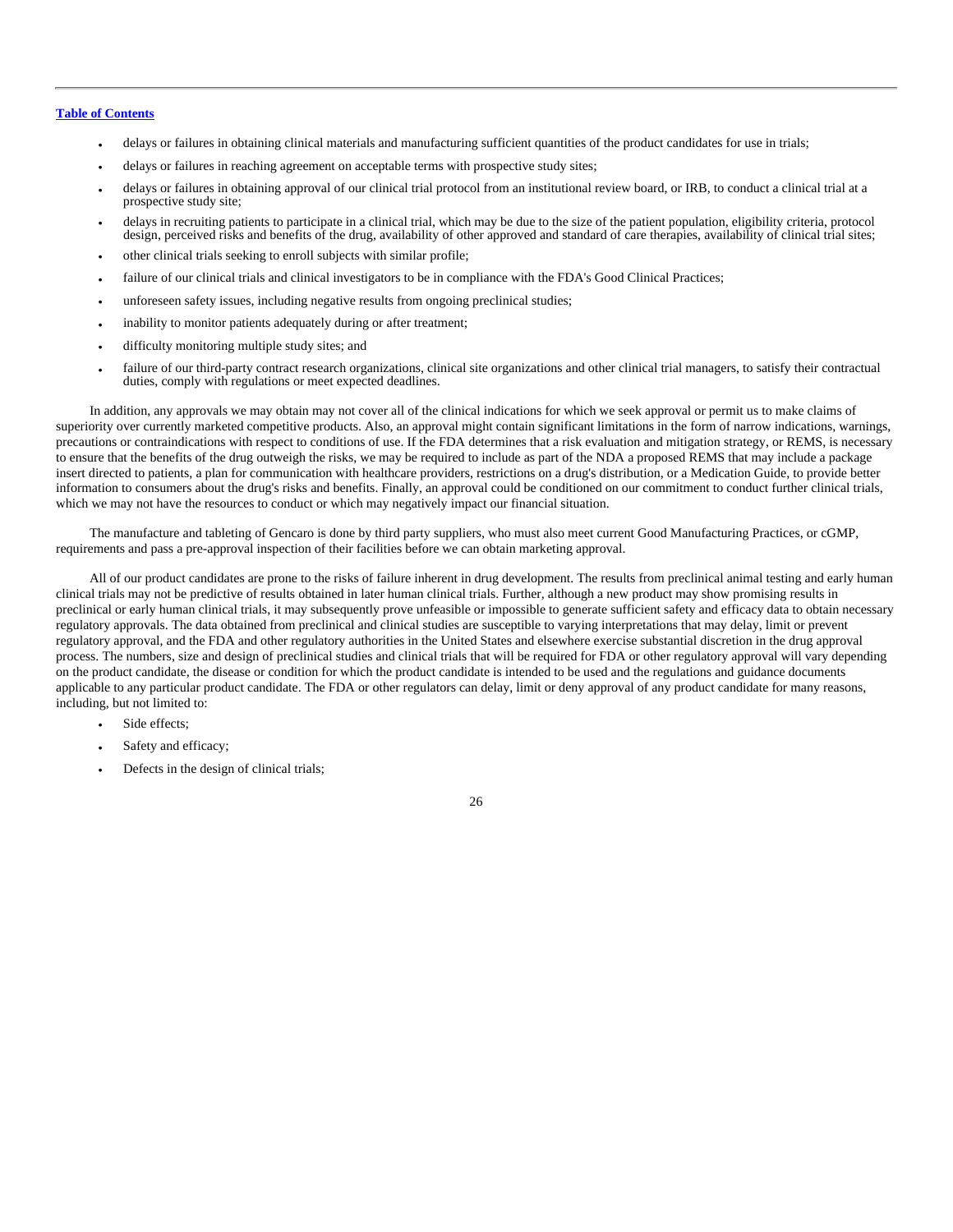- delays or failures in obtaining clinical materials and manufacturing sufficient quantities of the product candidates for use in trials;
- delays or failures in reaching agreement on acceptable terms with prospective study sites;
- delays or failures in obtaining approval of our clinical trial protocol from an institutional review board, or IRB, to conduct a clinical trial at a prospective study site;
- delays in recruiting patients to participate in a clinical trial, which may be due to the size of the patient population, eligibility criteria, protocol design, perceived risks and benefits of the drug, availability of other approved and standard of care therapies, availability of clinical trial sites;
- other clinical trials seeking to enroll subjects with similar profile;
- failure of our clinical trials and clinical investigators to be in compliance with the FDA's Good Clinical Practices;
- unforeseen safety issues, including negative results from ongoing preclinical studies;
- inability to monitor patients adequately during or after treatment;
- difficulty monitoring multiple study sites; and
- failure of our third-party contract research organizations, clinical site organizations and other clinical trial managers, to satisfy their contractual duties, comply with regulations or meet expected deadlines.

In addition, any approvals we may obtain may not cover all of the clinical indications for which we seek approval or permit us to make claims of superiority over currently marketed competitive products. Also, an approval might contain significant limitations in the form of narrow indications, warnings, precautions or contraindications with respect to conditions of use. If the FDA determines that a risk evaluation and mitigation strategy, or REMS, is necessary to ensure that the benefits of the drug outweigh the risks, we may be required to include as part of the NDA a proposed REMS that may include a package insert directed to patients, a plan for communication with healthcare providers, restrictions on a drug's distribution, or a Medication Guide, to provide better information to consumers about the drug's risks and benefits. Finally, an approval could be conditioned on our commitment to conduct further clinical trials, which we may not have the resources to conduct or which may negatively impact our financial situation.

The manufacture and tableting of Gencaro is done by third party suppliers, who must also meet current Good Manufacturing Practices, or cGMP, requirements and pass a pre-approval inspection of their facilities before we can obtain marketing approval.

All of our product candidates are prone to the risks of failure inherent in drug development. The results from preclinical animal testing and early human clinical trials may not be predictive of results obtained in later human clinical trials. Further, although a new product may show promising results in preclinical or early human clinical trials, it may subsequently prove unfeasible or impossible to generate sufficient safety and efficacy data to obtain necessary regulatory approvals. The data obtained from preclinical and clinical studies are susceptible to varying interpretations that may delay, limit or prevent regulatory approval, and the FDA and other regulatory authorities in the United States and elsewhere exercise substantial discretion in the drug approval process. The numbers, size and design of preclinical studies and clinical trials that will be required for FDA or other regulatory approval will vary depending on the product candidate, the disease or condition for which the product candidate is intended to be used and the regulations and guidance documents applicable to any particular product candidate. The FDA or other regulators can delay, limit or deny approval of any product candidate for many reasons, including, but not limited to:

- Side effects;
- Safety and efficacy;
- Defects in the design of clinical trials;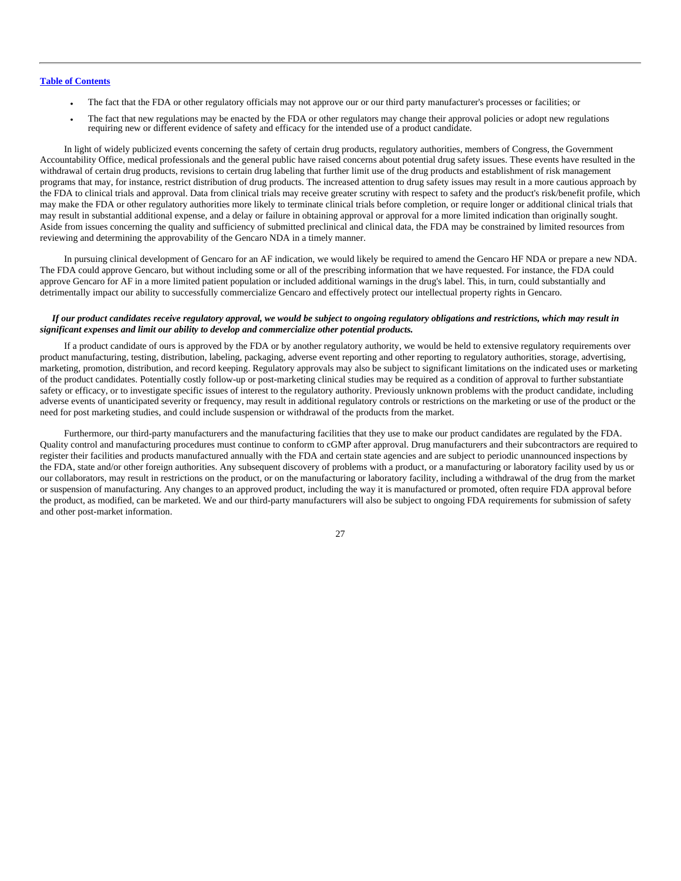- The fact that the FDA or other regulatory officials may not approve our or our third party manufacturer's processes or facilities; or
- The fact that new regulations may be enacted by the FDA or other regulators may change their approval policies or adopt new regulations requiring new or different evidence of safety and efficacy for the intended use of a product candidate.

In light of widely publicized events concerning the safety of certain drug products, regulatory authorities, members of Congress, the Government Accountability Office, medical professionals and the general public have raised concerns about potential drug safety issues. These events have resulted in the withdrawal of certain drug products, revisions to certain drug labeling that further limit use of the drug products and establishment of risk management programs that may, for instance, restrict distribution of drug products. The increased attention to drug safety issues may result in a more cautious approach by the FDA to clinical trials and approval. Data from clinical trials may receive greater scrutiny with respect to safety and the product's risk/benefit profile, which may make the FDA or other regulatory authorities more likely to terminate clinical trials before completion, or require longer or additional clinical trials that may result in substantial additional expense, and a delay or failure in obtaining approval or approval for a more limited indication than originally sought. Aside from issues concerning the quality and sufficiency of submitted preclinical and clinical data, the FDA may be constrained by limited resources from reviewing and determining the approvability of the Gencaro NDA in a timely manner.

In pursuing clinical development of Gencaro for an AF indication, we would likely be required to amend the Gencaro HF NDA or prepare a new NDA. The FDA could approve Gencaro, but without including some or all of the prescribing information that we have requested. For instance, the FDA could approve Gencaro for AF in a more limited patient population or included additional warnings in the drug's label. This, in turn, could substantially and detrimentally impact our ability to successfully commercialize Gencaro and effectively protect our intellectual property rights in Gencaro.

***If our product candidates receive regulatory approval, we would be subject to ongoing regulatory obligations and restrictions, which may result in significant expenses and limit our ability to develop and commercialize other potential products.***

If a product candidate of ours is approved by the FDA or by another regulatory authority, we would be held to extensive regulatory requirements over product manufacturing, testing, distribution, labeling, packaging, adverse event reporting and other reporting to regulatory authorities, storage, advertising, marketing, promotion, distribution, and record keeping. Regulatory approvals may also be subject to significant limitations on the indicated uses or marketing of the product candidates. Potentially costly follow-up or post-marketing clinical studies may be required as a condition of approval to further substantiate safety or efficacy, or to investigate specific issues of interest to the regulatory authority. Previously unknown problems with the product candidate, including adverse events of unanticipated severity or frequency, may result in additional regulatory controls or restrictions on the marketing or use of the product or the need for post marketing studies, and could include suspension or withdrawal of the products from the market.

Furthermore, our third-party manufacturers and the manufacturing facilities that they use to make our product candidates are regulated by the FDA. Quality control and manufacturing procedures must continue to conform to cGMP after approval. Drug manufacturers and their subcontractors are required to register their facilities and products manufactured annually with the FDA and certain state agencies and are subject to periodic unannounced inspections by the FDA, state and/or other foreign authorities. Any subsequent discovery of problems with a product, or a manufacturing or laboratory facility used by us or our collaborators, may result in restrictions on the product, or on the manufacturing or laboratory facility, including a withdrawal of the drug from the market or suspension of manufacturing. Any changes to an approved product, including the way it is manufactured or promoted, often require FDA approval before the product, as modified, can be marketed. We and our third-party manufacturers will also be subject to ongoing FDA requirements for submission of safety and other post-market information.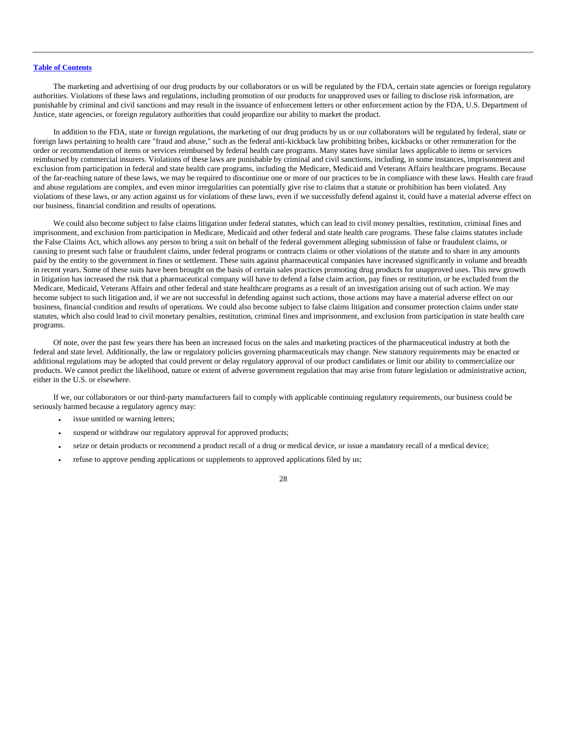[Table of Contents](#)

The marketing and advertising of our drug products by our collaborators or us will be regulated by the FDA, certain state agencies or foreign regulatory authorities. Violations of these laws and regulations, including promotion of our products for unapproved uses or failing to disclose risk information, are punishable by criminal and civil sanctions and may result in the issuance of enforcement letters or other enforcement action by the FDA, U.S. Department of Justice, state agencies, or foreign regulatory authorities that could jeopardize our ability to market the product.

In addition to the FDA, state or foreign regulations, the marketing of our drug products by us or our collaborators will be regulated by federal, state or foreign laws pertaining to health care "fraud and abuse," such as the federal anti-kickback law prohibiting bribes, kickbacks or other remuneration for the order or recommendation of items or services reimbursed by federal health care programs. Many states have similar laws applicable to items or services reimbursed by commercial insurers. Violations of these laws are punishable by criminal and civil sanctions, including, in some instances, imprisonment and exclusion from participation in federal and state health care programs, including the Medicare, Medicaid and Veterans Affairs healthcare programs. Because of the far-reaching nature of these laws, we may be required to discontinue one or more of our practices to be in compliance with these laws. Health care fraud and abuse regulations are complex, and even minor irregularities can potentially give rise to claims that a statute or prohibition has been violated. Any violations of these laws, or any action against us for violations of these laws, even if we successfully defend against it, could have a material adverse effect on our business, financial condition and results of operations.

We could also become subject to false claims litigation under federal statutes, which can lead to civil money penalties, restitution, criminal fines and imprisonment, and exclusion from participation in Medicare, Medicaid and other federal and state health care programs. These false claims statutes include the False Claims Act, which allows any person to bring a suit on behalf of the federal government alleging submission of false or fraudulent claims, or causing to present such false or fraudulent claims, under federal programs or contracts claims or other violations of the statute and to share in any amounts paid by the entity to the government in fines or settlement. These suits against pharmaceutical companies have increased significantly in volume and breadth in recent years. Some of these suits have been brought on the basis of certain sales practices promoting drug products for unapproved uses. This new growth in litigation has increased the risk that a pharmaceutical company will have to defend a false claim action, pay fines or restitution, or be excluded from the Medicare, Medicaid, Veterans Affairs and other federal and state healthcare programs as a result of an investigation arising out of such action. We may become subject to such litigation and, if we are not successful in defending against such actions, those actions may have a material adverse effect on our business, financial condition and results of operations. We could also become subject to false claims litigation and consumer protection claims under state statutes, which also could lead to civil monetary penalties, restitution, criminal fines and imprisonment, and exclusion from participation in state health care programs.

Of note, over the past few years there has been an increased focus on the sales and marketing practices of the pharmaceutical industry at both the federal and state level. Additionally, the law or regulatory policies governing pharmaceuticals may change. New statutory requirements may be enacted or additional regulations may be adopted that could prevent or delay regulatory approval of our product candidates or limit our ability to commercialize our products. We cannot predict the likelihood, nature or extent of adverse government regulation that may arise from future legislation or administrative action, either in the U.S. or elsewhere.

If we, our collaborators or our third-party manufacturers fail to comply with applicable continuing regulatory requirements, our business could be seriously harmed because a regulatory agency may:

- issue untitled or warning letters;
- suspend or withdraw our regulatory approval for approved products;
- seize or detain products or recommend a product recall of a drug or medical device, or issue a mandatory recall of a medical device;
- refuse to approve pending applications or supplements to approved applications filed by us;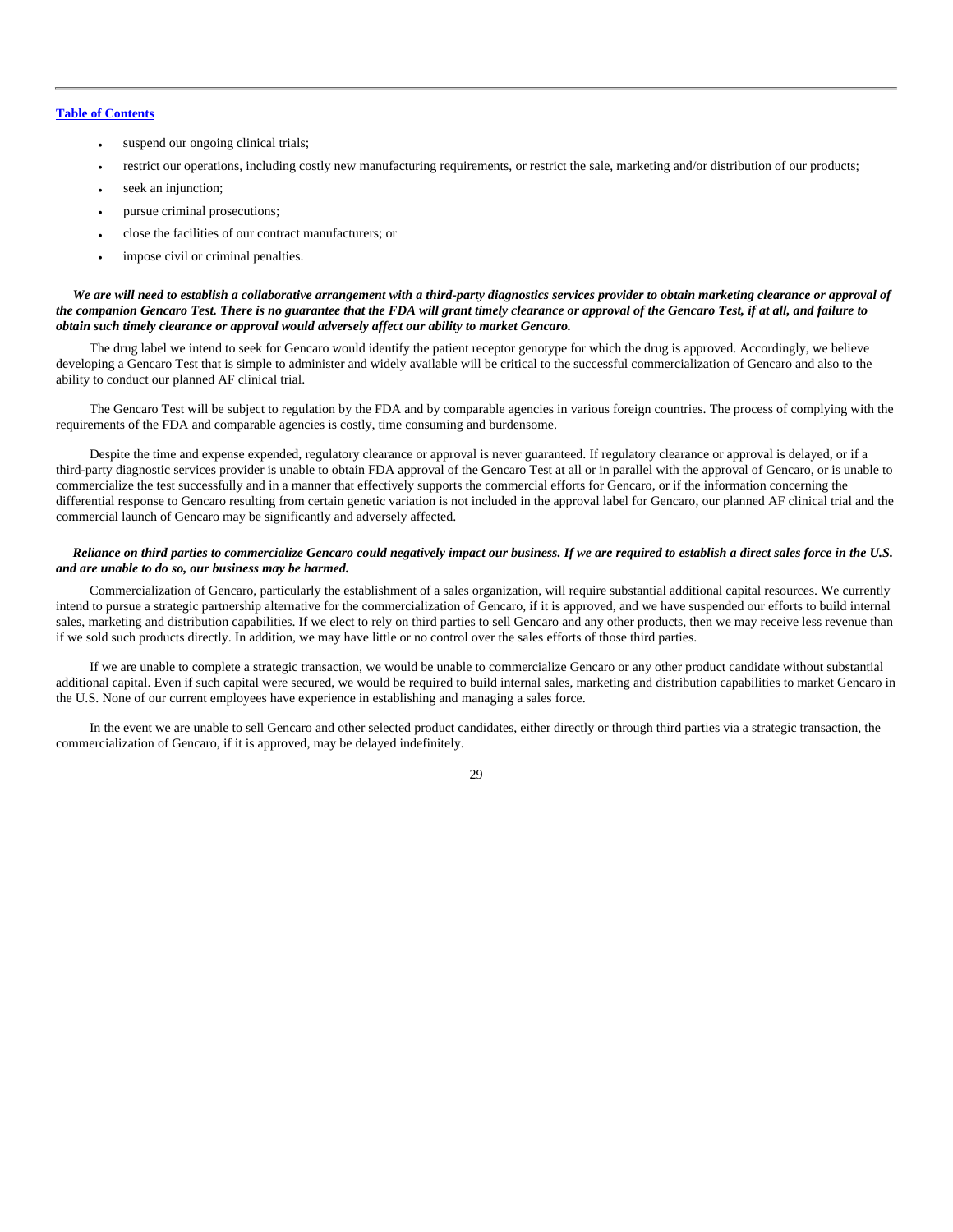- suspend our ongoing clinical trials;
- restrict our operations, including costly new manufacturing requirements, or restrict the sale, marketing and/or distribution of our products;
- seek an injunction;
- pursue criminal prosecutions;
- close the facilities of our contract manufacturers; or
- impose civil or criminal penalties.

***We are will need to establish a collaborative arrangement with a third-party diagnostics services provider to obtain marketing clearance or approval of the companion Gencaro Test. There is no guarantee that the FDA will grant timely clearance or approval of the Gencaro Test, if at all, and failure to obtain such timely clearance or approval would adversely affect our ability to market Gencaro.***

The drug label we intend to seek for Gencaro would identify the patient receptor genotype for which the drug is approved. Accordingly, we believe developing a Gencaro Test that is simple to administer and widely available will be critical to the successful commercialization of Gencaro and also to the ability to conduct our planned AF clinical trial.

The Gencaro Test will be subject to regulation by the FDA and by comparable agencies in various foreign countries. The process of complying with the requirements of the FDA and comparable agencies is costly, time consuming and burdensome.

Despite the time and expense expended, regulatory clearance or approval is never guaranteed. If regulatory clearance or approval is delayed, or if a third-party diagnostic services provider is unable to obtain FDA approval of the Gencaro Test at all or in parallel with the approval of Gencaro, or is unable to commercialize the test successfully and in a manner that effectively supports the commercial efforts for Gencaro, or if the information concerning the differential response to Gencaro resulting from certain genetic variation is not included in the approval label for Gencaro, our planned AF clinical trial and the commercial launch of Gencaro may be significantly and adversely affected.

***Reliance on third parties to commercialize Gencaro could negatively impact our business. If we are required to establish a direct sales force in the U.S. and are unable to do so, our business may be harmed.***

Commercialization of Gencaro, particularly the establishment of a sales organization, will require substantial additional capital resources. We currently intend to pursue a strategic partnership alternative for the commercialization of Gencaro, if it is approved, and we have suspended our efforts to build internal sales, marketing and distribution capabilities. If we elect to rely on third parties to sell Gencaro and any other products, then we may receive less revenue than if we sold such products directly. In addition, we may have little or no control over the sales efforts of those third parties.

If we are unable to complete a strategic transaction, we would be unable to commercialize Gencaro or any other product candidate without substantial additional capital. Even if such capital were secured, we would be required to build internal sales, marketing and distribution capabilities to market Gencaro in the U.S. None of our current employees have experience in establishing and managing a sales force.

In the event we are unable to sell Gencaro and other selected product candidates, either directly or through third parties via a strategic transaction, the commercialization of Gencaro, if it is approved, may be delayed indefinitely.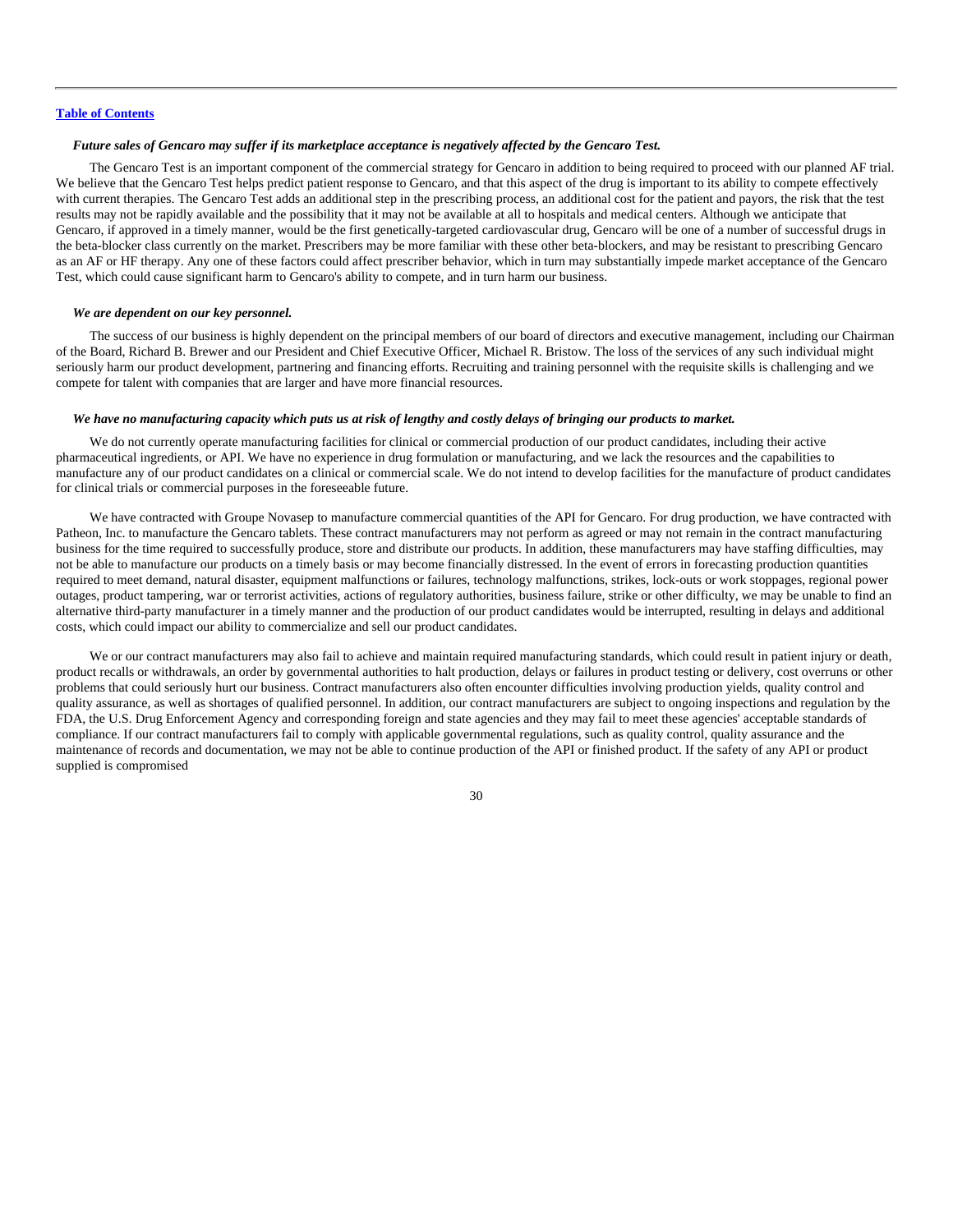*Future sales of Gencaro may suffer if its marketplace acceptance is negatively affected by the Gencaro Test.*

The Gencaro Test is an important component of the commercial strategy for Gencaro in addition to being required to proceed with our planned AF trial. We believe that the Gencaro Test helps predict patient response to Gencaro, and that this aspect of the drug is important to its ability to compete effectively with current therapies. The Gencaro Test adds an additional step in the prescribing process, an additional cost for the patient and payors, the risk that the test results may not be rapidly available and the possibility that it may not be available at all to hospitals and medical centers. Although we anticipate that Gencaro, if approved in a timely manner, would be the first genetically-targeted cardiovascular drug, Gencaro will be one of a number of successful drugs in the beta-blocker class currently on the market. Prescribers may be more familiar with these other beta-blockers, and may be resistant to prescribing Gencaro as an AF or HF therapy. Any one of these factors could affect prescriber behavior, which in turn may substantially impede market acceptance of the Gencaro Test, which could cause significant harm to Gencaro's ability to compete, and in turn harm our business.

*We are dependent on our key personnel.*

The success of our business is highly dependent on the principal members of our board of directors and executive management, including our Chairman of the Board, Richard B. Brewer and our President and Chief Executive Officer, Michael R. Bristow. The loss of the services of any such individual might seriously harm our product development, partnering and financing efforts. Recruiting and training personnel with the requisite skills is challenging and we compete for talent with companies that are larger and have more financial resources.

*We have no manufacturing capacity which puts us at risk of lengthy and costly delays of bringing our products to market.*

We do not currently operate manufacturing facilities for clinical or commercial production of our product candidates, including their active pharmaceutical ingredients, or API. We have no experience in drug formulation or manufacturing, and we lack the resources and the capabilities to manufacture any of our product candidates on a clinical or commercial scale. We do not intend to develop facilities for the manufacture of product candidates for clinical trials or commercial purposes in the foreseeable future.

We have contracted with Groupe Novasep to manufacture commercial quantities of the API for Gencaro. For drug production, we have contracted with Patheon, Inc. to manufacture the Gencaro tablets. These contract manufacturers may not perform as agreed or may not remain in the contract manufacturing business for the time required to successfully produce, store and distribute our products. In addition, these manufacturers may have staffing difficulties, may not be able to manufacture our products on a timely basis or may become financially distressed. In the event of errors in forecasting production quantities required to meet demand, natural disaster, equipment malfunctions or failures, technology malfunctions, strikes, lock-outs or work stoppages, regional power outages, product tampering, war or terrorist activities, actions of regulatory authorities, business failure, strike or other difficulty, we may be unable to find an alternative third-party manufacturer in a timely manner and the production of our product candidates would be interrupted, resulting in delays and additional costs, which could impact our ability to commercialize and sell our product candidates.

We or our contract manufacturers may also fail to achieve and maintain required manufacturing standards, which could result in patient injury or death, product recalls or withdrawals, an order by governmental authorities to halt production, delays or failures in product testing or delivery, cost overruns or other problems that could seriously hurt our business. Contract manufacturers also often encounter difficulties involving production yields, quality control and quality assurance, as well as shortages of qualified personnel. In addition, our contract manufacturers are subject to ongoing inspections and regulation by the FDA, the U.S. Drug Enforcement Agency and corresponding foreign and state agencies and they may fail to meet these agencies' acceptable standards of compliance. If our contract manufacturers fail to comply with applicable governmental regulations, such as quality control, quality assurance and the maintenance of records and documentation, we may not be able to continue production of the API or finished product. If the safety of any API or product supplied is compromised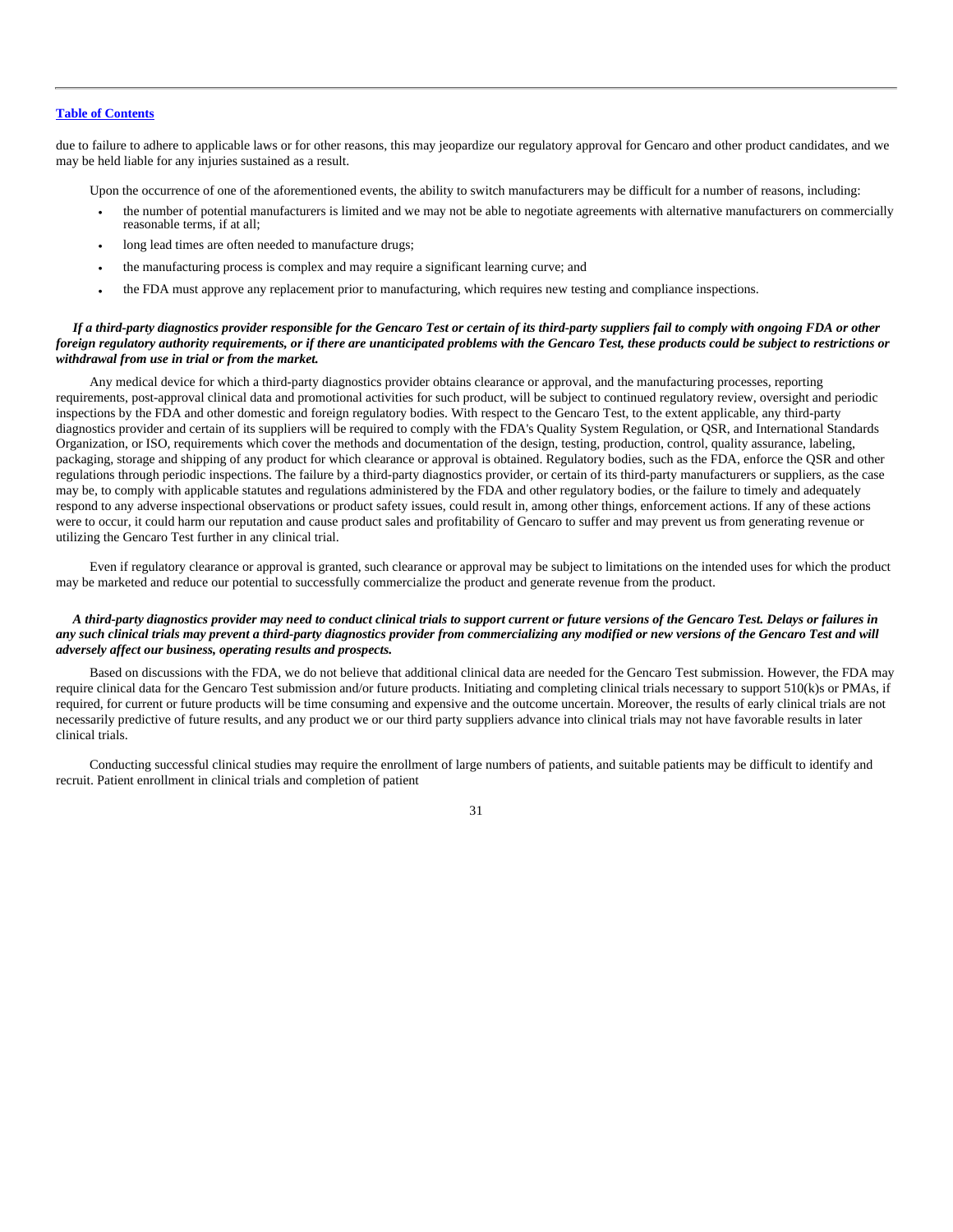due to failure to adhere to applicable laws or for other reasons, this may jeopardize our regulatory approval for Gencaro and other product candidates, and we may be held liable for any injuries sustained as a result.

Upon the occurrence of one of the aforementioned events, the ability to switch manufacturers may be difficult for a number of reasons, including:

- the number of potential manufacturers is limited and we may not be able to negotiate agreements with alternative manufacturers on commercially reasonable terms, if at all;
- long lead times are often needed to manufacture drugs;
- the manufacturing process is complex and may require a significant learning curve; and
- the FDA must approve any replacement prior to manufacturing, which requires new testing and compliance inspections.

***If a third-party diagnostics provider responsible for the Gencaro Test or certain of its third-party suppliers fail to comply with ongoing FDA or other foreign regulatory authority requirements, or if there are unanticipated problems with the Gencaro Test, these products could be subject to restrictions or withdrawal from use in trial or from the market.***

Any medical device for which a third-party diagnostics provider obtains clearance or approval, and the manufacturing processes, reporting requirements, post-approval clinical data and promotional activities for such product, will be subject to continued regulatory review, oversight and periodic inspections by the FDA and other domestic and foreign regulatory bodies. With respect to the Gencaro Test, to the extent applicable, any third-party diagnostics provider and certain of its suppliers will be required to comply with the FDA's Quality System Regulation, or QSR, and International Standards Organization, or ISO, requirements which cover the methods and documentation of the design, testing, production, control, quality assurance, labeling, packaging, storage and shipping of any product for which clearance or approval is obtained. Regulatory bodies, such as the FDA, enforce the QSR and other regulations through periodic inspections. The failure by a third-party diagnostics provider, or certain of its third-party manufacturers or suppliers, as the case may be, to comply with applicable statutes and regulations administered by the FDA and other regulatory bodies, or the failure to timely and adequately respond to any adverse inspectional observations or product safety issues, could result in, among other things, enforcement actions. If any of these actions were to occur, it could harm our reputation and cause product sales and profitability of Gencaro to suffer and may prevent us from generating revenue or utilizing the Gencaro Test further in any clinical trial.

Even if regulatory clearance or approval is granted, such clearance or approval may be subject to limitations on the intended uses for which the product may be marketed and reduce our potential to successfully commercialize the product and generate revenue from the product.

***A third-party diagnostics provider may need to conduct clinical trials to support current or future versions of the Gencaro Test. Delays or failures in any such clinical trials may prevent a third-party diagnostics provider from commercializing any modified or new versions of the Gencaro Test and will adversely affect our business, operating results and prospects.***

Based on discussions with the FDA, we do not believe that additional clinical data are needed for the Gencaro Test submission. However, the FDA may require clinical data for the Gencaro Test submission and/or future products. Initiating and completing clinical trials necessary to support 510(k)s or PMAs, if required, for current or future products will be time consuming and expensive and the outcome uncertain. Moreover, the results of early clinical trials are not necessarily predictive of future results, and any product we or our third party suppliers advance into clinical trials may not have favorable results in later clinical trials.

Conducting successful clinical studies may require the enrollment of large numbers of patients, and suitable patients may be difficult to identify and recruit. Patient enrollment in clinical trials and completion of patient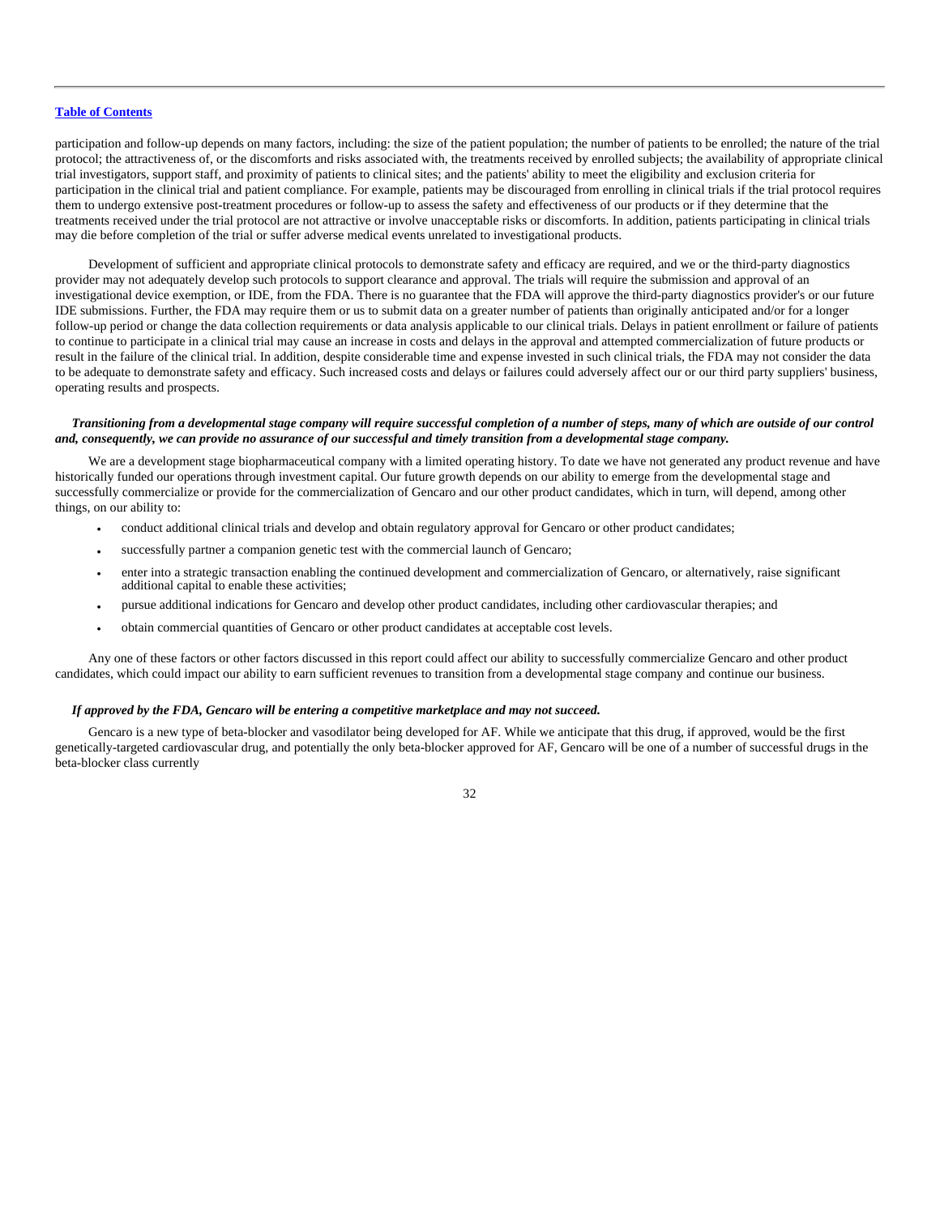participation and follow-up depends on many factors, including: the size of the patient population; the number of patients to be enrolled; the nature of the trial protocol; the attractiveness of, or the discomforts and risks associated with, the treatments received by enrolled subjects; the availability of appropriate clinical trial investigators, support staff, and proximity of patients to clinical sites; and the patients' ability to meet the eligibility and exclusion criteria for participation in the clinical trial and patient compliance. For example, patients may be discouraged from enrolling in clinical trials if the trial protocol requires them to undergo extensive post-treatment procedures or follow-up to assess the safety and effectiveness of our products or if they determine that the treatments received under the trial protocol are not attractive or involve unacceptable risks or discomforts. In addition, patients participating in clinical trials may die before completion of the trial or suffer adverse medical events unrelated to investigational products.

Development of sufficient and appropriate clinical protocols to demonstrate safety and efficacy are required, and we or the third-party diagnostics provider may not adequately develop such protocols to support clearance and approval. The trials will require the submission and approval of an investigational device exemption, or IDE, from the FDA. There is no guarantee that the FDA will approve the third-party diagnostics provider's or our future IDE submissions. Further, the FDA may require them or us to submit data on a greater number of patients than originally anticipated and/or for a longer follow-up period or change the data collection requirements or data analysis applicable to our clinical trials. Delays in patient enrollment or failure of patients to continue to participate in a clinical trial may cause an increase in costs and delays in the approval and attempted commercialization of future products or result in the failure of the clinical trial. In addition, despite considerable time and expense invested in such clinical trials, the FDA may not consider the data to be adequate to demonstrate safety and efficacy. Such increased costs and delays or failures could adversely affect our or our third party suppliers' business, operating results and prospects.

***Transitioning from a developmental stage company will require successful completion of a number of steps, many of which are outside of our control and, consequently, we can provide no assurance of our successful and timely transition from a developmental stage company.***

We are a development stage biopharmaceutical company with a limited operating history. To date we have not generated any product revenue and have historically funded our operations through investment capital. Our future growth depends on our ability to emerge from the developmental stage and successfully commercialize or provide for the commercialization of Gencaro and our other product candidates, which in turn, will depend, among other things, on our ability to:

- conduct additional clinical trials and develop and obtain regulatory approval for Gencaro or other product candidates;
- successfully partner a companion genetic test with the commercial launch of Gencaro;
- enter into a strategic transaction enabling the continued development and commercialization of Gencaro, or alternatively, raise significant additional capital to enable these activities;
- pursue additional indications for Gencaro and develop other product candidates, including other cardiovascular therapies; and
- obtain commercial quantities of Gencaro or other product candidates at acceptable cost levels.

Any one of these factors or other factors discussed in this report could affect our ability to successfully commercialize Gencaro and other product candidates, which could impact our ability to earn sufficient revenues to transition from a developmental stage company and continue our business.

***If approved by the FDA, Gencaro will be entering a competitive marketplace and may not succeed.***

Gencaro is a new type of beta-blocker and vasodilator being developed for AF. While we anticipate that this drug, if approved, would be the first genetically-targeted cardiovascular drug, and potentially the only beta-blocker approved for AF, Gencaro will be one of a number of successful drugs in the beta-blocker class currently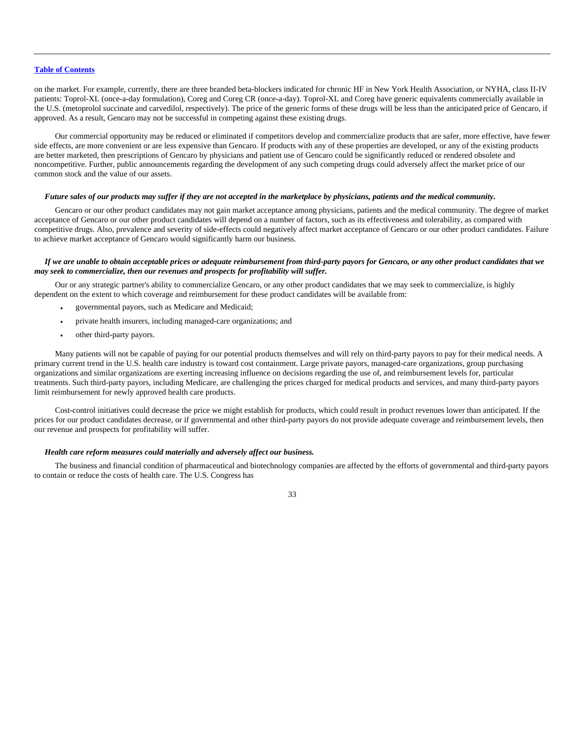on the market. For example, currently, there are three branded beta-blockers indicated for chronic HF in New York Health Association, or NYHA, class II-IV patients: Toprol-XL (once-a-day formulation), Coreg and Coreg CR (once-a-day). Toprol-XL and Coreg have generic equivalents commercially available in the U.S. (metoprolol succinate and carvedilol, respectively). The price of the generic forms of these drugs will be less than the anticipated price of Gencaro, if approved. As a result, Gencaro may not be successful in competing against these existing drugs.

Our commercial opportunity may be reduced or eliminated if competitors develop and commercialize products that are safer, more effective, have fewer side effects, are more convenient or are less expensive than Gencaro. If products with any of these properties are developed, or any of the existing products are better marketed, then prescriptions of Gencaro by physicians and patient use of Gencaro could be significantly reduced or rendered obsolete and noncompetitive. Further, public announcements regarding the development of any such competing drugs could adversely affect the market price of our common stock and the value of our assets.

***Future sales of our products may suffer if they are not accepted in the marketplace by physicians, patients and the medical community.***

Gencaro or our other product candidates may not gain market acceptance among physicians, patients and the medical community. The degree of market acceptance of Gencaro or our other product candidates will depend on a number of factors, such as its effectiveness and tolerability, as compared with competitive drugs. Also, prevalence and severity of side-effects could negatively affect market acceptance of Gencaro or our other product candidates. Failure to achieve market acceptance of Gencaro would significantly harm our business.

***If we are unable to obtain acceptable prices or adequate reimbursement from third-party payors for Gencaro, or any other product candidates that we may seek to commercialize, then our revenues and prospects for profitability will suffer.***

Our or any strategic partner's ability to commercialize Gencaro, or any other product candidates that we may seek to commercialize, is highly dependent on the extent to which coverage and reimbursement for these product candidates will be available from:

- governmental payors, such as Medicare and Medicaid;
- private health insurers, including managed-care organizations; and
- other third-party payors.

Many patients will not be capable of paying for our potential products themselves and will rely on third-party payors to pay for their medical needs. A primary current trend in the U.S. health care industry is toward cost containment. Large private payors, managed-care organizations, group purchasing organizations and similar organizations are exerting increasing influence on decisions regarding the use of, and reimbursement levels for, particular treatments. Such third-party payors, including Medicare, are challenging the prices charged for medical products and services, and many third-party payors limit reimbursement for newly approved health care products.

Cost-control initiatives could decrease the price we might establish for products, which could result in product revenues lower than anticipated. If the prices for our product candidates decrease, or if governmental and other third-party payors do not provide adequate coverage and reimbursement levels, then our revenue and prospects for profitability will suffer.

***Health care reform measures could materially and adversely affect our business.***

The business and financial condition of pharmaceutical and biotechnology companies are affected by the efforts of governmental and third-party payors to contain or reduce the costs of health care. The U.S. Congress has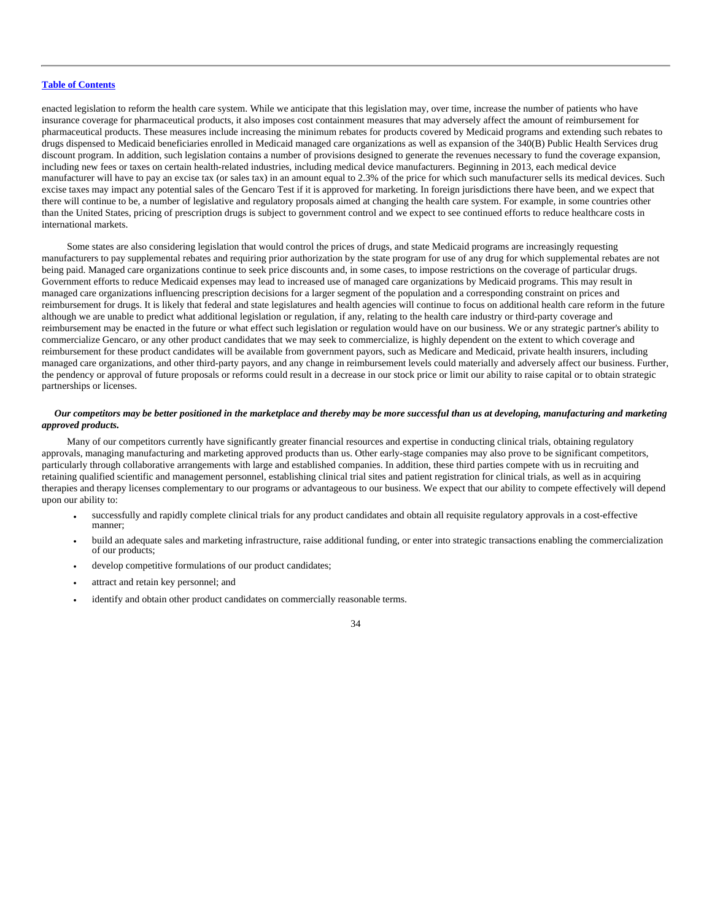enacted legislation to reform the health care system. While we anticipate that this legislation may, over time, increase the number of patients who have insurance coverage for pharmaceutical products, it also imposes cost containment measures that may adversely affect the amount of reimbursement for pharmaceutical products. These measures include increasing the minimum rebates for products covered by Medicaid programs and extending such rebates to drugs dispensed to Medicaid beneficiaries enrolled in Medicaid managed care organizations as well as expansion of the 340(B) Public Health Services drug discount program. In addition, such legislation contains a number of provisions designed to generate the revenues necessary to fund the coverage expansion, including new fees or taxes on certain health-related industries, including medical device manufacturers. Beginning in 2013, each medical device manufacturer will have to pay an excise tax (or sales tax) in an amount equal to 2.3% of the price for which such manufacturer sells its medical devices. Such excise taxes may impact any potential sales of the Gencaro Test if it is approved for marketing. In foreign jurisdictions there have been, and we expect that there will continue to be, a number of legislative and regulatory proposals aimed at changing the health care system. For example, in some countries other than the United States, pricing of prescription drugs is subject to government control and we expect to see continued efforts to reduce healthcare costs in international markets.

Some states are also considering legislation that would control the prices of drugs, and state Medicaid programs are increasingly requesting manufacturers to pay supplemental rebates and requiring prior authorization by the state program for use of any drug for which supplemental rebates are not being paid. Managed care organizations continue to seek price discounts and, in some cases, to impose restrictions on the coverage of particular drugs. Government efforts to reduce Medicaid expenses may lead to increased use of managed care organizations by Medicaid programs. This may result in managed care organizations influencing prescription decisions for a larger segment of the population and a corresponding constraint on prices and reimbursement for drugs. It is likely that federal and state legislatures and health agencies will continue to focus on additional health care reform in the future although we are unable to predict what additional legislation or regulation, if any, relating to the health care industry or third-party coverage and reimbursement may be enacted in the future or what effect such legislation or regulation would have on our business. We or any strategic partner's ability to commercialize Gencaro, or any other product candidates that we may seek to commercialize, is highly dependent on the extent to which coverage and reimbursement for these product candidates will be available from government payors, such as Medicare and Medicaid, private health insurers, including managed care organizations, and other third-party payors, and any change in reimbursement levels could materially and adversely affect our business. Further, the pendency or approval of future proposals or reforms could result in a decrease in our stock price or limit our ability to raise capital or to obtain strategic partnerships or licenses.

***Our competitors may be better positioned in the marketplace and thereby may be more successful than us at developing, manufacturing and marketing approved products.***

Many of our competitors currently have significantly greater financial resources and expertise in conducting clinical trials, obtaining regulatory approvals, managing manufacturing and marketing approved products than us. Other early-stage companies may also prove to be significant competitors, particularly through collaborative arrangements with large and established companies. In addition, these third parties compete with us in recruiting and retaining qualified scientific and management personnel, establishing clinical trial sites and patient registration for clinical trials, as well as in acquiring therapies and therapy licenses complementary to our programs or advantageous to our business. We expect that our ability to compete effectively will depend upon our ability to:

- successfully and rapidly complete clinical trials for any product candidates and obtain all requisite regulatory approvals in a cost-effective manner;
- build an adequate sales and marketing infrastructure, raise additional funding, or enter into strategic transactions enabling the commercialization of our products;
- develop competitive formulations of our product candidates;
- attract and retain key personnel; and
- identify and obtain other product candidates on commercially reasonable terms.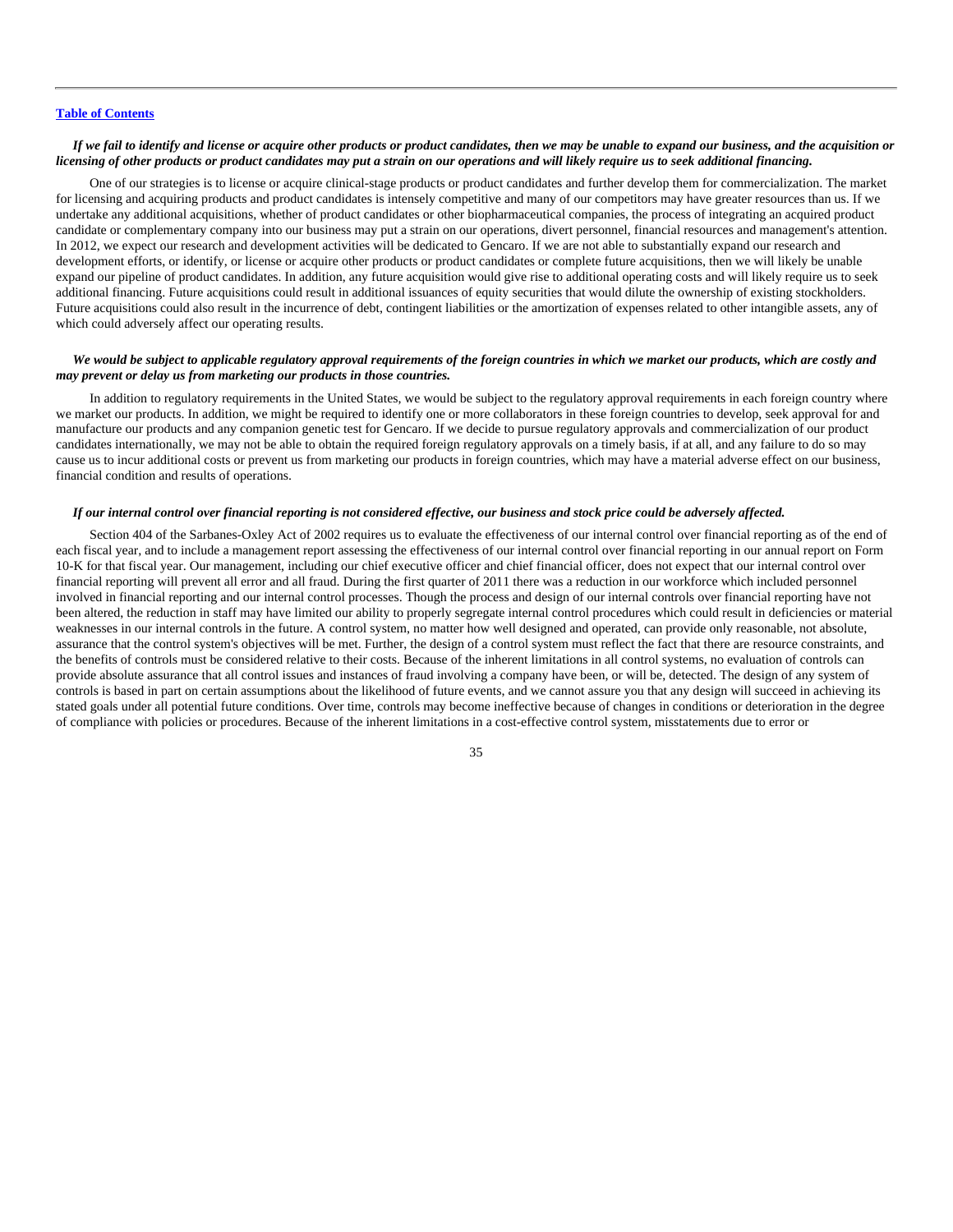[Table of Contents](#)

***If we fail to identify and license or acquire other products or product candidates, then we may be unable to expand our business, and the acquisition or licensing of other products or product candidates may put a strain on our operations and will likely require us to seek additional financing.***

One of our strategies is to license or acquire clinical-stage products or product candidates and further develop them for commercialization. The market for licensing and acquiring products and product candidates is intensely competitive and many of our competitors may have greater resources than us. If we undertake any additional acquisitions, whether of product candidates or other biopharmaceutical companies, the process of integrating an acquired product candidate or complementary company into our business may put a strain on our operations, divert personnel, financial resources and management's attention. In 2012, we expect our research and development activities will be dedicated to Gencaro. If we are not able to substantially expand our research and development efforts, or identify, or license or acquire other products or product candidates or complete future acquisitions, then we will likely be unable expand our pipeline of product candidates. In addition, any future acquisition would give rise to additional operating costs and will likely require us to seek additional financing. Future acquisitions could result in additional issuances of equity securities that would dilute the ownership of existing stockholders. Future acquisitions could also result in the incurrence of debt, contingent liabilities or the amortization of expenses related to other intangible assets, any of which could adversely affect our operating results.

***We would be subject to applicable regulatory approval requirements of the foreign countries in which we market our products, which are costly and may prevent or delay us from marketing our products in those countries.***

In addition to regulatory requirements in the United States, we would be subject to the regulatory approval requirements in each foreign country where we market our products. In addition, we might be required to identify one or more collaborators in these foreign countries to develop, seek approval for and manufacture our products and any companion genetic test for Gencaro. If we decide to pursue regulatory approvals and commercialization of our product candidates internationally, we may not be able to obtain the required foreign regulatory approvals on a timely basis, if at all, and any failure to do so may cause us to incur additional costs or prevent us from marketing our products in foreign countries, which may have a material adverse effect on our business, financial condition and results of operations.

***If our internal control over financial reporting is not considered effective, our business and stock price could be adversely affected.***

Section 404 of the Sarbanes-Oxley Act of 2002 requires us to evaluate the effectiveness of our internal control over financial reporting as of the end of each fiscal year, and to include a management report assessing the effectiveness of our internal control over financial reporting in our annual report on Form 10-K for that fiscal year. Our management, including our chief executive officer and chief financial officer, does not expect that our internal control over financial reporting will prevent all error and all fraud. During the first quarter of 2011 there was a reduction in our workforce which included personnel involved in financial reporting and our internal control processes. Though the process and design of our internal controls over financial reporting have not been altered, the reduction in staff may have limited our ability to properly segregate internal control procedures which could result in deficiencies or material weaknesses in our internal controls in the future. A control system, no matter how well designed and operated, can provide only reasonable, not absolute, assurance that the control system's objectives will be met. Further, the design of a control system must reflect the fact that there are resource constraints, and the benefits of controls must be considered relative to their costs. Because of the inherent limitations in all control systems, no evaluation of controls can provide absolute assurance that all control issues and instances of fraud involving a company have been, or will be, detected. The design of any system of controls is based in part on certain assumptions about the likelihood of future events, and we cannot assure you that any design will succeed in achieving its stated goals under all potential future conditions. Over time, controls may become ineffective because of changes in conditions or deterioration in the degree of compliance with policies or procedures. Because of the inherent limitations in a cost-effective control system, misstatements due to error or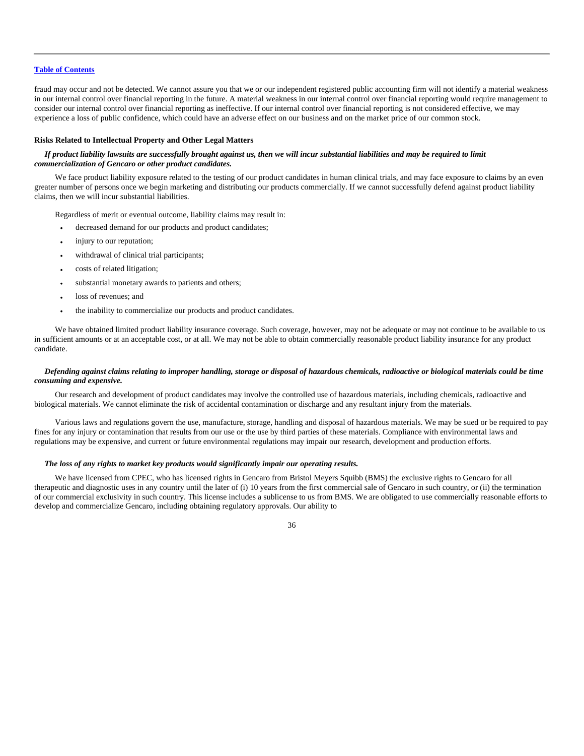fraud may occur and not be detected. We cannot assure you that we or our independent registered public accounting firm will not identify a material weakness in our internal control over financial reporting in the future. A material weakness in our internal control over financial reporting would require management to consider our internal control over financial reporting as ineffective. If our internal control over financial reporting is not considered effective, we may experience a loss of public confidence, which could have an adverse effect on our business and on the market price of our common stock.

**Risks Related to Intellectual Property and Other Legal Matters**

***If product liability lawsuits are successfully brought against us, then we will incur substantial liabilities and may be required to limit commercialization of Gencaro or other product candidates.***

We face product liability exposure related to the testing of our product candidates in human clinical trials, and may face exposure to claims by an even greater number of persons once we begin marketing and distributing our products commercially. If we cannot successfully defend against product liability claims, then we will incur substantial liabilities.

Regardless of merit or eventual outcome, liability claims may result in:

- decreased demand for our products and product candidates;
- injury to our reputation;
- withdrawal of clinical trial participants;
- costs of related litigation;
- substantial monetary awards to patients and others;
- loss of revenues; and
- the inability to commercialize our products and product candidates.

We have obtained limited product liability insurance coverage. Such coverage, however, may not be adequate or may not continue to be available to us in sufficient amounts or at an acceptable cost, or at all. We may not be able to obtain commercially reasonable product liability insurance for any product candidate.

***Defending against claims relating to improper handling, storage or disposal of hazardous chemicals, radioactive or biological materials could be time consuming and expensive.***

Our research and development of product candidates may involve the controlled use of hazardous materials, including chemicals, radioactive and biological materials. We cannot eliminate the risk of accidental contamination or discharge and any resultant injury from the materials.

Various laws and regulations govern the use, manufacture, storage, handling and disposal of hazardous materials. We may be sued or be required to pay fines for any injury or contamination that results from our use or the use by third parties of these materials. Compliance with environmental laws and regulations may be expensive, and current or future environmental regulations may impair our research, development and production efforts.

***The loss of any rights to market key products would significantly impair our operating results.***

We have licensed from CPEC, who has licensed rights in Gencaro from Bristol Meyers Squibb (BMS) the exclusive rights to Gencaro for all therapeutic and diagnostic uses in any country until the later of (i) 10 years from the first commercial sale of Gencaro in such country, or (ii) the termination of our commercial exclusivity in such country. This license includes a sublicense to us from BMS. We are obligated to use commercially reasonable efforts to develop and commercialize Gencaro, including obtaining regulatory approvals. Our ability to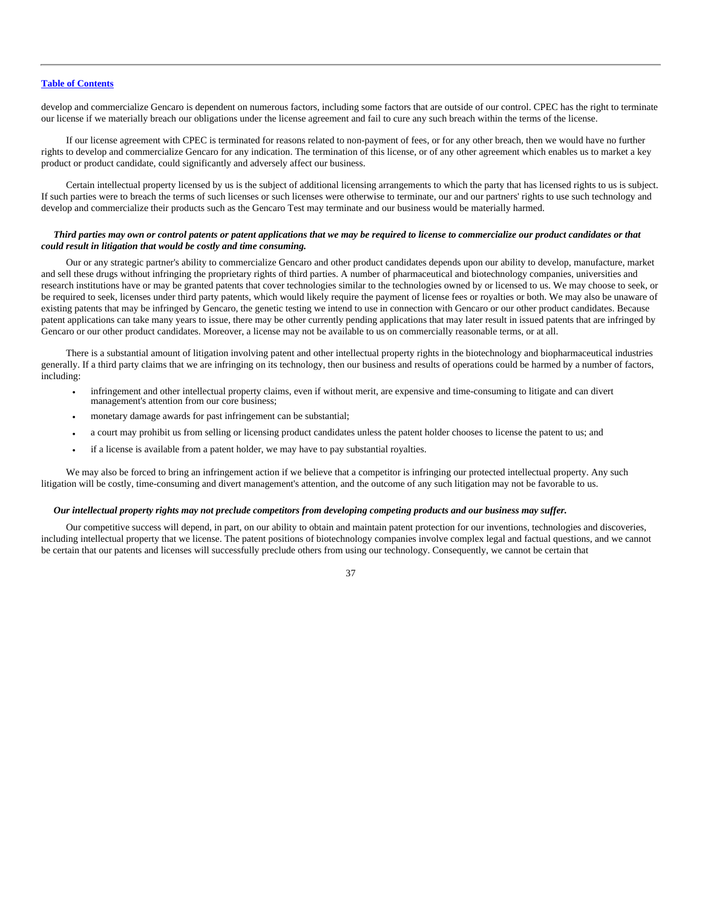develop and commercialize Gencaro is dependent on numerous factors, including some factors that are outside of our control. CPEC has the right to terminate our license if we materially breach our obligations under the license agreement and fail to cure any such breach within the terms of the license.

If our license agreement with CPEC is terminated for reasons related to non-payment of fees, or for any other breach, then we would have no further rights to develop and commercialize Gencaro for any indication. The termination of this license, or of any other agreement which enables us to market a key product or product candidate, could significantly and adversely affect our business.

Certain intellectual property licensed by us is the subject of additional licensing arrangements to which the party that has licensed rights to us is subject. If such parties were to breach the terms of such licenses or such licenses were otherwise to terminate, our and our partners' rights to use such technology and develop and commercialize their products such as the Gencaro Test may terminate and our business would be materially harmed.

***Third parties may own or control patents or patent applications that we may be required to license to commercialize our product candidates or that could result in litigation that would be costly and time consuming.***

Our or any strategic partner's ability to commercialize Gencaro and other product candidates depends upon our ability to develop, manufacture, market and sell these drugs without infringing the proprietary rights of third parties. A number of pharmaceutical and biotechnology companies, universities and research institutions have or may be granted patents that cover technologies similar to the technologies owned by or licensed to us. We may choose to seek, or be required to seek, licenses under third party patents, which would likely require the payment of license fees or royalties or both. We may also be unaware of existing patents that may be infringed by Gencaro, the genetic testing we intend to use in connection with Gencaro or our other product candidates. Because patent applications can take many years to issue, there may be other currently pending applications that may later result in issued patents that are infringed by Gencaro or our other product candidates. Moreover, a license may not be available to us on commercially reasonable terms, or at all.

There is a substantial amount of litigation involving patent and other intellectual property rights in the biotechnology and biopharmaceutical industries generally. If a third party claims that we are infringing on its technology, then our business and results of operations could be harmed by a number of factors, including:

- infringement and other intellectual property claims, even if without merit, are expensive and time-consuming to litigate and can divert management's attention from our core business;
- monetary damage awards for past infringement can be substantial;
- a court may prohibit us from selling or licensing product candidates unless the patent holder chooses to license the patent to us; and
- if a license is available from a patent holder, we may have to pay substantial royalties.

We may also be forced to bring an infringement action if we believe that a competitor is infringing our protected intellectual property. Any such litigation will be costly, time-consuming and divert management's attention, and the outcome of any such litigation may not be favorable to us.

***Our intellectual property rights may not preclude competitors from developing competing products and our business may suffer.***

Our competitive success will depend, in part, on our ability to obtain and maintain patent protection for our inventions, technologies and discoveries, including intellectual property that we license. The patent positions of biotechnology companies involve complex legal and factual questions, and we cannot be certain that our patents and licenses will successfully preclude others from using our technology. Consequently, we cannot be certain that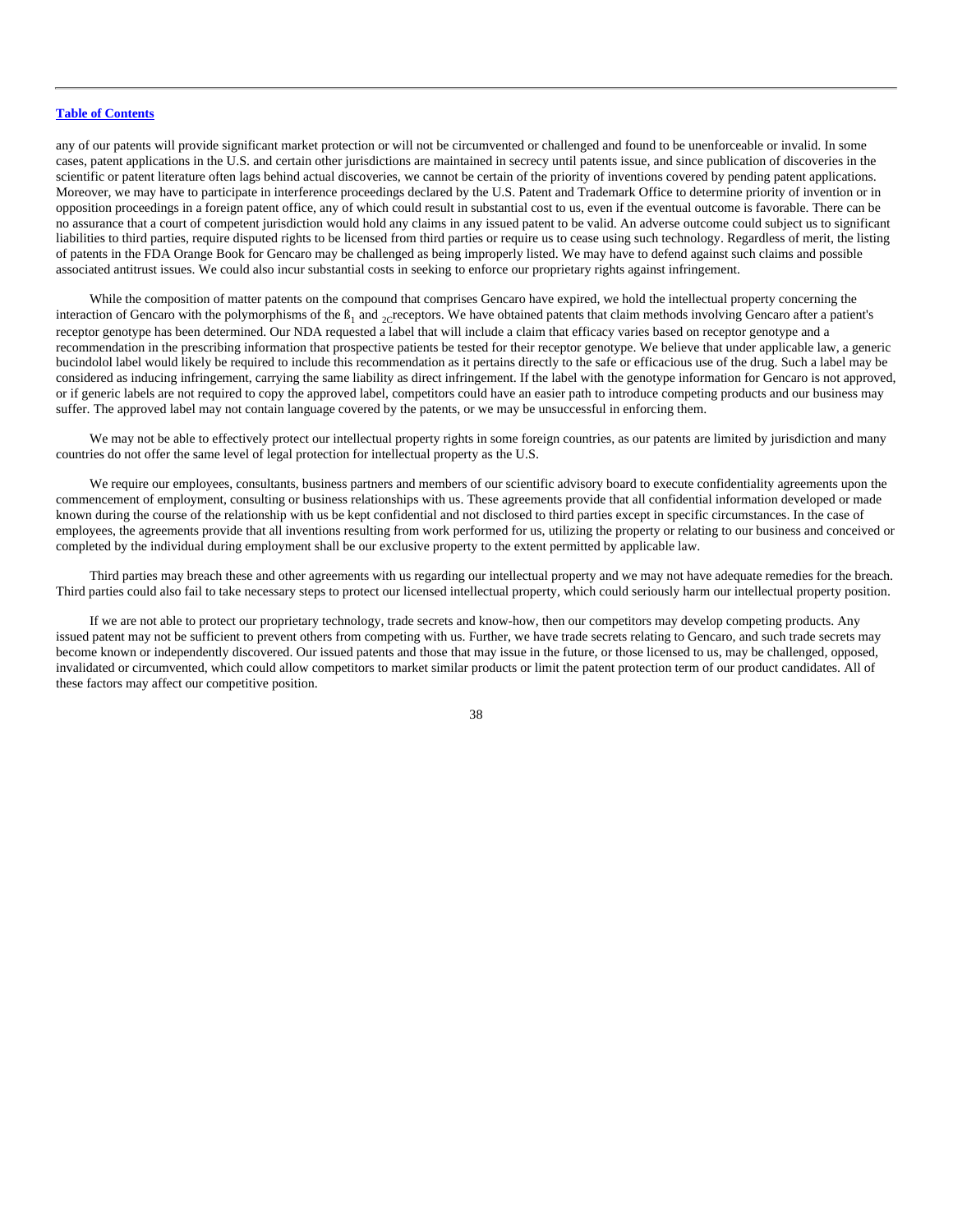any of our patents will provide significant market protection or will not be circumvented or challenged and found to be unenforceable or invalid. In some cases, patent applications in the U.S. and certain other jurisdictions are maintained in secrecy until patents issue, and since publication of discoveries in the scientific or patent literature often lags behind actual discoveries, we cannot be certain of the priority of inventions covered by pending patent applications. Moreover, we may have to participate in interference proceedings declared by the U.S. Patent and Trademark Office to determine priority of invention or in opposition proceedings in a foreign patent office, any of which could result in substantial cost to us, even if the eventual outcome is favorable. There can be no assurance that a court of competent jurisdiction would hold any claims in any issued patent to be valid. An adverse outcome could subject us to significant liabilities to third parties, require disputed rights to be licensed from third parties or require us to cease using such technology. Regardless of merit, the listing of patents in the FDA Orange Book for Gencaro may be challenged as being improperly listed. We may have to defend against such claims and possible associated antitrust issues. We could also incur substantial costs in seeking to enforce our proprietary rights against infringement.

While the composition of matter patents on the compound that comprises Gencaro have expired, we hold the intellectual property concerning the interaction of Gencaro with the polymorphisms of the $ß_1$ and $_{2C}$receptors. We have obtained patents that claim methods involving Gencaro after a patient's receptor genotype has been determined. Our NDA requested a label that will include a claim that efficacy varies based on receptor genotype and a recommendation in the prescribing information that prospective patients be tested for their receptor genotype. We believe that under applicable law, a generic bucindolol label would likely be required to include this recommendation as it pertains directly to the safe or efficacious use of the drug. Such a label may be considered as inducing infringement, carrying the same liability as direct infringement. If the label with the genotype information for Gencaro is not approved, or if generic labels are not required to copy the approved label, competitors could have an easier path to introduce competing products and our business may suffer. The approved label may not contain language covered by the patents, or we may be unsuccessful in enforcing them.

We may not be able to effectively protect our intellectual property rights in some foreign countries, as our patents are limited by jurisdiction and many countries do not offer the same level of legal protection for intellectual property as the U.S.

We require our employees, consultants, business partners and members of our scientific advisory board to execute confidentiality agreements upon the commencement of employment, consulting or business relationships with us. These agreements provide that all confidential information developed or made known during the course of the relationship with us be kept confidential and not disclosed to third parties except in specific circumstances. In the case of employees, the agreements provide that all inventions resulting from work performed for us, utilizing the property or relating to our business and conceived or completed by the individual during employment shall be our exclusive property to the extent permitted by applicable law.

Third parties may breach these and other agreements with us regarding our intellectual property and we may not have adequate remedies for the breach. Third parties could also fail to take necessary steps to protect our licensed intellectual property, which could seriously harm our intellectual property position.

If we are not able to protect our proprietary technology, trade secrets and know-how, then our competitors may develop competing products. Any issued patent may not be sufficient to prevent others from competing with us. Further, we have trade secrets relating to Gencaro, and such trade secrets may become known or independently discovered. Our issued patents and those that may issue in the future, or those licensed to us, may be challenged, opposed, invalidated or circumvented, which could allow competitors to market similar products or limit the patent protection term of our product candidates. All of these factors may affect our competitive position.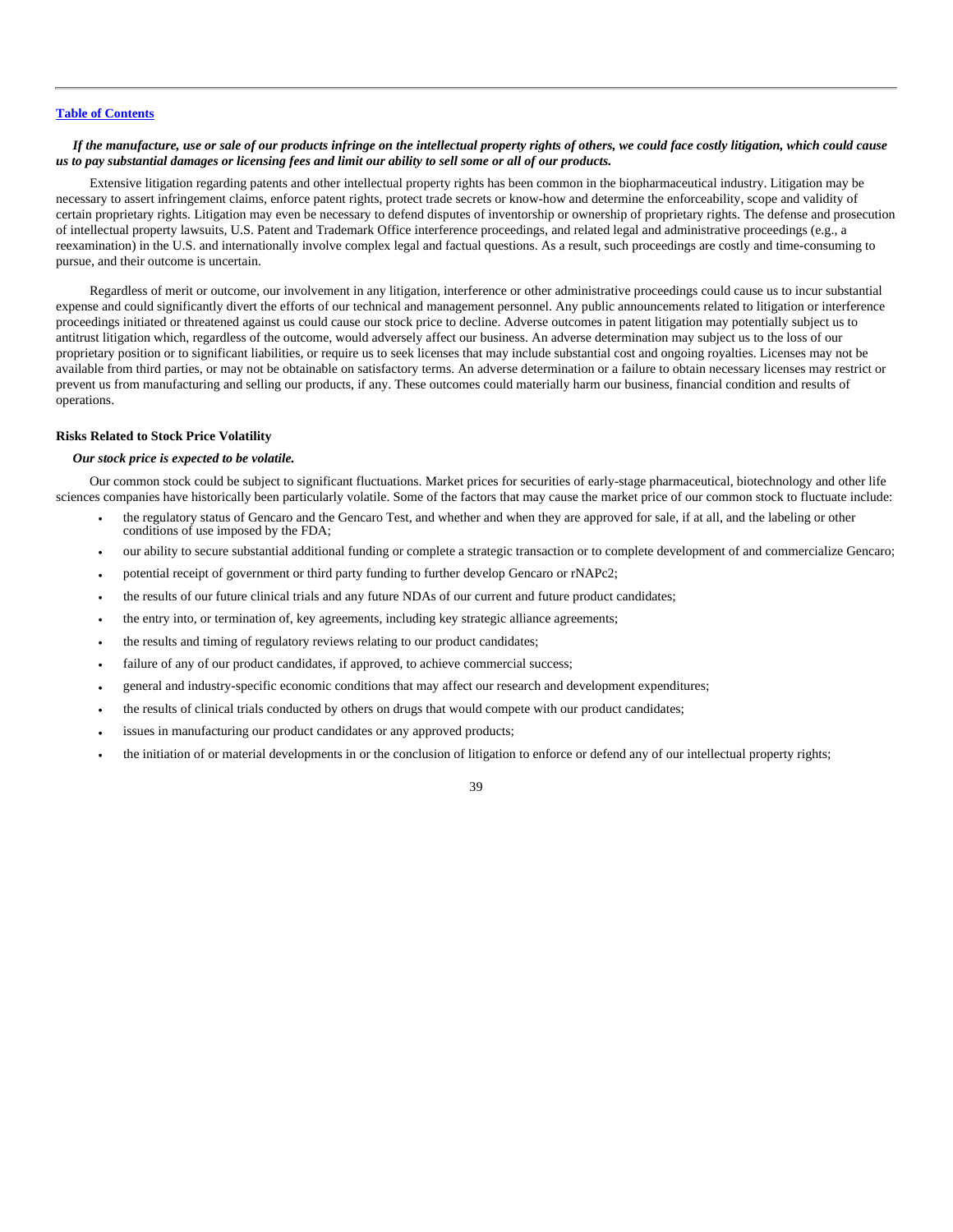*If the manufacture, use or sale of our products infringe on the intellectual property rights of others, we could face costly litigation, which could cause us to pay substantial damages or licensing fees and limit our ability to sell some or all of our products.*

Extensive litigation regarding patents and other intellectual property rights has been common in the biopharmaceutical industry. Litigation may be necessary to assert infringement claims, enforce patent rights, protect trade secrets or know-how and determine the enforceability, scope and validity of certain proprietary rights. Litigation may even be necessary to defend disputes of inventorship or ownership of proprietary rights. The defense and prosecution of intellectual property lawsuits, U.S. Patent and Trademark Office interference proceedings, and related legal and administrative proceedings (e.g., a reexamination) in the U.S. and internationally involve complex legal and factual questions. As a result, such proceedings are costly and time-consuming to pursue, and their outcome is uncertain.

Regardless of merit or outcome, our involvement in any litigation, interference or other administrative proceedings could cause us to incur substantial expense and could significantly divert the efforts of our technical and management personnel. Any public announcements related to litigation or interference proceedings initiated or threatened against us could cause our stock price to decline. Adverse outcomes in patent litigation may potentially subject us to antitrust litigation which, regardless of the outcome, would adversely affect our business. An adverse determination may subject us to the loss of our proprietary position or to significant liabilities, or require us to seek licenses that may include substantial cost and ongoing royalties. Licenses may not be available from third parties, or may not be obtainable on satisfactory terms. An adverse determination or a failure to obtain necessary licenses may restrict or prevent us from manufacturing and selling our products, if any. These outcomes could materially harm our business, financial condition and results of operations.

**Risks Related to Stock Price Volatility**

***Our stock price is expected to be volatile.***

Our common stock could be subject to significant fluctuations. Market prices for securities of early-stage pharmaceutical, biotechnology and other life sciences companies have historically been particularly volatile. Some of the factors that may cause the market price of our common stock to fluctuate include:

- the regulatory status of Gencaro and the Gencaro Test, and whether and when they are approved for sale, if at all, and the labeling or other conditions of use imposed by the FDA;
- our ability to secure substantial additional funding or complete a strategic transaction or to complete development of and commercialize Gencaro;
- potential receipt of government or third party funding to further develop Gencaro or rNAPc2;
- the results of our future clinical trials and any future NDAs of our current and future product candidates;
- the entry into, or termination of, key agreements, including key strategic alliance agreements;
- the results and timing of regulatory reviews relating to our product candidates;
- failure of any of our product candidates, if approved, to achieve commercial success;
- general and industry-specific economic conditions that may affect our research and development expenditures;
- the results of clinical trials conducted by others on drugs that would compete with our product candidates;
- issues in manufacturing our product candidates or any approved products;
- the initiation of or material developments in or the conclusion of litigation to enforce or defend any of our intellectual property rights;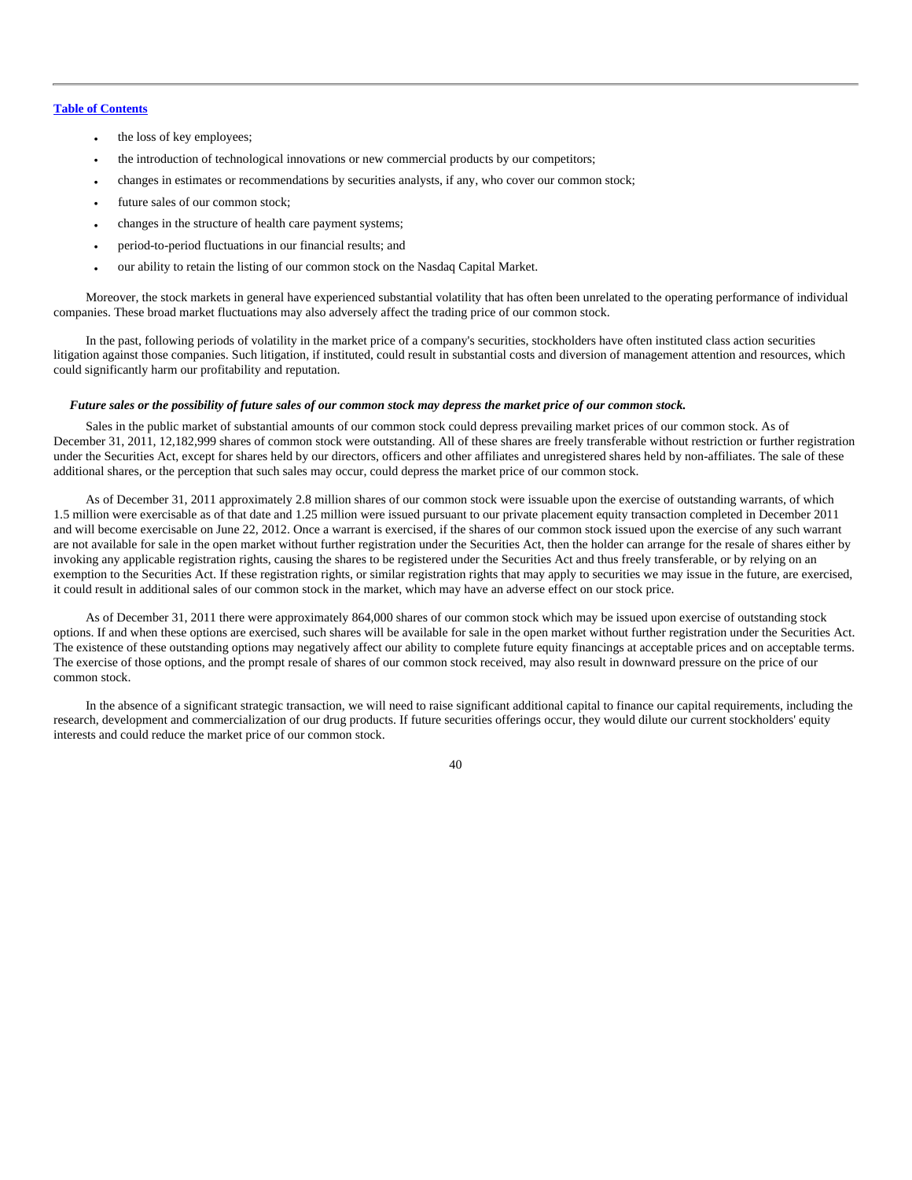- the loss of key employees;
- the introduction of technological innovations or new commercial products by our competitors;
- changes in estimates or recommendations by securities analysts, if any, who cover our common stock;
- future sales of our common stock;
- changes in the structure of health care payment systems;
- period-to-period fluctuations in our financial results; and
- our ability to retain the listing of our common stock on the Nasdaq Capital Market.

Moreover, the stock markets in general have experienced substantial volatility that has often been unrelated to the operating performance of individual companies. These broad market fluctuations may also adversely affect the trading price of our common stock.

In the past, following periods of volatility in the market price of a company's securities, stockholders have often instituted class action securities litigation against those companies. Such litigation, if instituted, could result in substantial costs and diversion of management attention and resources, which could significantly harm our profitability and reputation.

***Future sales or the possibility of future sales of our common stock may depress the market price of our common stock.***

Sales in the public market of substantial amounts of our common stock could depress prevailing market prices of our common stock. As of December 31, 2011, 12,182,999 shares of common stock were outstanding. All of these shares are freely transferable without restriction or further registration under the Securities Act, except for shares held by our directors, officers and other affiliates and unregistered shares held by non-affiliates. The sale of these additional shares, or the perception that such sales may occur, could depress the market price of our common stock.

As of December 31, 2011 approximately 2.8 million shares of our common stock were issuable upon the exercise of outstanding warrants, of which 1.5 million were exercisable as of that date and 1.25 million were issued pursuant to our private placement equity transaction completed in December 2011 and will become exercisable on June 22, 2012. Once a warrant is exercised, if the shares of our common stock issued upon the exercise of any such warrant are not available for sale in the open market without further registration under the Securities Act, then the holder can arrange for the resale of shares either by invoking any applicable registration rights, causing the shares to be registered under the Securities Act and thus freely transferable, or by relying on an exemption to the Securities Act. If these registration rights, or similar registration rights that may apply to securities we may issue in the future, are exercised, it could result in additional sales of our common stock in the market, which may have an adverse effect on our stock price.

As of December 31, 2011 there were approximately 864,000 shares of our common stock which may be issued upon exercise of outstanding stock options. If and when these options are exercised, such shares will be available for sale in the open market without further registration under the Securities Act. The existence of these outstanding options may negatively affect our ability to complete future equity financings at acceptable prices and on acceptable terms. The exercise of those options, and the prompt resale of shares of our common stock received, may also result in downward pressure on the price of our common stock.

In the absence of a significant strategic transaction, we will need to raise significant additional capital to finance our capital requirements, including the research, development and commercialization of our drug products. If future securities offerings occur, they would dilute our current stockholders' equity interests and could reduce the market price of our common stock.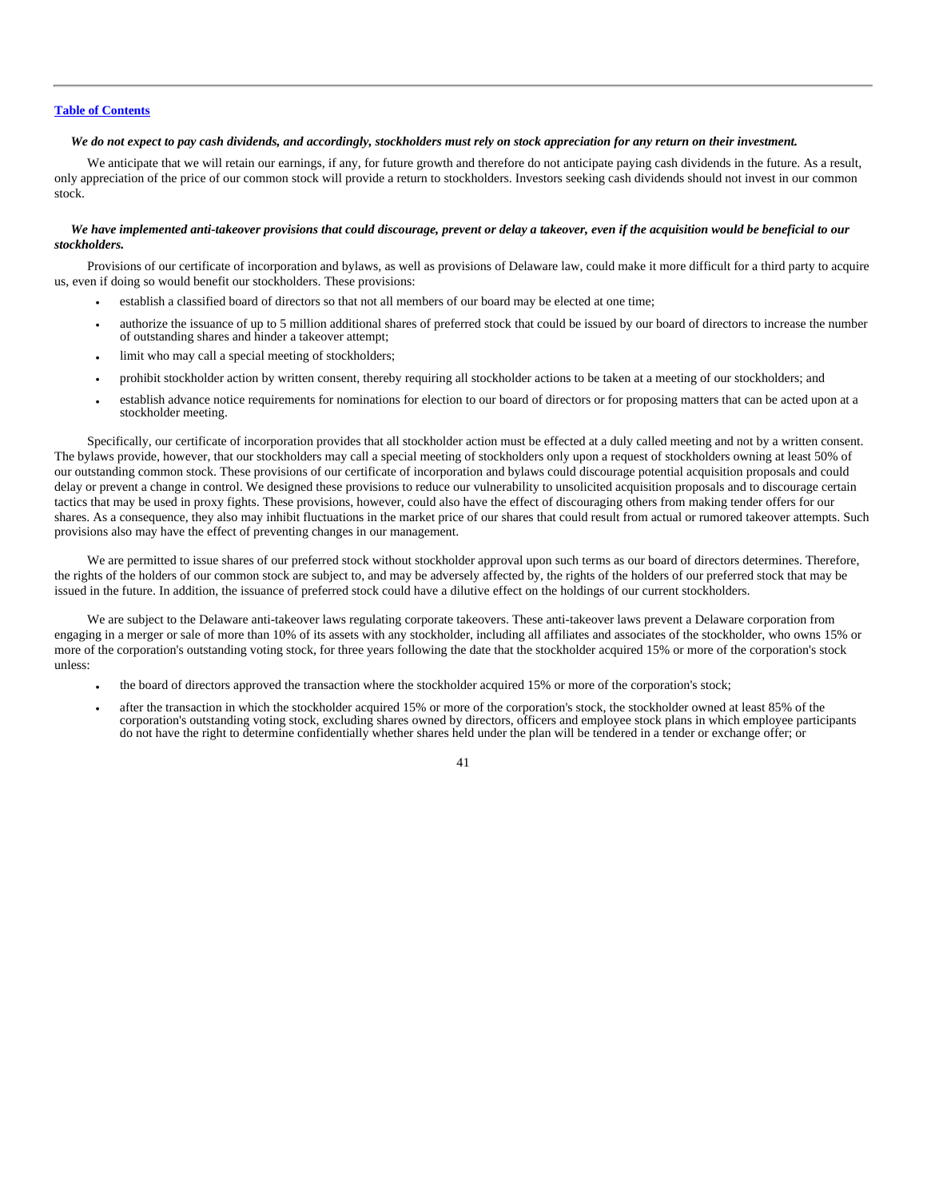[Table of Contents](#)

***We do not expect to pay cash dividends, and accordingly, stockholders must rely on stock appreciation for any return on their investment.***

We anticipate that we will retain our earnings, if any, for future growth and therefore do not anticipate paying cash dividends in the future. As a result, only appreciation of the price of our common stock will provide a return to stockholders. Investors seeking cash dividends should not invest in our common stock.

***We have implemented anti-takeover provisions that could discourage, prevent or delay a takeover, even if the acquisition would be beneficial to our stockholders.***

Provisions of our certificate of incorporation and bylaws, as well as provisions of Delaware law, could make it more difficult for a third party to acquire us, even if doing so would benefit our stockholders. These provisions:

- establish a classified board of directors so that not all members of our board may be elected at one time;
- authorize the issuance of up to 5 million additional shares of preferred stock that could be issued by our board of directors to increase the number of outstanding shares and hinder a takeover attempt;
- limit who may call a special meeting of stockholders;
- prohibit stockholder action by written consent, thereby requiring all stockholder actions to be taken at a meeting of our stockholders; and
- establish advance notice requirements for nominations for election to our board of directors or for proposing matters that can be acted upon at a stockholder meeting.

Specifically, our certificate of incorporation provides that all stockholder action must be effected at a duly called meeting and not by a written consent. The bylaws provide, however, that our stockholders may call a special meeting of stockholders only upon a request of stockholders owning at least 50% of our outstanding common stock. These provisions of our certificate of incorporation and bylaws could discourage potential acquisition proposals and could delay or prevent a change in control. We designed these provisions to reduce our vulnerability to unsolicited acquisition proposals and to discourage certain tactics that may be used in proxy fights. These provisions, however, could also have the effect of discouraging others from making tender offers for our shares. As a consequence, they also may inhibit fluctuations in the market price of our shares that could result from actual or rumored takeover attempts. Such provisions also may have the effect of preventing changes in our management.

We are permitted to issue shares of our preferred stock without stockholder approval upon such terms as our board of directors determines. Therefore, the rights of the holders of our common stock are subject to, and may be adversely affected by, the rights of the holders of our preferred stock that may be issued in the future. In addition, the issuance of preferred stock could have a dilutive effect on the holdings of our current stockholders.

We are subject to the Delaware anti-takeover laws regulating corporate takeovers. These anti-takeover laws prevent a Delaware corporation from engaging in a merger or sale of more than 10% of its assets with any stockholder, including all affiliates and associates of the stockholder, who owns 15% or more of the corporation's outstanding voting stock, for three years following the date that the stockholder acquired 15% or more of the corporation's stock unless:

- the board of directors approved the transaction where the stockholder acquired 15% or more of the corporation's stock;
- after the transaction in which the stockholder acquired 15% or more of the corporation's stock, the stockholder owned at least 85% of the corporation's outstanding voting stock, excluding shares owned by directors, officers and employee stock plans in which employee participants do not have the right to determine confidentially whether shares held under the plan will be tendered in a tender or exchange offer; or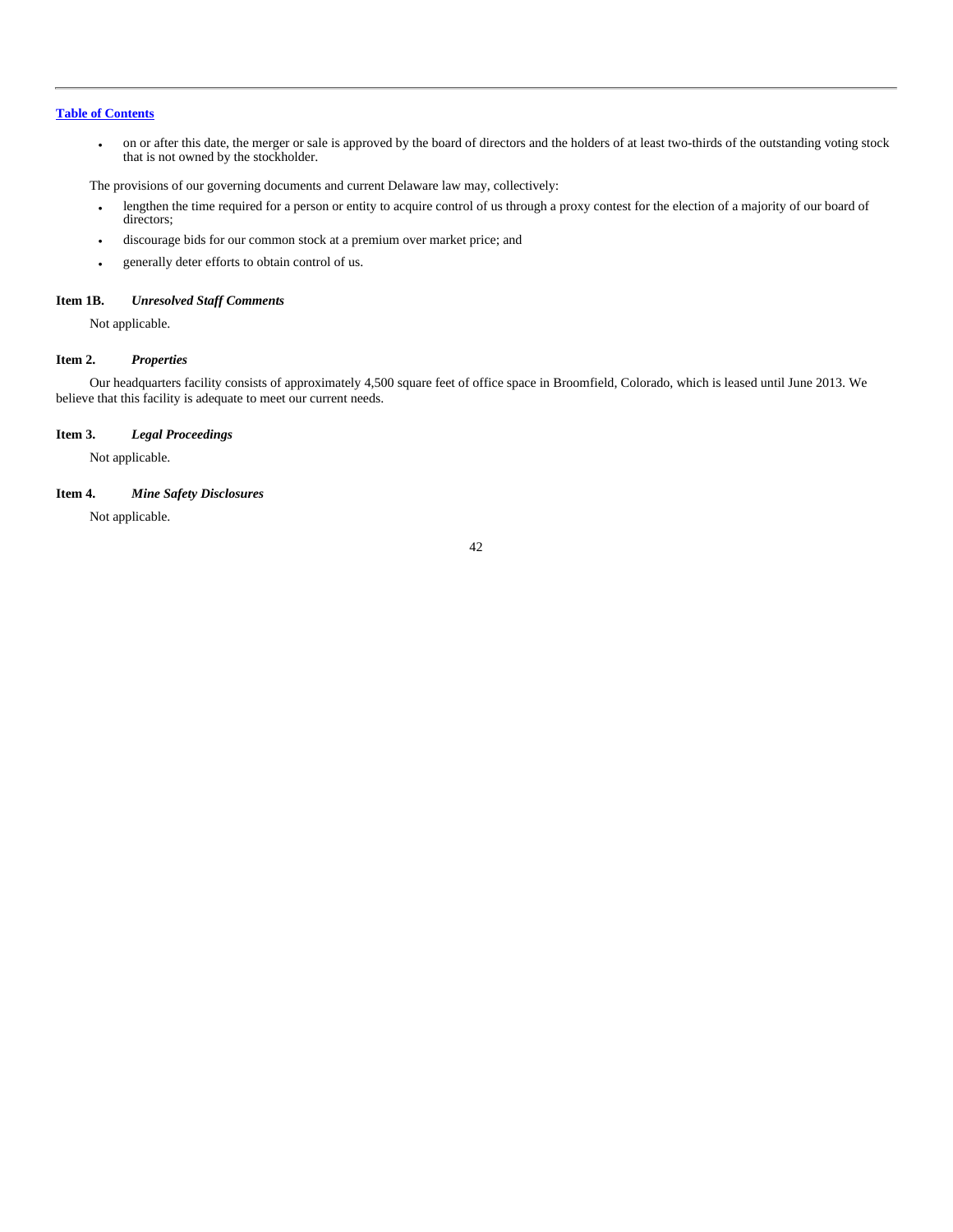- on or after this date, the merger or sale is approved by the board of directors and the holders of at least two-thirds of the outstanding voting stock that is not owned by the stockholder.

The provisions of our governing documents and current Delaware law may, collectively:

- lengthen the time required for a person or entity to acquire control of us through a proxy contest for the election of a majority of our board of directors;
- discourage bids for our common stock at a premium over market price; and
- generally deter efforts to obtain control of us.

### Item 1B. *Unresolved Staff Comments*

Not applicable.

### Item 2. *Properties*

Our headquarters facility consists of approximately 4,500 square feet of office space in Broomfield, Colorado, which is leased until June 2013. We believe that this facility is adequate to meet our current needs.

### Item 3. *Legal Proceedings*

Not applicable.

### Item 4. *Mine Safety Disclosures*

Not applicable.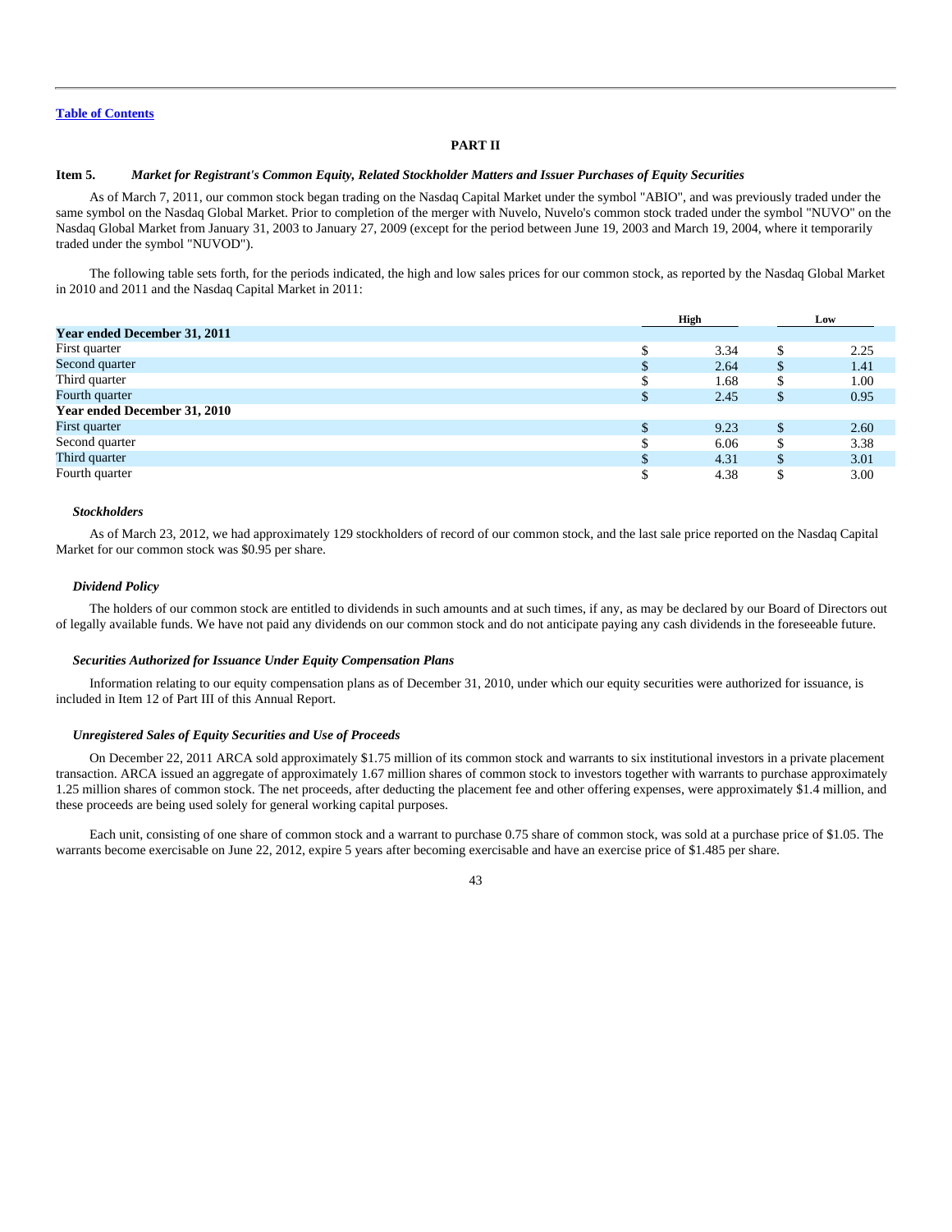[Table of Contents](#)

# PART II

## Item 5. *Market for Registrant's Common Equity, Related Stockholder Matters and Issuer Purchases of Equity Securities*

As of March 7, 2011, our common stock began trading on the Nasdaq Capital Market under the symbol "ABIO", and was previously traded under the same symbol on the Nasdaq Global Market. Prior to completion of the merger with Nuvelo, Nuvelo's common stock traded under the symbol "NUVO" on the Nasdaq Global Market from January 31, 2003 to January 27, 2009 (except for the period between June 19, 2003 and March 19, 2004, where it temporarily traded under the symbol "NUVOD").

The following table sets forth, for the periods indicated, the high and low sales prices for our common stock, as reported by the Nasdaq Global Market in 2010 and 2011 and the Nasdaq Capital Market in 2011:

| | High | Low |
|---|---|---|
| **Year ended December 31, 2011** | | |
| First quarter | $ 3.34 | $ 2.25 |
| Second quarter | $ 2.64 | $ 1.41 |
| Third quarter | $ 1.68 | $ 1.00 |
| Fourth quarter | $ 2.45 | $ 0.95 |
| **Year ended December 31, 2010** | | |
| First quarter | $ 9.23 | $ 2.60 |
| Second quarter | $ 6.06 | $ 3.38 |
| Third quarter | $ 4.31 | $ 3.01 |
| Fourth quarter | $ 4.38 | $ 3.00 |

### *Stockholders*

As of March 23, 2012, we had approximately 129 stockholders of record of our common stock, and the last sale price reported on the Nasdaq Capital Market for our common stock was $0.95 per share.

### *Dividend Policy*

The holders of our common stock are entitled to dividends in such amounts and at such times, if any, as may be declared by our Board of Directors out of legally available funds. We have not paid any dividends on our common stock and do not anticipate paying any cash dividends in the foreseeable future.

### *Securities Authorized for Issuance Under Equity Compensation Plans*

Information relating to our equity compensation plans as of December 31, 2010, under which our equity securities were authorized for issuance, is included in Item 12 of Part III of this Annual Report.

### *Unregistered Sales of Equity Securities and Use of Proceeds*

On December 22, 2011 ARCA sold approximately $1.75 million of its common stock and warrants to six institutional investors in a private placement transaction. ARCA issued an aggregate of approximately 1.67 million shares of common stock to investors together with warrants to purchase approximately 1.25 million shares of common stock. The net proceeds, after deducting the placement fee and other offering expenses, were approximately $1.4 million, and these proceeds are being used solely for general working capital purposes.

Each unit, consisting of one share of common stock and a warrant to purchase 0.75 share of common stock, was sold at a purchase price of $1.05. The warrants become exercisable on June 22, 2012, expire 5 years after becoming exercisable and have an exercise price of $1.485 per share.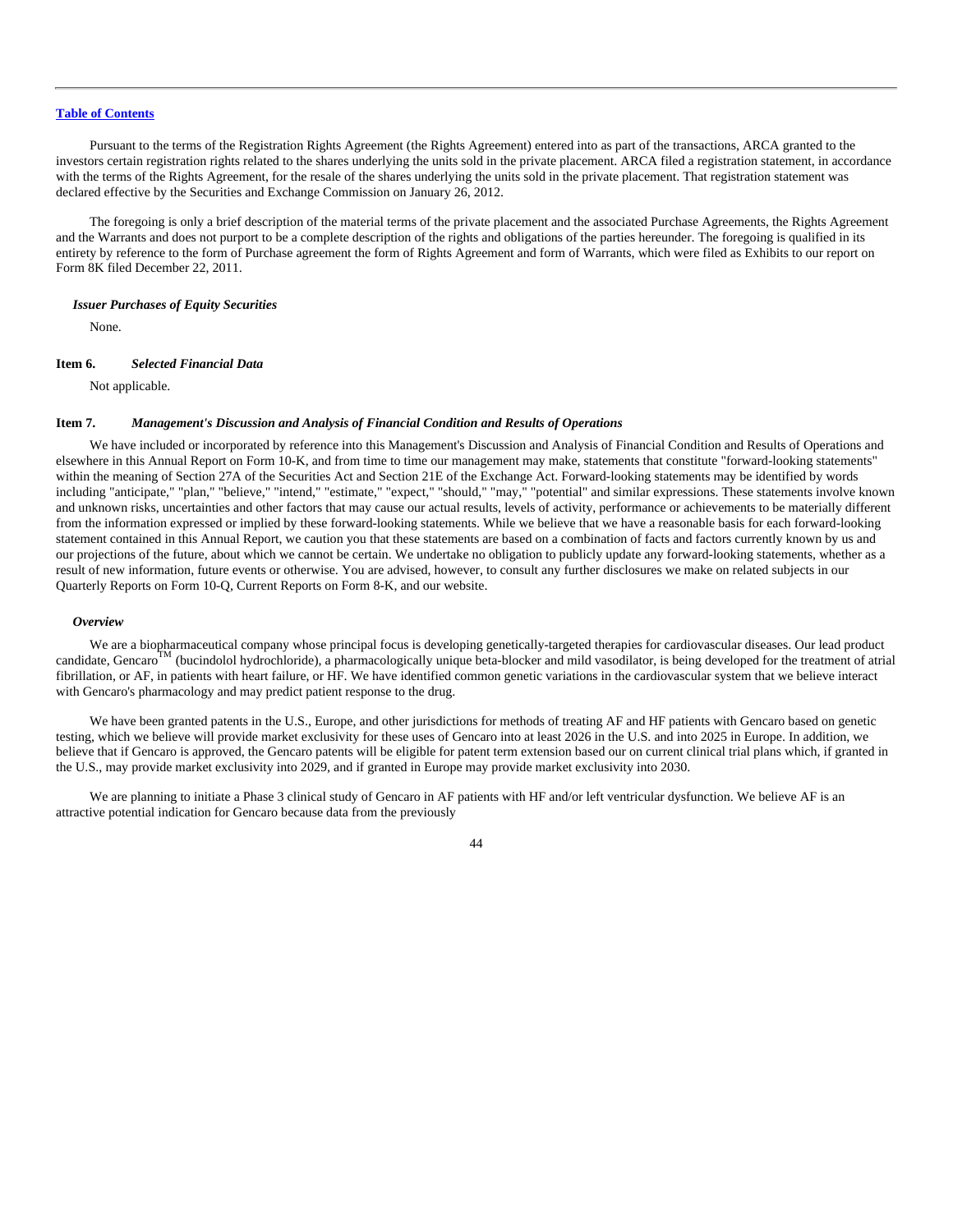Pursuant to the terms of the Registration Rights Agreement (the Rights Agreement) entered into as part of the transactions, ARCA granted to the investors certain registration rights related to the shares underlying the units sold in the private placement. ARCA filed a registration statement, in accordance with the terms of the Rights Agreement, for the resale of the shares underlying the units sold in the private placement. That registration statement was declared effective by the Securities and Exchange Commission on January 26, 2012.

The foregoing is only a brief description of the material terms of the private placement and the associated Purchase Agreements, the Rights Agreement and the Warrants and does not purport to be a complete description of the rights and obligations of the parties hereunder. The foregoing is qualified in its entirety by reference to the form of Purchase agreement the form of Rights Agreement and form of Warrants, which were filed as Exhibits to our report on Form 8K filed December 22, 2011.

***Issuer Purchases of Equity Securities***

None.

## Item 6. *Selected Financial Data*

Not applicable.

## Item 7. *Management's Discussion and Analysis of Financial Condition and Results of Operations*

We have included or incorporated by reference into this Management's Discussion and Analysis of Financial Condition and Results of Operations and elsewhere in this Annual Report on Form 10-K, and from time to time our management may make, statements that constitute "forward-looking statements" within the meaning of Section 27A of the Securities Act and Section 21E of the Exchange Act. Forward-looking statements may be identified by words including "anticipate," "plan," "believe," "intend," "estimate," "expect," "should," "may," "potential" and similar expressions. These statements involve known and unknown risks, uncertainties and other factors that may cause our actual results, levels of activity, performance or achievements to be materially different from the information expressed or implied by these forward-looking statements. While we believe that we have a reasonable basis for each forward-looking statement contained in this Annual Report, we caution you that these statements are based on a combination of facts and factors currently known by us and our projections of the future, about which we cannot be certain. We undertake no obligation to publicly update any forward-looking statements, whether as a result of new information, future events or otherwise. You are advised, however, to consult any further disclosures we make on related subjects in our Quarterly Reports on Form 10-Q, Current Reports on Form 8-K, and our website.

***Overview***

We are a biopharmaceutical company whose principal focus is developing genetically-targeted therapies for cardiovascular diseases. Our lead product candidate, Gencaro™ (bucindolol hydrochloride), a pharmacologically unique beta-blocker and mild vasodilator, is being developed for the treatment of atrial fibrillation, or AF, in patients with heart failure, or HF. We have identified common genetic variations in the cardiovascular system that we believe interact with Gencaro's pharmacology and may predict patient response to the drug.

We have been granted patents in the U.S., Europe, and other jurisdictions for methods of treating AF and HF patients with Gencaro based on genetic testing, which we believe will provide market exclusivity for these uses of Gencaro into at least 2026 in the U.S. and into 2025 in Europe. In addition, we believe that if Gencaro is approved, the Gencaro patents will be eligible for patent term extension based our on current clinical trial plans which, if granted in the U.S., may provide market exclusivity into 2029, and if granted in Europe may provide market exclusivity into 2030.

We are planning to initiate a Phase 3 clinical study of Gencaro in AF patients with HF and/or left ventricular dysfunction. We believe AF is an attractive potential indication for Gencaro because data from the previously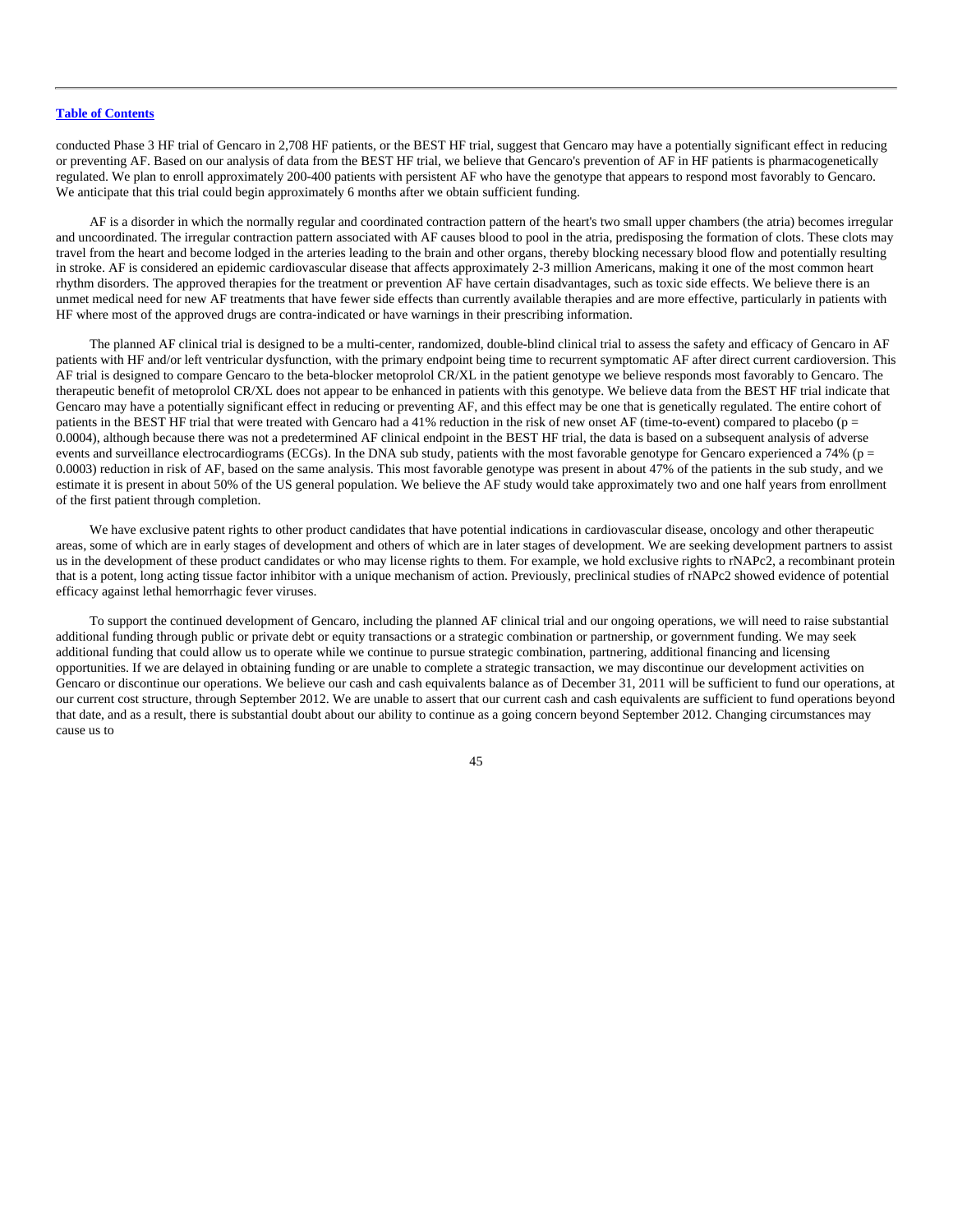conducted Phase 3 HF trial of Gencaro in 2,708 HF patients, or the BEST HF trial, suggest that Gencaro may have a potentially significant effect in reducing or preventing AF. Based on our analysis of data from the BEST HF trial, we believe that Gencaro's prevention of AF in HF patients is pharmacogenetically regulated. We plan to enroll approximately 200-400 patients with persistent AF who have the genotype that appears to respond most favorably to Gencaro. We anticipate that this trial could begin approximately 6 months after we obtain sufficient funding.

AF is a disorder in which the normally regular and coordinated contraction pattern of the heart's two small upper chambers (the atria) becomes irregular and uncoordinated. The irregular contraction pattern associated with AF causes blood to pool in the atria, predisposing the formation of clots. These clots may travel from the heart and become lodged in the arteries leading to the brain and other organs, thereby blocking necessary blood flow and potentially resulting in stroke. AF is considered an epidemic cardiovascular disease that affects approximately 2-3 million Americans, making it one of the most common heart rhythm disorders. The approved therapies for the treatment or prevention AF have certain disadvantages, such as toxic side effects. We believe there is an unmet medical need for new AF treatments that have fewer side effects than currently available therapies and are more effective, particularly in patients with HF where most of the approved drugs are contra-indicated or have warnings in their prescribing information.

The planned AF clinical trial is designed to be a multi-center, randomized, double-blind clinical trial to assess the safety and efficacy of Gencaro in AF patients with HF and/or left ventricular dysfunction, with the primary endpoint being time to recurrent symptomatic AF after direct current cardioversion. This AF trial is designed to compare Gencaro to the beta-blocker metoprolol CR/XL in the patient genotype we believe responds most favorably to Gencaro. The therapeutic benefit of metoprolol CR/XL does not appear to be enhanced in patients with this genotype. We believe data from the BEST HF trial indicate that Gencaro may have a potentially significant effect in reducing or preventing AF, and this effect may be one that is genetically regulated. The entire cohort of patients in the BEST HF trial that were treated with Gencaro had a 41% reduction in the risk of new onset AF (time-to-event) compared to placebo ($p = 0.0004$), although because there was not a predetermined AF clinical endpoint in the BEST HF trial, the data is based on a subsequent analysis of adverse events and surveillance electrocardiograms (ECGs). In the DNA sub study, patients with the most favorable genotype for Gencaro experienced a 74% ($p = 0.0003$) reduction in risk of AF, based on the same analysis. This most favorable genotype was present in about 47% of the patients in the sub study, and we estimate it is present in about 50% of the US general population. We believe the AF study would take approximately two and one half years from enrollment of the first patient through completion.

We have exclusive patent rights to other product candidates that have potential indications in cardiovascular disease, oncology and other therapeutic areas, some of which are in early stages of development and others of which are in later stages of development. We are seeking development partners to assist us in the development of these product candidates or who may license rights to them. For example, we hold exclusive rights to rNAPc2, a recombinant protein that is a potent, long acting tissue factor inhibitor with a unique mechanism of action. Previously, preclinical studies of rNAPc2 showed evidence of potential efficacy against lethal hemorrhagic fever viruses.

To support the continued development of Gencaro, including the planned AF clinical trial and our ongoing operations, we will need to raise substantial additional funding through public or private debt or equity transactions or a strategic combination or partnership, or government funding. We may seek additional funding that could allow us to operate while we continue to pursue strategic combination, partnering, additional financing and licensing opportunities. If we are delayed in obtaining funding or are unable to complete a strategic transaction, we may discontinue our development activities on Gencaro or discontinue our operations. We believe our cash and cash equivalents balance as of December 31, 2011 will be sufficient to fund our operations, at our current cost structure, through September 2012. We are unable to assert that our current cash and cash equivalents are sufficient to fund operations beyond that date, and as a result, there is substantial doubt about our ability to continue as a going concern beyond September 2012. Changing circumstances may cause us to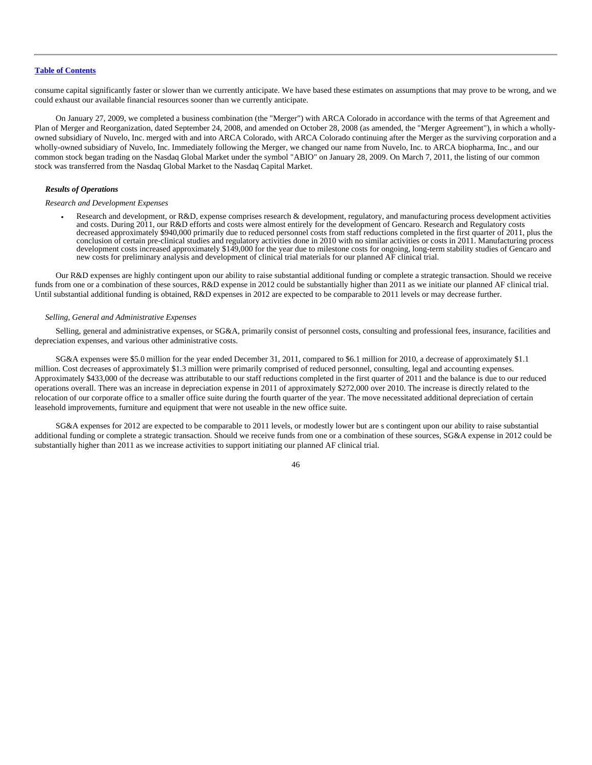consume capital significantly faster or slower than we currently anticipate. We have based these estimates on assumptions that may prove to be wrong, and we could exhaust our available financial resources sooner than we currently anticipate.

On January 27, 2009, we completed a business combination (the "Merger") with ARCA Colorado in accordance with the terms of that Agreement and Plan of Merger and Reorganization, dated September 24, 2008, and amended on October 28, 2008 (as amended, the "Merger Agreement"), in which a wholly-owned subsidiary of Nuvelo, Inc. merged with and into ARCA Colorado, with ARCA Colorado continuing after the Merger as the surviving corporation and a wholly-owned subsidiary of Nuvelo, Inc. Immediately following the Merger, we changed our name from Nuvelo, Inc. to ARCA biopharma, Inc., and our common stock began trading on the Nasdaq Global Market under the symbol "ABIO" on January 28, 2009. On March 7, 2011, the listing of our common stock was transferred from the Nasdaq Global Market to the Nasdaq Capital Market.

***Results of Operations***

*Research and Development Expenses*

- Research and development, or R&D, expense comprises research & development, regulatory, and manufacturing process development activities and costs. During 2011, our R&D efforts and costs were almost entirely for the development of Gencaro. Research and Regulatory costs decreased approximately $940,000 primarily due to reduced personnel costs from staff reductions completed in the first quarter of 2011, plus the conclusion of certain pre-clinical studies and regulatory activities done in 2010 with no similar activities or costs in 2011. Manufacturing process development costs increased approximately $149,000 for the year due to milestone costs for ongoing, long-term stability studies of Gencaro and new costs for preliminary analysis and development of clinical trial materials for our planned AF clinical trial.

Our R&D expenses are highly contingent upon our ability to raise substantial additional funding or complete a strategic transaction. Should we receive funds from one or a combination of these sources, R&D expense in 2012 could be substantially higher than 2011 as we initiate our planned AF clinical trial. Until substantial additional funding is obtained, R&D expenses in 2012 are expected to be comparable to 2011 levels or may decrease further.

*Selling, General and Administrative Expenses*

Selling, general and administrative expenses, or SG&A, primarily consist of personnel costs, consulting and professional fees, insurance, facilities and depreciation expenses, and various other administrative costs.

SG&A expenses were $5.0 million for the year ended December 31, 2011, compared to $6.1 million for 2010, a decrease of approximately $1.1 million. Cost decreases of approximately $1.3 million were primarily comprised of reduced personnel, consulting, legal and accounting expenses. Approximately $433,000 of the decrease was attributable to our staff reductions completed in the first quarter of 2011 and the balance is due to our reduced operations overall. There was an increase in depreciation expense in 2011 of approximately $272,000 over 2010. The increase is directly related to the relocation of our corporate office to a smaller office suite during the fourth quarter of the year. The move necessitated additional depreciation of certain leasehold improvements, furniture and equipment that were not useable in the new office suite.

SG&A expenses for 2012 are expected to be comparable to 2011 levels, or modestly lower but are s contingent upon our ability to raise substantial additional funding or complete a strategic transaction. Should we receive funds from one or a combination of these sources, SG&A expense in 2012 could be substantially higher than 2011 as we increase activities to support initiating our planned AF clinical trial.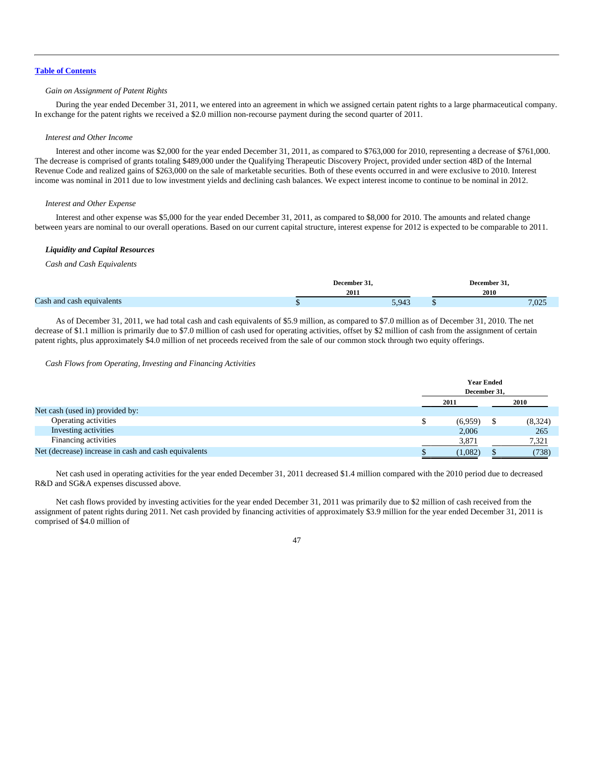[Table of Contents](#)

*Gain on Assignment of Patent Rights*

During the year ended December 31, 2011, we entered into an agreement in which we assigned certain patent rights to a large pharmaceutical company. In exchange for the patent rights we received a $2.0 million non-recourse payment during the second quarter of 2011.

*Interest and Other Income*

Interest and other income was $2,000 for the year ended December 31, 2011, as compared to $763,000 for 2010, representing a decrease of $761,000. The decrease is comprised of grants totaling $489,000 under the Qualifying Therapeutic Discovery Project, provided under section 48D of the Internal Revenue Code and realized gains of $263,000 on the sale of marketable securities. Both of these events occurred in and were exclusive to 2010. Interest income was nominal in 2011 due to low investment yields and declining cash balances. We expect interest income to continue to be nominal in 2012.

*Interest and Other Expense*

Interest and other expense was $5,000 for the year ended December 31, 2011, as compared to $8,000 for 2010. The amounts and related change between years are nominal to our overall operations. Based on our current capital structure, interest expense for 2012 is expected to be comparable to 2011.

***Liquidity and Capital Resources***

*Cash and Cash Equivalents*

| | December 31, 2011 | December 31, 2010 |
|---|---|---|
| Cash and cash equivalents | $ 5,943 | $ 7,025 |

As of December 31, 2011, we had total cash and cash equivalents of $5.9 million, as compared to $7.0 million as of December 31, 2010. The net decrease of $1.1 million is primarily due to $7.0 million of cash used for operating activities, offset by $2 million of cash from the assignment of certain patent rights, plus approximately $4.0 million of net proceeds received from the sale of our common stock through two equity offerings.

*Cash Flows from Operating, Investing and Financing Activities*

| | Year Ended December 31, 2011 | Year Ended December 31, 2010 |
|---|---|---|
| Net cash (used in) provided by: | | |
| Operating activities | $ (6,959) | $ (8,324) |
| Investing activities | 2,006 | 265 |
| Financing activities | 3,871 | 7,321 |
| Net (decrease) increase in cash and cash equivalents | $ (1,082) | $ (738) |

Net cash used in operating activities for the year ended December 31, 2011 decreased $1.4 million compared with the 2010 period due to decreased R&D and SG&A expenses discussed above.

Net cash flows provided by investing activities for the year ended December 31, 2011 was primarily due to $2 million of cash received from the assignment of patent rights during 2011. Net cash provided by financing activities of approximately $3.9 million for the year ended December 31, 2011 is comprised of $4.0 million of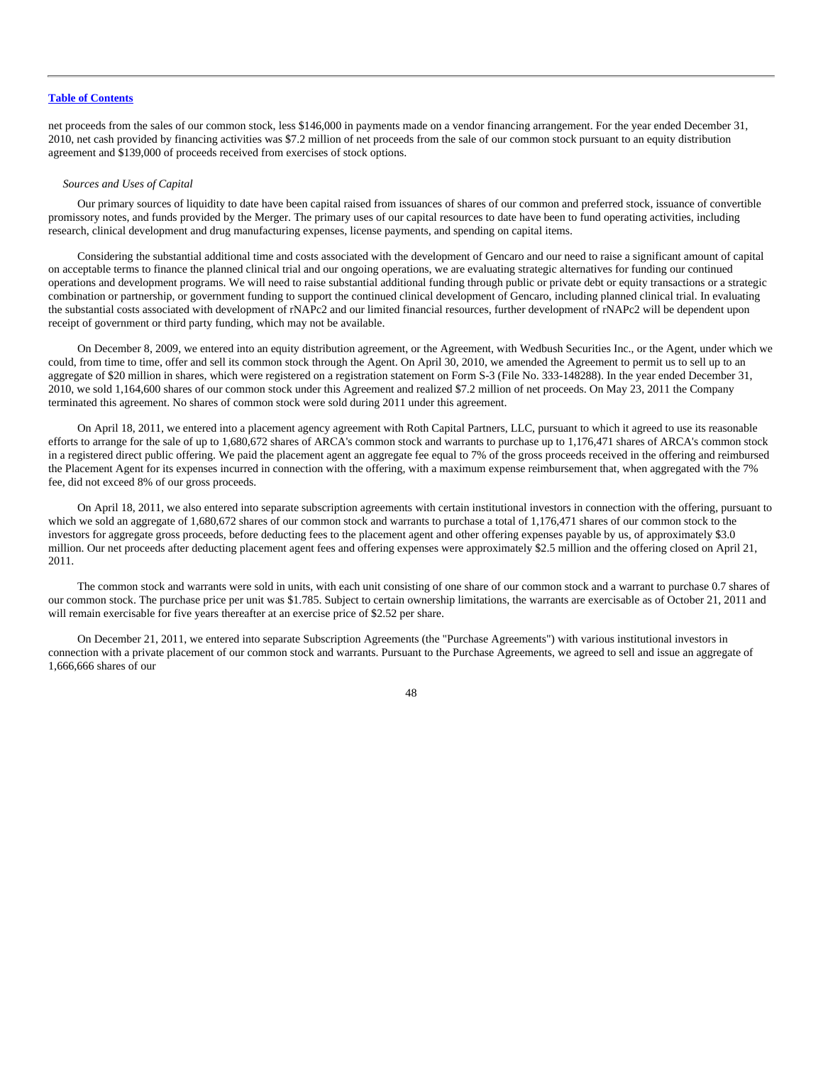net proceeds from the sales of our common stock, less $146,000 in payments made on a vendor financing arrangement. For the year ended December 31, 2010, net cash provided by financing activities was $7.2 million of net proceeds from the sale of our common stock pursuant to an equity distribution agreement and $139,000 of proceeds received from exercises of stock options.

*Sources and Uses of Capital*

Our primary sources of liquidity to date have been capital raised from issuances of shares of our common and preferred stock, issuance of convertible promissory notes, and funds provided by the Merger. The primary uses of our capital resources to date have been to fund operating activities, including research, clinical development and drug manufacturing expenses, license payments, and spending on capital items.

Considering the substantial additional time and costs associated with the development of Gencaro and our need to raise a significant amount of capital on acceptable terms to finance the planned clinical trial and our ongoing operations, we are evaluating strategic alternatives for funding our continued operations and development programs. We will need to raise substantial additional funding through public or private debt or equity transactions or a strategic combination or partnership, or government funding to support the continued clinical development of Gencaro, including planned clinical trial. In evaluating the substantial costs associated with development of rNAPc2 and our limited financial resources, further development of rNAPc2 will be dependent upon receipt of government or third party funding, which may not be available.

On December 8, 2009, we entered into an equity distribution agreement, or the Agreement, with Wedbush Securities Inc., or the Agent, under which we could, from time to time, offer and sell its common stock through the Agent. On April 30, 2010, we amended the Agreement to permit us to sell up to an aggregate of $20 million in shares, which were registered on a registration statement on Form S-3 (File No. 333-148288). In the year ended December 31, 2010, we sold 1,164,600 shares of our common stock under this Agreement and realized $7.2 million of net proceeds. On May 23, 2011 the Company terminated this agreement. No shares of common stock were sold during 2011 under this agreement.

On April 18, 2011, we entered into a placement agency agreement with Roth Capital Partners, LLC, pursuant to which it agreed to use its reasonable efforts to arrange for the sale of up to 1,680,672 shares of ARCA's common stock and warrants to purchase up to 1,176,471 shares of ARCA's common stock in a registered direct public offering. We paid the placement agent an aggregate fee equal to 7% of the gross proceeds received in the offering and reimbursed the Placement Agent for its expenses incurred in connection with the offering, with a maximum expense reimbursement that, when aggregated with the 7% fee, did not exceed 8% of our gross proceeds.

On April 18, 2011, we also entered into separate subscription agreements with certain institutional investors in connection with the offering, pursuant to which we sold an aggregate of 1,680,672 shares of our common stock and warrants to purchase a total of 1,176,471 shares of our common stock to the investors for aggregate gross proceeds, before deducting fees to the placement agent and other offering expenses payable by us, of approximately $3.0 million. Our net proceeds after deducting placement agent fees and offering expenses were approximately $2.5 million and the offering closed on April 21, 2011.

The common stock and warrants were sold in units, with each unit consisting of one share of our common stock and a warrant to purchase 0.7 shares of our common stock. The purchase price per unit was $1.785. Subject to certain ownership limitations, the warrants are exercisable as of October 21, 2011 and will remain exercisable for five years thereafter at an exercise price of $2.52 per share.

On December 21, 2011, we entered into separate Subscription Agreements (the "Purchase Agreements") with various institutional investors in connection with a private placement of our common stock and warrants. Pursuant to the Purchase Agreements, we agreed to sell and issue an aggregate of 1,666,666 shares of our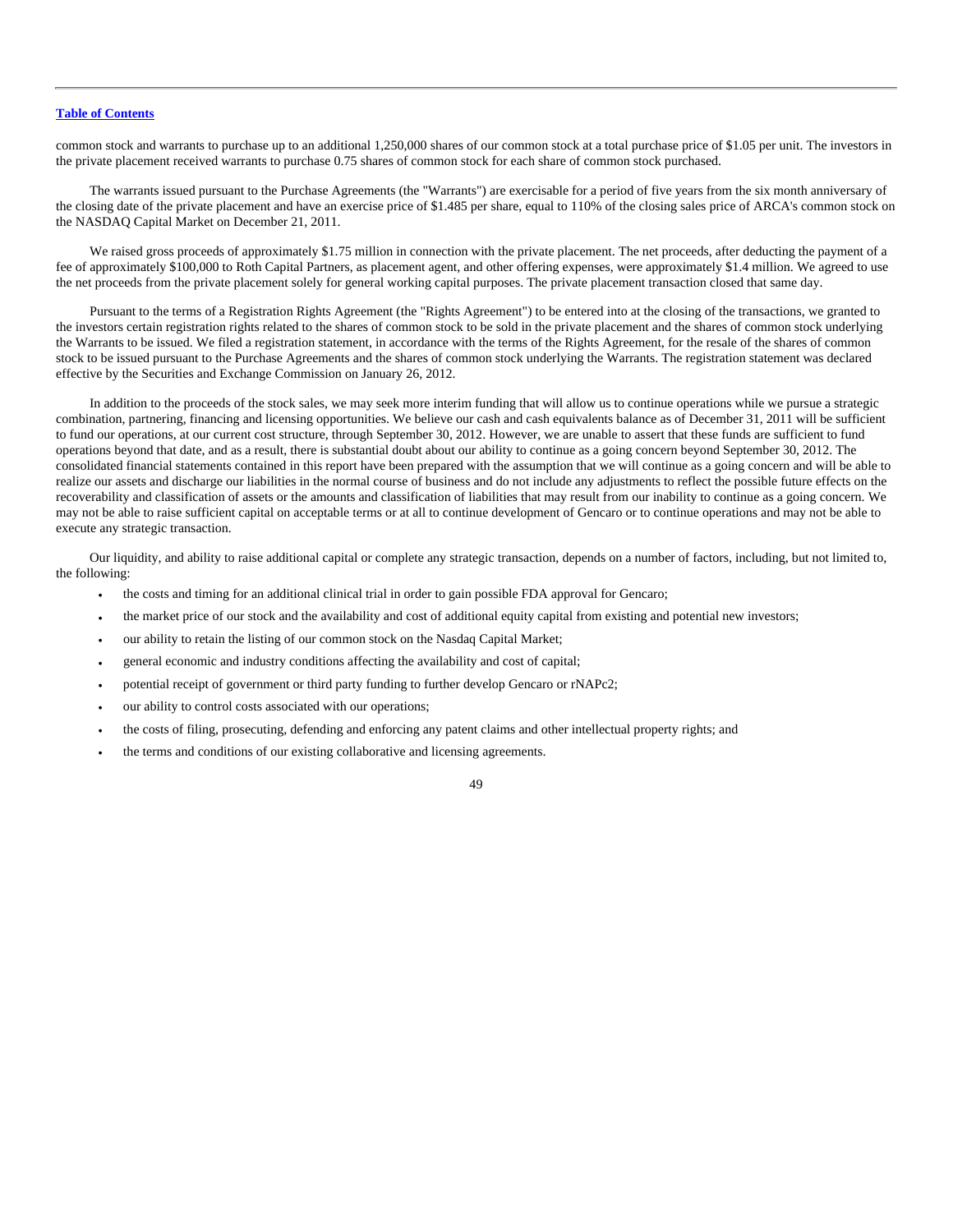common stock and warrants to purchase up to an additional 1,250,000 shares of our common stock at a total purchase price of $1.05 per unit. The investors in the private placement received warrants to purchase 0.75 shares of common stock for each share of common stock purchased.

The warrants issued pursuant to the Purchase Agreements (the "Warrants") are exercisable for a period of five years from the six month anniversary of the closing date of the private placement and have an exercise price of $1.485 per share, equal to 110% of the closing sales price of ARCA's common stock on the NASDAQ Capital Market on December 21, 2011.

We raised gross proceeds of approximately $1.75 million in connection with the private placement. The net proceeds, after deducting the payment of a fee of approximately $100,000 to Roth Capital Partners, as placement agent, and other offering expenses, were approximately $1.4 million. We agreed to use the net proceeds from the private placement solely for general working capital purposes. The private placement transaction closed that same day.

Pursuant to the terms of a Registration Rights Agreement (the "Rights Agreement") to be entered into at the closing of the transactions, we granted to the investors certain registration rights related to the shares of common stock to be sold in the private placement and the shares of common stock underlying the Warrants to be issued. We filed a registration statement, in accordance with the terms of the Rights Agreement, for the resale of the shares of common stock to be issued pursuant to the Purchase Agreements and the shares of common stock underlying the Warrants. The registration statement was declared effective by the Securities and Exchange Commission on January 26, 2012.

In addition to the proceeds of the stock sales, we may seek more interim funding that will allow us to continue operations while we pursue a strategic combination, partnering, financing and licensing opportunities. We believe our cash and cash equivalents balance as of December 31, 2011 will be sufficient to fund our operations, at our current cost structure, through September 30, 2012. However, we are unable to assert that these funds are sufficient to fund operations beyond that date, and as a result, there is substantial doubt about our ability to continue as a going concern beyond September 30, 2012. The consolidated financial statements contained in this report have been prepared with the assumption that we will continue as a going concern and will be able to realize our assets and discharge our liabilities in the normal course of business and do not include any adjustments to reflect the possible future effects on the recoverability and classification of assets or the amounts and classification of liabilities that may result from our inability to continue as a going concern. We may not be able to raise sufficient capital on acceptable terms or at all to continue development of Gencaro or to continue operations and may not be able to execute any strategic transaction.

Our liquidity, and ability to raise additional capital or complete any strategic transaction, depends on a number of factors, including, but not limited to, the following:

- the costs and timing for an additional clinical trial in order to gain possible FDA approval for Gencaro;
- the market price of our stock and the availability and cost of additional equity capital from existing and potential new investors;
- our ability to retain the listing of our common stock on the Nasdaq Capital Market;
- general economic and industry conditions affecting the availability and cost of capital;
- potential receipt of government or third party funding to further develop Gencaro or rNAPc2;
- our ability to control costs associated with our operations;
- the costs of filing, prosecuting, defending and enforcing any patent claims and other intellectual property rights; and
- the terms and conditions of our existing collaborative and licensing agreements.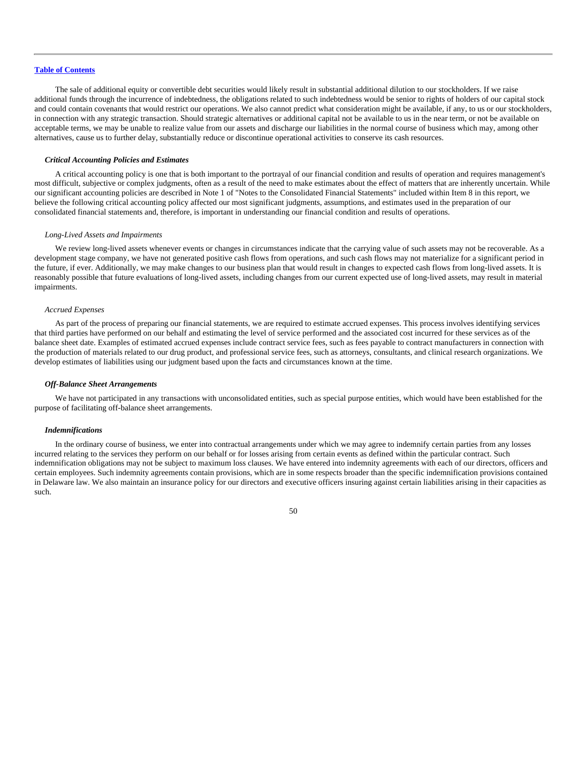The sale of additional equity or convertible debt securities would likely result in substantial additional dilution to our stockholders. If we raise additional funds through the incurrence of indebtedness, the obligations related to such indebtedness would be senior to rights of holders of our capital stock and could contain covenants that would restrict our operations. We also cannot predict what consideration might be available, if any, to us or our stockholders, in connection with any strategic transaction. Should strategic alternatives or additional capital not be available to us in the near term, or not be available on acceptable terms, we may be unable to realize value from our assets and discharge our liabilities in the normal course of business which may, among other alternatives, cause us to further delay, substantially reduce or discontinue operational activities to conserve its cash resources.

### *Critical Accounting Policies and Estimates*

A critical accounting policy is one that is both important to the portrayal of our financial condition and results of operation and requires management's most difficult, subjective or complex judgments, often as a result of the need to make estimates about the effect of matters that are inherently uncertain. While our significant accounting policies are described in Note 1 of "Notes to the Consolidated Financial Statements" included within Item 8 in this report, we believe the following critical accounting policy affected our most significant judgments, assumptions, and estimates used in the preparation of our consolidated financial statements and, therefore, is important in understanding our financial condition and results of operations.

#### *Long-Lived Assets and Impairments*

We review long-lived assets whenever events or changes in circumstances indicate that the carrying value of such assets may not be recoverable. As a development stage company, we have not generated positive cash flows from operations, and such cash flows may not materialize for a significant period in the future, if ever. Additionally, we may make changes to our business plan that would result in changes to expected cash flows from long-lived assets. It is reasonably possible that future evaluations of long-lived assets, including changes from our current expected use of long-lived assets, may result in material impairments.

#### *Accrued Expenses*

As part of the process of preparing our financial statements, we are required to estimate accrued expenses. This process involves identifying services that third parties have performed on our behalf and estimating the level of service performed and the associated cost incurred for these services as of the balance sheet date. Examples of estimated accrued expenses include contract service fees, such as fees payable to contract manufacturers in connection with the production of materials related to our drug product, and professional service fees, such as attorneys, consultants, and clinical research organizations. We develop estimates of liabilities using our judgment based upon the facts and circumstances known at the time.

### *Off-Balance Sheet Arrangements*

We have not participated in any transactions with unconsolidated entities, such as special purpose entities, which would have been established for the purpose of facilitating off-balance sheet arrangements.

### *Indemnifications*

In the ordinary course of business, we enter into contractual arrangements under which we may agree to indemnify certain parties from any losses incurred relating to the services they perform on our behalf or for losses arising from certain events as defined within the particular contract. Such indemnification obligations may not be subject to maximum loss clauses. We have entered into indemnity agreements with each of our directors, officers and certain employees. Such indemnity agreements contain provisions, which are in some respects broader than the specific indemnification provisions contained in Delaware law. We also maintain an insurance policy for our directors and executive officers insuring against certain liabilities arising in their capacities as such.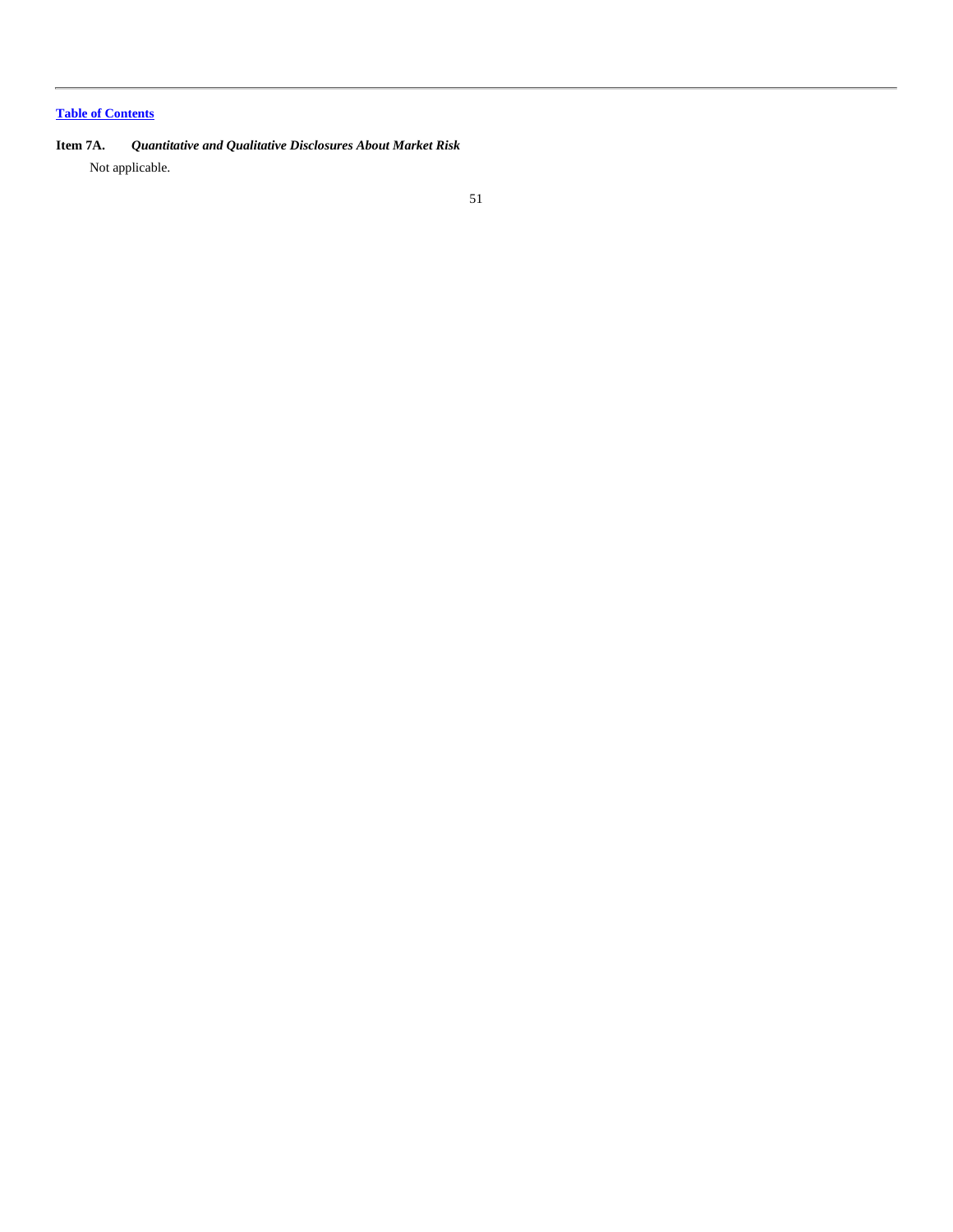**Item 7A.** ***Quantitative and Qualitative Disclosures About Market Risk***

Not applicable.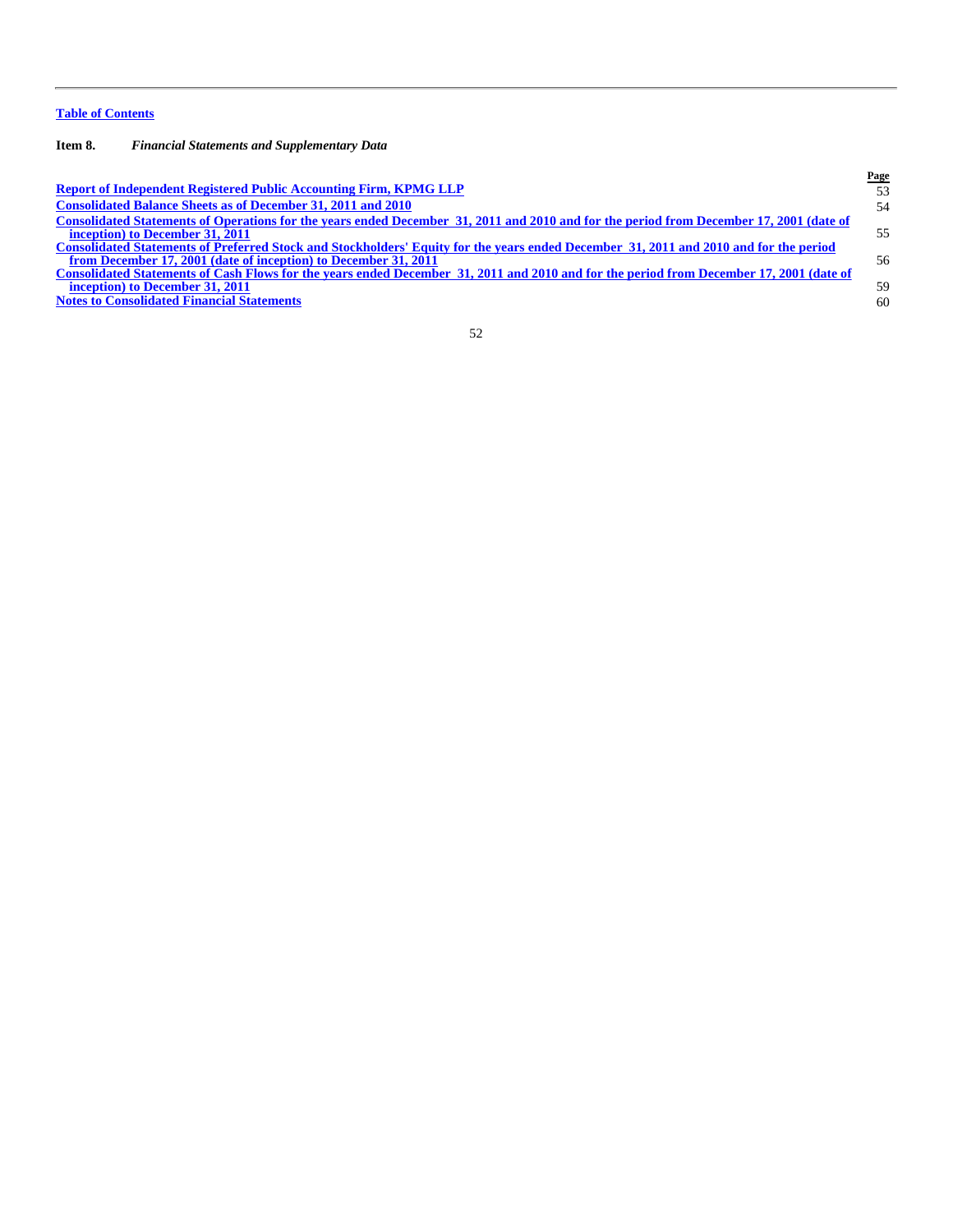Table of Contents

**Item 8.** *Financial Statements and Supplementary Data*

| | Page |
|---|---|
| **Report of Independent Registered Public Accounting Firm, KPMG LLP** | 53 |
| **Consolidated Balance Sheets as of December 31, 2011 and 2010** | 54 |
| **Consolidated Statements of Operations for the years ended December 31, 2011 and 2010 and for the period from December 17, 2001 (date of inception) to December 31, 2011** | 55 |
| **Consolidated Statements of Preferred Stock and Stockholders' Equity for the years ended December 31, 2011 and 2010 and for the period from December 17, 2001 (date of inception) to December 31, 2011** | 56 |
| **Consolidated Statements of Cash Flows for the years ended December 31, 2011 and 2010 and for the period from December 17, 2001 (date of inception) to December 31, 2011** | 59 |
| **Notes to Consolidated Financial Statements** | 60 |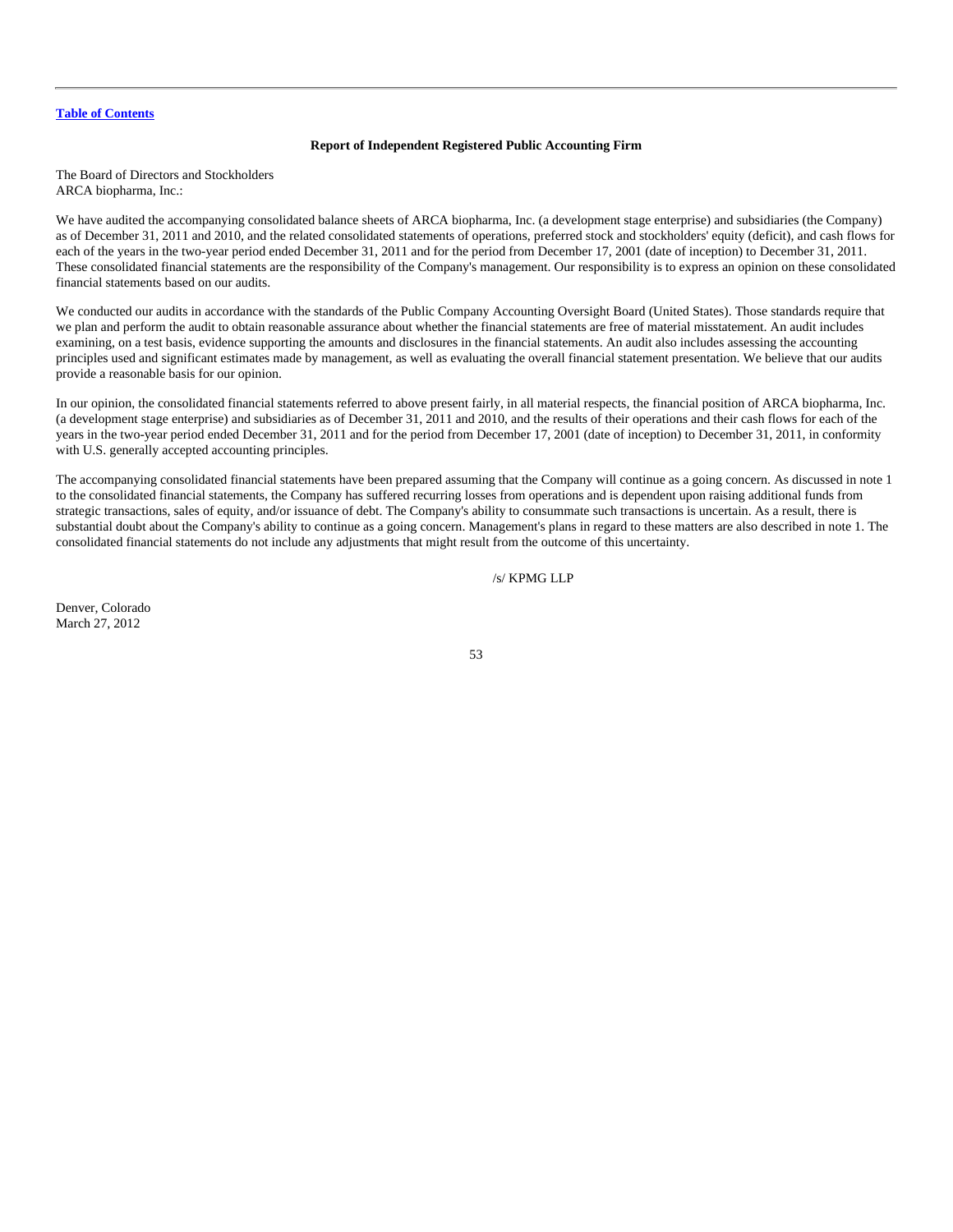[Table of Contents](#)

## Report of Independent Registered Public Accounting Firm

The Board of Directors and Stockholders
ARCA biopharma, Inc.:

We have audited the accompanying consolidated balance sheets of ARCA biopharma, Inc. (a development stage enterprise) and subsidiaries (the Company) as of December 31, 2011 and 2010, and the related consolidated statements of operations, preferred stock and stockholders' equity (deficit), and cash flows for each of the years in the two-year period ended December 31, 2011 and for the period from December 17, 2001 (date of inception) to December 31, 2011. These consolidated financial statements are the responsibility of the Company's management. Our responsibility is to express an opinion on these consolidated financial statements based on our audits.

We conducted our audits in accordance with the standards of the Public Company Accounting Oversight Board (United States). Those standards require that we plan and perform the audit to obtain reasonable assurance about whether the financial statements are free of material misstatement. An audit includes examining, on a test basis, evidence supporting the amounts and disclosures in the financial statements. An audit also includes assessing the accounting principles used and significant estimates made by management, as well as evaluating the overall financial statement presentation. We believe that our audits provide a reasonable basis for our opinion.

In our opinion, the consolidated financial statements referred to above present fairly, in all material respects, the financial position of ARCA biopharma, Inc. (a development stage enterprise) and subsidiaries as of December 31, 2011 and 2010, and the results of their operations and their cash flows for each of the years in the two-year period ended December 31, 2011 and for the period from December 17, 2001 (date of inception) to December 31, 2011, in conformity with U.S. generally accepted accounting principles.

The accompanying consolidated financial statements have been prepared assuming that the Company will continue as a going concern. As discussed in note 1 to the consolidated financial statements, the Company has suffered recurring losses from operations and is dependent upon raising additional funds from strategic transactions, sales of equity, and/or issuance of debt. The Company's ability to consummate such transactions is uncertain. As a result, there is substantial doubt about the Company's ability to continue as a going concern. Management's plans in regard to these matters are also described in note 1. The consolidated financial statements do not include any adjustments that might result from the outcome of this uncertainty.

/s/ KPMG LLP

Denver, Colorado
March 27, 2012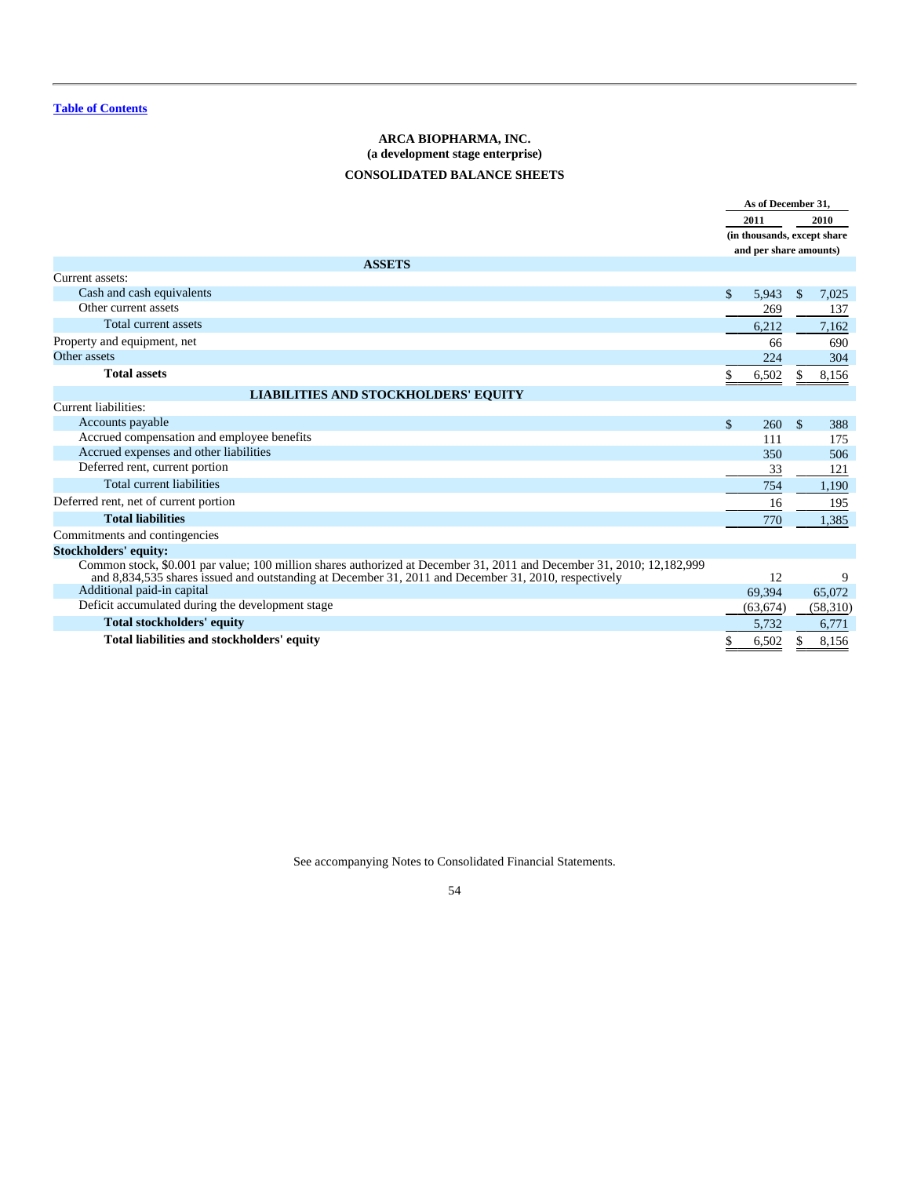Table of Contents

**ARCA BIOPHARMA, INC.**
**(a development stage enterprise)**

**CONSOLIDATED BALANCE SHEETS**

| | As of December 31, 2011 | As of December 31, 2010 |
|---|---|---|
| | (in thousands, except share and per share amounts) | |
| **ASSETS** | | |
| Current assets: | | |
| Cash and cash equivalents | $ 5,943 | $ 7,025 |
| Other current assets | 269 | 137 |
| Total current assets | 6,212 | 7,162 |
| Property and equipment, net | 66 | 690 |
| Other assets | 224 | 304 |
| **Total assets** | $ 6,502 | $ 8,156 |
| **LIABILITIES AND STOCKHOLDERS' EQUITY** | | |
| Current liabilities: | | |
| Accounts payable | $ 260 | $ 388 |
| Accrued compensation and employee benefits | 111 | 175 |
| Accrued expenses and other liabilities | 350 | 506 |
| Deferred rent, current portion | 33 | 121 |
| Total current liabilities | 754 | 1,190 |
| Deferred rent, net of current portion | 16 | 195 |
| **Total liabilities** | 770 | 1,385 |
| Commitments and contingencies | | |
| **Stockholders' equity:** | | |
| Common stock, $0.001 par value; 100 million shares authorized at December 31, 2011 and December 31, 2010; 12,182,999 and 8,834,535 shares issued and outstanding at December 31, 2011 and December 31, 2010, respectively | 12 | 9 |
| Additional paid-in capital | 69,394 | 65,072 |
| Deficit accumulated during the development stage | (63,674) | (58,310) |
| **Total stockholders' equity** | 5,732 | 6,771 |
| **Total liabilities and stockholders' equity** | $ 6,502 | $ 8,156 |

See accompanying Notes to Consolidated Financial Statements.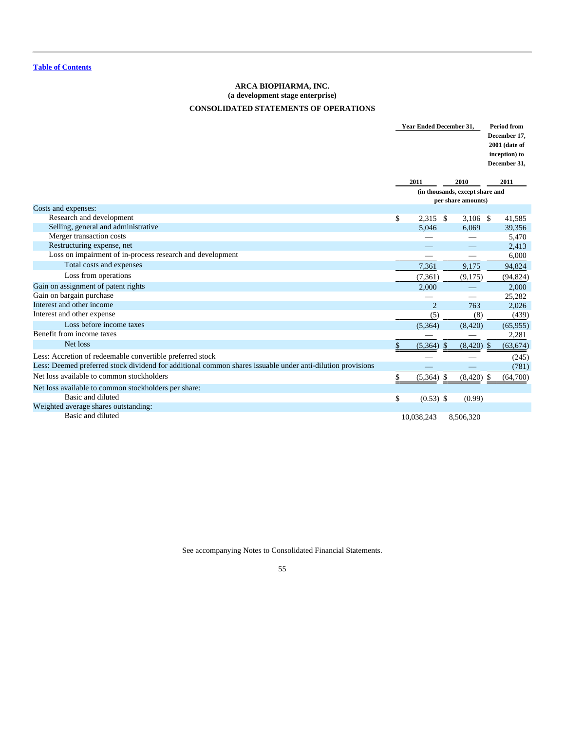[Table of Contents](#)

**ARCA BIOPHARMA, INC.**
**(a development stage enterprise)**

**CONSOLIDATED STATEMENTS OF OPERATIONS**

| | Year Ended December 31, | | Period from December 17, 2001 (date of inception) to December 31, |
|---|---|---|---|
| | 2011 | 2010 | 2011 |
| | (in thousands, except share and per share amounts) | | |
| Costs and expenses: | | | |
| Research and development | $ 2,315 | $ 3,106 | $ 41,585 |
| Selling, general and administrative | 5,046 | 6,069 | 39,356 |
| Merger transaction costs | — | — | 5,470 |
| Restructuring expense, net | — | — | 2,413 |
| Loss on impairment of in-process research and development | — | — | 6,000 |
| Total costs and expenses | 7,361 | 9,175 | 94,824 |
| Loss from operations | (7,361) | (9,175) | (94,824) |
| Gain on assignment of patent rights | 2,000 | — | 2,000 |
| Gain on bargain purchase | — | — | 25,282 |
| Interest and other income | 2 | 763 | 2,026 |
| Interest and other expense | (5) | (8) | (439) |
| Loss before income taxes | (5,364) | (8,420) | (65,955) |
| Benefit from income taxes | — | — | 2,281 |
| Net loss | $ (5,364) | $ (8,420) | $ (63,674) |
| Less: Accretion of redeemable convertible preferred stock | — | — | (245) |
| Less: Deemed preferred stock dividend for additional common shares issuable under anti-dilution provisions | — | — | (781) |
| Net loss available to common stockholders | $ (5,364) | $ (8,420) | $ (64,700) |
| Net loss available to common stockholders per share: | | | |
| Basic and diluted | $ (0.53) | $ (0.99) | |
| Weighted average shares outstanding: | | | |
| Basic and diluted | 10,038,243 | 8,506,320 | |

See accompanying Notes to Consolidated Financial Statements.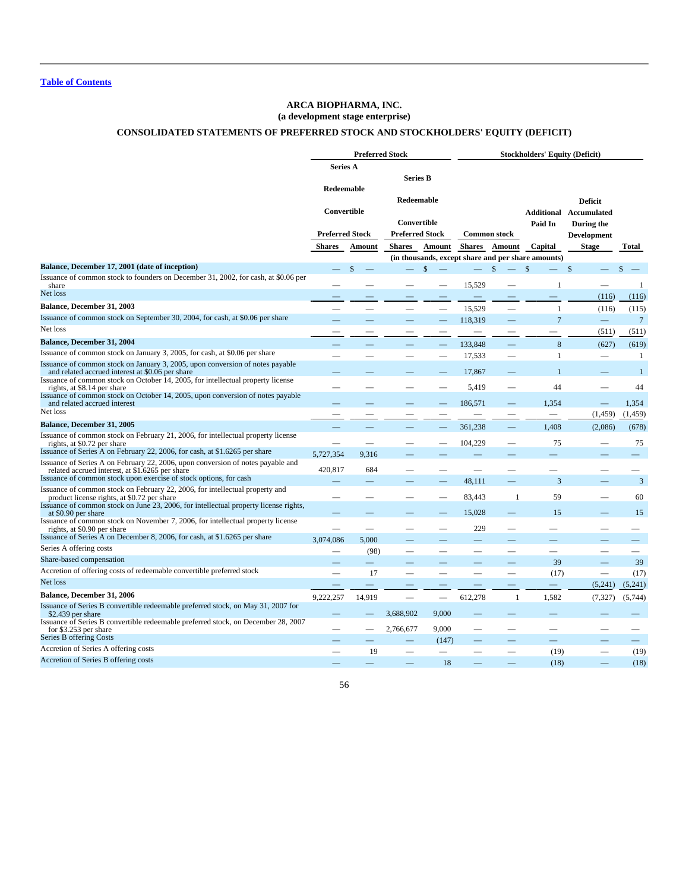[Table of Contents](#)

**ARCA BIOPHARMA, INC.**
**(a development stage enterprise)**

**CONSOLIDATED STATEMENTS OF PREFERRED STOCK AND STOCKHOLDERS' EQUITY (DEFICIT)**

| | Preferred Stock | | | | Stockholders' Equity (Deficit) | | | | |
|---|---|---|---|---|---|---|---|---|---|
| | Series A Redeemable Convertible Preferred Stock | | Series B Redeemable Convertible Preferred Stock | | Common stock | | Additional Paid In | Deficit Accumulated During the Development | |
| | Shares | Amount | Shares | Amount | Shares | Amount | Capital | Stage | Total |
| | | | (in thousands, except share and per share amounts) | | | | | | |
| **Balance, December 17, 2001 (date of inception)** | — | $ — | — | $ — | — | $ — | $ — | $ — | $ — |
| Issuance of common stock to founders on December 31, 2002, for cash, at $0.06 per share | — | — | — | — | 15,529 | — | 1 | — | 1 |
| Net loss | — | — | — | — | — | — | — | (116) | (116) |
| **Balance, December 31, 2003** | — | — | — | — | 15,529 | — | 1 | (116) | (115) |
| Issuance of common stock on September 30, 2004, for cash, at $0.06 per share | — | — | — | — | 118,319 | — | 7 | — | 7 |
| Net loss | — | — | — | — | — | — | — | (511) | (511) |
| **Balance, December 31, 2004** | — | — | — | — | 133,848 | — | 8 | (627) | (619) |
| Issuance of common stock on January 3, 2005, for cash, at $0.06 per share | — | — | — | — | 17,533 | — | 1 | — | 1 |
| Issuance of common stock on January 3, 2005, upon conversion of notes payable and related accrued interest at $0.06 per share | — | — | — | — | 17,867 | — | 1 | — | 1 |
| Issuance of common stock on October 14, 2005, for intellectual property license rights, at $8.14 per share | — | — | — | — | 5,419 | — | 44 | — | 44 |
| Issuance of common stock on October 14, 2005, upon conversion of notes payable and related accrued interest | — | — | — | — | 186,571 | — | 1,354 | — | 1,354 |
| Net loss | — | — | — | — | — | — | — | (1,459) | (1,459) |
| **Balance, December 31, 2005** | — | — | — | — | 361,238 | — | 1,408 | (2,086) | (678) |
| Issuance of common stock on February 21, 2006, for intellectual property license rights, at $0.72 per share | — | — | — | — | 104,229 | — | 75 | — | 75 |
| Issuance of Series A on February 22, 2006, for cash, at $1.6265 per share | 5,727,354 | 9,316 | — | — | — | — | — | — | — |
| Issuance of Series A on February 22, 2006, upon conversion of notes payable and related accrued interest, at $1.6265 per share | 420,817 | 684 | — | — | — | — | — | — | — |
| Issuance of common stock upon exercise of stock options, for cash | — | — | — | — | 48,111 | — | 3 | — | 3 |
| Issuance of common stock on February 22, 2006, for intellectual property and product license rights, at $0.72 per share | — | — | — | — | 83,443 | 1 | 59 | — | 60 |
| Issuance of common stock on June 23, 2006, for intellectual property license rights, at $0.90 per share | — | — | — | — | 15,028 | — | 15 | — | 15 |
| Issuance of common stock on November 7, 2006, for intellectual property license rights, at $0.90 per share | — | — | — | — | 229 | — | — | — | — |
| Issuance of Series A on December 8, 2006, for cash, at $1.6265 per share | 3,074,086 | 5,000 | — | — | — | — | — | — | — |
| Series A offering costs | — | (98) | — | — | — | — | — | — | — |
| Share-based compensation | — | — | — | — | — | — | 39 | — | 39 |
| Accretion of offering costs of redeemable convertible preferred stock | — | 17 | — | — | — | — | (17) | — | (17) |
| Net loss | — | — | — | — | — | — | — | (5,241) | (5,241) |
| **Balance, December 31, 2006** | 9,222,257 | 14,919 | — | — | 612,278 | 1 | 1,582 | (7,327) | (5,744) |
| Issuance of Series B convertible redeemable preferred stock, on May 31, 2007 for $2.439 per share | — | — | 3,688,902 | 9,000 | — | — | — | — | — |
| Issuance of Series B convertible redeemable preferred stock, on December 28, 2007 for $3.253 per share | — | — | 2,766,677 | 9,000 | — | — | — | — | — |
| Series B offering Costs | — | — | — | (147) | — | — | — | — | — |
| Accretion of Series A offering costs | — | 19 | — | — | — | — | (19) | — | (19) |
| Accretion of Series B offering costs | — | — | — | 18 | — | — | (18) | — | (18) |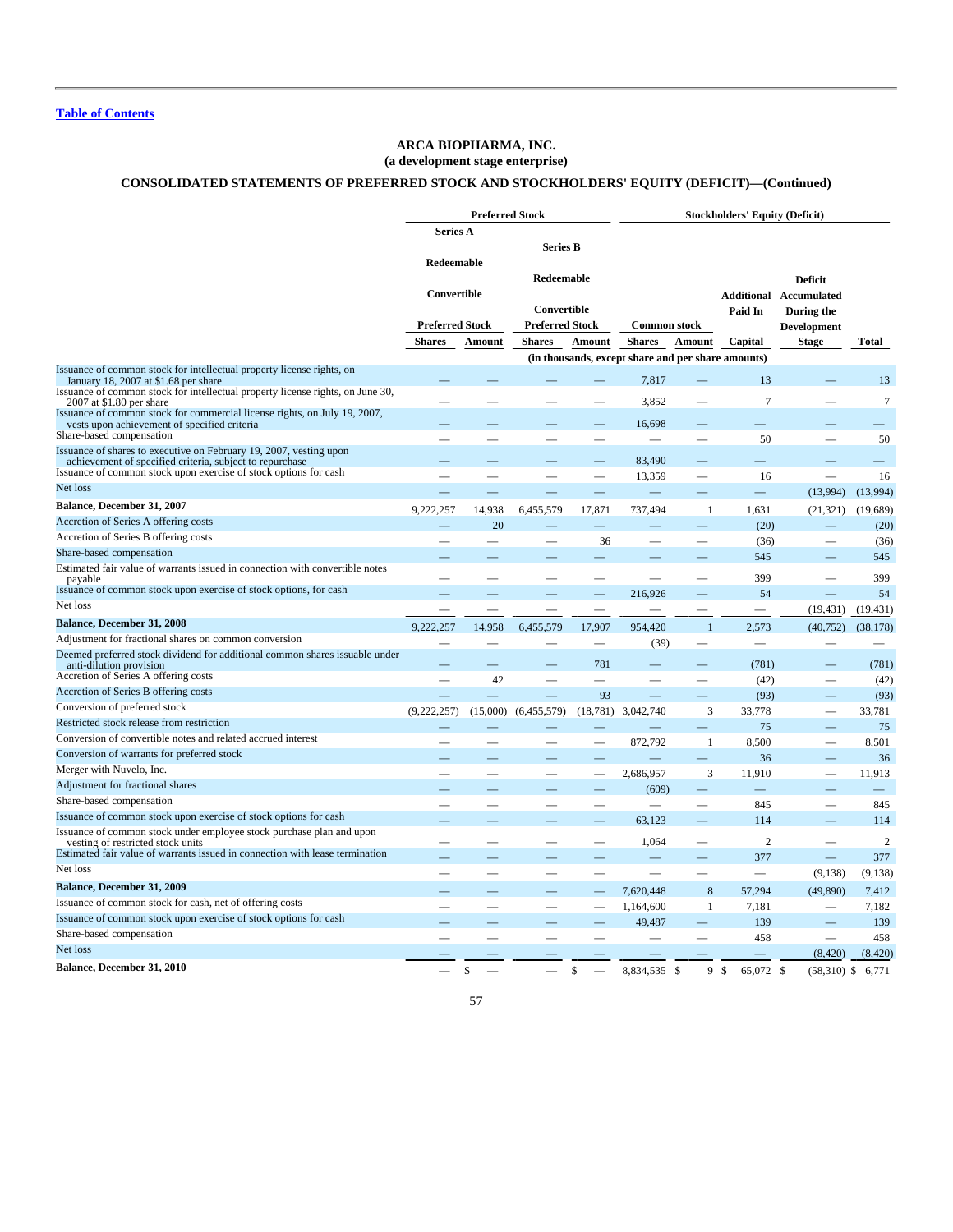[Table of Contents]

**ARCA BIOPHARMA, INC.**
**(a development stage enterprise)**

**CONSOLIDATED STATEMENTS OF PREFERRED STOCK AND STOCKHOLDERS' EQUITY (DEFICIT)—(Continued)**

| | Preferred Stock | | | | Stockholders' Equity (Deficit) | | | | |
|---|---|---|---|---|---|---|---|---|---|
| | Series A Redeemable Convertible Preferred Stock | | Series B Redeemable Convertible Preferred Stock | | Common stock | | Additional Paid In Capital | Deficit Accumulated During the Development Stage | Total |
| | Shares | Amount | Shares | Amount | Shares | Amount | | | |
| | (in thousands, except share and per share amounts) | | | | | | | | |
| Issuance of common stock for intellectual property license rights, on January 18, 2007 at $1.68 per share | — | — | — | — | 7,817 | — | 13 | — | 13 |
| Issuance of common stock for intellectual property license rights, on June 30, 2007 at $1.80 per share | — | — | — | — | 3,852 | — | 7 | — | 7 |
| Issuance of common stock for commercial license rights, on July 19, 2007, vests upon achievement of specified criteria | — | — | — | — | 16,698 | — | — | — | — |
| Share-based compensation | — | — | — | — | — | — | 50 | — | 50 |
| Issuance of shares to executive on February 19, 2007, vesting upon achievement of specified criteria, subject to repurchase | — | — | — | — | 83,490 | — | — | — | — |
| Issuance of common stock upon exercise of stock options for cash | — | — | — | — | 13,359 | — | 16 | — | 16 |
| Net loss | — | — | — | — | — | — | — | (13,994) | (13,994) |
| **Balance, December 31, 2007** | 9,222,257 | 14,938 | 6,455,579 | 17,871 | 737,494 | 1 | 1,631 | (21,321) | (19,689) |
| Accretion of Series A offering costs | — | 20 | — | — | — | — | (20) | — | (20) |
| Accretion of Series B offering costs | — | — | — | 36 | — | — | (36) | — | (36) |
| Share-based compensation | — | — | — | — | — | — | 545 | — | 545 |
| Estimated fair value of warrants issued in connection with convertible notes payable | — | — | — | — | — | — | 399 | — | 399 |
| Issuance of common stock upon exercise of stock options, for cash | — | — | — | — | 216,926 | — | 54 | — | 54 |
| Net loss | — | — | — | — | — | — | — | (19,431) | (19,431) |
| **Balance, December 31, 2008** | 9,222,257 | 14,958 | 6,455,579 | 17,907 | 954,420 | 1 | 2,573 | (40,752) | (38,178) |
| Adjustment for fractional shares on common conversion | — | — | — | — | (39) | — | — | — | — |
| Deemed preferred stock dividend for additional common shares issuable under anti-dilution provision | — | — | — | 781 | — | — | (781) | — | (781) |
| Accretion of Series A offering costs | — | 42 | — | — | — | — | (42) | — | (42) |
| Accretion of Series B offering costs | — | — | — | 93 | — | — | (93) | — | (93) |
| Conversion of preferred stock | (9,222,257) | (15,000) | (6,455,579) | (18,781) | 3,042,740 | 3 | 33,778 | — | 33,781 |
| Restricted stock release from restriction | — | — | — | — | — | — | 75 | — | 75 |
| Conversion of convertible notes and related accrued interest | — | — | — | — | 872,792 | 1 | 8,500 | — | 8,501 |
| Conversion of warrants for preferred stock | — | — | — | — | — | — | 36 | — | 36 |
| Merger with Nuvelo, Inc. | — | — | — | — | 2,686,957 | 3 | 11,910 | — | 11,913 |
| Adjustment for fractional shares | — | — | — | — | (609) | — | — | — | — |
| Share-based compensation | — | — | — | — | — | — | 845 | — | 845 |
| Issuance of common stock upon exercise of stock options for cash | — | — | — | — | 63,123 | — | 114 | — | 114 |
| Issuance of common stock under employee stock purchase plan and upon vesting of restricted stock units | — | — | — | — | 1,064 | — | 2 | — | 2 |
| Estimated fair value of warrants issued in connection with lease termination | — | — | — | — | — | — | 377 | — | 377 |
| Net loss | — | — | — | — | — | — | — | (9,138) | (9,138) |
| **Balance, December 31, 2009** | — | — | — | — | 7,620,448 | 8 | 57,294 | (49,890) | 7,412 |
| Issuance of common stock for cash, net of offering costs | — | — | — | — | 1,164,600 | 1 | 7,181 | — | 7,182 |
| Issuance of common stock upon exercise of stock options for cash | — | — | — | — | 49,487 | — | 139 | — | 139 |
| Share-based compensation | — | — | — | — | — | — | 458 | — | 458 |
| Net loss | — | — | — | — | — | — | — | (8,420) | (8,420) |
| **Balance, December 31, 2010** | — | $ — | — | $ — | 8,834,535 | $ 9 | $ 65,072 | $ (58,310) | $ 6,771 |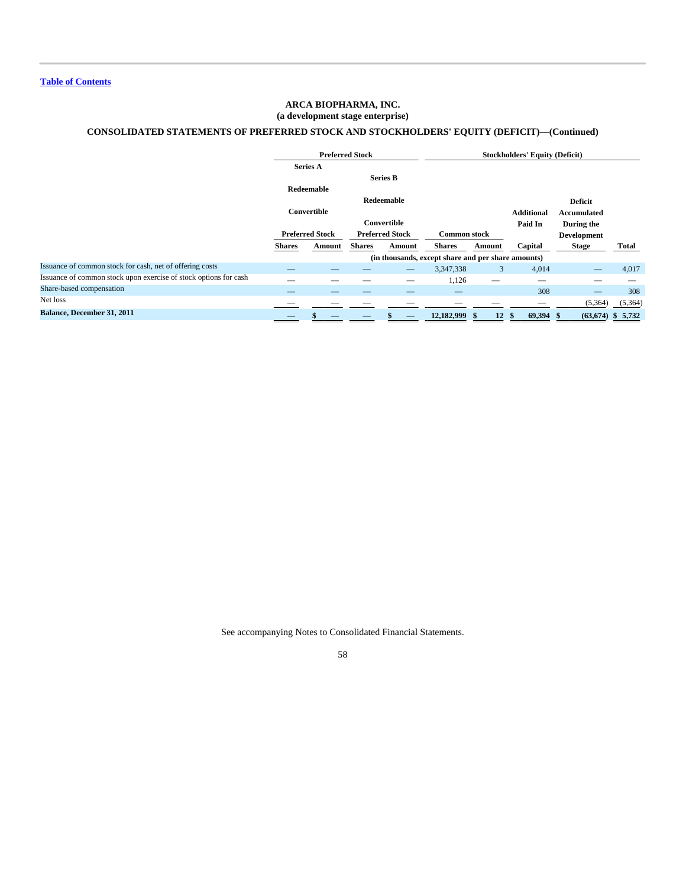[Table of Contents](#)

# ARCA BIOPHARMA, INC.
## (a development stage enterprise)

## CONSOLIDATED STATEMENTS OF PREFERRED STOCK AND STOCKHOLDERS' EQUITY (DEFICIT)—(Continued)

| | Preferred Stock | | | | Stockholders' Equity (Deficit) | | | | |
|---|---|---|---|---|---|---|---|---|---|
| | Series A Redeemable Convertible Preferred Stock | | Series B Redeemable Convertible Preferred Stock | | Common stock | | Additional Paid In | Deficit Accumulated During the Development | |
| | Shares | Amount | Shares | Amount | Shares | Amount | Capital | Stage | Total |
| | (in thousands, except share and per share amounts) | | | | | | | | |
| Issuance of common stock for cash, net of offering costs | — | — | — | — | 3,347,338 | 3 | 4,014 | — | 4,017 |
| Issuance of common stock upon exercise of stock options for cash | — | — | — | — | 1,126 | — | — | — | — |
| Share-based compensation | — | — | — | — | — | | 308 | — | 308 |
| Net loss | — | — | — | — | — | — | — | (5,364) | (5,364) |
| **Balance, December 31, 2011** | **—** | **$ —** | **—** | **$ —** | **12,182,999** | **$ 12** | **$ 69,394** | **$ (63,674)** | **$ 5,732** |

See accompanying Notes to Consolidated Financial Statements.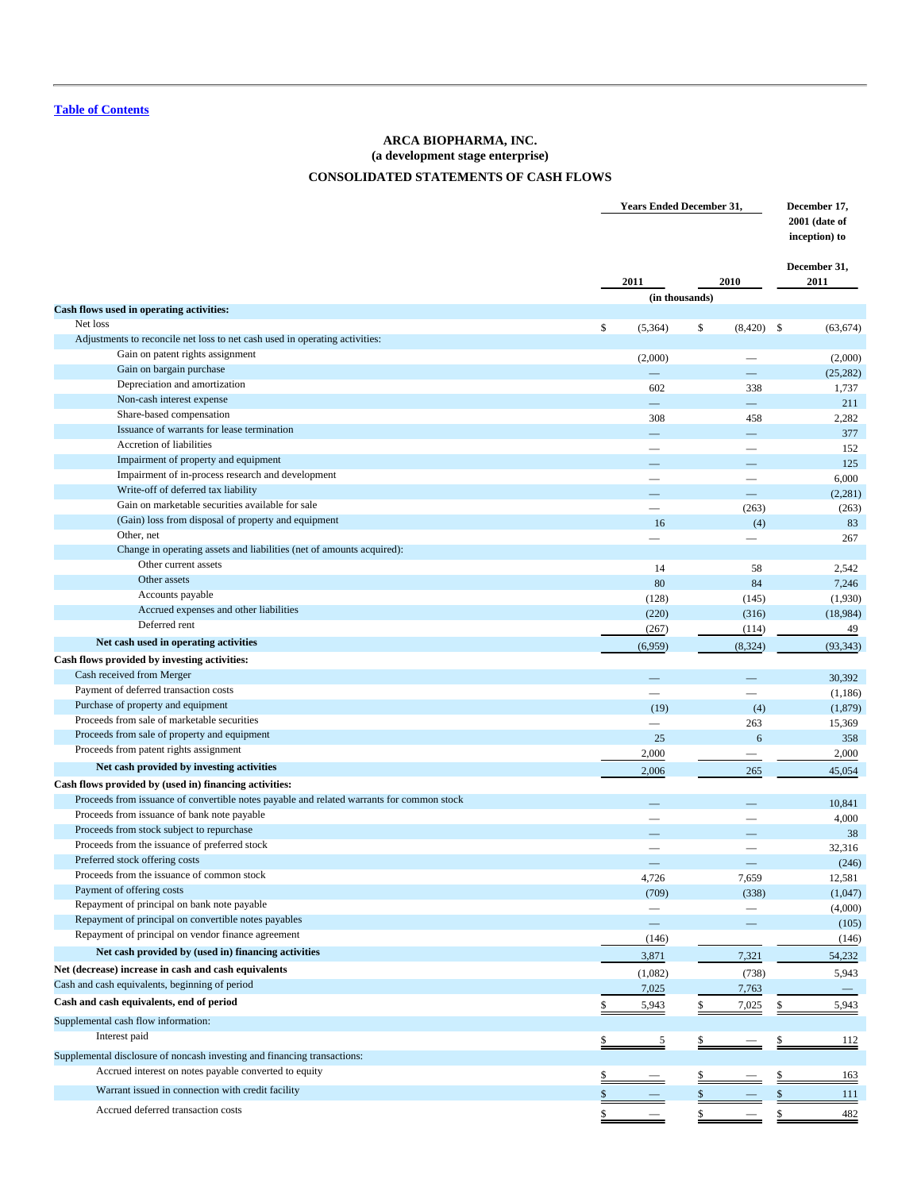[Table of Contents](#)

**ARCA BIOPHARMA, INC.**
**(a development stage enterprise)**

**CONSOLIDATED STATEMENTS OF CASH FLOWS**

| | Years Ended December 31, 2011 | Years Ended December 31, 2010 | December 17, 2001 (date of inception) to December 31, 2011 |
|---|---|---|---|
| | (in thousands) | | |
| **Cash flows used in operating activities:** | | | |
| Net loss | $ (5,364) | $ (8,420) | $ (63,674) |
| Adjustments to reconcile net loss to net cash used in operating activities: | | | |
| Gain on patent rights assignment | (2,000) | — | (2,000) |
| Gain on bargain purchase | — | — | (25,282) |
| Depreciation and amortization | 602 | 338 | 1,737 |
| Non-cash interest expense | — | — | 211 |
| Share-based compensation | 308 | 458 | 2,282 |
| Issuance of warrants for lease termination | — | — | 377 |
| Accretion of liabilities | — | — | 152 |
| Impairment of property and equipment | — | — | 125 |
| Impairment of in-process research and development | — | — | 6,000 |
| Write-off of deferred tax liability | — | — | (2,281) |
| Gain on marketable securities available for sale | — | (263) | (263) |
| (Gain) loss from disposal of property and equipment | 16 | (4) | 83 |
| Other, net | — | — | 267 |
| Change in operating assets and liabilities (net of amounts acquired): | | | |
| Other current assets | 14 | 58 | 2,542 |
| Other assets | 80 | 84 | 7,246 |
| Accounts payable | (128) | (145) | (1,930) |
| Accrued expenses and other liabilities | (220) | (316) | (18,984) |
| Deferred rent | (267) | (114) | 49 |
| **Net cash used in operating activities** | (6,959) | (8,324) | (93,343) |
| **Cash flows provided by investing activities:** | | | |
| Cash received from Merger | — | — | 30,392 |
| Payment of deferred transaction costs | — | — | (1,186) |
| Purchase of property and equipment | (19) | (4) | (1,879) |
| Proceeds from sale of marketable securities | — | 263 | 15,369 |
| Proceeds from sale of property and equipment | 25 | 6 | 358 |
| Proceeds from patent rights assignment | 2,000 | — | 2,000 |
| **Net cash provided by investing activities** | 2,006 | 265 | 45,054 |
| **Cash flows provided by (used in) financing activities:** | | | |
| Proceeds from issuance of convertible notes payable and related warrants for common stock | — | — | 10,841 |
| Proceeds from issuance of bank note payable | — | — | 4,000 |
| Proceeds from stock subject to repurchase | — | — | 38 |
| Proceeds from the issuance of preferred stock | — | — | 32,316 |
| Preferred stock offering costs | — | — | (246) |
| Proceeds from the issuance of common stock | 4,726 | 7,659 | 12,581 |
| Payment of offering costs | (709) | (338) | (1,047) |
| Repayment of principal on bank note payable | — | — | (4,000) |
| Repayment of principal on convertible notes payables | — | — | (105) |
| Repayment of principal on vendor finance agreement | (146) | | (146) |
| **Net cash provided by (used in) financing activities** | 3,871 | 7,321 | 54,232 |
| **Net (decrease) increase in cash and cash equivalents** | (1,082) | (738) | 5,943 |
| Cash and cash equivalents, beginning of period | 7,025 | 7,763 | — |
| **Cash and cash equivalents, end of period** | $ 5,943 | $ 7,025 | $ 5,943 |
| Supplemental cash flow information: | | | |
| Interest paid | $ 5 | $ — | $ 112 |
| Supplemental disclosure of noncash investing and financing transactions: | | | |
| Accrued interest on notes payable converted to equity | $ — | $ — | $ 163 |
| Warrant issued in connection with credit facility | $ — | $ — | $ 111 |
| Accrued deferred transaction costs | $ — | $ — | $ 482 |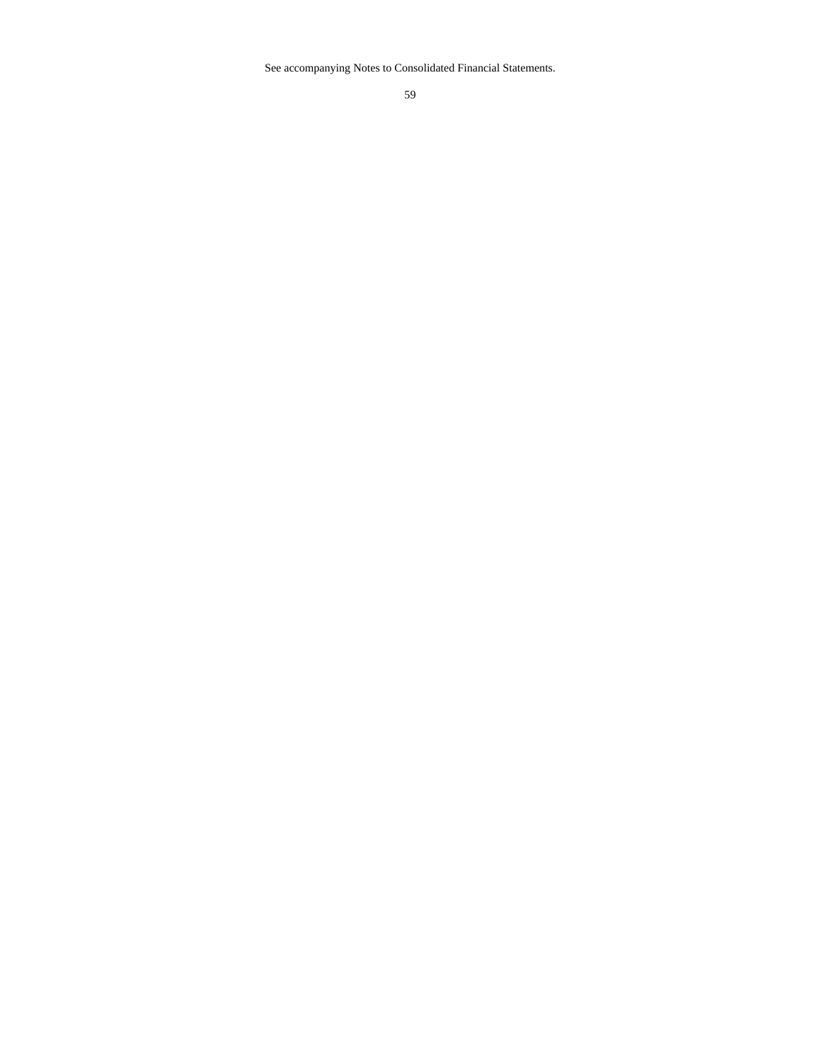See accompanying Notes to Consolidated Financial Statements.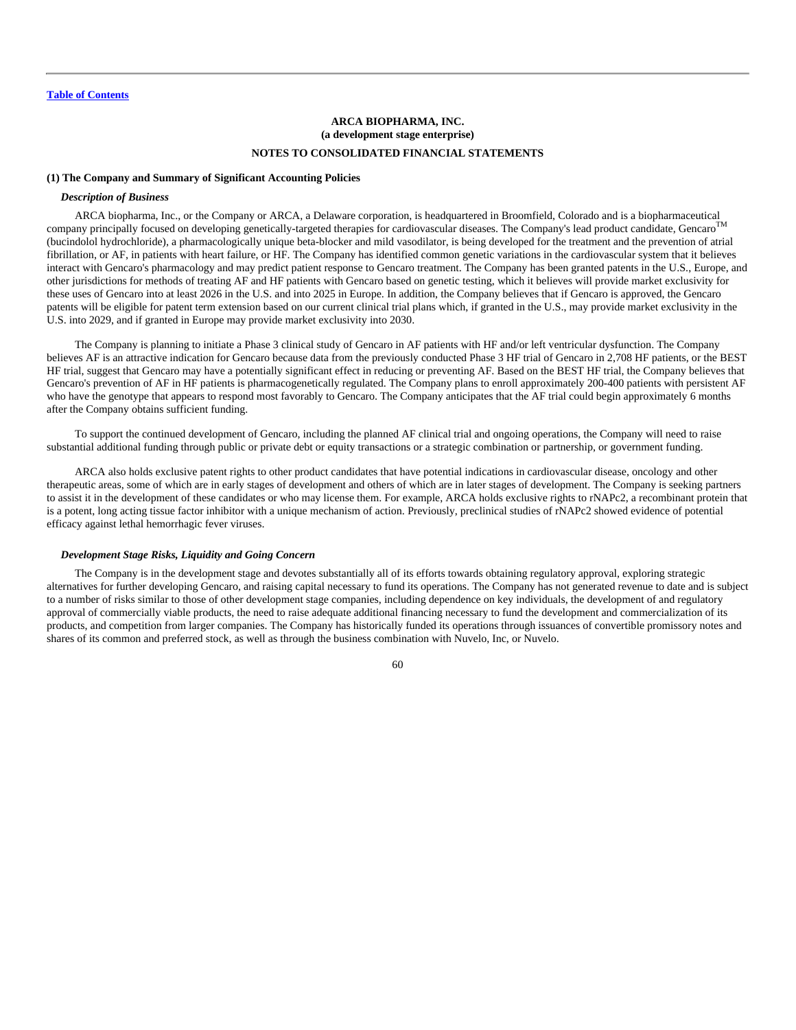**Table of Contents**

**ARCA BIOPHARMA, INC.**
**(a development stage enterprise)**

**NOTES TO CONSOLIDATED FINANCIAL STATEMENTS**

**(1) The Company and Summary of Significant Accounting Policies**

***Description of Business***

ARCA biopharma, Inc., or the Company or ARCA, a Delaware corporation, is headquartered in Broomfield, Colorado and is a biopharmaceutical company principally focused on developing genetically-targeted therapies for cardiovascular diseases. The Company's lead product candidate, Gencaro™ (bucindolol hydrochloride), a pharmacologically unique beta-blocker and mild vasodilator, is being developed for the treatment and the prevention of atrial fibrillation, or AF, in patients with heart failure, or HF. The Company has identified common genetic variations in the cardiovascular system that it believes interact with Gencaro's pharmacology and may predict patient response to Gencaro treatment. The Company has been granted patents in the U.S., Europe, and other jurisdictions for methods of treating AF and HF patients with Gencaro based on genetic testing, which it believes will provide market exclusivity for these uses of Gencaro into at least 2026 in the U.S. and into 2025 in Europe. In addition, the Company believes that if Gencaro is approved, the Gencaro patents will be eligible for patent term extension based on our current clinical trial plans which, if granted in the U.S., may provide market exclusivity in the U.S. into 2029, and if granted in Europe may provide market exclusivity into 2030.

The Company is planning to initiate a Phase 3 clinical study of Gencaro in AF patients with HF and/or left ventricular dysfunction. The Company believes AF is an attractive indication for Gencaro because data from the previously conducted Phase 3 HF trial of Gencaro in 2,708 HF patients, or the BEST HF trial, suggest that Gencaro may have a potentially significant effect in reducing or preventing AF. Based on the BEST HF trial, the Company believes that Gencaro's prevention of AF in HF patients is pharmacogenetically regulated. The Company plans to enroll approximately 200-400 patients with persistent AF who have the genotype that appears to respond most favorably to Gencaro. The Company anticipates that the AF trial could begin approximately 6 months after the Company obtains sufficient funding.

To support the continued development of Gencaro, including the planned AF clinical trial and ongoing operations, the Company will need to raise substantial additional funding through public or private debt or equity transactions or a strategic combination or partnership, or government funding.

ARCA also holds exclusive patent rights to other product candidates that have potential indications in cardiovascular disease, oncology and other therapeutic areas, some of which are in early stages of development and others of which are in later stages of development. The Company is seeking partners to assist it in the development of these candidates or who may license them. For example, ARCA holds exclusive rights to rNAPc2, a recombinant protein that is a potent, long acting tissue factor inhibitor with a unique mechanism of action. Previously, preclinical studies of rNAPc2 showed evidence of potential efficacy against lethal hemorrhagic fever viruses.

***Development Stage Risks, Liquidity and Going Concern***

The Company is in the development stage and devotes substantially all of its efforts towards obtaining regulatory approval, exploring strategic alternatives for further developing Gencaro, and raising capital necessary to fund its operations. The Company has not generated revenue to date and is subject to a number of risks similar to those of other development stage companies, including dependence on key individuals, the development of and regulatory approval of commercially viable products, the need to raise adequate additional financing necessary to fund the development and commercialization of its products, and competition from larger companies. The Company has historically funded its operations through issuances of convertible promissory notes and shares of its common and preferred stock, as well as through the business combination with Nuvelo, Inc, or Nuvelo.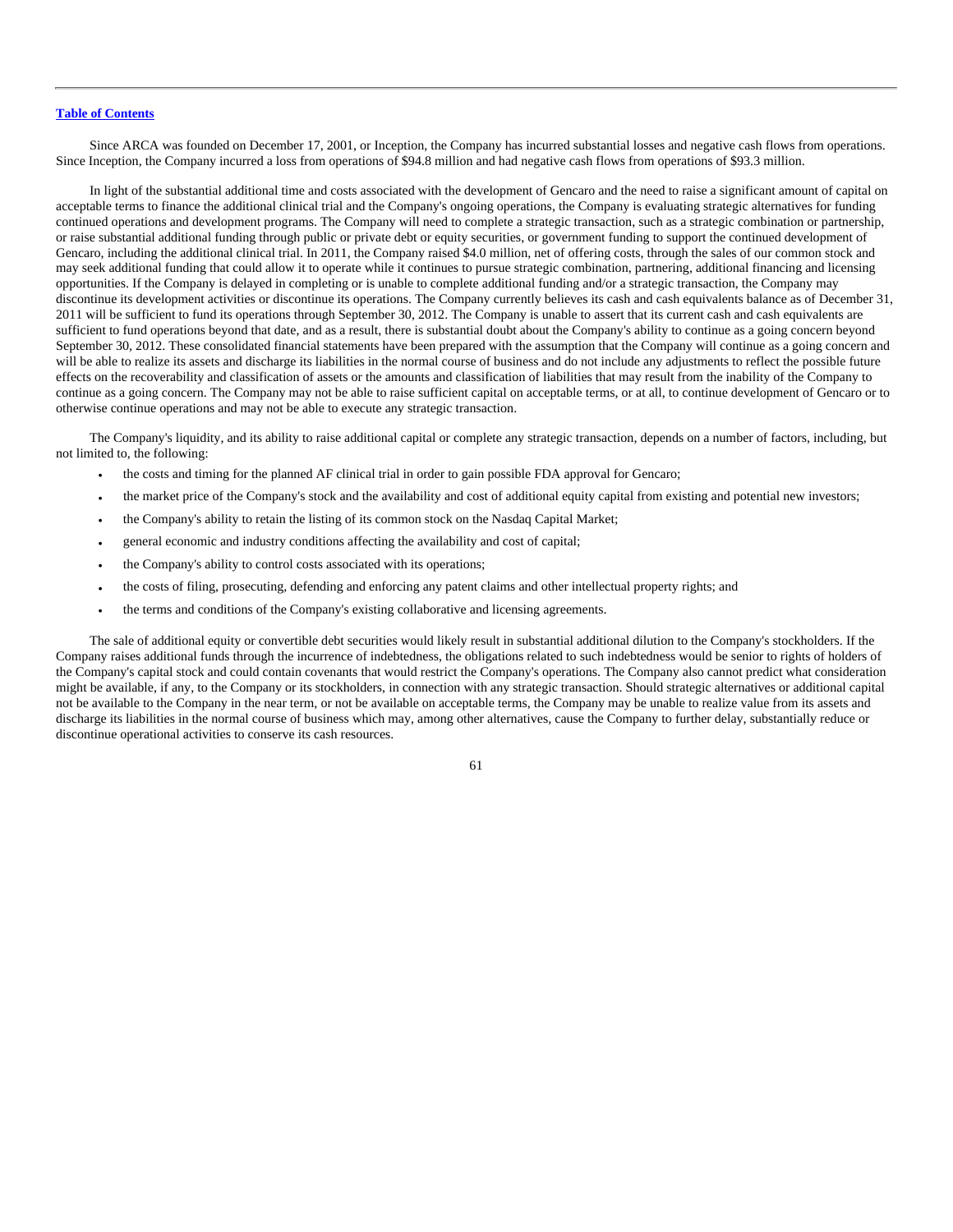Since ARCA was founded on December 17, 2001, or Inception, the Company has incurred substantial losses and negative cash flows from operations. Since Inception, the Company incurred a loss from operations of $94.8 million and had negative cash flows from operations of $93.3 million.

In light of the substantial additional time and costs associated with the development of Gencaro and the need to raise a significant amount of capital on acceptable terms to finance the additional clinical trial and the Company's ongoing operations, the Company is evaluating strategic alternatives for funding continued operations and development programs. The Company will need to complete a strategic transaction, such as a strategic combination or partnership, or raise substantial additional funding through public or private debt or equity securities, or government funding to support the continued development of Gencaro, including the additional clinical trial. In 2011, the Company raised $4.0 million, net of offering costs, through the sales of our common stock and may seek additional funding that could allow it to operate while it continues to pursue strategic combination, partnering, additional financing and licensing opportunities. If the Company is delayed in completing or is unable to complete additional funding and/or a strategic transaction, the Company may discontinue its development activities or discontinue its operations. The Company currently believes its cash and cash equivalents balance as of December 31, 2011 will be sufficient to fund its operations through September 30, 2012. The Company is unable to assert that its current cash and cash equivalents are sufficient to fund operations beyond that date, and as a result, there is substantial doubt about the Company's ability to continue as a going concern beyond September 30, 2012. These consolidated financial statements have been prepared with the assumption that the Company will continue as a going concern and will be able to realize its assets and discharge its liabilities in the normal course of business and do not include any adjustments to reflect the possible future effects on the recoverability and classification of assets or the amounts and classification of liabilities that may result from the inability of the Company to continue as a going concern. The Company may not be able to raise sufficient capital on acceptable terms, or at all, to continue development of Gencaro or to otherwise continue operations and may not be able to execute any strategic transaction.

The Company's liquidity, and its ability to raise additional capital or complete any strategic transaction, depends on a number of factors, including, but not limited to, the following:

- the costs and timing for the planned AF clinical trial in order to gain possible FDA approval for Gencaro;
- the market price of the Company's stock and the availability and cost of additional equity capital from existing and potential new investors;
- the Company's ability to retain the listing of its common stock on the Nasdaq Capital Market;
- general economic and industry conditions affecting the availability and cost of capital;
- the Company's ability to control costs associated with its operations;
- the costs of filing, prosecuting, defending and enforcing any patent claims and other intellectual property rights; and
- the terms and conditions of the Company's existing collaborative and licensing agreements.

The sale of additional equity or convertible debt securities would likely result in substantial additional dilution to the Company's stockholders. If the Company raises additional funds through the incurrence of indebtedness, the obligations related to such indebtedness would be senior to rights of holders of the Company's capital stock and could contain covenants that would restrict the Company's operations. The Company also cannot predict what consideration might be available, if any, to the Company or its stockholders, in connection with any strategic transaction. Should strategic alternatives or additional capital not be available to the Company in the near term, or not be available on acceptable terms, the Company may be unable to realize value from its assets and discharge its liabilities in the normal course of business which may, among other alternatives, cause the Company to further delay, substantially reduce or discontinue operational activities to conserve its cash resources.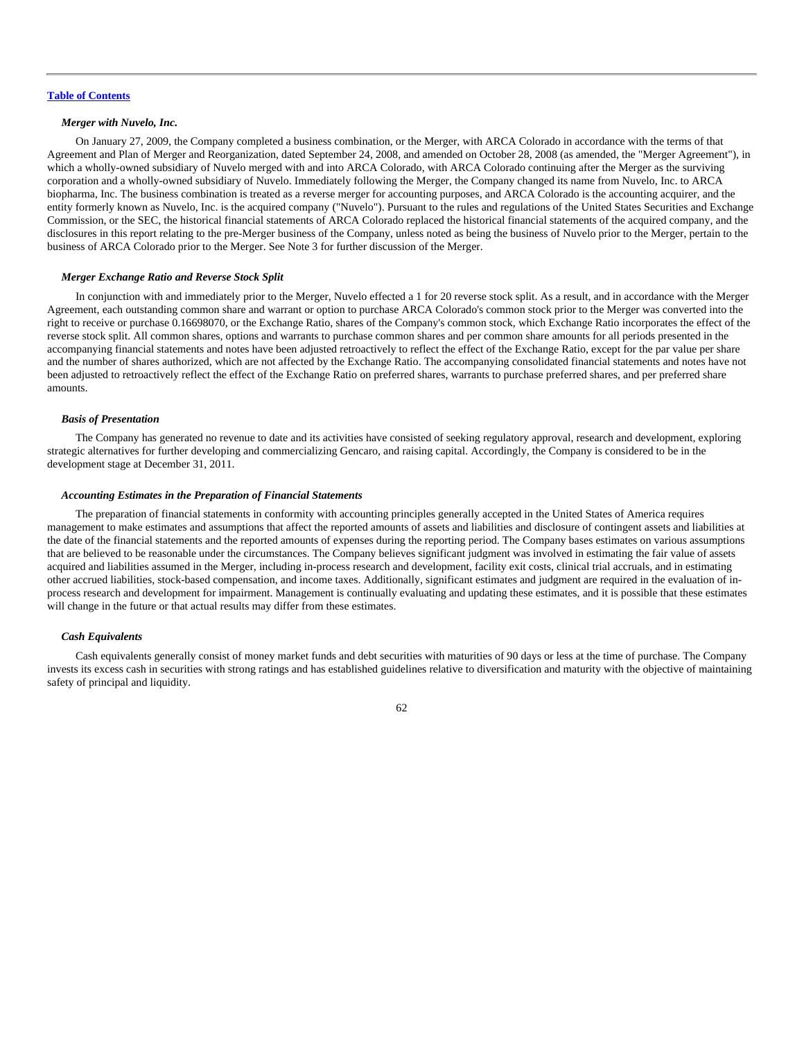***Merger with Nuvelo, Inc.***

On January 27, 2009, the Company completed a business combination, or the Merger, with ARCA Colorado in accordance with the terms of that Agreement and Plan of Merger and Reorganization, dated September 24, 2008, and amended on October 28, 2008 (as amended, the "Merger Agreement"), in which a wholly-owned subsidiary of Nuvelo merged with and into ARCA Colorado, with ARCA Colorado continuing after the Merger as the surviving corporation and a wholly-owned subsidiary of Nuvelo. Immediately following the Merger, the Company changed its name from Nuvelo, Inc. to ARCA biopharma, Inc. The business combination is treated as a reverse merger for accounting purposes, and ARCA Colorado is the accounting acquirer, and the entity formerly known as Nuvelo, Inc. is the acquired company ("Nuvelo"). Pursuant to the rules and regulations of the United States Securities and Exchange Commission, or the SEC, the historical financial statements of ARCA Colorado replaced the historical financial statements of the acquired company, and the disclosures in this report relating to the pre-Merger business of the Company, unless noted as being the business of Nuvelo prior to the Merger, pertain to the business of ARCA Colorado prior to the Merger. See Note 3 for further discussion of the Merger.

***Merger Exchange Ratio and Reverse Stock Split***

In conjunction with and immediately prior to the Merger, Nuvelo effected a 1 for 20 reverse stock split. As a result, and in accordance with the Merger Agreement, each outstanding common share and warrant or option to purchase ARCA Colorado's common stock prior to the Merger was converted into the right to receive or purchase 0.16698070, or the Exchange Ratio, shares of the Company's common stock, which Exchange Ratio incorporates the effect of the reverse stock split. All common shares, options and warrants to purchase common shares and per common share amounts for all periods presented in the accompanying financial statements and notes have been adjusted retroactively to reflect the effect of the Exchange Ratio, except for the par value per share and the number of shares authorized, which are not affected by the Exchange Ratio. The accompanying consolidated financial statements and notes have not been adjusted to retroactively reflect the effect of the Exchange Ratio on preferred shares, warrants to purchase preferred shares, and per preferred share amounts.

***Basis of Presentation***

The Company has generated no revenue to date and its activities have consisted of seeking regulatory approval, research and development, exploring strategic alternatives for further developing and commercializing Gencaro, and raising capital. Accordingly, the Company is considered to be in the development stage at December 31, 2011.

***Accounting Estimates in the Preparation of Financial Statements***

The preparation of financial statements in conformity with accounting principles generally accepted in the United States of America requires management to make estimates and assumptions that affect the reported amounts of assets and liabilities and disclosure of contingent assets and liabilities at the date of the financial statements and the reported amounts of expenses during the reporting period. The Company bases estimates on various assumptions that are believed to be reasonable under the circumstances. The Company believes significant judgment was involved in estimating the fair value of assets acquired and liabilities assumed in the Merger, including in-process research and development, facility exit costs, clinical trial accruals, and in estimating other accrued liabilities, stock-based compensation, and income taxes. Additionally, significant estimates and judgment are required in the evaluation of in-process research and development for impairment. Management is continually evaluating and updating these estimates, and it is possible that these estimates will change in the future or that actual results may differ from these estimates.

***Cash Equivalents***

Cash equivalents generally consist of money market funds and debt securities with maturities of 90 days or less at the time of purchase. The Company invests its excess cash in securities with strong ratings and has established guidelines relative to diversification and maturity with the objective of maintaining safety of principal and liquidity.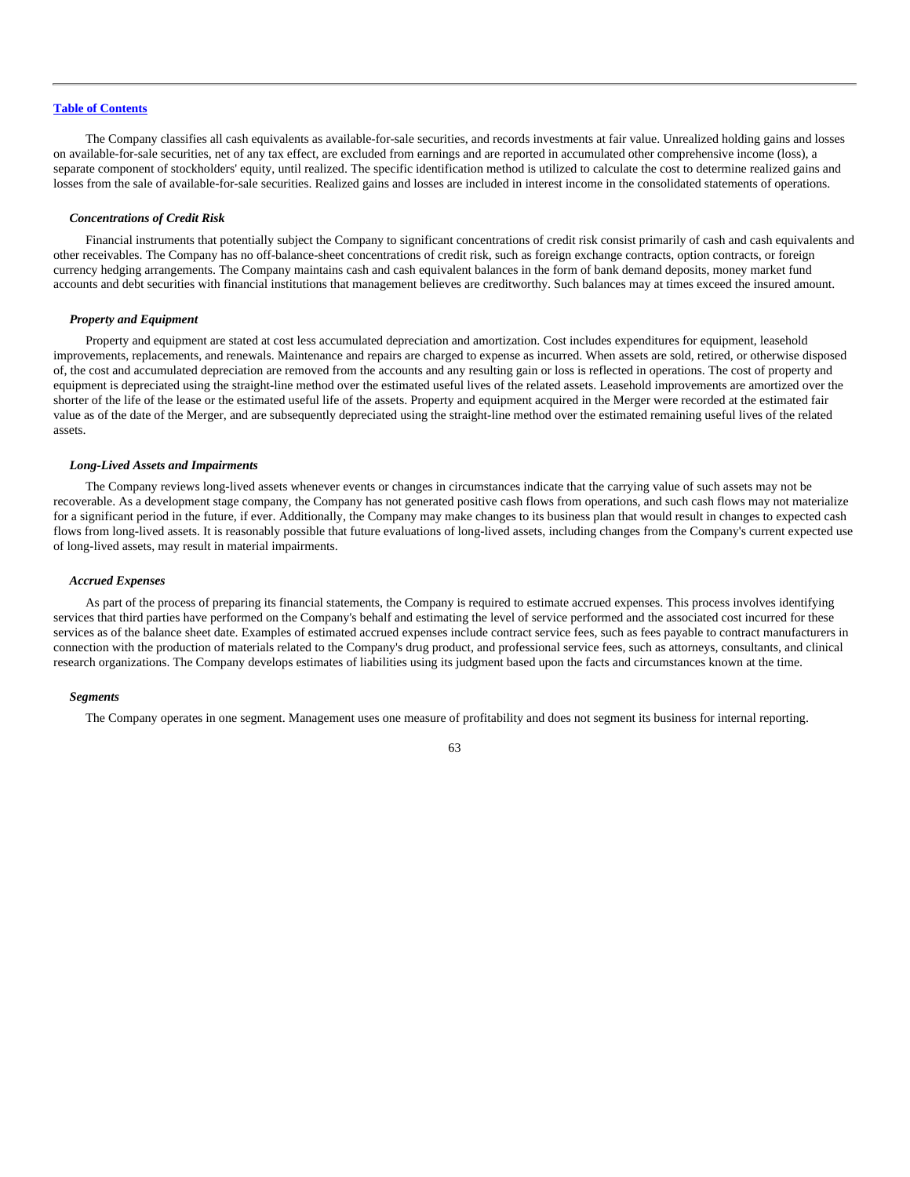The Company classifies all cash equivalents as available-for-sale securities, and records investments at fair value. Unrealized holding gains and losses on available-for-sale securities, net of any tax effect, are excluded from earnings and are reported in accumulated other comprehensive income (loss), a separate component of stockholders' equity, until realized. The specific identification method is utilized to calculate the cost to determine realized gains and losses from the sale of available-for-sale securities. Realized gains and losses are included in interest income in the consolidated statements of operations.

***Concentrations of Credit Risk***

Financial instruments that potentially subject the Company to significant concentrations of credit risk consist primarily of cash and cash equivalents and other receivables. The Company has no off-balance-sheet concentrations of credit risk, such as foreign exchange contracts, option contracts, or foreign currency hedging arrangements. The Company maintains cash and cash equivalent balances in the form of bank demand deposits, money market fund accounts and debt securities with financial institutions that management believes are creditworthy. Such balances may at times exceed the insured amount.

***Property and Equipment***

Property and equipment are stated at cost less accumulated depreciation and amortization. Cost includes expenditures for equipment, leasehold improvements, replacements, and renewals. Maintenance and repairs are charged to expense as incurred. When assets are sold, retired, or otherwise disposed of, the cost and accumulated depreciation are removed from the accounts and any resulting gain or loss is reflected in operations. The cost of property and equipment is depreciated using the straight-line method over the estimated useful lives of the related assets. Leasehold improvements are amortized over the shorter of the life of the lease or the estimated useful life of the assets. Property and equipment acquired in the Merger were recorded at the estimated fair value as of the date of the Merger, and are subsequently depreciated using the straight-line method over the estimated remaining useful lives of the related assets.

***Long-Lived Assets and Impairments***

The Company reviews long-lived assets whenever events or changes in circumstances indicate that the carrying value of such assets may not be recoverable. As a development stage company, the Company has not generated positive cash flows from operations, and such cash flows may not materialize for a significant period in the future, if ever. Additionally, the Company may make changes to its business plan that would result in changes to expected cash flows from long-lived assets. It is reasonably possible that future evaluations of long-lived assets, including changes from the Company's current expected use of long-lived assets, may result in material impairments.

***Accrued Expenses***

As part of the process of preparing its financial statements, the Company is required to estimate accrued expenses. This process involves identifying services that third parties have performed on the Company's behalf and estimating the level of service performed and the associated cost incurred for these services as of the balance sheet date. Examples of estimated accrued expenses include contract service fees, such as fees payable to contract manufacturers in connection with the production of materials related to the Company's drug product, and professional service fees, such as attorneys, consultants, and clinical research organizations. The Company develops estimates of liabilities using its judgment based upon the facts and circumstances known at the time.

***Segments***

The Company operates in one segment. Management uses one measure of profitability and does not segment its business for internal reporting.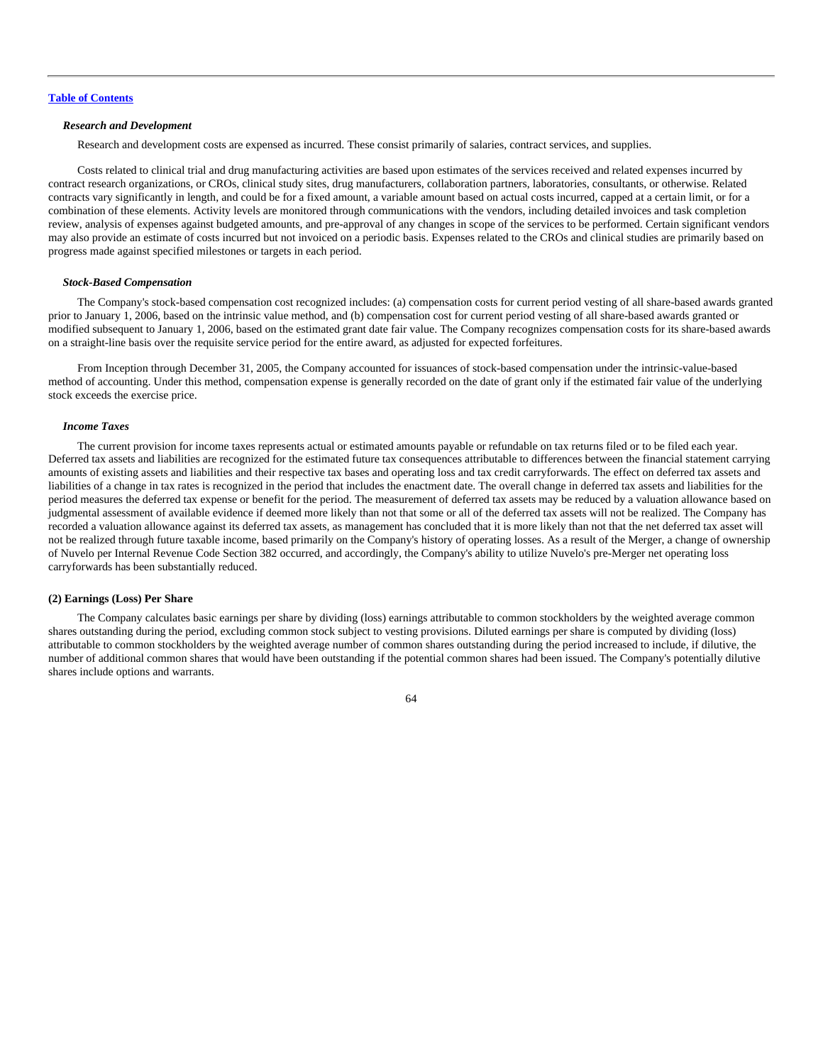[Table of Contents](#)

***Research and Development***

Research and development costs are expensed as incurred. These consist primarily of salaries, contract services, and supplies.

Costs related to clinical trial and drug manufacturing activities are based upon estimates of the services received and related expenses incurred by contract research organizations, or CROs, clinical study sites, drug manufacturers, collaboration partners, laboratories, consultants, or otherwise. Related contracts vary significantly in length, and could be for a fixed amount, a variable amount based on actual costs incurred, capped at a certain limit, or for a combination of these elements. Activity levels are monitored through communications with the vendors, including detailed invoices and task completion review, analysis of expenses against budgeted amounts, and pre-approval of any changes in scope of the services to be performed. Certain significant vendors may also provide an estimate of costs incurred but not invoiced on a periodic basis. Expenses related to the CROs and clinical studies are primarily based on progress made against specified milestones or targets in each period.

***Stock-Based Compensation***

The Company's stock-based compensation cost recognized includes: (a) compensation costs for current period vesting of all share-based awards granted prior to January 1, 2006, based on the intrinsic value method, and (b) compensation cost for current period vesting of all share-based awards granted or modified subsequent to January 1, 2006, based on the estimated grant date fair value. The Company recognizes compensation costs for its share-based awards on a straight-line basis over the requisite service period for the entire award, as adjusted for expected forfeitures.

From Inception through December 31, 2005, the Company accounted for issuances of stock-based compensation under the intrinsic-value-based method of accounting. Under this method, compensation expense is generally recorded on the date of grant only if the estimated fair value of the underlying stock exceeds the exercise price.

***Income Taxes***

The current provision for income taxes represents actual or estimated amounts payable or refundable on tax returns filed or to be filed each year. Deferred tax assets and liabilities are recognized for the estimated future tax consequences attributable to differences between the financial statement carrying amounts of existing assets and liabilities and their respective tax bases and operating loss and tax credit carryforwards. The effect on deferred tax assets and liabilities of a change in tax rates is recognized in the period that includes the enactment date. The overall change in deferred tax assets and liabilities for the period measures the deferred tax expense or benefit for the period. The measurement of deferred tax assets may be reduced by a valuation allowance based on judgmental assessment of available evidence if deemed more likely than not that some or all of the deferred tax assets will not be realized. The Company has recorded a valuation allowance against its deferred tax assets, as management has concluded that it is more likely than not that the net deferred tax asset will not be realized through future taxable income, based primarily on the Company's history of operating losses. As a result of the Merger, a change of ownership of Nuvelo per Internal Revenue Code Section 382 occurred, and accordingly, the Company's ability to utilize Nuvelo's pre-Merger net operating loss carryforwards has been substantially reduced.

**(2) Earnings (Loss) Per Share**

The Company calculates basic earnings per share by dividing (loss) earnings attributable to common stockholders by the weighted average common shares outstanding during the period, excluding common stock subject to vesting provisions. Diluted earnings per share is computed by dividing (loss) attributable to common stockholders by the weighted average number of common shares outstanding during the period increased to include, if dilutive, the number of additional common shares that would have been outstanding if the potential common shares had been issued. The Company's potentially dilutive shares include options and warrants.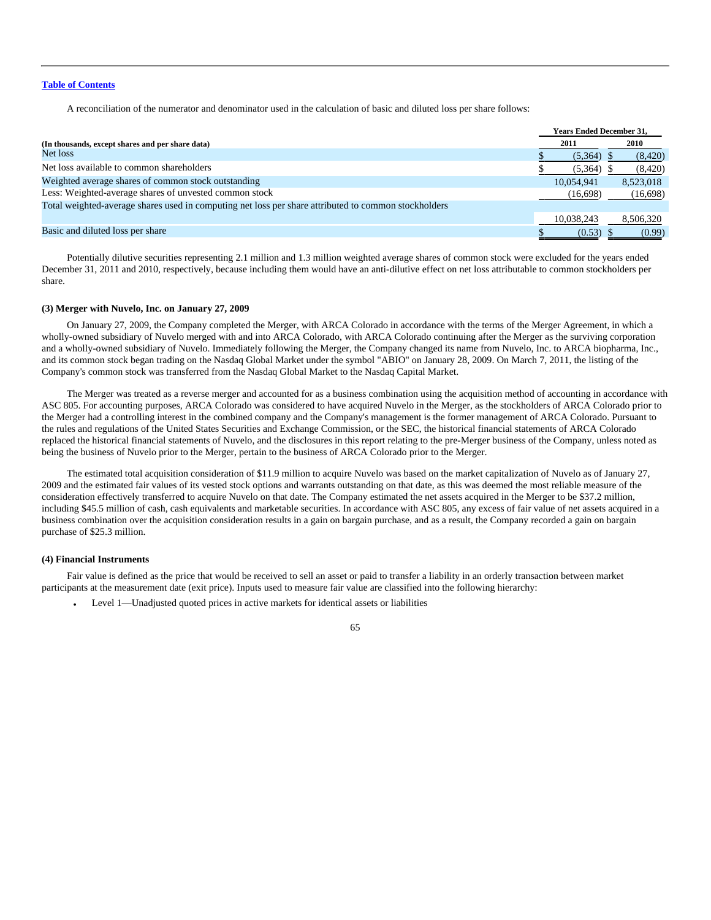[Table of Contents](#)

A reconciliation of the numerator and denominator used in the calculation of basic and diluted loss per share follows:

| (In thousands, except shares and per share data) | Years Ended December 31, 2011 | 2010 |
|---|---|---|
| Net loss | $ (5,364) | $ (8,420) |
| Net loss available to common shareholders | $ (5,364) | $ (8,420) |
| Weighted average shares of common stock outstanding | 10,054,941 | 8,523,018 |
| Less: Weighted-average shares of unvested common stock | (16,698) | (16,698) |
| Total weighted-average shares used in computing net loss per share attributed to common stockholders | 10,038,243 | 8,506,320 |
| Basic and diluted loss per share | $ (0.53) | $ (0.99) |

Potentially dilutive securities representing 2.1 million and 1.3 million weighted average shares of common stock were excluded for the years ended December 31, 2011 and 2010, respectively, because including them would have an anti-dilutive effect on net loss attributable to common stockholders per share.

**(3) Merger with Nuvelo, Inc. on January 27, 2009**

On January 27, 2009, the Company completed the Merger, with ARCA Colorado in accordance with the terms of the Merger Agreement, in which a wholly-owned subsidiary of Nuvelo merged with and into ARCA Colorado, with ARCA Colorado continuing after the Merger as the surviving corporation and a wholly-owned subsidiary of Nuvelo. Immediately following the Merger, the Company changed its name from Nuvelo, Inc. to ARCA biopharma, Inc., and its common stock began trading on the Nasdaq Global Market under the symbol "ABIO" on January 28, 2009. On March 7, 2011, the listing of the Company's common stock was transferred from the Nasdaq Global Market to the Nasdaq Capital Market.

The Merger was treated as a reverse merger and accounted for as a business combination using the acquisition method of accounting in accordance with ASC 805. For accounting purposes, ARCA Colorado was considered to have acquired Nuvelo in the Merger, as the stockholders of ARCA Colorado prior to the Merger had a controlling interest in the combined company and the Company's management is the former management of ARCA Colorado. Pursuant to the rules and regulations of the United States Securities and Exchange Commission, or the SEC, the historical financial statements of ARCA Colorado replaced the historical financial statements of Nuvelo, and the disclosures in this report relating to the pre-Merger business of the Company, unless noted as being the business of Nuvelo prior to the Merger, pertain to the business of ARCA Colorado prior to the Merger.

The estimated total acquisition consideration of $11.9 million to acquire Nuvelo was based on the market capitalization of Nuvelo as of January 27, 2009 and the estimated fair values of its vested stock options and warrants outstanding on that date, as this was deemed the most reliable measure of the consideration effectively transferred to acquire Nuvelo on that date. The Company estimated the net assets acquired in the Merger to be $37.2 million, including $45.5 million of cash, cash equivalents and marketable securities. In accordance with ASC 805, any excess of fair value of net assets acquired in a business combination over the acquisition consideration results in a gain on bargain purchase, and as a result, the Company recorded a gain on bargain purchase of $25.3 million.

**(4) Financial Instruments**

Fair value is defined as the price that would be received to sell an asset or paid to transfer a liability in an orderly transaction between market participants at the measurement date (exit price). Inputs used to measure fair value are classified into the following hierarchy:

- Level 1—Unadjusted quoted prices in active markets for identical assets or liabilities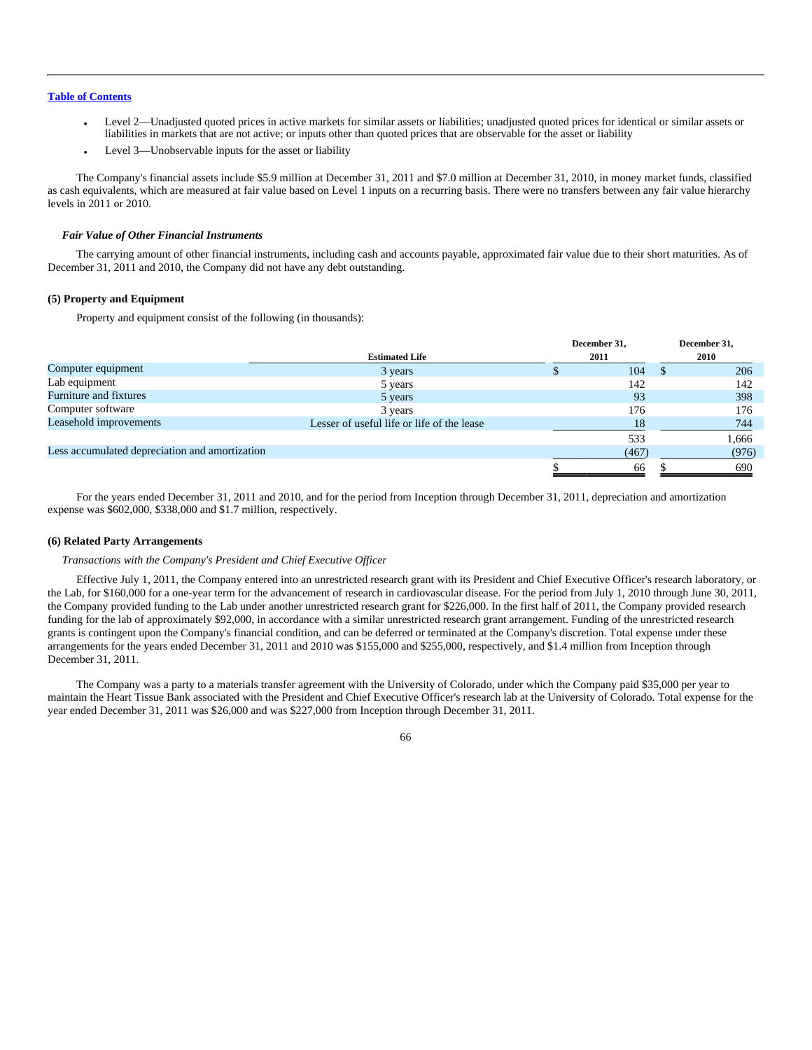[Table of Contents](#)

- Level 2—Unadjusted quoted prices in active markets for similar assets or liabilities; unadjusted quoted prices for identical or similar assets or liabilities in markets that are not active; or inputs other than quoted prices that are observable for the asset or liability
- Level 3—Unobservable inputs for the asset or liability

The Company's financial assets include $5.9 million at December 31, 2011 and $7.0 million at December 31, 2010, in money market funds, classified as cash equivalents, which are measured at fair value based on Level 1 inputs on a recurring basis. There were no transfers between any fair value hierarchy levels in 2011 or 2010.

***Fair Value of Other Financial Instruments***

The carrying amount of other financial instruments, including cash and accounts payable, approximated fair value due to their short maturities. As of December 31, 2011 and 2010, the Company did not have any debt outstanding.

**(5) Property and Equipment**

Property and equipment consist of the following (in thousands):

| | Estimated Life | December 31, 2011 | December 31, 2010 |
|---|---|---|---|
| Computer equipment | 3 years | $ 104 | $ 206 |
| Lab equipment | 5 years | 142 | 142 |
| Furniture and fixtures | 5 years | 93 | 398 |
| Computer software | 3 years | 176 | 176 |
| Leasehold improvements | Lesser of useful life or life of the lease | 18 | 744 |
| | | 533 | 1,666 |
| Less accumulated depreciation and amortization | | (467) | (976) |
| | | $ 66 | $ 690 |

For the years ended December 31, 2011 and 2010, and for the period from Inception through December 31, 2011, depreciation and amortization expense was $602,000, $338,000 and $1.7 million, respectively.

**(6) Related Party Arrangements**

*Transactions with the Company's President and Chief Executive Officer*

Effective July 1, 2011, the Company entered into an unrestricted research grant with its President and Chief Executive Officer's research laboratory, or the Lab, for $160,000 for a one-year term for the advancement of research in cardiovascular disease. For the period from July 1, 2010 through June 30, 2011, the Company provided funding to the Lab under another unrestricted research grant for $226,000. In the first half of 2011, the Company provided research funding for the lab of approximately $92,000, in accordance with a similar unrestricted research grant arrangement. Funding of the unrestricted research grants is contingent upon the Company's financial condition, and can be deferred or terminated at the Company's discretion. Total expense under these arrangements for the years ended December 31, 2011 and 2010 was $155,000 and $255,000, respectively, and $1.4 million from Inception through December 31, 2011.

The Company was a party to a materials transfer agreement with the University of Colorado, under which the Company paid $35,000 per year to maintain the Heart Tissue Bank associated with the President and Chief Executive Officer's research lab at the University of Colorado. Total expense for the year ended December 31, 2011 was $26,000 and was $227,000 from Inception through December 31, 2011.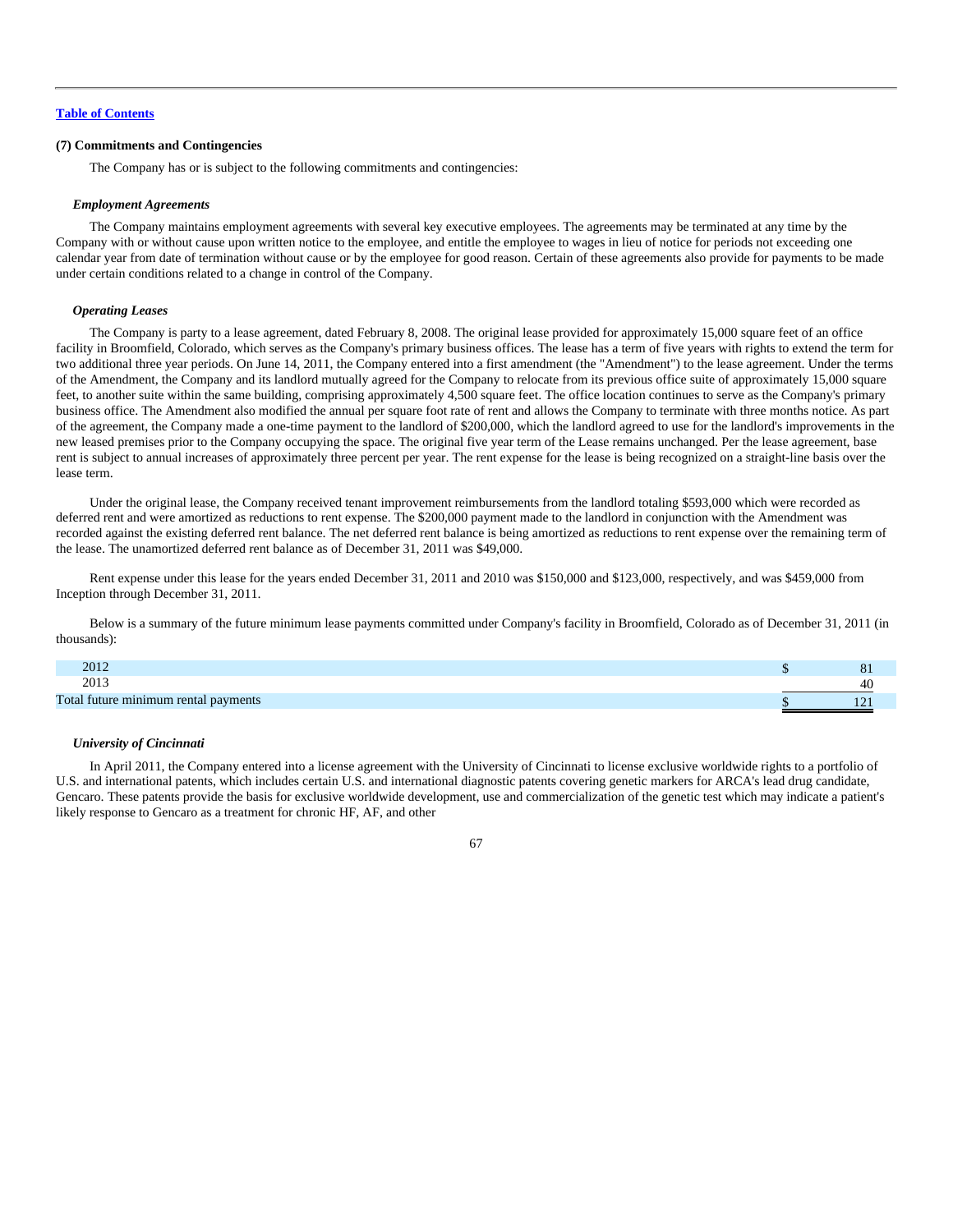Table of Contents

### (7) Commitments and Contingencies

The Company has or is subject to the following commitments and contingencies:

***Employment Agreements***

The Company maintains employment agreements with several key executive employees. The agreements may be terminated at any time by the Company with or without cause upon written notice to the employee, and entitle the employee to wages in lieu of notice for periods not exceeding one calendar year from date of termination without cause or by the employee for good reason. Certain of these agreements also provide for payments to be made under certain conditions related to a change in control of the Company.

***Operating Leases***

The Company is party to a lease agreement, dated February 8, 2008. The original lease provided for approximately 15,000 square feet of an office facility in Broomfield, Colorado, which serves as the Company's primary business offices. The lease has a term of five years with rights to extend the term for two additional three year periods. On June 14, 2011, the Company entered into a first amendment (the "Amendment") to the lease agreement. Under the terms of the Amendment, the Company and its landlord mutually agreed for the Company to relocate from its previous office suite of approximately 15,000 square feet, to another suite within the same building, comprising approximately 4,500 square feet. The office location continues to serve as the Company's primary business office. The Amendment also modified the annual per square foot rate of rent and allows the Company to terminate with three months notice. As part of the agreement, the Company made a one-time payment to the landlord of $200,000, which the landlord agreed to use for the landlord's improvements in the new leased premises prior to the Company occupying the space. The original five year term of the Lease remains unchanged. Per the lease agreement, base rent is subject to annual increases of approximately three percent per year. The rent expense for the lease is being recognized on a straight-line basis over the lease term.

Under the original lease, the Company received tenant improvement reimbursements from the landlord totaling $593,000 which were recorded as deferred rent and were amortized as reductions to rent expense. The $200,000 payment made to the landlord in conjunction with the Amendment was recorded against the existing deferred rent balance. The net deferred rent balance is being amortized as reductions to rent expense over the remaining term of the lease. The unamortized deferred rent balance as of December 31, 2011 was $49,000.

Rent expense under this lease for the years ended December 31, 2011 and 2010 was $150,000 and $123,000, respectively, and was $459,000 from Inception through December 31, 2011.

Below is a summary of the future minimum lease payments committed under Company's facility in Broomfield, Colorado as of December 31, 2011 (in thousands):

| | |
|---|---|
| 2012 | $ 81 |
| 2013 | 40 |
| Total future minimum rental payments | $ 121 |

***University of Cincinnati***

In April 2011, the Company entered into a license agreement with the University of Cincinnati to license exclusive worldwide rights to a portfolio of U.S. and international patents, which includes certain U.S. and international diagnostic patents covering genetic markers for ARCA's lead drug candidate, Gencaro. These patents provide the basis for exclusive worldwide development, use and commercialization of the genetic test which may indicate a patient's likely response to Gencaro as a treatment for chronic HF, AF, and other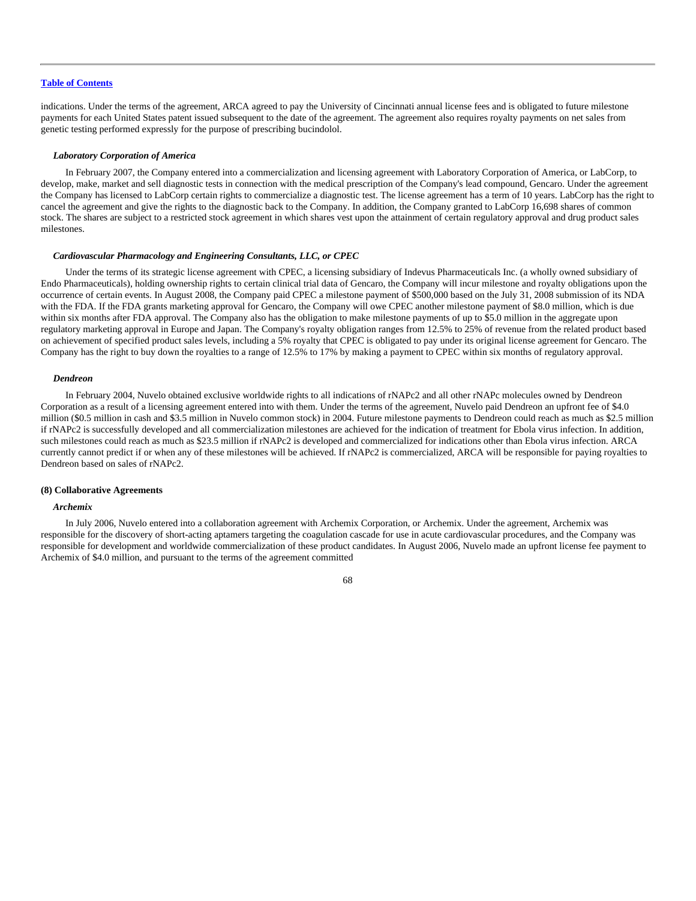indications. Under the terms of the agreement, ARCA agreed to pay the University of Cincinnati annual license fees and is obligated to future milestone payments for each United States patent issued subsequent to the date of the agreement. The agreement also requires royalty payments on net sales from genetic testing performed expressly for the purpose of prescribing bucindolol.

***Laboratory Corporation of America***

In February 2007, the Company entered into a commercialization and licensing agreement with Laboratory Corporation of America, or LabCorp, to develop, make, market and sell diagnostic tests in connection with the medical prescription of the Company's lead compound, Gencaro. Under the agreement the Company has licensed to LabCorp certain rights to commercialize a diagnostic test. The license agreement has a term of 10 years. LabCorp has the right to cancel the agreement and give the rights to the diagnostic back to the Company. In addition, the Company granted to LabCorp 16,698 shares of common stock. The shares are subject to a restricted stock agreement in which shares vest upon the attainment of certain regulatory approval and drug product sales milestones.

***Cardiovascular Pharmacology and Engineering Consultants, LLC, or CPEC***

Under the terms of its strategic license agreement with CPEC, a licensing subsidiary of Indevus Pharmaceuticals Inc. (a wholly owned subsidiary of Endo Pharmaceuticals), holding ownership rights to certain clinical trial data of Gencaro, the Company will incur milestone and royalty obligations upon the occurrence of certain events. In August 2008, the Company paid CPEC a milestone payment of $500,000 based on the July 31, 2008 submission of its NDA with the FDA. If the FDA grants marketing approval for Gencaro, the Company will owe CPEC another milestone payment of $8.0 million, which is due within six months after FDA approval. The Company also has the obligation to make milestone payments of up to $5.0 million in the aggregate upon regulatory marketing approval in Europe and Japan. The Company's royalty obligation ranges from 12.5% to 25% of revenue from the related product based on achievement of specified product sales levels, including a 5% royalty that CPEC is obligated to pay under its original license agreement for Gencaro. The Company has the right to buy down the royalties to a range of 12.5% to 17% by making a payment to CPEC within six months of regulatory approval.

***Dendreon***

In February 2004, Nuvelo obtained exclusive worldwide rights to all indications of rNAPc2 and all other rNAPc molecules owned by Dendreon Corporation as a result of a licensing agreement entered into with them. Under the terms of the agreement, Nuvelo paid Dendreon an upfront fee of $4.0 million ($0.5 million in cash and $3.5 million in Nuvelo common stock) in 2004. Future milestone payments to Dendreon could reach as much as $2.5 million if rNAPc2 is successfully developed and all commercialization milestones are achieved for the indication of treatment for Ebola virus infection. In addition, such milestones could reach as much as $23.5 million if rNAPc2 is developed and commercialized for indications other than Ebola virus infection. ARCA currently cannot predict if or when any of these milestones will be achieved. If rNAPc2 is commercialized, ARCA will be responsible for paying royalties to Dendreon based on sales of rNAPc2.

**(8) Collaborative Agreements**

***Archemix***

In July 2006, Nuvelo entered into a collaboration agreement with Archemix Corporation, or Archemix. Under the agreement, Archemix was responsible for the discovery of short-acting aptamers targeting the coagulation cascade for use in acute cardiovascular procedures, and the Company was responsible for development and worldwide commercialization of these product candidates. In August 2006, Nuvelo made an upfront license fee payment to Archemix of $4.0 million, and pursuant to the terms of the agreement committed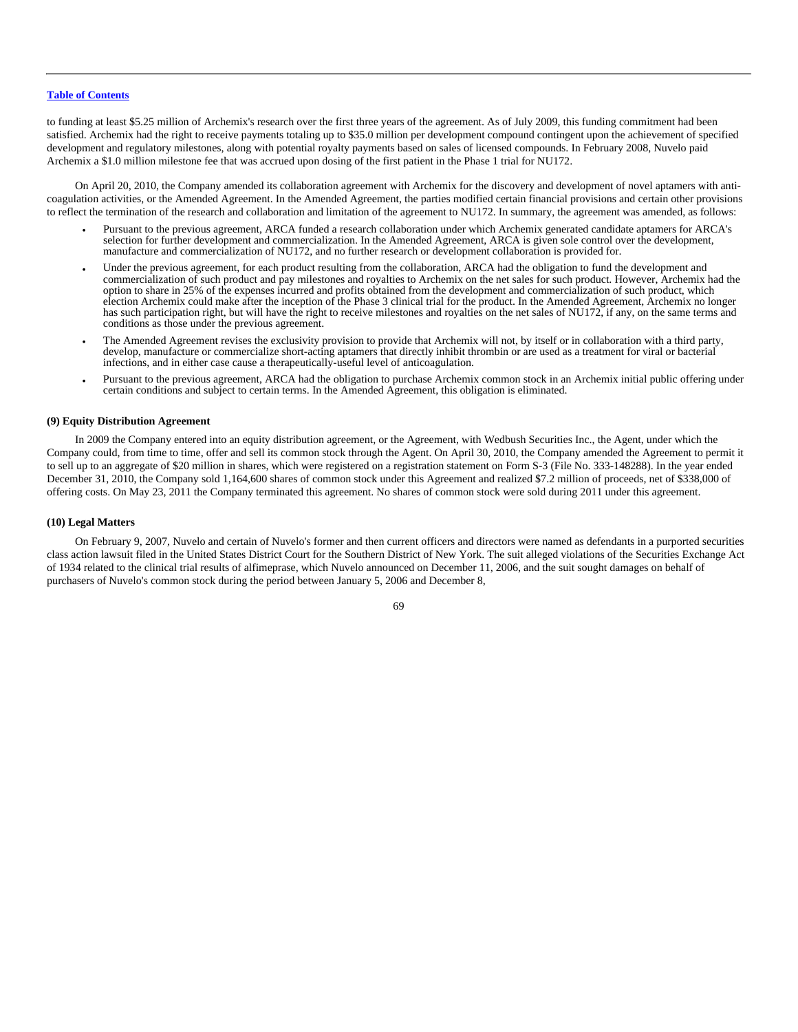to funding at least $5.25 million of Archemix's research over the first three years of the agreement. As of July 2009, this funding commitment had been satisfied. Archemix had the right to receive payments totaling up to $35.0 million per development compound contingent upon the achievement of specified development and regulatory milestones, along with potential royalty payments based on sales of licensed compounds. In February 2008, Nuvelo paid Archemix a $1.0 million milestone fee that was accrued upon dosing of the first patient in the Phase 1 trial for NU172.

On April 20, 2010, the Company amended its collaboration agreement with Archemix for the discovery and development of novel aptamers with anti-coagulation activities, or the Amended Agreement. In the Amended Agreement, the parties modified certain financial provisions and certain other provisions to reflect the termination of the research and collaboration and limitation of the agreement to NU172. In summary, the agreement was amended, as follows:

- Pursuant to the previous agreement, ARCA funded a research collaboration under which Archemix generated candidate aptamers for ARCA's selection for further development and commercialization. In the Amended Agreement, ARCA is given sole control over the development, manufacture and commercialization of NU172, and no further research or development collaboration is provided for.
- Under the previous agreement, for each product resulting from the collaboration, ARCA had the obligation to fund the development and commercialization of such product and pay milestones and royalties to Archemix on the net sales for such product. However, Archemix had the option to share in 25% of the expenses incurred and profits obtained from the development and commercialization of such product, which election Archemix could make after the inception of the Phase 3 clinical trial for the product. In the Amended Agreement, Archemix no longer has such participation right, but will have the right to receive milestones and royalties on the net sales of NU172, if any, on the same terms and conditions as those under the previous agreement.
- The Amended Agreement revises the exclusivity provision to provide that Archemix will not, by itself or in collaboration with a third party, develop, manufacture or commercialize short-acting aptamers that directly inhibit thrombin or are used as a treatment for viral or bacterial infections, and in either case cause a therapeutically-useful level of anticoagulation.
- Pursuant to the previous agreement, ARCA had the obligation to purchase Archemix common stock in an Archemix initial public offering under certain conditions and subject to certain terms. In the Amended Agreement, this obligation is eliminated.

#### (9) Equity Distribution Agreement

In 2009 the Company entered into an equity distribution agreement, or the Agreement, with Wedbush Securities Inc., the Agent, under which the Company could, from time to time, offer and sell its common stock through the Agent. On April 30, 2010, the Company amended the Agreement to permit it to sell up to an aggregate of $20 million in shares, which were registered on a registration statement on Form S-3 (File No. 333-148288). In the year ended December 31, 2010, the Company sold 1,164,600 shares of common stock under this Agreement and realized $7.2 million of proceeds, net of $338,000 of offering costs. On May 23, 2011 the Company terminated this agreement. No shares of common stock were sold during 2011 under this agreement.

#### (10) Legal Matters

On February 9, 2007, Nuvelo and certain of Nuvelo's former and then current officers and directors were named as defendants in a purported securities class action lawsuit filed in the United States District Court for the Southern District of New York. The suit alleged violations of the Securities Exchange Act of 1934 related to the clinical trial results of alfimeprase, which Nuvelo announced on December 11, 2006, and the suit sought damages on behalf of purchasers of Nuvelo's common stock during the period between January 5, 2006 and December 8,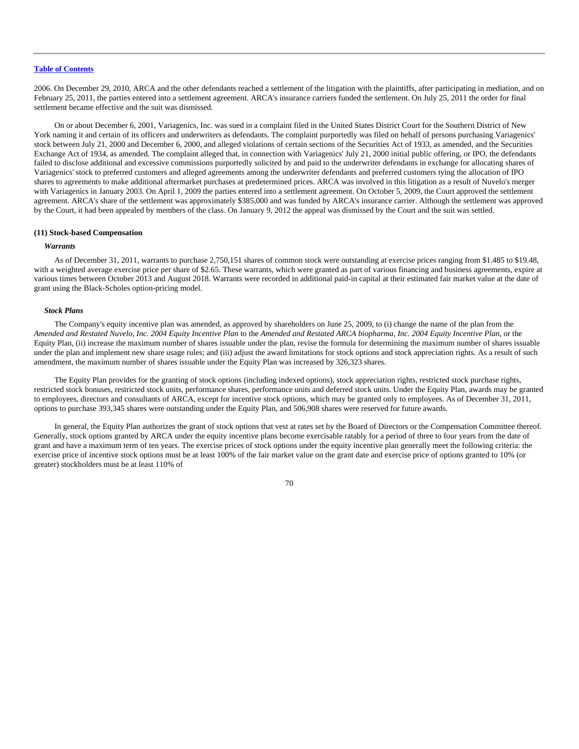2006. On December 29, 2010, ARCA and the other defendants reached a settlement of the litigation with the plaintiffs, after participating in mediation, and on February 25, 2011, the parties entered into a settlement agreement. ARCA's insurance carriers funded the settlement. On July 25, 2011 the order for final settlement became effective and the suit was dismissed.

On or about December 6, 2001, Variagenics, Inc. was sued in a complaint filed in the United States District Court for the Southern District of New York naming it and certain of its officers and underwriters as defendants. The complaint purportedly was filed on behalf of persons purchasing Variagenics' stock between July 21, 2000 and December 6, 2000, and alleged violations of certain sections of the Securities Act of 1933, as amended, and the Securities Exchange Act of 1934, as amended. The complaint alleged that, in connection with Variagenics' July 21, 2000 initial public offering, or IPO, the defendants failed to disclose additional and excessive commissions purportedly solicited by and paid to the underwriter defendants in exchange for allocating shares of Variagenics' stock to preferred customers and alleged agreements among the underwriter defendants and preferred customers tying the allocation of IPO shares to agreements to make additional aftermarket purchases at predetermined prices. ARCA was involved in this litigation as a result of Nuvelo's merger with Variagenics in January 2003. On April 1, 2009 the parties entered into a settlement agreement. On October 5, 2009, the Court approved the settlement agreement. ARCA's share of the settlement was approximately $385,000 and was funded by ARCA's insurance carrier. Although the settlement was approved by the Court, it had been appealed by members of the class. On January 9, 2012 the appeal was dismissed by the Court and the suit was settled.

**(11) Stock-based Compensation**

***Warrants***

As of December 31, 2011, warrants to purchase 2,750,151 shares of common stock were outstanding at exercise prices ranging from $1.485 to $19.48, with a weighted average exercise price per share of $2.65. These warrants, which were granted as part of various financing and business agreements, expire at various times between October 2013 and August 2018. Warrants were recorded in additional paid-in capital at their estimated fair market value at the date of grant using the Black-Scholes option-pricing model.

***Stock Plans***

The Company's equity incentive plan was amended, as approved by shareholders on June 25, 2009, to (i) change the name of the plan from the *Amended and Restated Nuvelo, Inc. 2004 Equity Incentive Plan* to the *Amended and Restated ARCA biopharma, Inc. 2004 Equity Incentive Plan*, or the Equity Plan, (ii) increase the maximum number of shares issuable under the plan, revise the formula for determining the maximum number of shares issuable under the plan and implement new share usage rules; and (iii) adjust the award limitations for stock options and stock appreciation rights. As a result of such amendment, the maximum number of shares issuable under the Equity Plan was increased by 326,323 shares.

The Equity Plan provides for the granting of stock options (including indexed options), stock appreciation rights, restricted stock purchase rights, restricted stock bonuses, restricted stock units, performance shares, performance units and deferred stock units. Under the Equity Plan, awards may be granted to employees, directors and consultants of ARCA, except for incentive stock options, which may be granted only to employees. As of December 31, 2011, options to purchase 393,345 shares were outstanding under the Equity Plan, and 506,908 shares were reserved for future awards.

In general, the Equity Plan authorizes the grant of stock options that vest at rates set by the Board of Directors or the Compensation Committee thereof. Generally, stock options granted by ARCA under the equity incentive plans become exercisable ratably for a period of three to four years from the date of grant and have a maximum term of ten years. The exercise prices of stock options under the equity incentive plan generally meet the following criteria: the exercise price of incentive stock options must be at least 100% of the fair market value on the grant date and exercise price of options granted to 10% (or greater) stockholders must be at least 110% of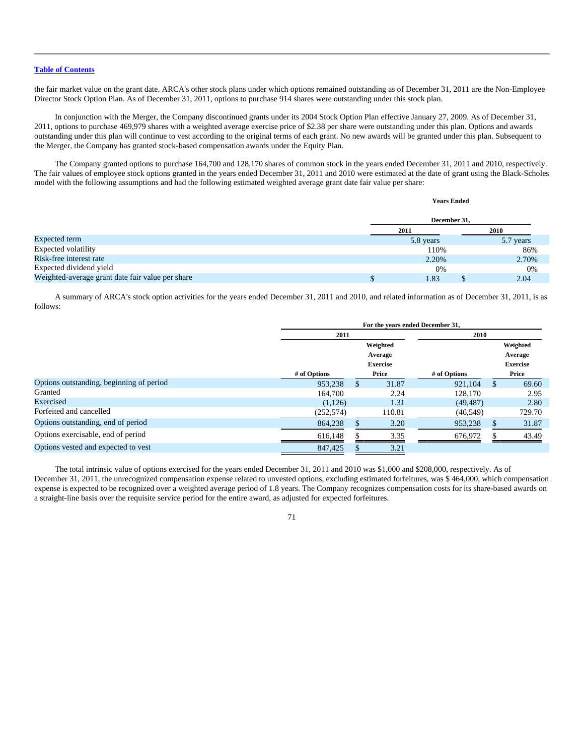[Table of Contents](#)

the fair market value on the grant date. ARCA's other stock plans under which options remained outstanding as of December 31, 2011 are the Non-Employee Director Stock Option Plan. As of December 31, 2011, options to purchase 914 shares were outstanding under this stock plan.

In conjunction with the Merger, the Company discontinued grants under its 2004 Stock Option Plan effective January 27, 2009. As of December 31, 2011, options to purchase 469,979 shares with a weighted average exercise price of $2.38 per share were outstanding under this plan. Options and awards outstanding under this plan will continue to vest according to the original terms of each grant. No new awards will be granted under this plan. Subsequent to the Merger, the Company has granted stock-based compensation awards under the Equity Plan.

The Company granted options to purchase 164,700 and 128,170 shares of common stock in the years ended December 31, 2011 and 2010, respectively. The fair values of employee stock options granted in the years ended December 31, 2011 and 2010 were estimated at the date of grant using the Black-Scholes model with the following assumptions and had the following estimated weighted average grant date fair value per share:

| | Years Ended December 31, | |
|---|---|---|
| | 2011 | 2010 |
| Expected term | 5.8 years | 5.7 years |
| Expected volatility | 110% | 86% |
| Risk-free interest rate | 2.20% | 2.70% |
| Expected dividend yield | 0% | 0% |
| Weighted-average grant date fair value per share | $ 1.83 | $ 2.04 |

A summary of ARCA's stock option activities for the years ended December 31, 2011 and 2010, and related information as of December 31, 2011, is as follows:

| | For the years ended December 31, | | | |
|---|---|---|---|---|
| | 2011 | | 2010 | |
| | # of Options | Weighted Average Exercise Price | # of Options | Weighted Average Exercise Price |
| Options outstanding, beginning of period | 953,238 | $ 31.87 | 921,104 | $ 69.60 |
| Granted | 164,700 | 2.24 | 128,170 | 2.95 |
| Exercised | (1,126) | 1.31 | (49,487) | 2.80 |
| Forfeited and cancelled | (252,574) | 110.81 | (46,549) | 729.70 |
| Options outstanding, end of period | 864,238 | $ 3.20 | 953,238 | $ 31.87 |
| Options exercisable, end of period | 616,148 | $ 3.35 | 676,972 | $ 43.49 |
| Options vested and expected to vest | 847,425 | $ 3.21 | | |

The total intrinsic value of options exercised for the years ended December 31, 2011 and 2010 was $1,000 and $208,000, respectively. As of December 31, 2011, the unrecognized compensation expense related to unvested options, excluding estimated forfeitures, was $ 464,000, which compensation expense is expected to be recognized over a weighted average period of 1.8 years. The Company recognizes compensation costs for its share-based awards on a straight-line basis over the requisite service period for the entire award, as adjusted for expected forfeitures.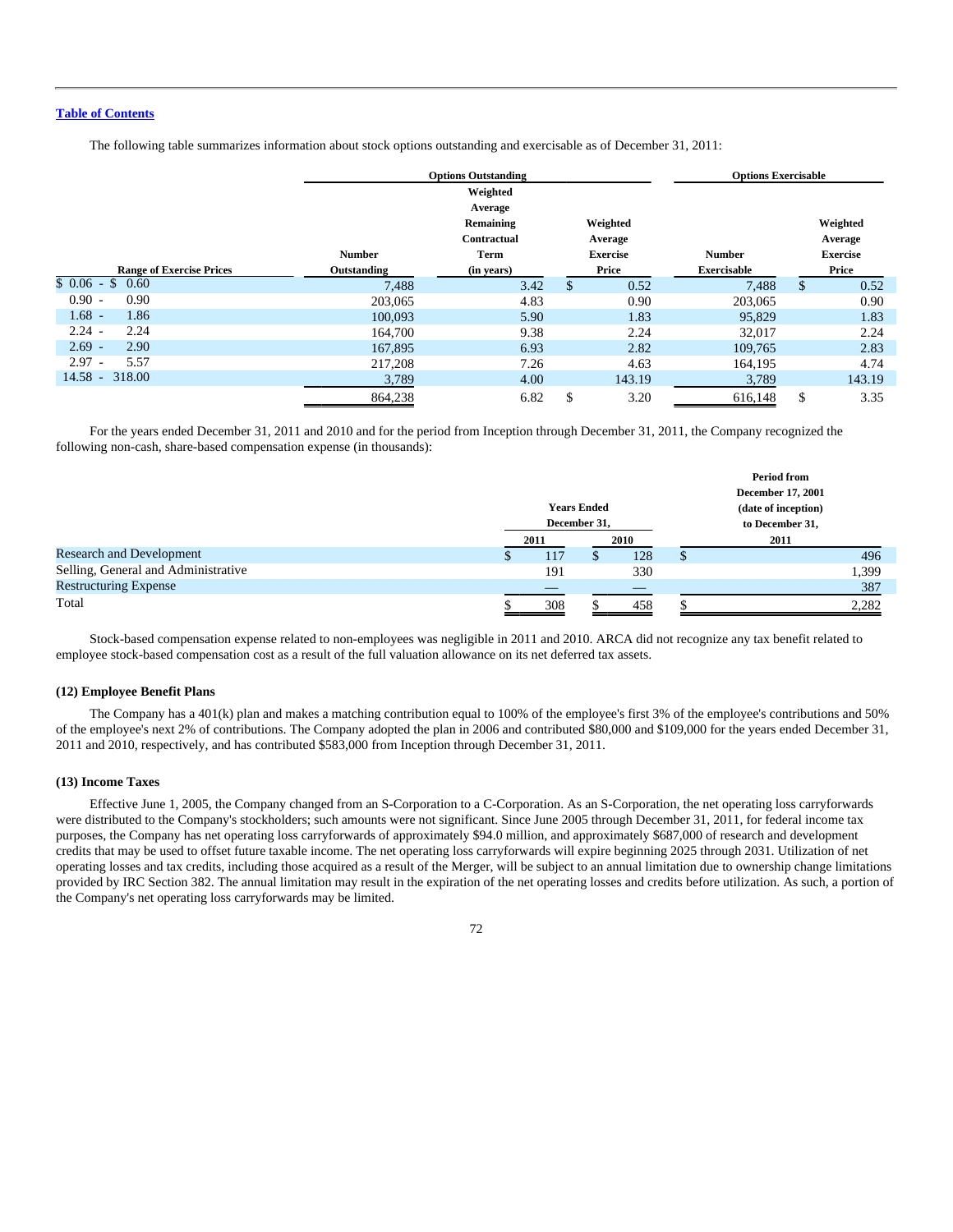[Table of Contents]

The following table summarizes information about stock options outstanding and exercisable as of December 31, 2011:

| Range of Exercise Prices | Options Outstanding | | | Options Exercisable | |
|---|---|---|---|---|---|
| | Number Outstanding | Weighted Average Remaining Contractual Term (in years) | Weighted Average Exercise Price | Number Exercisable | Weighted Average Exercise Price |
| \$ 0.06 - \$ 0.60 | 7,488 | 3.42 | \$ 0.52 | 7,488 | \$ 0.52 |
| 0.90 - 0.90 | 203,065 | 4.83 | 0.90 | 203,065 | 0.90 |
| 1.68 - 1.86 | 100,093 | 5.90 | 1.83 | 95,829 | 1.83 |
| 2.24 - 2.24 | 164,700 | 9.38 | 2.24 | 32,017 | 2.24 |
| 2.69 - 2.90 | 167,895 | 6.93 | 2.82 | 109,765 | 2.83 |
| 2.97 - 5.57 | 217,208 | 7.26 | 4.63 | 164,195 | 4.74 |
| 14.58 - 318.00 | 3,789 | 4.00 | 143.19 | 3,789 | 143.19 |
| | 864,238 | 6.82 | \$ 3.20 | 616,148 | \$ 3.35 |

For the years ended December 31, 2011 and 2010 and for the period from Inception through December 31, 2011, the Company recognized the following non-cash, share-based compensation expense (in thousands):

| | Years Ended December 31, | | Period from December 17, 2001 (date of inception) to December 31, |
|---|---|---|---|
| | 2011 | 2010 | 2011 |
| Research and Development | \$ 117 | \$ 128 | \$ 496 |
| Selling, General and Administrative | 191 | 330 | 1,399 |
| Restructuring Expense | — | — | 387 |
| Total | \$ 308 | \$ 458 | \$ 2,282 |

Stock-based compensation expense related to non-employees was negligible in 2011 and 2010. ARCA did not recognize any tax benefit related to employee stock-based compensation cost as a result of the full valuation allowance on its net deferred tax assets.

**(12) Employee Benefit Plans**

The Company has a 401(k) plan and makes a matching contribution equal to 100% of the employee's first 3% of the employee's contributions and 50% of the employee's next 2% of contributions. The Company adopted the plan in 2006 and contributed \$80,000 and \$109,000 for the years ended December 31, 2011 and 2010, respectively, and has contributed \$583,000 from Inception through December 31, 2011.

**(13) Income Taxes**

Effective June 1, 2005, the Company changed from an S-Corporation to a C-Corporation. As an S-Corporation, the net operating loss carryforwards were distributed to the Company's stockholders; such amounts were not significant. Since June 2005 through December 31, 2011, for federal income tax purposes, the Company has net operating loss carryforwards of approximately \$94.0 million, and approximately \$687,000 of research and development credits that may be used to offset future taxable income. The net operating loss carryforwards will expire beginning 2025 through 2031. Utilization of net operating losses and tax credits, including those acquired as a result of the Merger, will be subject to an annual limitation due to ownership change limitations provided by IRC Section 382. The annual limitation may result in the expiration of the net operating losses and credits before utilization. As such, a portion of the Company's net operating loss carryforwards may be limited.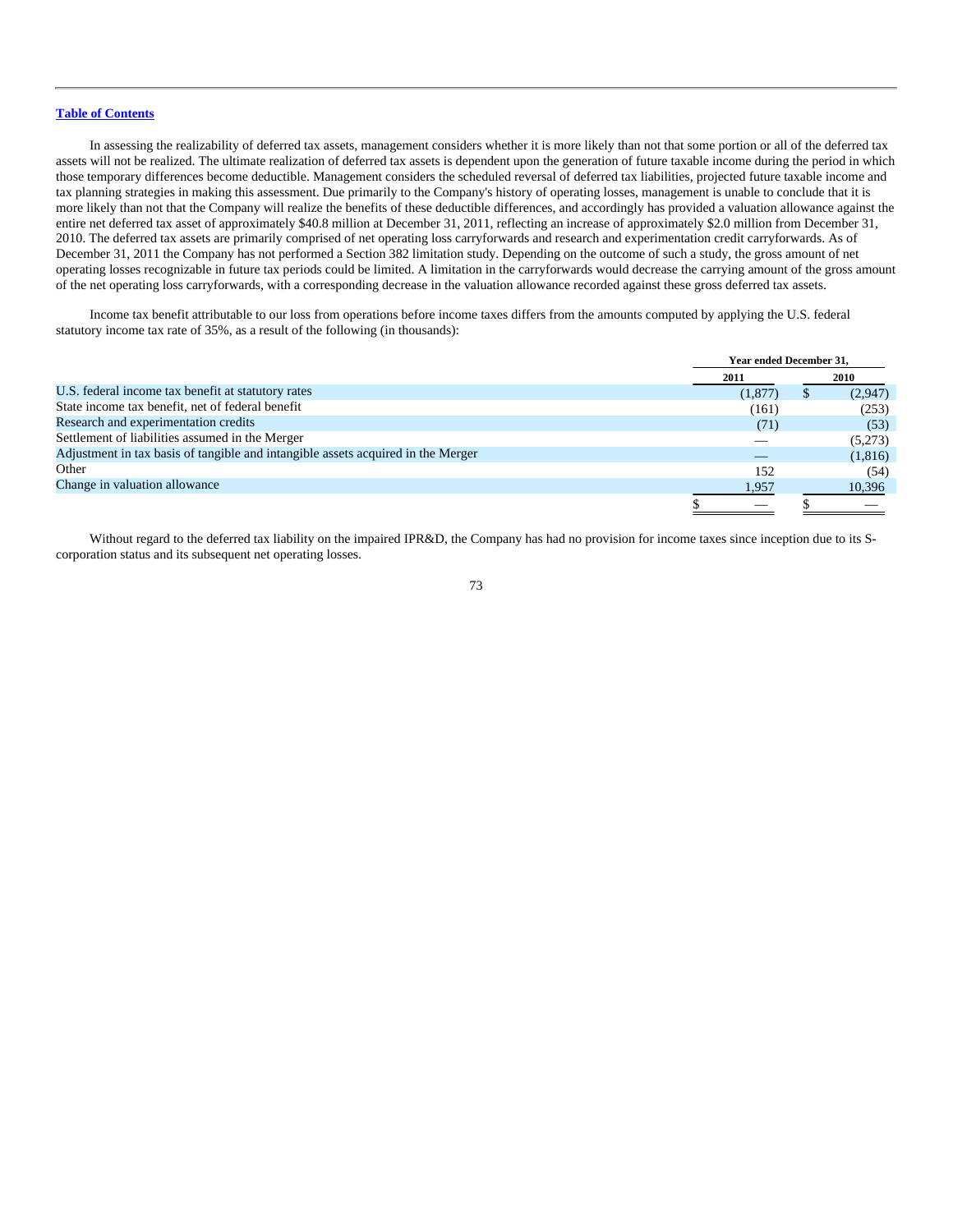In assessing the realizability of deferred tax assets, management considers whether it is more likely than not that some portion or all of the deferred tax assets will not be realized. The ultimate realization of deferred tax assets is dependent upon the generation of future taxable income during the period in which those temporary differences become deductible. Management considers the scheduled reversal of deferred tax liabilities, projected future taxable income and tax planning strategies in making this assessment. Due primarily to the Company's history of operating losses, management is unable to conclude that it is more likely than not that the Company will realize the benefits of these deductible differences, and accordingly has provided a valuation allowance against the entire net deferred tax asset of approximately $40.8 million at December 31, 2011, reflecting an increase of approximately $2.0 million from December 31, 2010. The deferred tax assets are primarily comprised of net operating loss carryforwards and research and experimentation credit carryforwards. As of December 31, 2011 the Company has not performed a Section 382 limitation study. Depending on the outcome of such a study, the gross amount of net operating losses recognizable in future tax periods could be limited. A limitation in the carryforwards would decrease the carrying amount of the gross amount of the net operating loss carryforwards, with a corresponding decrease in the valuation allowance recorded against these gross deferred tax assets.

Income tax benefit attributable to our loss from operations before income taxes differs from the amounts computed by applying the U.S. federal statutory income tax rate of 35%, as a result of the following (in thousands):

| | Year ended December 31, | |
|---|---|---|
| | 2011 | 2010 |
| U.S. federal income tax benefit at statutory rates | (1,877) | $ (2,947) |
| State income tax benefit, net of federal benefit | (161) | (253) |
| Research and experimentation credits | (71) | (53) |
| Settlement of liabilities assumed in the Merger | — | (5,273) |
| Adjustment in tax basis of tangible and intangible assets acquired in the Merger | — | (1,816) |
| Other | 152 | (54) |
| Change in valuation allowance | 1,957 | 10,396 |
| | $ — | $ — |

Without regard to the deferred tax liability on the impaired IPR&D, the Company has had no provision for income taxes since inception due to its S-corporation status and its subsequent net operating losses.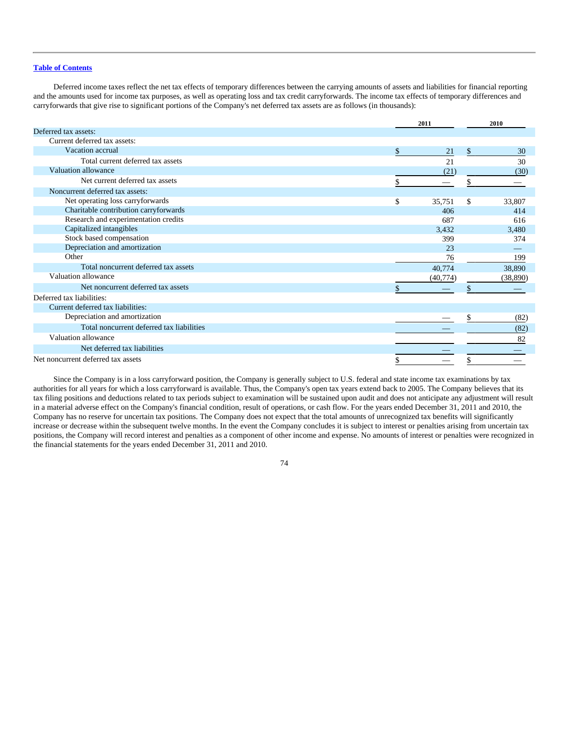[Table of Contents](#)

Deferred income taxes reflect the net tax effects of temporary differences between the carrying amounts of assets and liabilities for financial reporting and the amounts used for income tax purposes, as well as operating loss and tax credit carryforwards. The income tax effects of temporary differences and carryforwards that give rise to significant portions of the Company's net deferred tax assets are as follows (in thousands):

| | 2011 | 2010 |
|---|---|---|
| Deferred tax assets: | | |
| Current deferred tax assets: | | |
| Vacation accrual | $ 21 | $ 30 |
| Total current deferred tax assets | 21 | 30 |
| Valuation allowance | (21) | (30) |
| Net current deferred tax assets | $ — | $ — |
| Noncurrent deferred tax assets: | | |
| Net operating loss carryforwards | $ 35,751 | $ 33,807 |
| Charitable contribution carryforwards | 406 | 414 |
| Research and experimentation credits | 687 | 616 |
| Capitalized intangibles | 3,432 | 3,480 |
| Stock based compensation | 399 | 374 |
| Depreciation and amortization | 23 | — |
| Other | 76 | 199 |
| Total noncurrent deferred tax assets | 40,774 | 38,890 |
| Valuation allowance | (40,774) | (38,890) |
| Net noncurrent deferred tax assets | $ — | $ — |
| Deferred tax liabilities: | | |
| Current deferred tax liabilities: | | |
| Depreciation and amortization | — | $ (82) |
| Total noncurrent deferred tax liabilities | — | (82) |
| Valuation allowance | | 82 |
| Net deferred tax liabilities | — | — |
| Net noncurrent deferred tax assets | $ — | $ — |

Since the Company is in a loss carryforward position, the Company is generally subject to U.S. federal and state income tax examinations by tax authorities for all years for which a loss carryforward is available. Thus, the Company's open tax years extend back to 2005. The Company believes that its tax filing positions and deductions related to tax periods subject to examination will be sustained upon audit and does not anticipate any adjustment will result in a material adverse effect on the Company's financial condition, result of operations, or cash flow. For the years ended December 31, 2011 and 2010, the Company has no reserve for uncertain tax positions. The Company does not expect that the total amounts of unrecognized tax benefits will significantly increase or decrease within the subsequent twelve months. In the event the Company concludes it is subject to interest or penalties arising from uncertain tax positions, the Company will record interest and penalties as a component of other income and expense. No amounts of interest or penalties were recognized in the financial statements for the years ended December 31, 2011 and 2010.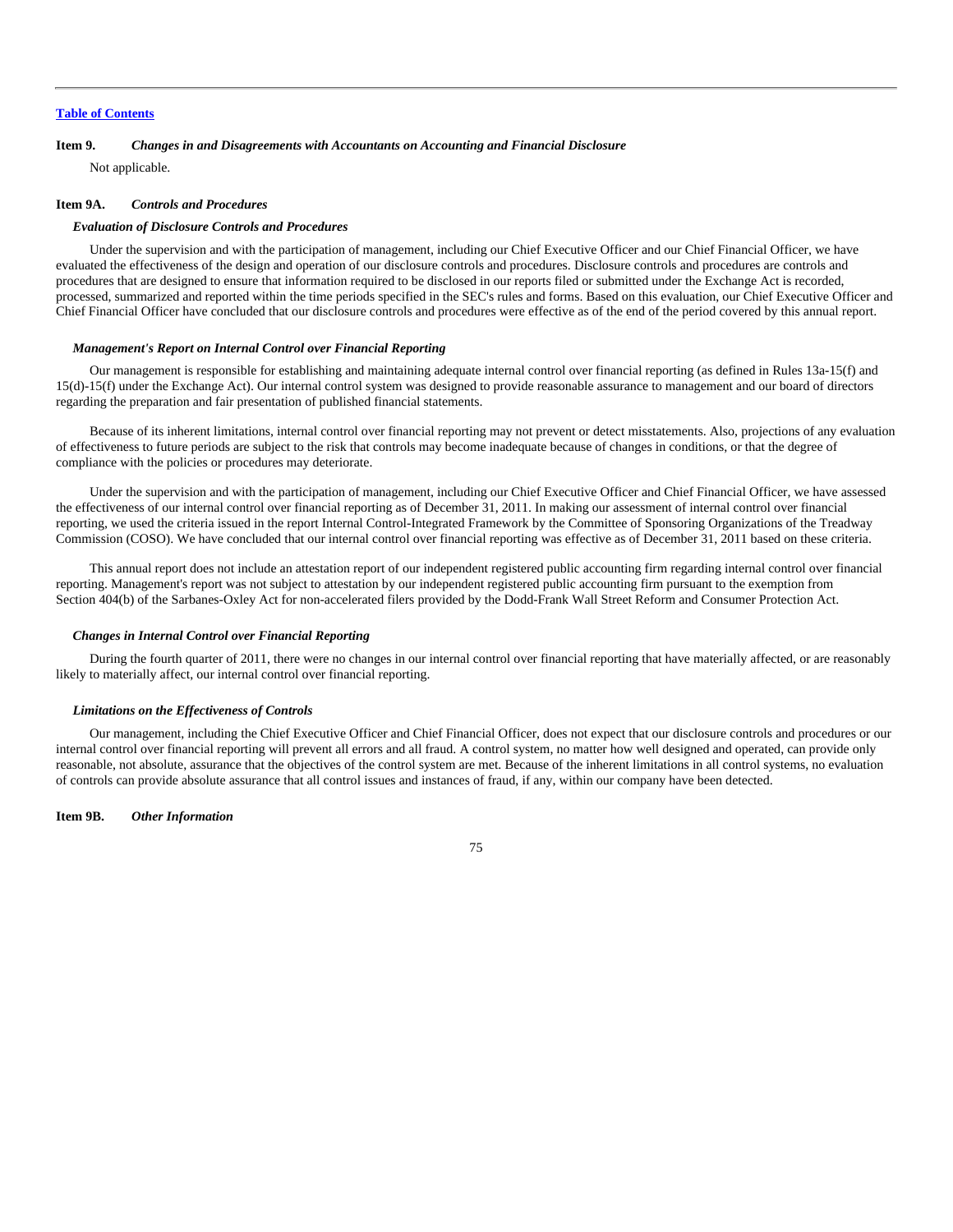[Table of Contents](#)

### Item 9. *Changes in and Disagreements with Accountants on Accounting and Financial Disclosure*

Not applicable.

### Item 9A. *Controls and Procedures*

#### *Evaluation of Disclosure Controls and Procedures*

Under the supervision and with the participation of management, including our Chief Executive Officer and our Chief Financial Officer, we have evaluated the effectiveness of the design and operation of our disclosure controls and procedures. Disclosure controls and procedures are controls and procedures that are designed to ensure that information required to be disclosed in our reports filed or submitted under the Exchange Act is recorded, processed, summarized and reported within the time periods specified in the SEC's rules and forms. Based on this evaluation, our Chief Executive Officer and Chief Financial Officer have concluded that our disclosure controls and procedures were effective as of the end of the period covered by this annual report.

#### *Management's Report on Internal Control over Financial Reporting*

Our management is responsible for establishing and maintaining adequate internal control over financial reporting (as defined in Rules 13a-15(f) and 15(d)-15(f) under the Exchange Act). Our internal control system was designed to provide reasonable assurance to management and our board of directors regarding the preparation and fair presentation of published financial statements.

Because of its inherent limitations, internal control over financial reporting may not prevent or detect misstatements. Also, projections of any evaluation of effectiveness to future periods are subject to the risk that controls may become inadequate because of changes in conditions, or that the degree of compliance with the policies or procedures may deteriorate.

Under the supervision and with the participation of management, including our Chief Executive Officer and Chief Financial Officer, we have assessed the effectiveness of our internal control over financial reporting as of December 31, 2011. In making our assessment of internal control over financial reporting, we used the criteria issued in the report Internal Control-Integrated Framework by the Committee of Sponsoring Organizations of the Treadway Commission (COSO). We have concluded that our internal control over financial reporting was effective as of December 31, 2011 based on these criteria.

This annual report does not include an attestation report of our independent registered public accounting firm regarding internal control over financial reporting. Management's report was not subject to attestation by our independent registered public accounting firm pursuant to the exemption from Section 404(b) of the Sarbanes-Oxley Act for non-accelerated filers provided by the Dodd-Frank Wall Street Reform and Consumer Protection Act.

#### *Changes in Internal Control over Financial Reporting*

During the fourth quarter of 2011, there were no changes in our internal control over financial reporting that have materially affected, or are reasonably likely to materially affect, our internal control over financial reporting.

#### *Limitations on the Effectiveness of Controls*

Our management, including the Chief Executive Officer and Chief Financial Officer, does not expect that our disclosure controls and procedures or our internal control over financial reporting will prevent all errors and all fraud. A control system, no matter how well designed and operated, can provide only reasonable, not absolute, assurance that the objectives of the control system are met. Because of the inherent limitations in all control systems, no evaluation of controls can provide absolute assurance that all control issues and instances of fraud, if any, within our company have been detected.

### Item 9B. *Other Information*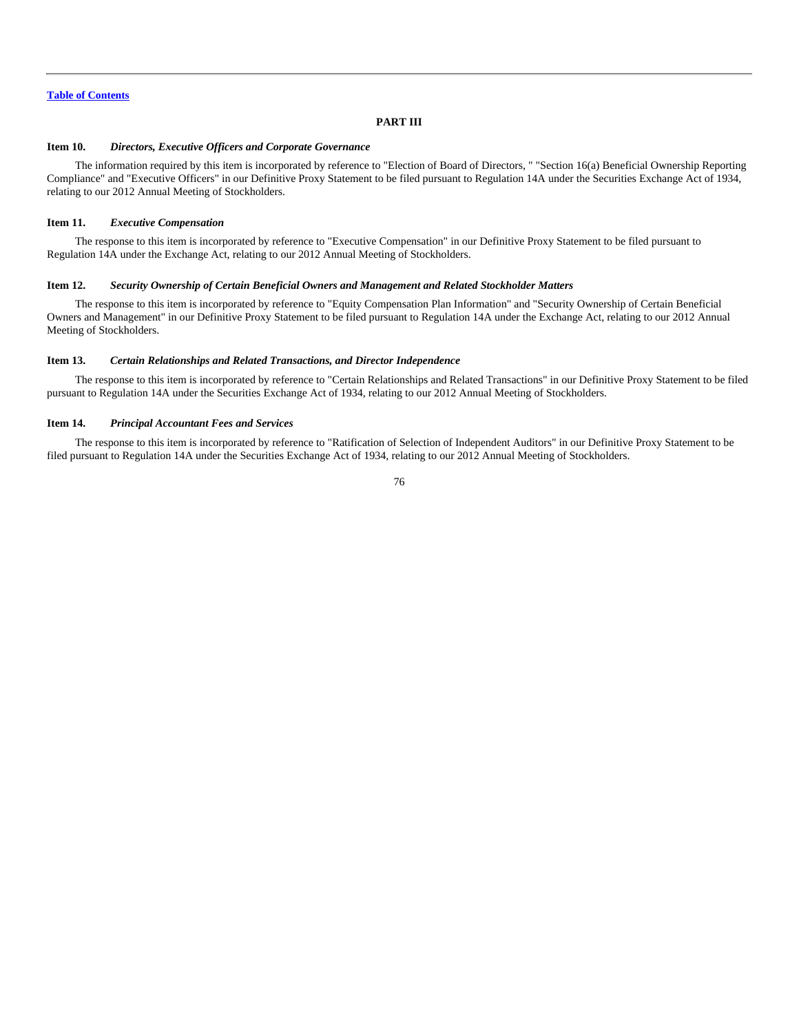## PART III

### Item 10. *Directors, Executive Officers and Corporate Governance*

The information required by this item is incorporated by reference to "Election of Board of Directors, " "Section 16(a) Beneficial Ownership Reporting Compliance" and "Executive Officers" in our Definitive Proxy Statement to be filed pursuant to Regulation 14A under the Securities Exchange Act of 1934, relating to our 2012 Annual Meeting of Stockholders.

### Item 11. *Executive Compensation*

The response to this item is incorporated by reference to "Executive Compensation" in our Definitive Proxy Statement to be filed pursuant to Regulation 14A under the Exchange Act, relating to our 2012 Annual Meeting of Stockholders.

### Item 12. *Security Ownership of Certain Beneficial Owners and Management and Related Stockholder Matters*

The response to this item is incorporated by reference to "Equity Compensation Plan Information" and "Security Ownership of Certain Beneficial Owners and Management" in our Definitive Proxy Statement to be filed pursuant to Regulation 14A under the Exchange Act, relating to our 2012 Annual Meeting of Stockholders.

### Item 13. *Certain Relationships and Related Transactions, and Director Independence*

The response to this item is incorporated by reference to "Certain Relationships and Related Transactions" in our Definitive Proxy Statement to be filed pursuant to Regulation 14A under the Securities Exchange Act of 1934, relating to our 2012 Annual Meeting of Stockholders.

### Item 14. *Principal Accountant Fees and Services*

The response to this item is incorporated by reference to "Ratification of Selection of Independent Auditors" in our Definitive Proxy Statement to be filed pursuant to Regulation 14A under the Securities Exchange Act of 1934, relating to our 2012 Annual Meeting of Stockholders.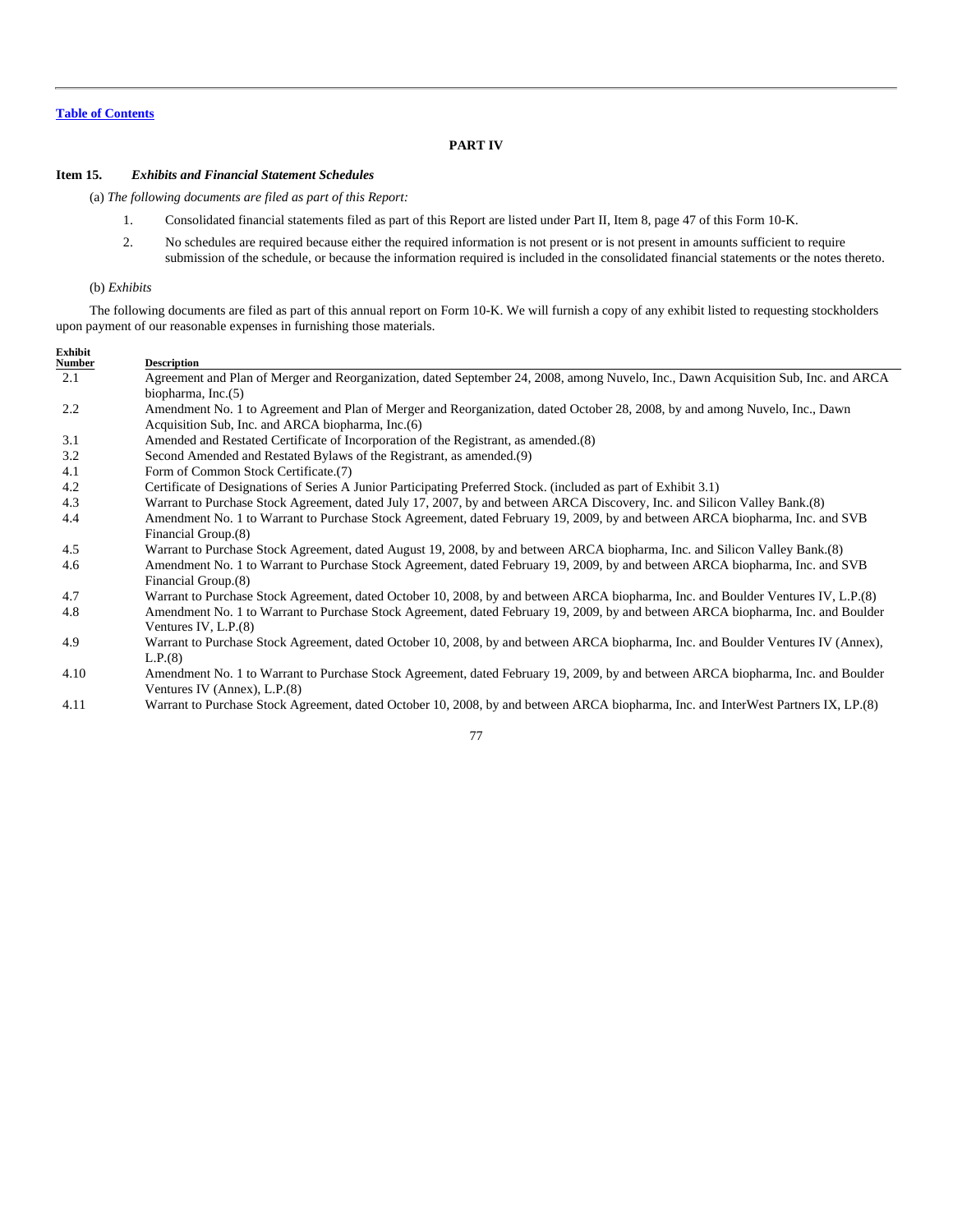[Table of Contents](#)

## PART IV

**Item 15.** ***Exhibits and Financial Statement Schedules***

(a) *The following documents are filed as part of this Report:*

1. Consolidated financial statements filed as part of this Report are listed under Part II, Item 8, page 47 of this Form 10-K.
2. No schedules are required because either the required information is not present or is not present in amounts sufficient to require submission of the schedule, or because the information required is included in the consolidated financial statements or the notes thereto.

(b) *Exhibits*

The following documents are filed as part of this annual report on Form 10-K. We will furnish a copy of any exhibit listed to requesting stockholders upon payment of our reasonable expenses in furnishing those materials.

| Exhibit Number | Description |
|---|---|
| 2.1 | Agreement and Plan of Merger and Reorganization, dated September 24, 2008, among Nuvelo, Inc., Dawn Acquisition Sub, Inc. and ARCA biopharma, Inc.(5) |
| 2.2 | Amendment No. 1 to Agreement and Plan of Merger and Reorganization, dated October 28, 2008, by and among Nuvelo, Inc., Dawn Acquisition Sub, Inc. and ARCA biopharma, Inc.(6) |
| 3.1 | Amended and Restated Certificate of Incorporation of the Registrant, as amended.(8) |
| 3.2 | Second Amended and Restated Bylaws of the Registrant, as amended.(9) |
| 4.1 | Form of Common Stock Certificate.(7) |
| 4.2 | Certificate of Designations of Series A Junior Participating Preferred Stock. (included as part of Exhibit 3.1) |
| 4.3 | Warrant to Purchase Stock Agreement, dated July 17, 2007, by and between ARCA Discovery, Inc. and Silicon Valley Bank.(8) |
| 4.4 | Amendment No. 1 to Warrant to Purchase Stock Agreement, dated February 19, 2009, by and between ARCA biopharma, Inc. and SVB Financial Group.(8) |
| 4.5 | Warrant to Purchase Stock Agreement, dated August 19, 2008, by and between ARCA biopharma, Inc. and Silicon Valley Bank.(8) |
| 4.6 | Amendment No. 1 to Warrant to Purchase Stock Agreement, dated February 19, 2009, by and between ARCA biopharma, Inc. and SVB Financial Group.(8) |
| 4.7 | Warrant to Purchase Stock Agreement, dated October 10, 2008, by and between ARCA biopharma, Inc. and Boulder Ventures IV, L.P.(8) |
| 4.8 | Amendment No. 1 to Warrant to Purchase Stock Agreement, dated February 19, 2009, by and between ARCA biopharma, Inc. and Boulder Ventures IV, L.P.(8) |
| 4.9 | Warrant to Purchase Stock Agreement, dated October 10, 2008, by and between ARCA biopharma, Inc. and Boulder Ventures IV (Annex), L.P.(8) |
| 4.10 | Amendment No. 1 to Warrant to Purchase Stock Agreement, dated February 19, 2009, by and between ARCA biopharma, Inc. and Boulder Ventures IV (Annex), L.P.(8) |
| 4.11 | Warrant to Purchase Stock Agreement, dated October 10, 2008, by and between ARCA biopharma, Inc. and InterWest Partners IX, LP.(8) |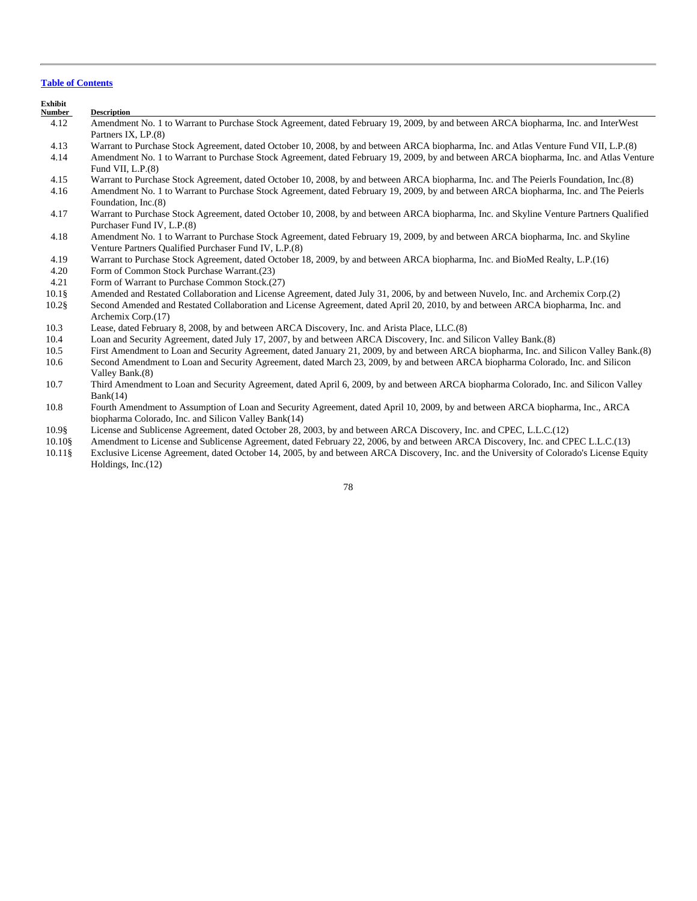[Table of Contents](#)

| Exhibit Number | Description |
|---|---|
| 4.12 | Amendment No. 1 to Warrant to Purchase Stock Agreement, dated February 19, 2009, by and between ARCA biopharma, Inc. and InterWest Partners IX, LP.(8) |
| 4.13 | Warrant to Purchase Stock Agreement, dated October 10, 2008, by and between ARCA biopharma, Inc. and Atlas Venture Fund VII, L.P.(8) |
| 4.14 | Amendment No. 1 to Warrant to Purchase Stock Agreement, dated February 19, 2009, by and between ARCA biopharma, Inc. and Atlas Venture Fund VII, L.P.(8) |
| 4.15 | Warrant to Purchase Stock Agreement, dated October 10, 2008, by and between ARCA biopharma, Inc. and The Peierls Foundation, Inc.(8) |
| 4.16 | Amendment No. 1 to Warrant to Purchase Stock Agreement, dated February 19, 2009, by and between ARCA biopharma, Inc. and The Peierls Foundation, Inc.(8) |
| 4.17 | Warrant to Purchase Stock Agreement, dated October 10, 2008, by and between ARCA biopharma, Inc. and Skyline Venture Partners Qualified Purchaser Fund IV, L.P.(8) |
| 4.18 | Amendment No. 1 to Warrant to Purchase Stock Agreement, dated February 19, 2009, by and between ARCA biopharma, Inc. and Skyline Venture Partners Qualified Purchaser Fund IV, L.P.(8) |
| 4.19 | Warrant to Purchase Stock Agreement, dated October 18, 2009, by and between ARCA biopharma, Inc. and BioMed Realty, L.P.(16) |
| 4.20 | Form of Common Stock Purchase Warrant.(23) |
| 4.21 | Form of Warrant to Purchase Common Stock.(27) |
| 10.1§ | Amended and Restated Collaboration and License Agreement, dated July 31, 2006, by and between Nuvelo, Inc. and Archemix Corp.(2) |
| 10.2§ | Second Amended and Restated Collaboration and License Agreement, dated April 20, 2010, by and between ARCA biopharma, Inc. and Archemix Corp.(17) |
| 10.3 | Lease, dated February 8, 2008, by and between ARCA Discovery, Inc. and Arista Place, LLC.(8) |
| 10.4 | Loan and Security Agreement, dated July 17, 2007, by and between ARCA Discovery, Inc. and Silicon Valley Bank.(8) |
| 10.5 | First Amendment to Loan and Security Agreement, dated January 21, 2009, by and between ARCA biopharma, Inc. and Silicon Valley Bank.(8) |
| 10.6 | Second Amendment to Loan and Security Agreement, dated March 23, 2009, by and between ARCA biopharma Colorado, Inc. and Silicon Valley Bank.(8) |
| 10.7 | Third Amendment to Loan and Security Agreement, dated April 6, 2009, by and between ARCA biopharma Colorado, Inc. and Silicon Valley Bank(14) |
| 10.8 | Fourth Amendment to Assumption of Loan and Security Agreement, dated April 10, 2009, by and between ARCA biopharma, Inc., ARCA biopharma Colorado, Inc. and Silicon Valley Bank(14) |
| 10.9§ | License and Sublicense Agreement, dated October 28, 2003, by and between ARCA Discovery, Inc. and CPEC, L.L.C.(12) |
| 10.10§ | Amendment to License and Sublicense Agreement, dated February 22, 2006, by and between ARCA Discovery, Inc. and CPEC L.L.C.(13) |
| 10.11§ | Exclusive License Agreement, dated October 14, 2005, by and between ARCA Discovery, Inc. and the University of Colorado's License Equity Holdings, Inc.(12) |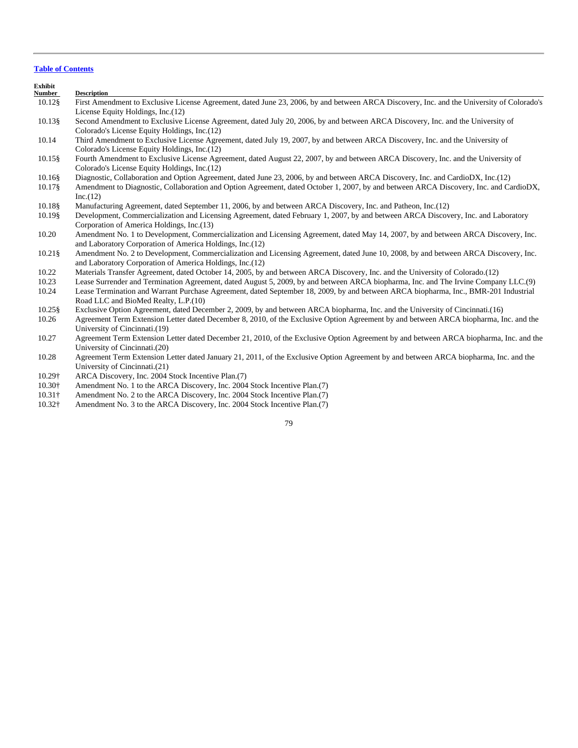[Table of Contents](#)

| Exhibit Number | Description |
| --- | --- |
| 10.12§ | First Amendment to Exclusive License Agreement, dated June 23, 2006, by and between ARCA Discovery, Inc. and the University of Colorado's License Equity Holdings, Inc.(12) |
| 10.13§ | Second Amendment to Exclusive License Agreement, dated July 20, 2006, by and between ARCA Discovery, Inc. and the University of Colorado's License Equity Holdings, Inc.(12) |
| 10.14 | Third Amendment to Exclusive License Agreement, dated July 19, 2007, by and between ARCA Discovery, Inc. and the University of Colorado's License Equity Holdings, Inc.(12) |
| 10.15§ | Fourth Amendment to Exclusive License Agreement, dated August 22, 2007, by and between ARCA Discovery, Inc. and the University of Colorado's License Equity Holdings, Inc.(12) |
| 10.16§ | Diagnostic, Collaboration and Option Agreement, dated June 23, 2006, by and between ARCA Discovery, Inc. and CardioDX, Inc.(12) |
| 10.17§ | Amendment to Diagnostic, Collaboration and Option Agreement, dated October 1, 2007, by and between ARCA Discovery, Inc. and CardioDX, Inc.(12) |
| 10.18§ | Manufacturing Agreement, dated September 11, 2006, by and between ARCA Discovery, Inc. and Patheon, Inc.(12) |
| 10.19§ | Development, Commercialization and Licensing Agreement, dated February 1, 2007, by and between ARCA Discovery, Inc. and Laboratory Corporation of America Holdings, Inc.(13) |
| 10.20 | Amendment No. 1 to Development, Commercialization and Licensing Agreement, dated May 14, 2007, by and between ARCA Discovery, Inc. and Laboratory Corporation of America Holdings, Inc.(12) |
| 10.21§ | Amendment No. 2 to Development, Commercialization and Licensing Agreement, dated June 10, 2008, by and between ARCA Discovery, Inc. and Laboratory Corporation of America Holdings, Inc.(12) |
| 10.22 | Materials Transfer Agreement, dated October 14, 2005, by and between ARCA Discovery, Inc. and the University of Colorado.(12) |
| 10.23 | Lease Surrender and Termination Agreement, dated August 5, 2009, by and between ARCA biopharma, Inc. and The Irvine Company LLC.(9) |
| 10.24 | Lease Termination and Warrant Purchase Agreement, dated September 18, 2009, by and between ARCA biopharma, Inc., BMR-201 Industrial Road LLC and BioMed Realty, L.P.(10) |
| 10.25§ | Exclusive Option Agreement, dated December 2, 2009, by and between ARCA biopharma, Inc. and the University of Cincinnati.(16) |
| 10.26 | Agreement Term Extension Letter dated December 8, 2010, of the Exclusive Option Agreement by and between ARCA biopharma, Inc. and the University of Cincinnati.(19) |
| 10.27 | Agreement Term Extension Letter dated December 21, 2010, of the Exclusive Option Agreement by and between ARCA biopharma, Inc. and the University of Cincinnati.(20) |
| 10.28 | Agreement Term Extension Letter dated January 21, 2011, of the Exclusive Option Agreement by and between ARCA biopharma, Inc. and the University of Cincinnati.(21) |
| 10.29† | ARCA Discovery, Inc. 2004 Stock Incentive Plan.(7) |
| 10.30† | Amendment No. 1 to the ARCA Discovery, Inc. 2004 Stock Incentive Plan.(7) |
| 10.31† | Amendment No. 2 to the ARCA Discovery, Inc. 2004 Stock Incentive Plan.(7) |
| 10.32† | Amendment No. 3 to the ARCA Discovery, Inc. 2004 Stock Incentive Plan.(7) |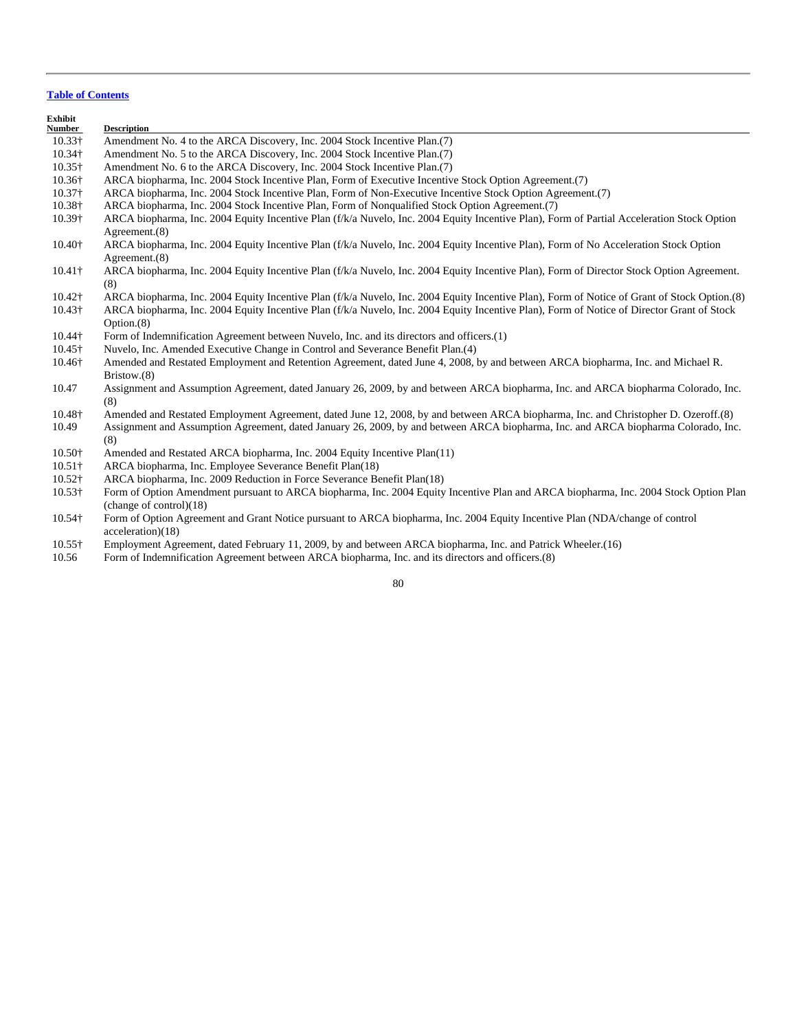[Table of Contents](#)

| Exhibit Number | Description |
| --- | --- |
| 10.33† | Amendment No. 4 to the ARCA Discovery, Inc. 2004 Stock Incentive Plan.(7) |
| 10.34† | Amendment No. 5 to the ARCA Discovery, Inc. 2004 Stock Incentive Plan.(7) |
| 10.35† | Amendment No. 6 to the ARCA Discovery, Inc. 2004 Stock Incentive Plan.(7) |
| 10.36† | ARCA biopharma, Inc. 2004 Stock Incentive Plan, Form of Executive Incentive Stock Option Agreement.(7) |
| 10.37† | ARCA biopharma, Inc. 2004 Stock Incentive Plan, Form of Non-Executive Incentive Stock Option Agreement.(7) |
| 10.38† | ARCA biopharma, Inc. 2004 Stock Incentive Plan, Form of Nonqualified Stock Option Agreement.(7) |
| 10.39† | ARCA biopharma, Inc. 2004 Equity Incentive Plan (f/k/a Nuvelo, Inc. 2004 Equity Incentive Plan), Form of Partial Acceleration Stock Option Agreement.(8) |
| 10.40† | ARCA biopharma, Inc. 2004 Equity Incentive Plan (f/k/a Nuvelo, Inc. 2004 Equity Incentive Plan), Form of No Acceleration Stock Option Agreement.(8) |
| 10.41† | ARCA biopharma, Inc. 2004 Equity Incentive Plan (f/k/a Nuvelo, Inc. 2004 Equity Incentive Plan), Form of Director Stock Option Agreement.(8) |
| 10.42† | ARCA biopharma, Inc. 2004 Equity Incentive Plan (f/k/a Nuvelo, Inc. 2004 Equity Incentive Plan), Form of Notice of Grant of Stock Option.(8) |
| 10.43† | ARCA biopharma, Inc. 2004 Equity Incentive Plan (f/k/a Nuvelo, Inc. 2004 Equity Incentive Plan), Form of Notice of Director Grant of Stock Option.(8) |
| 10.44† | Form of Indemnification Agreement between Nuvelo, Inc. and its directors and officers.(1) |
| 10.45† | Nuvelo, Inc. Amended Executive Change in Control and Severance Benefit Plan.(4) |
| 10.46† | Amended and Restated Employment and Retention Agreement, dated June 4, 2008, by and between ARCA biopharma, Inc. and Michael R. Bristow.(8) |
| 10.47 | Assignment and Assumption Agreement, dated January 26, 2009, by and between ARCA biopharma, Inc. and ARCA biopharma Colorado, Inc.(8) |
| 10.48† | Amended and Restated Employment Agreement, dated June 12, 2008, by and between ARCA biopharma, Inc. and Christopher D. Ozeroff.(8) |
| 10.49 | Assignment and Assumption Agreement, dated January 26, 2009, by and between ARCA biopharma, Inc. and ARCA biopharma Colorado, Inc.(8) |
| 10.50† | Amended and Restated ARCA biopharma, Inc. 2004 Equity Incentive Plan(11) |
| 10.51† | ARCA biopharma, Inc. Employee Severance Benefit Plan(18) |
| 10.52† | ARCA biopharma, Inc. 2009 Reduction in Force Severance Benefit Plan(18) |
| 10.53† | Form of Option Amendment pursuant to ARCA biopharma, Inc. 2004 Equity Incentive Plan and ARCA biopharma, Inc. 2004 Stock Option Plan (change of control)(18) |
| 10.54† | Form of Option Agreement and Grant Notice pursuant to ARCA biopharma, Inc. 2004 Equity Incentive Plan (NDA/change of control acceleration)(18) |
| 10.55† | Employment Agreement, dated February 11, 2009, by and between ARCA biopharma, Inc. and Patrick Wheeler.(16) |
| 10.56 | Form of Indemnification Agreement between ARCA biopharma, Inc. and its directors and officers.(8) |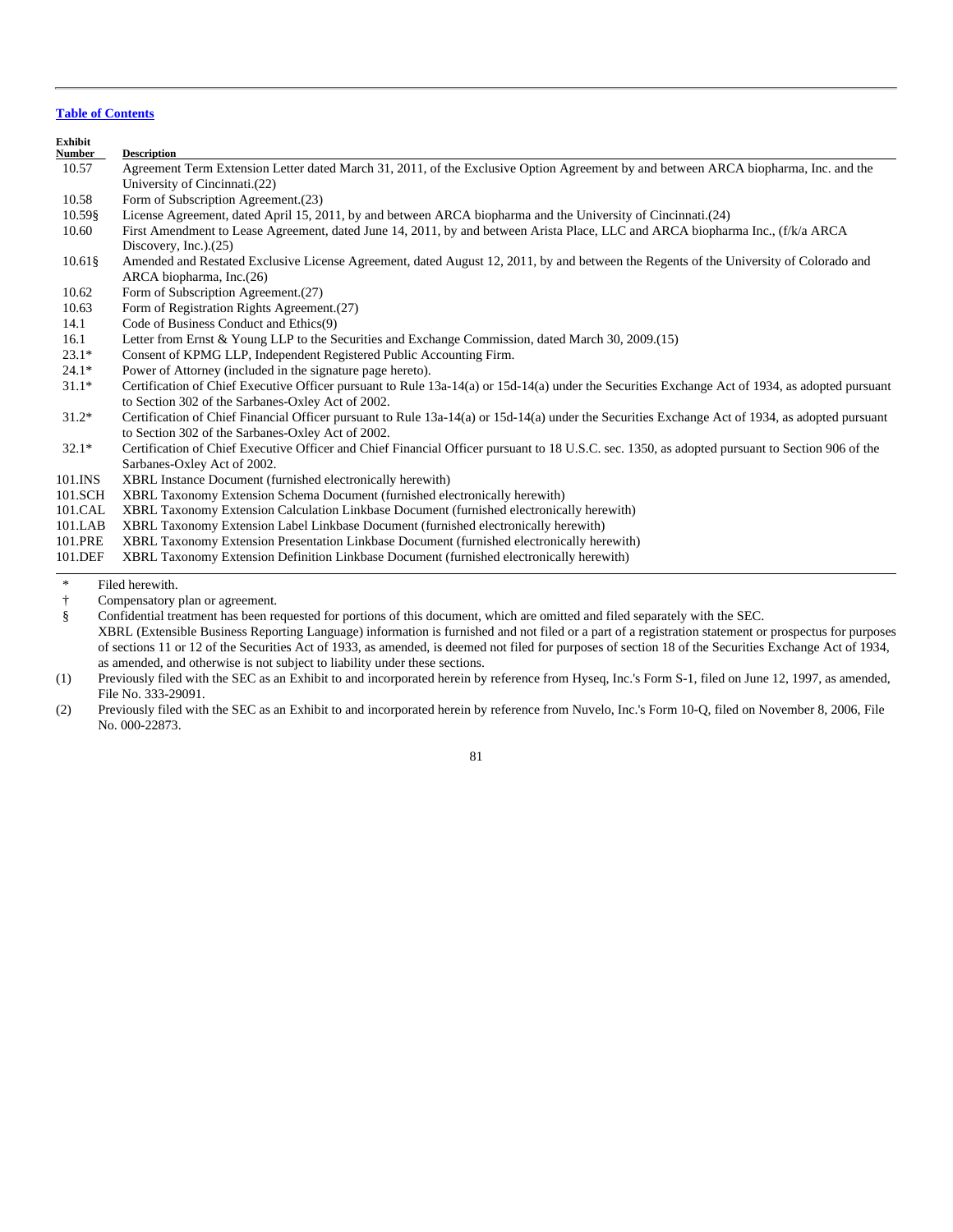[Table of Contents](#)

| Exhibit Number | Description |
|---|---|
| 10.57 | Agreement Term Extension Letter dated March 31, 2011, of the Exclusive Option Agreement by and between ARCA biopharma, Inc. and the University of Cincinnati.(22) |
| 10.58 | Form of Subscription Agreement.(23) |
| 10.59§ | License Agreement, dated April 15, 2011, by and between ARCA biopharma and the University of Cincinnati.(24) |
| 10.60 | First Amendment to Lease Agreement, dated June 14, 2011, by and between Arista Place, LLC and ARCA biopharma Inc., (f/k/a ARCA Discovery, Inc.).(25) |
| 10.61§ | Amended and Restated Exclusive License Agreement, dated August 12, 2011, by and between the Regents of the University of Colorado and ARCA biopharma, Inc.(26) |
| 10.62 | Form of Subscription Agreement.(27) |
| 10.63 | Form of Registration Rights Agreement.(27) |
| 14.1 | Code of Business Conduct and Ethics(9) |
| 16.1 | Letter from Ernst & Young LLP to the Securities and Exchange Commission, dated March 30, 2009.(15) |
| 23.1* | Consent of KPMG LLP, Independent Registered Public Accounting Firm. |
| 24.1* | Power of Attorney (included in the signature page hereto). |
| 31.1* | Certification of Chief Executive Officer pursuant to Rule 13a-14(a) or 15d-14(a) under the Securities Exchange Act of 1934, as adopted pursuant to Section 302 of the Sarbanes-Oxley Act of 2002. |
| 31.2* | Certification of Chief Financial Officer pursuant to Rule 13a-14(a) or 15d-14(a) under the Securities Exchange Act of 1934, as adopted pursuant to Section 302 of the Sarbanes-Oxley Act of 2002. |
| 32.1* | Certification of Chief Executive Officer and Chief Financial Officer pursuant to 18 U.S.C. sec. 1350, as adopted pursuant to Section 906 of the Sarbanes-Oxley Act of 2002. |
| 101.INS | XBRL Instance Document (furnished electronically herewith) |
| 101.SCH | XBRL Taxonomy Extension Schema Document (furnished electronically herewith) |
| 101.CAL | XBRL Taxonomy Extension Calculation Linkbase Document (furnished electronically herewith) |
| 101.LAB | XBRL Taxonomy Extension Label Linkbase Document (furnished electronically herewith) |
| 101.PRE | XBRL Taxonomy Extension Presentation Linkbase Document (furnished electronically herewith) |
| 101.DEF | XBRL Taxonomy Extension Definition Linkbase Document (furnished electronically herewith) |

\* Filed herewith.

† Compensatory plan or agreement.

§ Confidential treatment has been requested for portions of this document, which are omitted and filed separately with the SEC.

XBRL (Extensible Business Reporting Language) information is furnished and not filed or a part of a registration statement or prospectus for purposes of sections 11 or 12 of the Securities Act of 1933, as amended, is deemed not filed for purposes of section 18 of the Securities Exchange Act of 1934, as amended, and otherwise is not subject to liability under these sections.

(1) Previously filed with the SEC as an Exhibit to and incorporated herein by reference from Hyseq, Inc.'s Form S-1, filed on June 12, 1997, as amended, File No. 333-29091.

(2) Previously filed with the SEC as an Exhibit to and incorporated herein by reference from Nuvelo, Inc.'s Form 10-Q, filed on November 8, 2006, File No. 000-22873.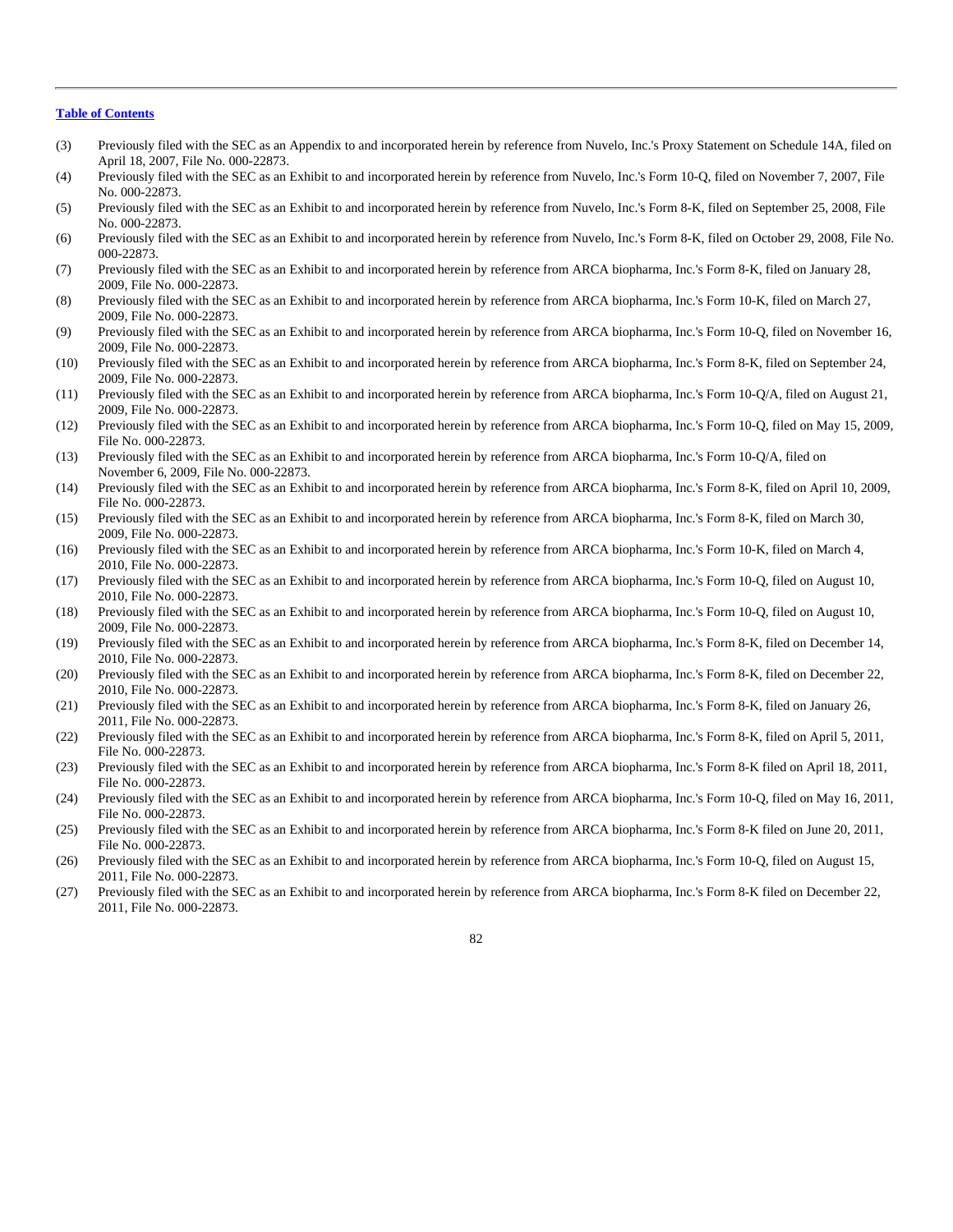[Table of Contents](#)

(3) Previously filed with the SEC as an Appendix to and incorporated herein by reference from Nuvelo, Inc.'s Proxy Statement on Schedule 14A, filed on April 18, 2007, File No. 000-22873.

(4) Previously filed with the SEC as an Exhibit to and incorporated herein by reference from Nuvelo, Inc.'s Form 10-Q, filed on November 7, 2007, File No. 000-22873.

(5) Previously filed with the SEC as an Exhibit to and incorporated herein by reference from Nuvelo, Inc.'s Form 8-K, filed on September 25, 2008, File No. 000-22873.

(6) Previously filed with the SEC as an Exhibit to and incorporated herein by reference from Nuvelo, Inc.'s Form 8-K, filed on October 29, 2008, File No. 000-22873.

(7) Previously filed with the SEC as an Exhibit to and incorporated herein by reference from ARCA biopharma, Inc.'s Form 8-K, filed on January 28, 2009, File No. 000-22873.

(8) Previously filed with the SEC as an Exhibit to and incorporated herein by reference from ARCA biopharma, Inc.'s Form 10-K, filed on March 27, 2009, File No. 000-22873.

(9) Previously filed with the SEC as an Exhibit to and incorporated herein by reference from ARCA biopharma, Inc.'s Form 10-Q, filed on November 16, 2009, File No. 000-22873.

(10) Previously filed with the SEC as an Exhibit to and incorporated herein by reference from ARCA biopharma, Inc.'s Form 8-K, filed on September 24, 2009, File No. 000-22873.

(11) Previously filed with the SEC as an Exhibit to and incorporated herein by reference from ARCA biopharma, Inc.'s Form 10-Q/A, filed on August 21, 2009, File No. 000-22873.

(12) Previously filed with the SEC as an Exhibit to and incorporated herein by reference from ARCA biopharma, Inc.'s Form 10-Q, filed on May 15, 2009, File No. 000-22873.

(13) Previously filed with the SEC as an Exhibit to and incorporated herein by reference from ARCA biopharma, Inc.'s Form 10-Q/A, filed on November 6, 2009, File No. 000-22873.

(14) Previously filed with the SEC as an Exhibit to and incorporated herein by reference from ARCA biopharma, Inc.'s Form 8-K, filed on April 10, 2009, File No. 000-22873.

(15) Previously filed with the SEC as an Exhibit to and incorporated herein by reference from ARCA biopharma, Inc.'s Form 8-K, filed on March 30, 2009, File No. 000-22873.

(16) Previously filed with the SEC as an Exhibit to and incorporated herein by reference from ARCA biopharma, Inc.'s Form 10-K, filed on March 4, 2010, File No. 000-22873.

(17) Previously filed with the SEC as an Exhibit to and incorporated herein by reference from ARCA biopharma, Inc.'s Form 10-Q, filed on August 10, 2010, File No. 000-22873.

(18) Previously filed with the SEC as an Exhibit to and incorporated herein by reference from ARCA biopharma, Inc.'s Form 10-Q, filed on August 10, 2009, File No. 000-22873.

(19) Previously filed with the SEC as an Exhibit to and incorporated herein by reference from ARCA biopharma, Inc.'s Form 8-K, filed on December 14, 2010, File No. 000-22873.

(20) Previously filed with the SEC as an Exhibit to and incorporated herein by reference from ARCA biopharma, Inc.'s Form 8-K, filed on December 22, 2010, File No. 000-22873.

(21) Previously filed with the SEC as an Exhibit to and incorporated herein by reference from ARCA biopharma, Inc.'s Form 8-K, filed on January 26, 2011, File No. 000-22873.

(22) Previously filed with the SEC as an Exhibit to and incorporated herein by reference from ARCA biopharma, Inc.'s Form 8-K, filed on April 5, 2011, File No. 000-22873.

(23) Previously filed with the SEC as an Exhibit to and incorporated herein by reference from ARCA biopharma, Inc.'s Form 8-K filed on April 18, 2011, File No. 000-22873.

(24) Previously filed with the SEC as an Exhibit to and incorporated herein by reference from ARCA biopharma, Inc.'s Form 10-Q, filed on May 16, 2011, File No. 000-22873.

(25) Previously filed with the SEC as an Exhibit to and incorporated herein by reference from ARCA biopharma, Inc.'s Form 8-K filed on June 20, 2011, File No. 000-22873.

(26) Previously filed with the SEC as an Exhibit to and incorporated herein by reference from ARCA biopharma, Inc.'s Form 10-Q, filed on August 15, 2011, File No. 000-22873.

(27) Previously filed with the SEC as an Exhibit to and incorporated herein by reference from ARCA biopharma, Inc.'s Form 8-K filed on December 22, 2011, File No. 000-22873.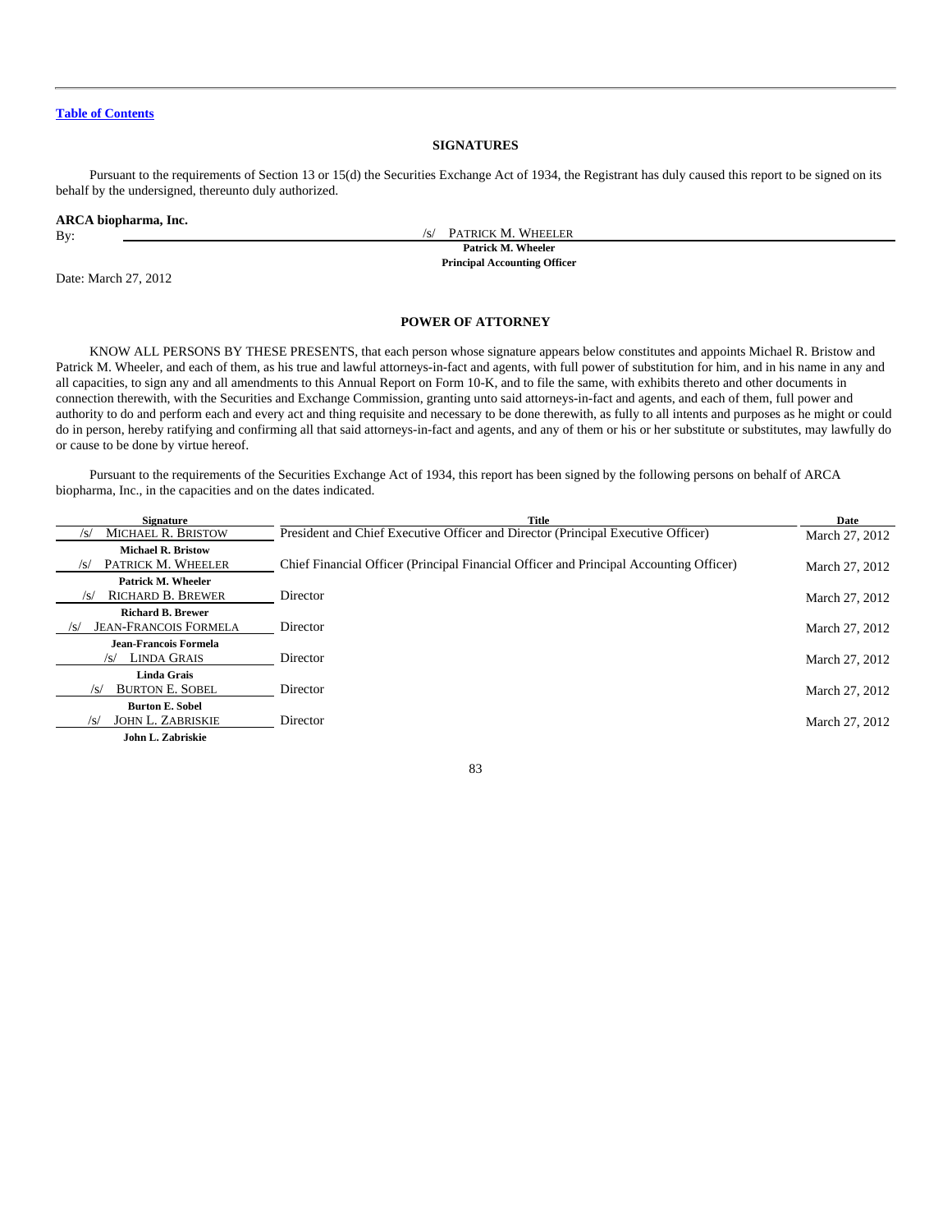[Table of Contents](#)

## SIGNATURES

Pursuant to the requirements of Section 13 or 15(d) the Securities Exchange Act of 1934, the Registrant has duly caused this report to be signed on its behalf by the undersigned, thereunto duly authorized.

**ARCA biopharma, Inc.**

By: /s/ PATRICK M. WHEELER
**Patrick M. Wheeler**
**Principal Accounting Officer**

Date: March 27, 2012

## POWER OF ATTORNEY

KNOW ALL PERSONS BY THESE PRESENTS, that each person whose signature appears below constitutes and appoints Michael R. Bristow and Patrick M. Wheeler, and each of them, as his true and lawful attorneys-in-fact and agents, with full power of substitution for him, and in his name in any and all capacities, to sign any and all amendments to this Annual Report on Form 10-K, and to file the same, with exhibits thereto and other documents in connection therewith, with the Securities and Exchange Commission, granting unto said attorneys-in-fact and agents, and each of them, full power and authority to do and perform each and every act and thing requisite and necessary to be done therewith, as fully to all intents and purposes as he might or could do in person, hereby ratifying and confirming all that said attorneys-in-fact and agents, and any of them or his or her substitute or substitutes, may lawfully do or cause to be done by virtue hereof.

Pursuant to the requirements of the Securities Exchange Act of 1934, this report has been signed by the following persons on behalf of ARCA biopharma, Inc., in the capacities and on the dates indicated.

| Signature | Title | Date |
|---|---|---|
| /s/ MICHAEL R. BRISTOW<br>**Michael R. Bristow** | President and Chief Executive Officer and Director (Principal Executive Officer) | March 27, 2012 |
| /s/ PATRICK M. WHEELER<br>**Patrick M. Wheeler** | Chief Financial Officer (Principal Financial Officer and Principal Accounting Officer) | March 27, 2012 |
| /s/ RICHARD B. BREWER<br>**Richard B. Brewer** | Director | March 27, 2012 |
| /s/ JEAN-FRANCOIS FORMELA<br>**Jean-Francois Formela** | Director | March 27, 2012 |
| /s/ LINDA GRAIS<br>**Linda Grais** | Director | March 27, 2012 |
| /s/ BURTON E. SOBEL<br>**Burton E. Sobel** | Director | March 27, 2012 |
| /s/ JOHN L. ZABRISKIE<br>**John L. Zabriskie** | Director | March 27, 2012 |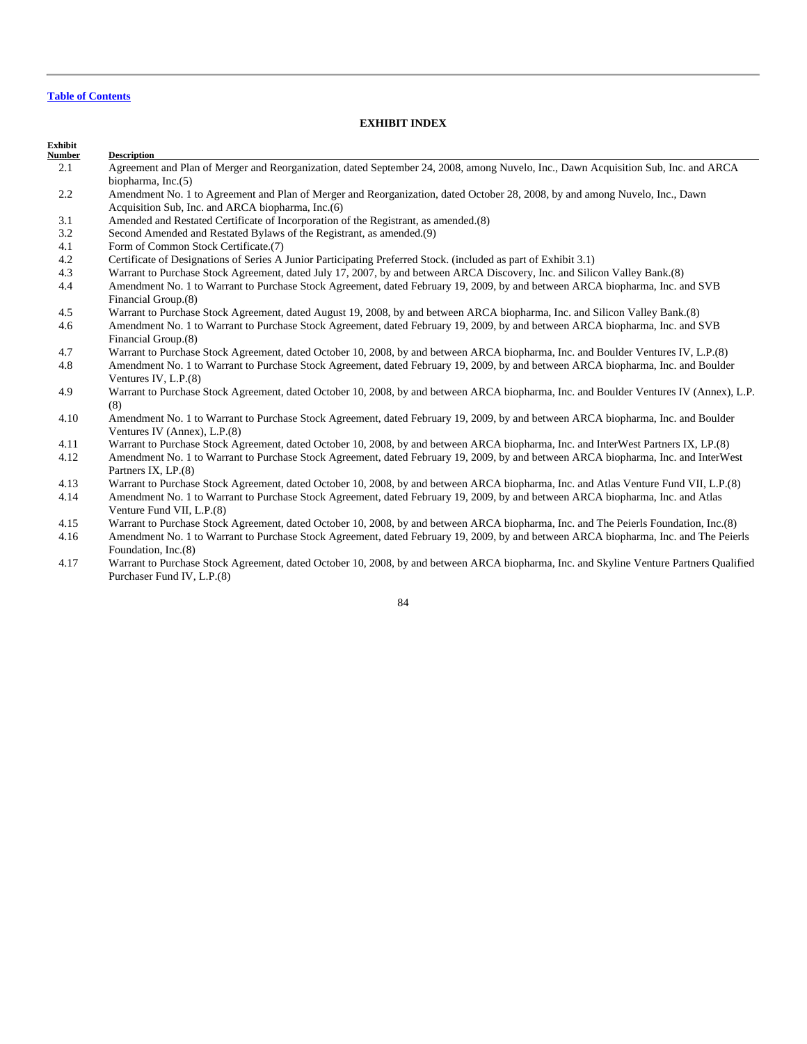[Table of Contents](#)

## EXHIBIT INDEX

| Exhibit Number | Description |
|---|---|
| 2.1 | Agreement and Plan of Merger and Reorganization, dated September 24, 2008, among Nuvelo, Inc., Dawn Acquisition Sub, Inc. and ARCA biopharma, Inc.(5) |
| 2.2 | Amendment No. 1 to Agreement and Plan of Merger and Reorganization, dated October 28, 2008, by and among Nuvelo, Inc., Dawn Acquisition Sub, Inc. and ARCA biopharma, Inc.(6) |
| 3.1 | Amended and Restated Certificate of Incorporation of the Registrant, as amended.(8) |
| 3.2 | Second Amended and Restated Bylaws of the Registrant, as amended.(9) |
| 4.1 | Form of Common Stock Certificate.(7) |
| 4.2 | Certificate of Designations of Series A Junior Participating Preferred Stock. (included as part of Exhibit 3.1) |
| 4.3 | Warrant to Purchase Stock Agreement, dated July 17, 2007, by and between ARCA Discovery, Inc. and Silicon Valley Bank.(8) |
| 4.4 | Amendment No. 1 to Warrant to Purchase Stock Agreement, dated February 19, 2009, by and between ARCA biopharma, Inc. and SVB Financial Group.(8) |
| 4.5 | Warrant to Purchase Stock Agreement, dated August 19, 2008, by and between ARCA biopharma, Inc. and Silicon Valley Bank.(8) |
| 4.6 | Amendment No. 1 to Warrant to Purchase Stock Agreement, dated February 19, 2009, by and between ARCA biopharma, Inc. and SVB Financial Group.(8) |
| 4.7 | Warrant to Purchase Stock Agreement, dated October 10, 2008, by and between ARCA biopharma, Inc. and Boulder Ventures IV, L.P.(8) |
| 4.8 | Amendment No. 1 to Warrant to Purchase Stock Agreement, dated February 19, 2009, by and between ARCA biopharma, Inc. and Boulder Ventures IV, L.P.(8) |
| 4.9 | Warrant to Purchase Stock Agreement, dated October 10, 2008, by and between ARCA biopharma, Inc. and Boulder Ventures IV (Annex), L.P.(8) |
| 4.10 | Amendment No. 1 to Warrant to Purchase Stock Agreement, dated February 19, 2009, by and between ARCA biopharma, Inc. and Boulder Ventures IV (Annex), L.P.(8) |
| 4.11 | Warrant to Purchase Stock Agreement, dated October 10, 2008, by and between ARCA biopharma, Inc. and InterWest Partners IX, LP.(8) |
| 4.12 | Amendment No. 1 to Warrant to Purchase Stock Agreement, dated February 19, 2009, by and between ARCA biopharma, Inc. and InterWest Partners IX, LP.(8) |
| 4.13 | Warrant to Purchase Stock Agreement, dated October 10, 2008, by and between ARCA biopharma, Inc. and Atlas Venture Fund VII, L.P.(8) |
| 4.14 | Amendment No. 1 to Warrant to Purchase Stock Agreement, dated February 19, 2009, by and between ARCA biopharma, Inc. and Atlas Venture Fund VII, L.P.(8) |
| 4.15 | Warrant to Purchase Stock Agreement, dated October 10, 2008, by and between ARCA biopharma, Inc. and The Peierls Foundation, Inc.(8) |
| 4.16 | Amendment No. 1 to Warrant to Purchase Stock Agreement, dated February 19, 2009, by and between ARCA biopharma, Inc. and The Peierls Foundation, Inc.(8) |
| 4.17 | Warrant to Purchase Stock Agreement, dated October 10, 2008, by and between ARCA biopharma, Inc. and Skyline Venture Partners Qualified Purchaser Fund IV, L.P.(8) |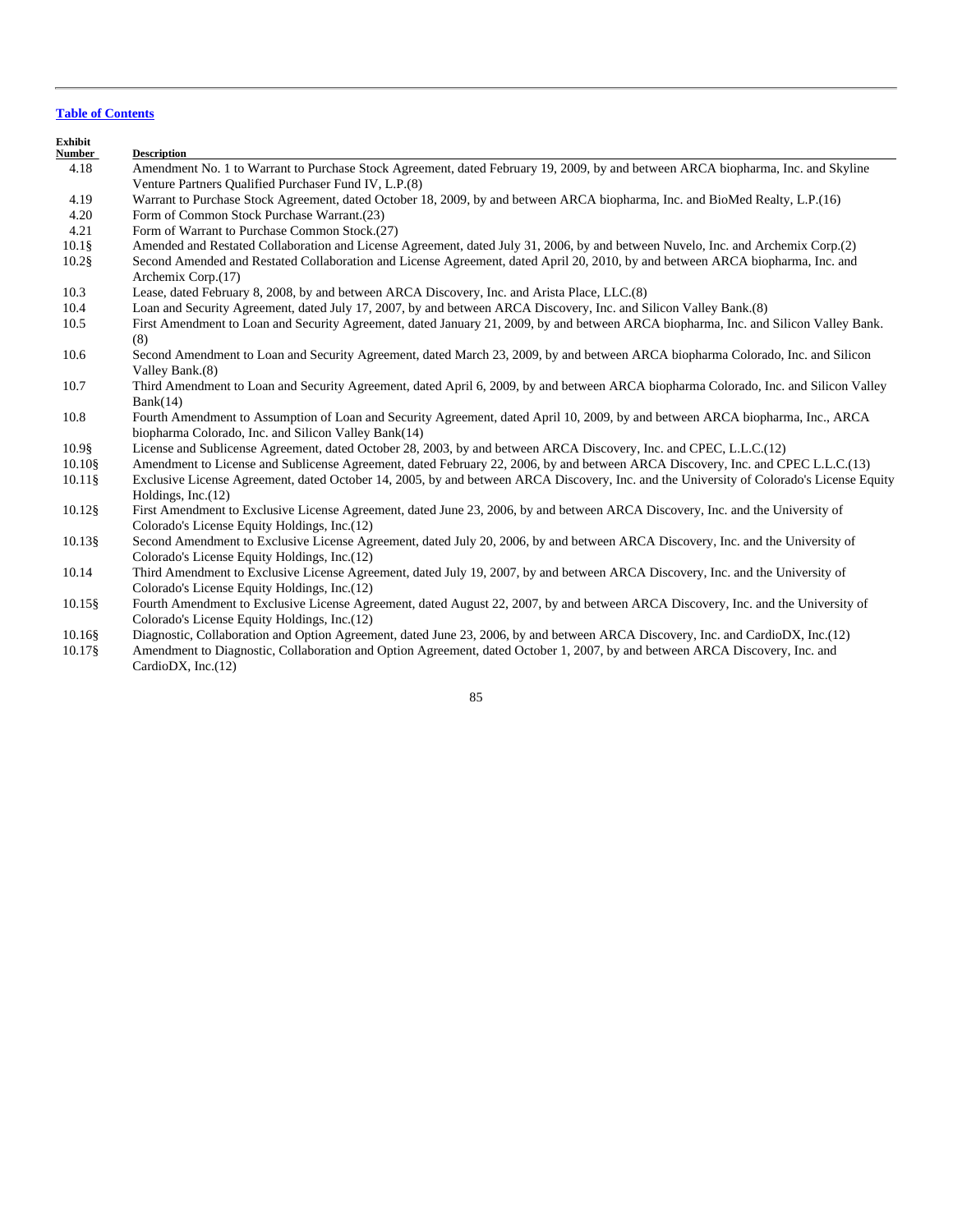[Table of Contents](#)

| Exhibit Number | Description |
| --- | --- |
| 4.18 | Amendment No. 1 to Warrant to Purchase Stock Agreement, dated February 19, 2009, by and between ARCA biopharma, Inc. and Skyline Venture Partners Qualified Purchaser Fund IV, L.P.(8) |
| 4.19 | Warrant to Purchase Stock Agreement, dated October 18, 2009, by and between ARCA biopharma, Inc. and BioMed Realty, L.P.(16) |
| 4.20 | Form of Common Stock Purchase Warrant.(23) |
| 4.21 | Form of Warrant to Purchase Common Stock.(27) |
| 10.1§ | Amended and Restated Collaboration and License Agreement, dated July 31, 2006, by and between Nuvelo, Inc. and Archemix Corp.(2) |
| 10.2§ | Second Amended and Restated Collaboration and License Agreement, dated April 20, 2010, by and between ARCA biopharma, Inc. and Archemix Corp.(17) |
| 10.3 | Lease, dated February 8, 2008, by and between ARCA Discovery, Inc. and Arista Place, LLC.(8) |
| 10.4 | Loan and Security Agreement, dated July 17, 2007, by and between ARCA Discovery, Inc. and Silicon Valley Bank.(8) |
| 10.5 | First Amendment to Loan and Security Agreement, dated January 21, 2009, by and between ARCA biopharma, Inc. and Silicon Valley Bank. (8) |
| 10.6 | Second Amendment to Loan and Security Agreement, dated March 23, 2009, by and between ARCA biopharma Colorado, Inc. and Silicon Valley Bank.(8) |
| 10.7 | Third Amendment to Loan and Security Agreement, dated April 6, 2009, by and between ARCA biopharma Colorado, Inc. and Silicon Valley Bank(14) |
| 10.8 | Fourth Amendment to Assumption of Loan and Security Agreement, dated April 10, 2009, by and between ARCA biopharma, Inc., ARCA biopharma Colorado, Inc. and Silicon Valley Bank(14) |
| 10.9§ | License and Sublicense Agreement, dated October 28, 2003, by and between ARCA Discovery, Inc. and CPEC, L.L.C.(12) |
| 10.10§ | Amendment to License and Sublicense Agreement, dated February 22, 2006, by and between ARCA Discovery, Inc. and CPEC L.L.C.(13) |
| 10.11§ | Exclusive License Agreement, dated October 14, 2005, by and between ARCA Discovery, Inc. and the University of Colorado's License Equity Holdings, Inc.(12) |
| 10.12§ | First Amendment to Exclusive License Agreement, dated June 23, 2006, by and between ARCA Discovery, Inc. and the University of Colorado's License Equity Holdings, Inc.(12) |
| 10.13§ | Second Amendment to Exclusive License Agreement, dated July 20, 2006, by and between ARCA Discovery, Inc. and the University of Colorado's License Equity Holdings, Inc.(12) |
| 10.14 | Third Amendment to Exclusive License Agreement, dated July 19, 2007, by and between ARCA Discovery, Inc. and the University of Colorado's License Equity Holdings, Inc.(12) |
| 10.15§ | Fourth Amendment to Exclusive License Agreement, dated August 22, 2007, by and between ARCA Discovery, Inc. and the University of Colorado's License Equity Holdings, Inc.(12) |
| 10.16§ | Diagnostic, Collaboration and Option Agreement, dated June 23, 2006, by and between ARCA Discovery, Inc. and CardioDX, Inc.(12) |
| 10.17§ | Amendment to Diagnostic, Collaboration and Option Agreement, dated October 1, 2007, by and between ARCA Discovery, Inc. and CardioDX, Inc.(12) |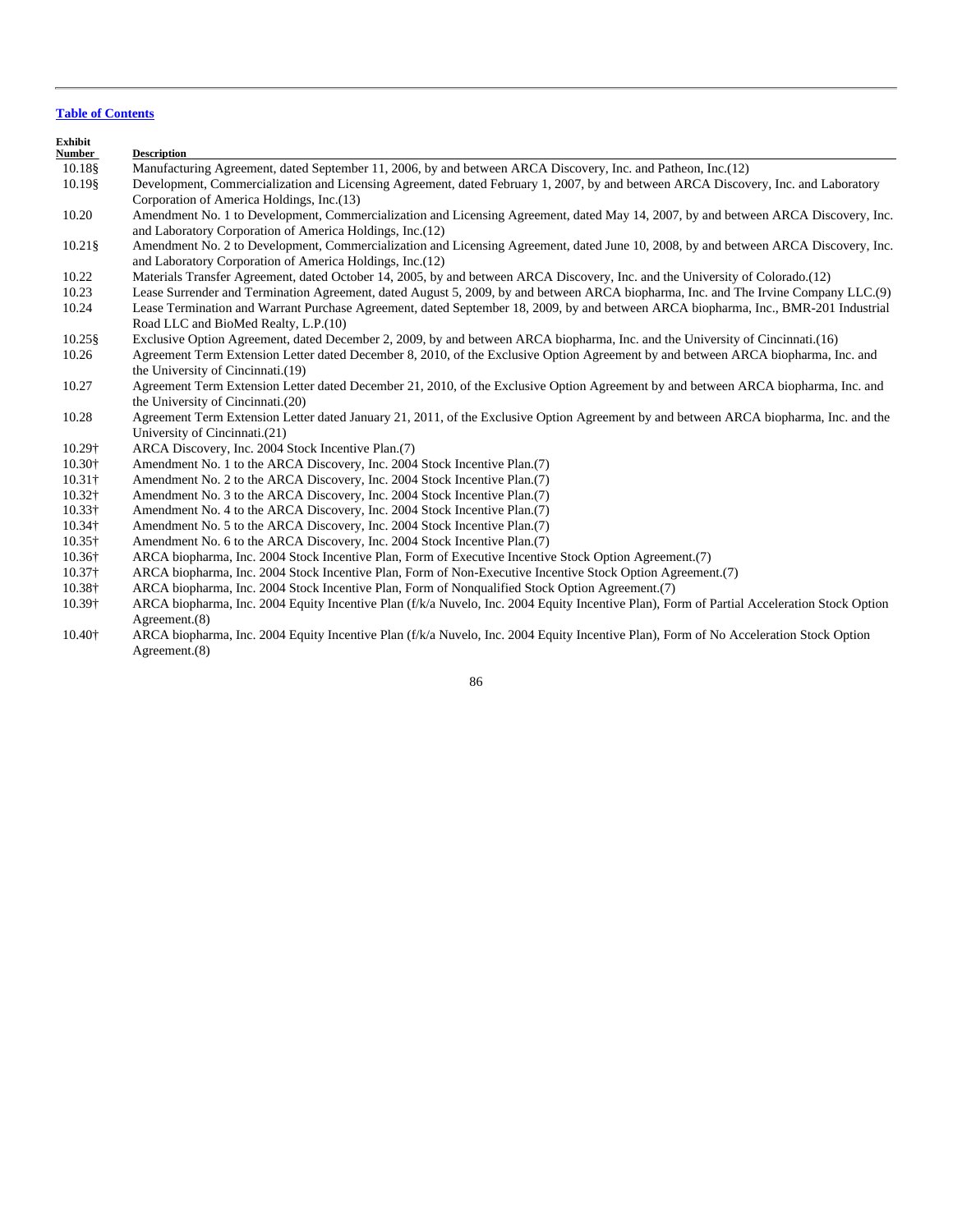**Table of Contents**

| Exhibit Number | Description |
|---|---|
| 10.18§ | Manufacturing Agreement, dated September 11, 2006, by and between ARCA Discovery, Inc. and Patheon, Inc.(12) |
| 10.19§ | Development, Commercialization and Licensing Agreement, dated February 1, 2007, by and between ARCA Discovery, Inc. and Laboratory Corporation of America Holdings, Inc.(13) |
| 10.20 | Amendment No. 1 to Development, Commercialization and Licensing Agreement, dated May 14, 2007, by and between ARCA Discovery, Inc. and Laboratory Corporation of America Holdings, Inc.(12) |
| 10.21§ | Amendment No. 2 to Development, Commercialization and Licensing Agreement, dated June 10, 2008, by and between ARCA Discovery, Inc. and Laboratory Corporation of America Holdings, Inc.(12) |
| 10.22 | Materials Transfer Agreement, dated October 14, 2005, by and between ARCA Discovery, Inc. and the University of Colorado.(12) |
| 10.23 | Lease Surrender and Termination Agreement, dated August 5, 2009, by and between ARCA biopharma, Inc. and The Irvine Company LLC.(9) |
| 10.24 | Lease Termination and Warrant Purchase Agreement, dated September 18, 2009, by and between ARCA biopharma, Inc., BMR-201 Industrial Road LLC and BioMed Realty, L.P.(10) |
| 10.25§ | Exclusive Option Agreement, dated December 2, 2009, by and between ARCA biopharma, Inc. and the University of Cincinnati.(16) |
| 10.26 | Agreement Term Extension Letter dated December 8, 2010, of the Exclusive Option Agreement by and between ARCA biopharma, Inc. and the University of Cincinnati.(19) |
| 10.27 | Agreement Term Extension Letter dated December 21, 2010, of the Exclusive Option Agreement by and between ARCA biopharma, Inc. and the University of Cincinnati.(20) |
| 10.28 | Agreement Term Extension Letter dated January 21, 2011, of the Exclusive Option Agreement by and between ARCA biopharma, Inc. and the University of Cincinnati.(21) |
| 10.29† | ARCA Discovery, Inc. 2004 Stock Incentive Plan.(7) |
| 10.30† | Amendment No. 1 to the ARCA Discovery, Inc. 2004 Stock Incentive Plan.(7) |
| 10.31† | Amendment No. 2 to the ARCA Discovery, Inc. 2004 Stock Incentive Plan.(7) |
| 10.32† | Amendment No. 3 to the ARCA Discovery, Inc. 2004 Stock Incentive Plan.(7) |
| 10.33† | Amendment No. 4 to the ARCA Discovery, Inc. 2004 Stock Incentive Plan.(7) |
| 10.34† | Amendment No. 5 to the ARCA Discovery, Inc. 2004 Stock Incentive Plan.(7) |
| 10.35† | Amendment No. 6 to the ARCA Discovery, Inc. 2004 Stock Incentive Plan.(7) |
| 10.36† | ARCA biopharma, Inc. 2004 Stock Incentive Plan, Form of Executive Incentive Stock Option Agreement.(7) |
| 10.37† | ARCA biopharma, Inc. 2004 Stock Incentive Plan, Form of Non-Executive Incentive Stock Option Agreement.(7) |
| 10.38† | ARCA biopharma, Inc. 2004 Stock Incentive Plan, Form of Nonqualified Stock Option Agreement.(7) |
| 10.39† | ARCA biopharma, Inc. 2004 Equity Incentive Plan (f/k/a Nuvelo, Inc. 2004 Equity Incentive Plan), Form of Partial Acceleration Stock Option Agreement.(8) |
| 10.40† | ARCA biopharma, Inc. 2004 Equity Incentive Plan (f/k/a Nuvelo, Inc. 2004 Equity Incentive Plan), Form of No Acceleration Stock Option Agreement.(8) |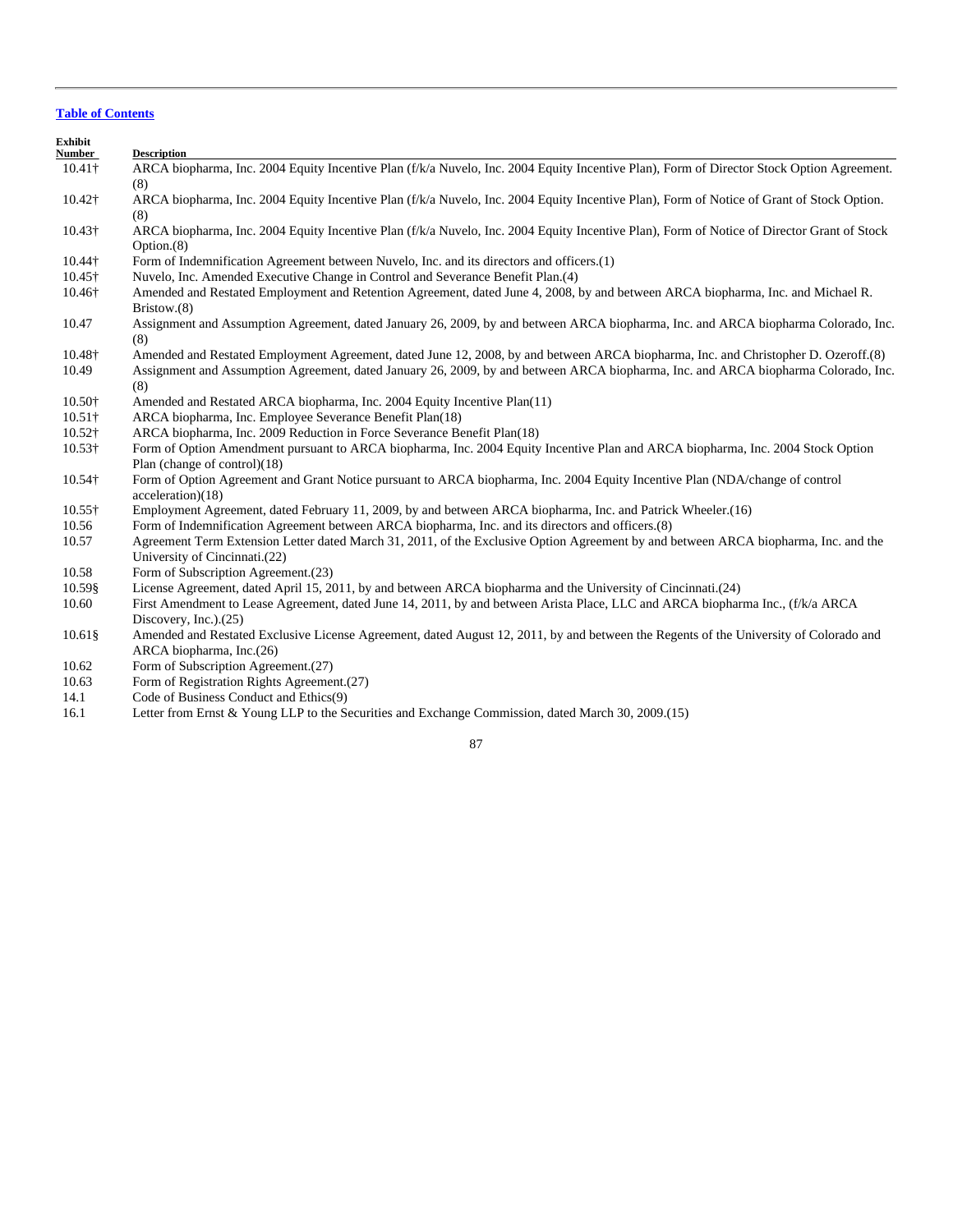[Table of Contents](#)

| Exhibit Number | Description |
|---|---|
| 10.41† | ARCA biopharma, Inc. 2004 Equity Incentive Plan (f/k/a Nuvelo, Inc. 2004 Equity Incentive Plan), Form of Director Stock Option Agreement.(8) |
| 10.42† | ARCA biopharma, Inc. 2004 Equity Incentive Plan (f/k/a Nuvelo, Inc. 2004 Equity Incentive Plan), Form of Notice of Grant of Stock Option.(8) |
| 10.43† | ARCA biopharma, Inc. 2004 Equity Incentive Plan (f/k/a Nuvelo, Inc. 2004 Equity Incentive Plan), Form of Notice of Director Grant of Stock Option.(8) |
| 10.44† | Form of Indemnification Agreement between Nuvelo, Inc. and its directors and officers.(1) |
| 10.45† | Nuvelo, Inc. Amended Executive Change in Control and Severance Benefit Plan.(4) |
| 10.46† | Amended and Restated Employment and Retention Agreement, dated June 4, 2008, by and between ARCA biopharma, Inc. and Michael R. Bristow.(8) |
| 10.47 | Assignment and Assumption Agreement, dated January 26, 2009, by and between ARCA biopharma, Inc. and ARCA biopharma Colorado, Inc.(8) |
| 10.48† | Amended and Restated Employment Agreement, dated June 12, 2008, by and between ARCA biopharma, Inc. and Christopher D. Ozeroff.(8) |
| 10.49 | Assignment and Assumption Agreement, dated January 26, 2009, by and between ARCA biopharma, Inc. and ARCA biopharma Colorado, Inc.(8) |
| 10.50† | Amended and Restated ARCA biopharma, Inc. 2004 Equity Incentive Plan(11) |
| 10.51† | ARCA biopharma, Inc. Employee Severance Benefit Plan(18) |
| 10.52† | ARCA biopharma, Inc. 2009 Reduction in Force Severance Benefit Plan(18) |
| 10.53† | Form of Option Amendment pursuant to ARCA biopharma, Inc. 2004 Equity Incentive Plan and ARCA biopharma, Inc. 2004 Stock Option Plan (change of control)(18) |
| 10.54† | Form of Option Agreement and Grant Notice pursuant to ARCA biopharma, Inc. 2004 Equity Incentive Plan (NDA/change of control acceleration)(18) |
| 10.55† | Employment Agreement, dated February 11, 2009, by and between ARCA biopharma, Inc. and Patrick Wheeler.(16) |
| 10.56 | Form of Indemnification Agreement between ARCA biopharma, Inc. and its directors and officers.(8) |
| 10.57 | Agreement Term Extension Letter dated March 31, 2011, of the Exclusive Option Agreement by and between ARCA biopharma, Inc. and the University of Cincinnati.(22) |
| 10.58 | Form of Subscription Agreement.(23) |
| 10.59§ | License Agreement, dated April 15, 2011, by and between ARCA biopharma and the University of Cincinnati.(24) |
| 10.60 | First Amendment to Lease Agreement, dated June 14, 2011, by and between Arista Place, LLC and ARCA biopharma Inc., (f/k/a ARCA Discovery, Inc.).(25) |
| 10.61§ | Amended and Restated Exclusive License Agreement, dated August 12, 2011, by and between the Regents of the University of Colorado and ARCA biopharma, Inc.(26) |
| 10.62 | Form of Subscription Agreement.(27) |
| 10.63 | Form of Registration Rights Agreement.(27) |
| 14.1 | Code of Business Conduct and Ethics(9) |
| 16.1 | Letter from Ernst & Young LLP to the Securities and Exchange Commission, dated March 30, 2009.(15) |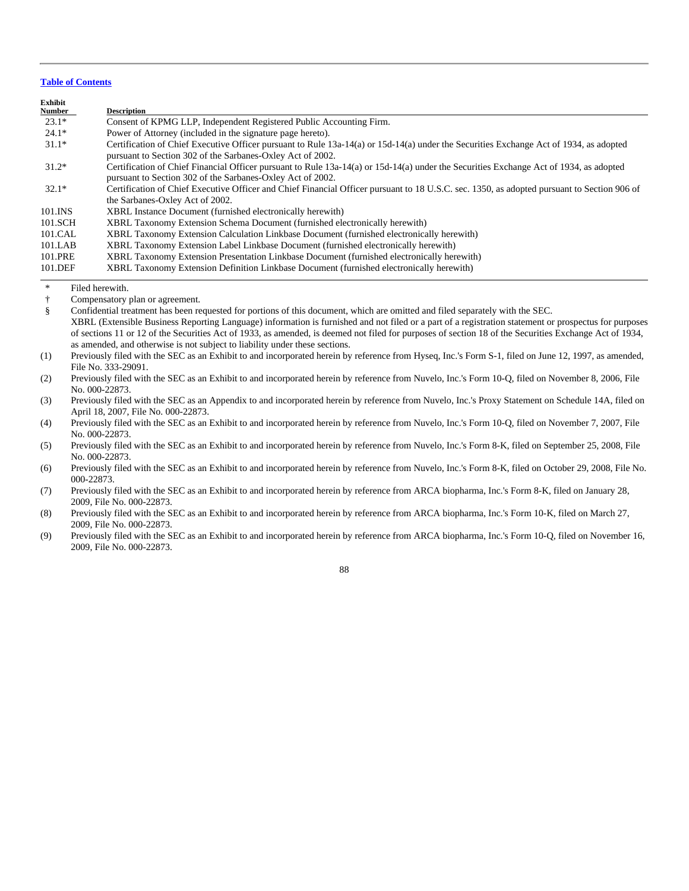[Table of Contents](#)

| Exhibit Number | Description |
|---|---|
| 23.1* | Consent of KPMG LLP, Independent Registered Public Accounting Firm. |
| 24.1* | Power of Attorney (included in the signature page hereto). |
| 31.1* | Certification of Chief Executive Officer pursuant to Rule 13a-14(a) or 15d-14(a) under the Securities Exchange Act of 1934, as adopted pursuant to Section 302 of the Sarbanes-Oxley Act of 2002. |
| 31.2* | Certification of Chief Financial Officer pursuant to Rule 13a-14(a) or 15d-14(a) under the Securities Exchange Act of 1934, as adopted pursuant to Section 302 of the Sarbanes-Oxley Act of 2002. |
| 32.1* | Certification of Chief Executive Officer and Chief Financial Officer pursuant to 18 U.S.C. sec. 1350, as adopted pursuant to Section 906 of the Sarbanes-Oxley Act of 2002. |
| 101.INS | XBRL Instance Document (furnished electronically herewith) |
| 101.SCH | XBRL Taxonomy Extension Schema Document (furnished electronically herewith) |
| 101.CAL | XBRL Taxonomy Extension Calculation Linkbase Document (furnished electronically herewith) |
| 101.LAB | XBRL Taxonomy Extension Label Linkbase Document (furnished electronically herewith) |
| 101.PRE | XBRL Taxonomy Extension Presentation Linkbase Document (furnished electronically herewith) |
| 101.DEF | XBRL Taxonomy Extension Definition Linkbase Document (furnished electronically herewith) |

\* Filed herewith.

† Compensatory plan or agreement.

§ Confidential treatment has been requested for portions of this document, which are omitted and filed separately with the SEC.

XBRL (Extensible Business Reporting Language) information is furnished and not filed or a part of a registration statement or prospectus for purposes of sections 11 or 12 of the Securities Act of 1933, as amended, is deemed not filed for purposes of section 18 of the Securities Exchange Act of 1934, as amended, and otherwise is not subject to liability under these sections.

(1) Previously filed with the SEC as an Exhibit to and incorporated herein by reference from Hyseq, Inc.'s Form S-1, filed on June 12, 1997, as amended, File No. 333-29091.

(2) Previously filed with the SEC as an Exhibit to and incorporated herein by reference from Nuvelo, Inc.'s Form 10-Q, filed on November 8, 2006, File No. 000-22873.

(3) Previously filed with the SEC as an Appendix to and incorporated herein by reference from Nuvelo, Inc.'s Proxy Statement on Schedule 14A, filed on April 18, 2007, File No. 000-22873.

(4) Previously filed with the SEC as an Exhibit to and incorporated herein by reference from Nuvelo, Inc.'s Form 10-Q, filed on November 7, 2007, File No. 000-22873.

(5) Previously filed with the SEC as an Exhibit to and incorporated herein by reference from Nuvelo, Inc.'s Form 8-K, filed on September 25, 2008, File No. 000-22873.

(6) Previously filed with the SEC as an Exhibit to and incorporated herein by reference from Nuvelo, Inc.'s Form 8-K, filed on October 29, 2008, File No. 000-22873.

(7) Previously filed with the SEC as an Exhibit to and incorporated herein by reference from ARCA biopharma, Inc.'s Form 8-K, filed on January 28, 2009, File No. 000-22873.

(8) Previously filed with the SEC as an Exhibit to and incorporated herein by reference from ARCA biopharma, Inc.'s Form 10-K, filed on March 27, 2009, File No. 000-22873.

(9) Previously filed with the SEC as an Exhibit to and incorporated herein by reference from ARCA biopharma, Inc.'s Form 10-Q, filed on November 16, 2009, File No. 000-22873.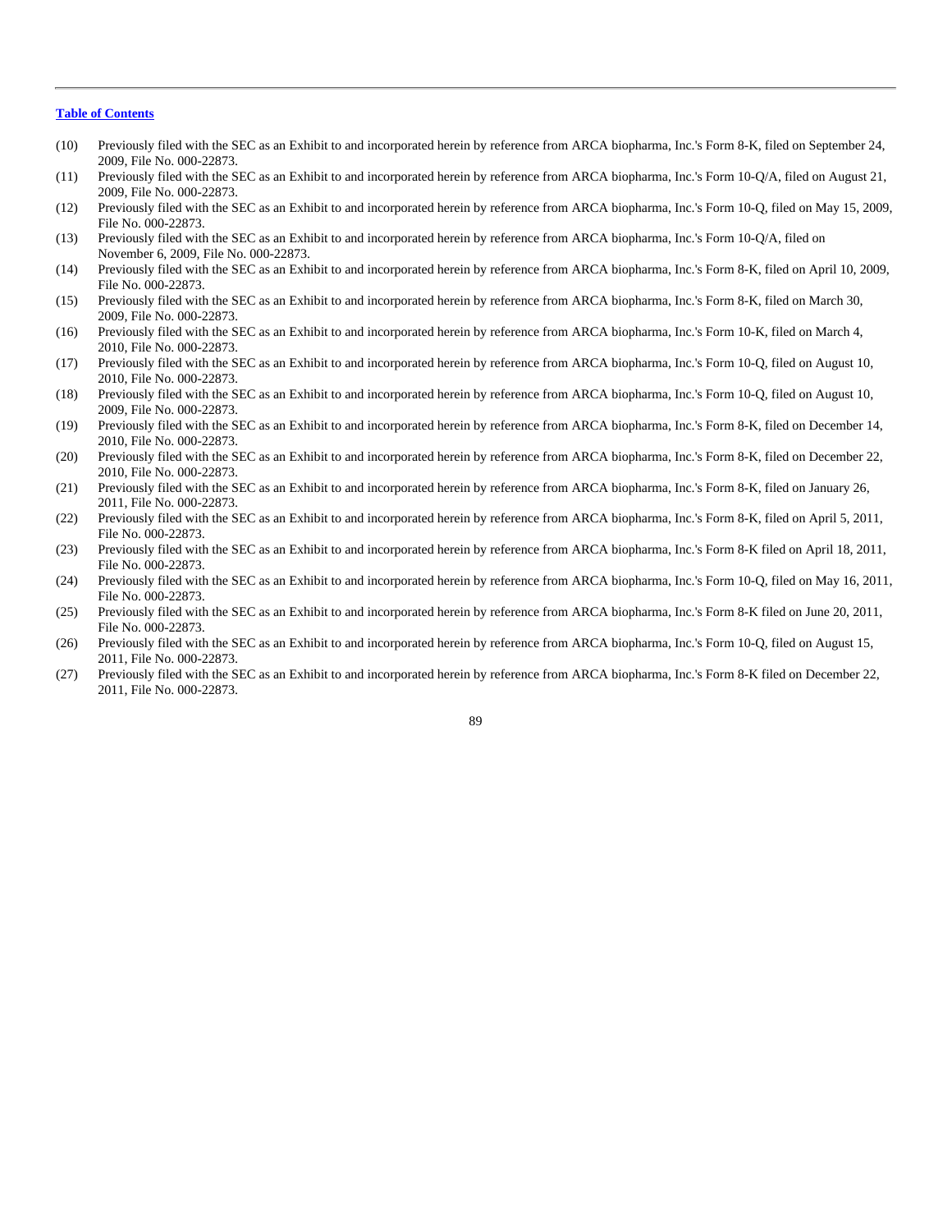[Table of Contents](#)

(10) Previously filed with the SEC as an Exhibit to and incorporated herein by reference from ARCA biopharma, Inc.'s Form 8-K, filed on September 24, 2009, File No. 000-22873.

(11) Previously filed with the SEC as an Exhibit to and incorporated herein by reference from ARCA biopharma, Inc.'s Form 10-Q/A, filed on August 21, 2009, File No. 000-22873.

(12) Previously filed with the SEC as an Exhibit to and incorporated herein by reference from ARCA biopharma, Inc.'s Form 10-Q, filed on May 15, 2009, File No. 000-22873.

(13) Previously filed with the SEC as an Exhibit to and incorporated herein by reference from ARCA biopharma, Inc.'s Form 10-Q/A, filed on November 6, 2009, File No. 000-22873.

(14) Previously filed with the SEC as an Exhibit to and incorporated herein by reference from ARCA biopharma, Inc.'s Form 8-K, filed on April 10, 2009, File No. 000-22873.

(15) Previously filed with the SEC as an Exhibit to and incorporated herein by reference from ARCA biopharma, Inc.'s Form 8-K, filed on March 30, 2009, File No. 000-22873.

(16) Previously filed with the SEC as an Exhibit to and incorporated herein by reference from ARCA biopharma, Inc.'s Form 10-K, filed on March 4, 2010, File No. 000-22873.

(17) Previously filed with the SEC as an Exhibit to and incorporated herein by reference from ARCA biopharma, Inc.'s Form 10-Q, filed on August 10, 2010, File No. 000-22873.

(18) Previously filed with the SEC as an Exhibit to and incorporated herein by reference from ARCA biopharma, Inc.'s Form 10-Q, filed on August 10, 2009, File No. 000-22873.

(19) Previously filed with the SEC as an Exhibit to and incorporated herein by reference from ARCA biopharma, Inc.'s Form 8-K, filed on December 14, 2010, File No. 000-22873.

(20) Previously filed with the SEC as an Exhibit to and incorporated herein by reference from ARCA biopharma, Inc.'s Form 8-K, filed on December 22, 2010, File No. 000-22873.

(21) Previously filed with the SEC as an Exhibit to and incorporated herein by reference from ARCA biopharma, Inc.'s Form 8-K, filed on January 26, 2011, File No. 000-22873.

(22) Previously filed with the SEC as an Exhibit to and incorporated herein by reference from ARCA biopharma, Inc.'s Form 8-K, filed on April 5, 2011, File No. 000-22873.

(23) Previously filed with the SEC as an Exhibit to and incorporated herein by reference from ARCA biopharma, Inc.'s Form 8-K filed on April 18, 2011, File No. 000-22873.

(24) Previously filed with the SEC as an Exhibit to and incorporated herein by reference from ARCA biopharma, Inc.'s Form 10-Q, filed on May 16, 2011, File No. 000-22873.

(25) Previously filed with the SEC as an Exhibit to and incorporated herein by reference from ARCA biopharma, Inc.'s Form 8-K filed on June 20, 2011, File No. 000-22873.

(26) Previously filed with the SEC as an Exhibit to and incorporated herein by reference from ARCA biopharma, Inc.'s Form 10-Q, filed on August 15, 2011, File No. 000-22873.

(27) Previously filed with the SEC as an Exhibit to and incorporated herein by reference from ARCA biopharma, Inc.'s Form 8-K filed on December 22, 2011, File No. 000-22873.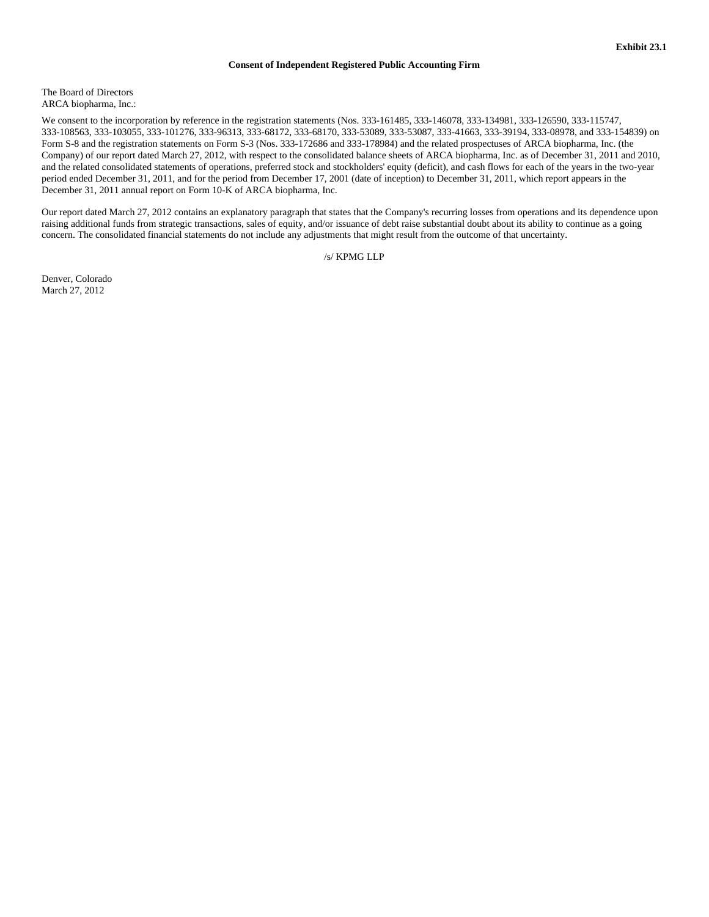**Exhibit 23.1**

**Consent of Independent Registered Public Accounting Firm**

The Board of Directors
ARCA biopharma, Inc.:

We consent to the incorporation by reference in the registration statements (Nos. 333-161485, 333-146078, 333-134981, 333-126590, 333-115747, 333-108563, 333-103055, 333-101276, 333-96313, 333-68172, 333-68170, 333-53089, 333-53087, 333-41663, 333-39194, 333-08978, and 333-154839) on Form S-8 and the registration statements on Form S-3 (Nos. 333-172686 and 333-178984) and the related prospectuses of ARCA biopharma, Inc. (the Company) of our report dated March 27, 2012, with respect to the consolidated balance sheets of ARCA biopharma, Inc. as of December 31, 2011 and 2010, and the related consolidated statements of operations, preferred stock and stockholders' equity (deficit), and cash flows for each of the years in the two-year period ended December 31, 2011, and for the period from December 17, 2001 (date of inception) to December 31, 2011, which report appears in the December 31, 2011 annual report on Form 10-K of ARCA biopharma, Inc.

Our report dated March 27, 2012 contains an explanatory paragraph that states that the Company's recurring losses from operations and its dependence upon raising additional funds from strategic transactions, sales of equity, and/or issuance of debt raise substantial doubt about its ability to continue as a going concern. The consolidated financial statements do not include any adjustments that might result from the outcome of that uncertainty.

/s/ KPMG LLP

Denver, Colorado
March 27, 2012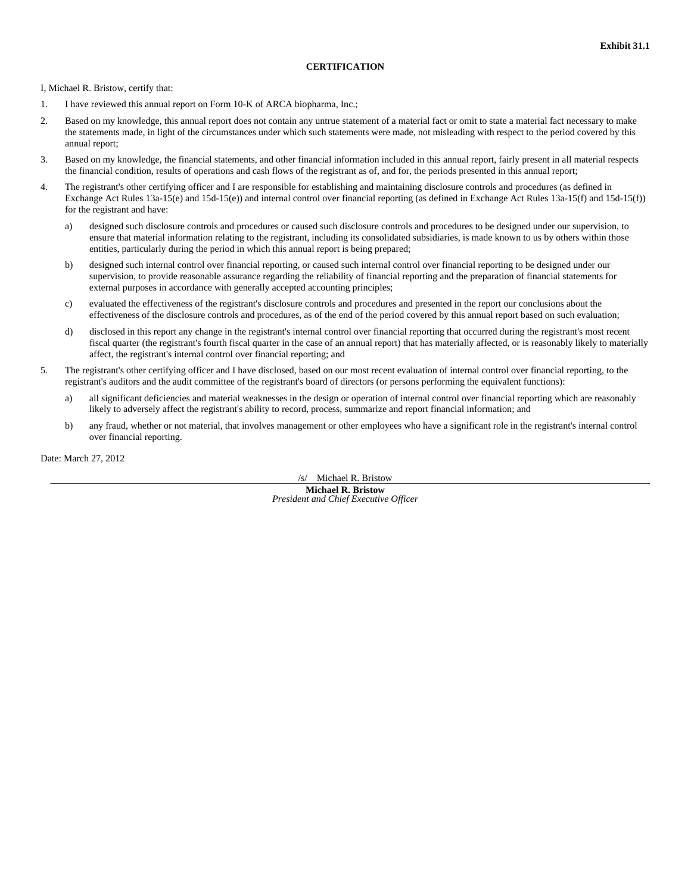**Exhibit 31.1**

**CERTIFICATION**

I, Michael R. Bristow, certify that:

1. I have reviewed this annual report on Form 10-K of ARCA biopharma, Inc.;

2. Based on my knowledge, this annual report does not contain any untrue statement of a material fact or omit to state a material fact necessary to make the statements made, in light of the circumstances under which such statements were made, not misleading with respect to the period covered by this annual report;

3. Based on my knowledge, the financial statements, and other financial information included in this annual report, fairly present in all material respects the financial condition, results of operations and cash flows of the registrant as of, and for, the periods presented in this annual report;

4. The registrant's other certifying officer and I are responsible for establishing and maintaining disclosure controls and procedures (as defined in Exchange Act Rules 13a-15(e) and 15d-15(e)) and internal control over financial reporting (as defined in Exchange Act Rules 13a-15(f) and 15d-15(f)) for the registrant and have:

   a) designed such disclosure controls and procedures or caused such disclosure controls and procedures to be designed under our supervision, to ensure that material information relating to the registrant, including its consolidated subsidiaries, is made known to us by others within those entities, particularly during the period in which this annual report is being prepared;

   b) designed such internal control over financial reporting, or caused such internal control over financial reporting to be designed under our supervision, to provide reasonable assurance regarding the reliability of financial reporting and the preparation of financial statements for external purposes in accordance with generally accepted accounting principles;

   c) evaluated the effectiveness of the registrant's disclosure controls and procedures and presented in the report our conclusions about the effectiveness of the disclosure controls and procedures, as of the end of the period covered by this annual report based on such evaluation;

   d) disclosed in this report any change in the registrant's internal control over financial reporting that occurred during the registrant's most recent fiscal quarter (the registrant's fourth fiscal quarter in the case of an annual report) that has materially affected, or is reasonably likely to materially affect, the registrant's internal control over financial reporting; and

5. The registrant's other certifying officer and I have disclosed, based on our most recent evaluation of internal control over financial reporting, to the registrant's auditors and the audit committee of the registrant's board of directors (or persons performing the equivalent functions):

   a) all significant deficiencies and material weaknesses in the design or operation of internal control over financial reporting which are reasonably likely to adversely affect the registrant's ability to record, process, summarize and report financial information; and

   b) any fraud, whether or not material, that involves management or other employees who have a significant role in the registrant's internal control over financial reporting.

Date: March 27, 2012

/s/ Michael R. Bristow

**Michael R. Bristow**
*President and Chief Executive Officer*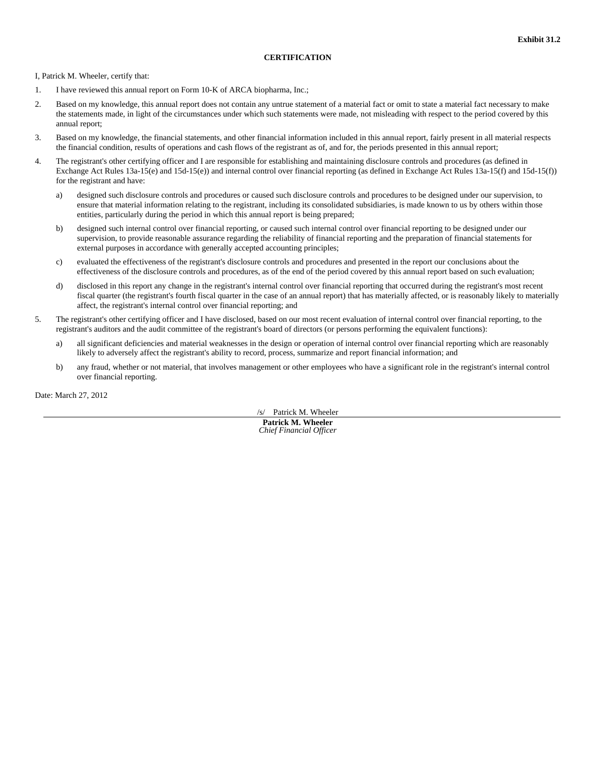**Exhibit 31.2**

**CERTIFICATION**

I, Patrick M. Wheeler, certify that:

1. I have reviewed this annual report on Form 10-K of ARCA biopharma, Inc.;

2. Based on my knowledge, this annual report does not contain any untrue statement of a material fact or omit to state a material fact necessary to make the statements made, in light of the circumstances under which such statements were made, not misleading with respect to the period covered by this annual report;

3. Based on my knowledge, the financial statements, and other financial information included in this annual report, fairly present in all material respects the financial condition, results of operations and cash flows of the registrant as of, and for, the periods presented in this annual report;

4. The registrant's other certifying officer and I are responsible for establishing and maintaining disclosure controls and procedures (as defined in Exchange Act Rules 13a-15(e) and 15d-15(e)) and internal control over financial reporting (as defined in Exchange Act Rules 13a-15(f) and 15d-15(f)) for the registrant and have:

   a) designed such disclosure controls and procedures or caused such disclosure controls and procedures to be designed under our supervision, to ensure that material information relating to the registrant, including its consolidated subsidiaries, is made known to us by others within those entities, particularly during the period in which this annual report is being prepared;

   b) designed such internal control over financial reporting, or caused such internal control over financial reporting to be designed under our supervision, to provide reasonable assurance regarding the reliability of financial reporting and the preparation of financial statements for external purposes in accordance with generally accepted accounting principles;

   c) evaluated the effectiveness of the registrant's disclosure controls and procedures and presented in the report our conclusions about the effectiveness of the disclosure controls and procedures, as of the end of the period covered by this annual report based on such evaluation;

   d) disclosed in this report any change in the registrant's internal control over financial reporting that occurred during the registrant's most recent fiscal quarter (the registrant's fourth fiscal quarter in the case of an annual report) that has materially affected, or is reasonably likely to materially affect, the registrant's internal control over financial reporting; and

5. The registrant's other certifying officer and I have disclosed, based on our most recent evaluation of internal control over financial reporting, to the registrant's auditors and the audit committee of the registrant's board of directors (or persons performing the equivalent functions):

   a) all significant deficiencies and material weaknesses in the design or operation of internal control over financial reporting which are reasonably likely to adversely affect the registrant's ability to record, process, summarize and report financial information; and

   b) any fraud, whether or not material, that involves management or other employees who have a significant role in the registrant's internal control over financial reporting.

Date: March 27, 2012

/s/ Patrick M. Wheeler

**Patrick M. Wheeler**
*Chief Financial Officer*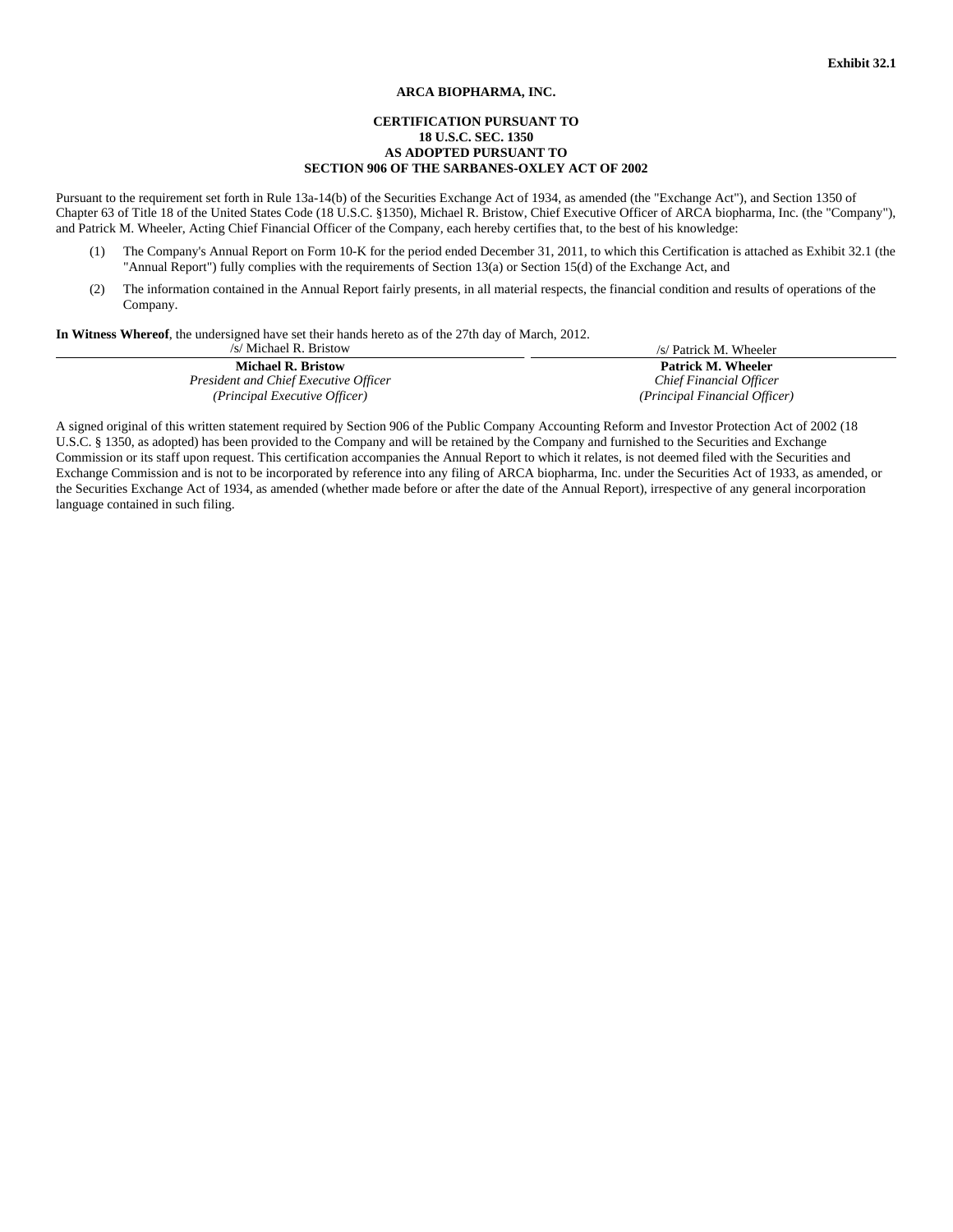**Exhibit 32.1**

**ARCA BIOPHARMA, INC.**

**CERTIFICATION PURSUANT TO
18 U.S.C. SEC. 1350
AS ADOPTED PURSUANT TO
SECTION 906 OF THE SARBANES-OXLEY ACT OF 2002**

Pursuant to the requirement set forth in Rule 13a-14(b) of the Securities Exchange Act of 1934, as amended (the "Exchange Act"), and Section 1350 of Chapter 63 of Title 18 of the United States Code (18 U.S.C. §1350), Michael R. Bristow, Chief Executive Officer of ARCA biopharma, Inc. (the "Company"), and Patrick M. Wheeler, Acting Chief Financial Officer of the Company, each hereby certifies that, to the best of his knowledge:

(1) The Company's Annual Report on Form 10-K for the period ended December 31, 2011, to which this Certification is attached as Exhibit 32.1 (the "Annual Report") fully complies with the requirements of Section 13(a) or Section 15(d) of the Exchange Act, and

(2) The information contained in the Annual Report fairly presents, in all material respects, the financial condition and results of operations of the Company.

**In Witness Whereof**, the undersigned have set their hands hereto as of the 27th day of March, 2012.

| | |
|---|---|
| /s/ Michael R. Bristow | /s/ Patrick M. Wheeler |
| **Michael R. Bristow** | **Patrick M. Wheeler** |
| *President and Chief Executive Officer* | *Chief Financial Officer* |
| *(Principal Executive Officer)* | *(Principal Financial Officer)* |

A signed original of this written statement required by Section 906 of the Public Company Accounting Reform and Investor Protection Act of 2002 (18 U.S.C. § 1350, as adopted) has been provided to the Company and will be retained by the Company and furnished to the Securities and Exchange Commission or its staff upon request. This certification accompanies the Annual Report to which it relates, is not deemed filed with the Securities and Exchange Commission and is not to be incorporated by reference into any filing of ARCA biopharma, Inc. under the Securities Act of 1933, as amended, or the Securities Exchange Act of 1934, as amended (whether made before or after the date of the Annual Report), irrespective of any general incorporation language contained in such filing.